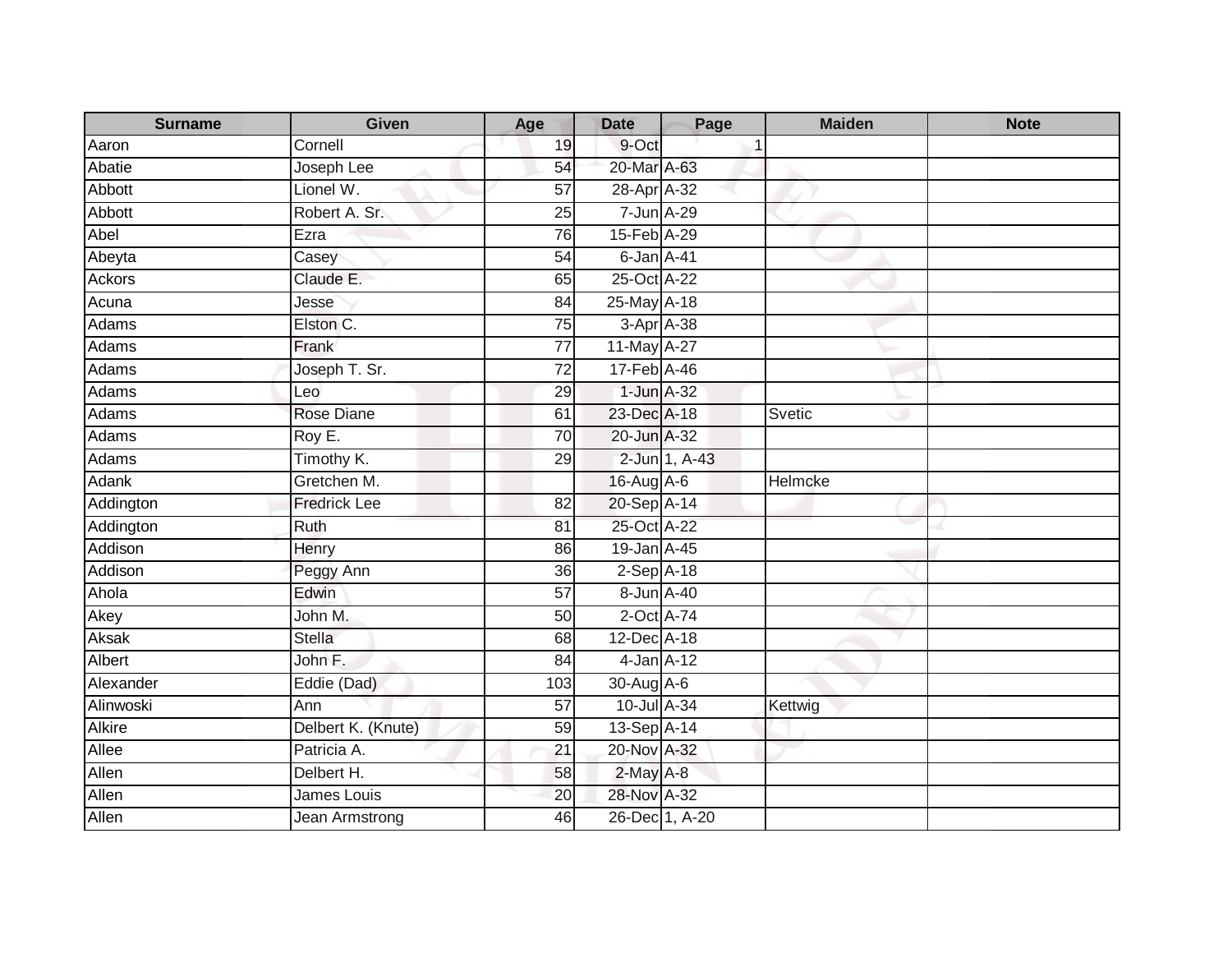| Surname | Given | Age | Date | Page | Maiden | Note |
|---|---|---|---|---|---|---|
| Aaron | Cornell | 19 | 9-Oct | 1 | | |
| Abatie | Joseph Lee | 54 | 20-Mar | A-63 | | |
| Abbott | Lionel W. | 57 | 28-Apr | A-32 | | |
| Abbott | Robert A. Sr. | 25 | 7-Jun | A-29 | | |
| Abel | Ezra | 76 | 15-Feb | A-29 | | |
| Abeyta | Casey | 54 | 6-Jan | A-41 | | |
| Ackors | Claude E. | 65 | 25-Oct | A-22 | | |
| Acuna | Jesse | 84 | 25-May | A-18 | | |
| Adams | Elston C. | 75 | 3-Apr | A-38 | | |
| Adams | Frank | 77 | 11-May | A-27 | | |
| Adams | Joseph T. Sr. | 72 | 17-Feb | A-46 | | |
| Adams | Leo | 29 | 1-Jun | A-32 | | |
| Adams | Rose Diane | 61 | 23-Dec | A-18 | Svetic | |
| Adams | Roy E. | 70 | 20-Jun | A-32 | | |
| Adams | Timothy K. | 29 | 2-Jun | 1, A-43 | | |
| Adank | Gretchen M. | | 16-Aug | A-6 | Helmcke | |
| Addington | Fredrick Lee | 82 | 20-Sep | A-14 | | |
| Addington | Ruth | 81 | 25-Oct | A-22 | | |
| Addison | Henry | 86 | 19-Jan | A-45 | | |
| Addison | Peggy Ann | 36 | 2-Sep | A-18 | | |
| Ahola | Edwin | 57 | 8-Jun | A-40 | | |
| Akey | John M. | 50 | 2-Oct | A-74 | | |
| Aksak | Stella | 68 | 12-Dec | A-18 | | |
| Albert | John F. | 84 | 4-Jan | A-12 | | |
| Alexander | Eddie (Dad) | 103 | 30-Aug | A-6 | | |
| Alinwoski | Ann | 57 | 10-Jul | A-34 | Kettwig | |
| Alkire | Delbert K. (Knute) | 59 | 13-Sep | A-14 | | |
| Allee | Patricia A. | 21 | 20-Nov | A-32 | | |
| Allen | Delbert H. | 58 | 2-May | A-8 | | |
| Allen | James Louis | 20 | 28-Nov | A-32 | | |
| Allen | Jean Armstrong | 46 | 26-Dec | 1, A-20 | | |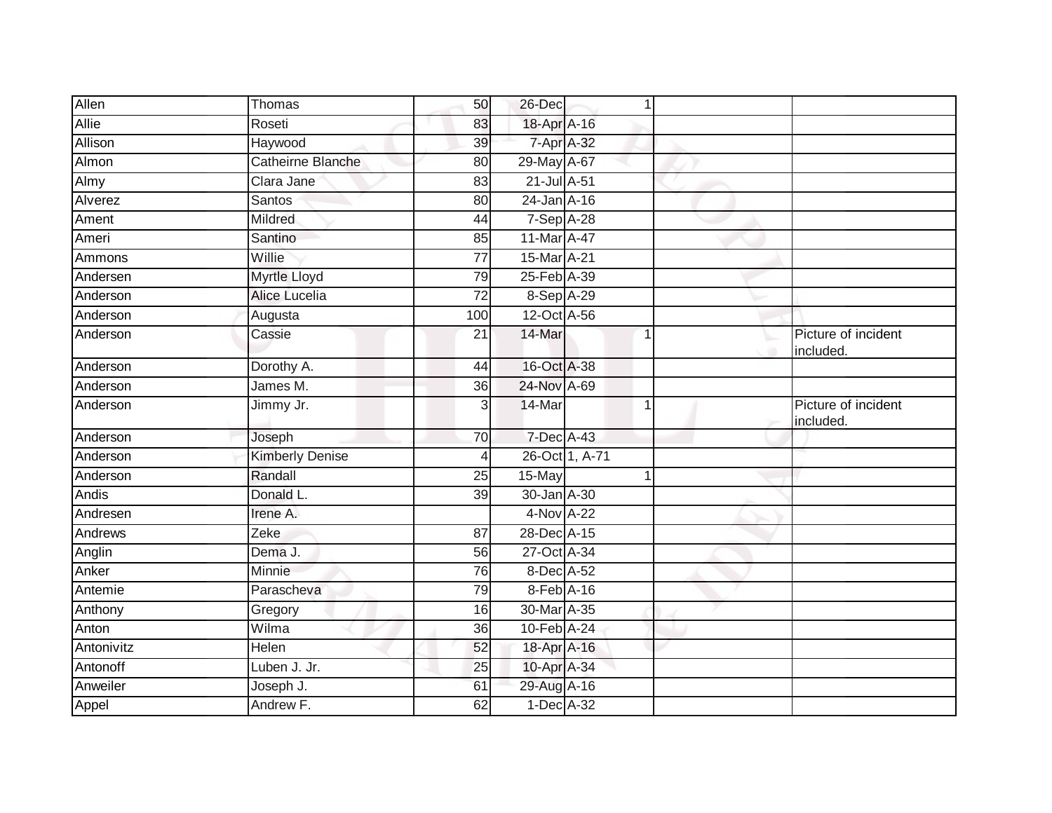| Allen | Thomas | 50 | 26-Dec | 1 | | |
|---|---|---|---|---|---|---|
| Allie | Roseti | 83 | 18-Apr | A-16 | | |
| Allison | Haywood | 39 | 7-Apr | A-32 | | |
| Almon | Catheirne Blanche | 80 | 29-May | A-67 | | |
| Almy | Clara Jane | 83 | 21-Jul | A-51 | | |
| Alverez | Santos | 80 | 24-Jan | A-16 | | |
| Ament | Mildred | 44 | 7-Sep | A-28 | | |
| Ameri | Santino | 85 | 11-Mar | A-47 | | |
| Ammons | Willie | 77 | 15-Mar | A-21 | | |
| Andersen | Myrtle Lloyd | 79 | 25-Feb | A-39 | | |
| Anderson | Alice Lucelia | 72 | 8-Sep | A-29 | | |
| Anderson | Augusta | 100 | 12-Oct | A-56 | | |
| Anderson | Cassie | 21 | 14-Mar | 1 | | Picture of incident included. |
| Anderson | Dorothy A. | 44 | 16-Oct | A-38 | | |
| Anderson | James M. | 36 | 24-Nov | A-69 | | |
| Anderson | Jimmy Jr. | 3 | 14-Mar | 1 | | Picture of incident included. |
| Anderson | Joseph | 70 | 7-Dec | A-43 | | |
| Anderson | Kimberly Denise | 4 | 26-Oct | 1, A-71 | | |
| Anderson | Randall | 25 | 15-May | 1 | | |
| Andis | Donald L. | 39 | 30-Jan | A-30 | | |
| Andresen | Irene A. | | 4-Nov | A-22 | | |
| Andrews | Zeke | 87 | 28-Dec | A-15 | | |
| Anglin | Dema J. | 56 | 27-Oct | A-34 | | |
| Anker | Minnie | 76 | 8-Dec | A-52 | | |
| Antemie | Parascheva | 79 | 8-Feb | A-16 | | |
| Anthony | Gregory | 16 | 30-Mar | A-35 | | |
| Anton | Wilma | 36 | 10-Feb | A-24 | | |
| Antonivitz | Helen | 52 | 18-Apr | A-16 | | |
| Antonoff | Luben J. Jr. | 25 | 10-Apr | A-34 | | |
| Anweiler | Joseph J. | 61 | 29-Aug | A-16 | | |
| Appel | Andrew F. | 62 | 1-Dec | A-32 | | |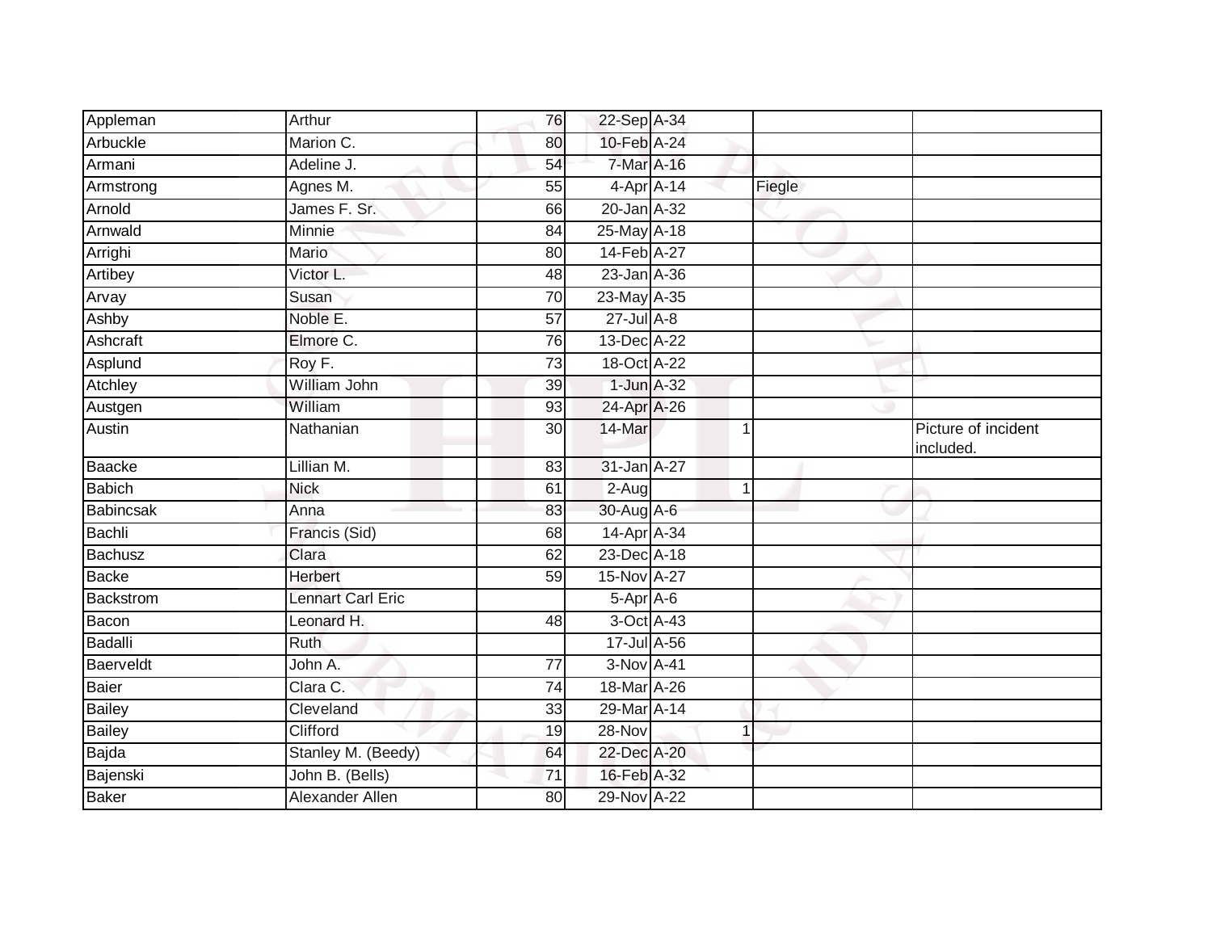| | | | | | | | |
|---|---|---|---|---|---|---|---|
| Appleman | Arthur | 76 | 22-Sep | A-34 | | | |
| Arbuckle | Marion C. | 80 | 10-Feb | A-24 | | | |
| Armani | Adeline J. | 54 | 7-Mar | A-16 | | | |
| Armstrong | Agnes M. | 55 | 4-Apr | A-14 | | Fiegle | |
| Arnold | James F. Sr. | 66 | 20-Jan | A-32 | | | |
| Arnwald | Minnie | 84 | 25-May | A-18 | | | |
| Arrighi | Mario | 80 | 14-Feb | A-27 | | | |
| Artibey | Victor L. | 48 | 23-Jan | A-36 | | | |
| Arvay | Susan | 70 | 23-May | A-35 | | | |
| Ashby | Noble E. | 57 | 27-Jul | A-8 | | | |
| Ashcraft | Elmore C. | 76 | 13-Dec | A-22 | | | |
| Asplund | Roy F. | 73 | 18-Oct | A-22 | | | |
| Atchley | William John | 39 | 1-Jun | A-32 | | | |
| Austgen | William | 93 | 24-Apr | A-26 | | | |
| Austin | Nathanian | 30 | 14-Mar | | 1 | | Picture of incident included. |
| Baacke | Lillian M. | 83 | 31-Jan | A-27 | | | |
| Babich | Nick | 61 | 2-Aug | | 1 | | |
| Babincsak | Anna | 83 | 30-Aug | A-6 | | | |
| Bachli | Francis (Sid) | 68 | 14-Apr | A-34 | | | |
| Bachusz | Clara | 62 | 23-Dec | A-18 | | | |
| Backe | Herbert | 59 | 15-Nov | A-27 | | | |
| Backstrom | Lennart Carl Eric | | 5-Apr | A-6 | | | |
| Bacon | Leonard H. | 48 | 3-Oct | A-43 | | | |
| Badalli | Ruth | | 17-Jul | A-56 | | | |
| Baerveldt | John A. | 77 | 3-Nov | A-41 | | | |
| Baier | Clara C. | 74 | 18-Mar | A-26 | | | |
| Bailey | Cleveland | 33 | 29-Mar | A-14 | | | |
| Bailey | Clifford | 19 | 28-Nov | | 1 | | |
| Bajda | Stanley M. (Beedy) | 64 | 22-Dec | A-20 | | | |
| Bajenski | John B. (Bells) | 71 | 16-Feb | A-32 | | | |
| Baker | Alexander Allen | 80 | 29-Nov | A-22 | | | |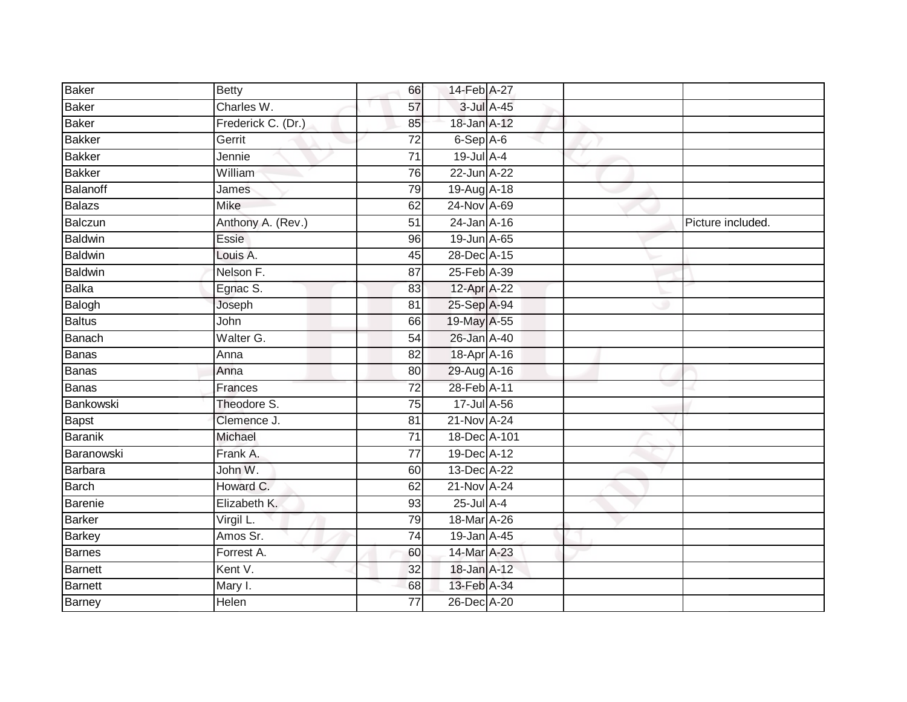| Baker | Betty | 66 | 14-Feb | A-27 | | |
|---|---|---|---|---|---|---|
| Baker | Charles W. | 57 | 3-Jul | A-45 | | |
| Baker | Frederick C. (Dr.) | 85 | 18-Jan | A-12 | | |
| Bakker | Gerrit | 72 | 6-Sep | A-6 | | |
| Bakker | Jennie | 71 | 19-Jul | A-4 | | |
| Bakker | William | 76 | 22-Jun | A-22 | | |
| Balanoff | James | 79 | 19-Aug | A-18 | | |
| Balazs | Mike | 62 | 24-Nov | A-69 | | |
| Balczun | Anthony A. (Rev.) | 51 | 24-Jan | A-16 | | Picture included. |
| Baldwin | Essie | 96 | 19-Jun | A-65 | | |
| Baldwin | Louis A. | 45 | 28-Dec | A-15 | | |
| Baldwin | Nelson F. | 87 | 25-Feb | A-39 | | |
| Balka | Egnac S. | 83 | 12-Apr | A-22 | | |
| Balogh | Joseph | 81 | 25-Sep | A-94 | | |
| Baltus | John | 66 | 19-May | A-55 | | |
| Banach | Walter G. | 54 | 26-Jan | A-40 | | |
| Banas | Anna | 82 | 18-Apr | A-16 | | |
| Banas | Anna | 80 | 29-Aug | A-16 | | |
| Banas | Frances | 72 | 28-Feb | A-11 | | |
| Bankowski | Theodore S. | 75 | 17-Jul | A-56 | | |
| Bapst | Clemence J. | 81 | 21-Nov | A-24 | | |
| Baranik | Michael | 71 | 18-Dec | A-101 | | |
| Baranowski | Frank A. | 77 | 19-Dec | A-12 | | |
| Barbara | John W. | 60 | 13-Dec | A-22 | | |
| Barch | Howard C. | 62 | 21-Nov | A-24 | | |
| Barenie | Elizabeth K. | 93 | 25-Jul | A-4 | | |
| Barker | Virgil L. | 79 | 18-Mar | A-26 | | |
| Barkey | Amos Sr. | 74 | 19-Jan | A-45 | | |
| Barnes | Forrest A. | 60 | 14-Mar | A-23 | | |
| Barnett | Kent V. | 32 | 18-Jan | A-12 | | |
| Barnett | Mary I. | 68 | 13-Feb | A-34 | | |
| Barney | Helen | 77 | 26-Dec | A-20 | | |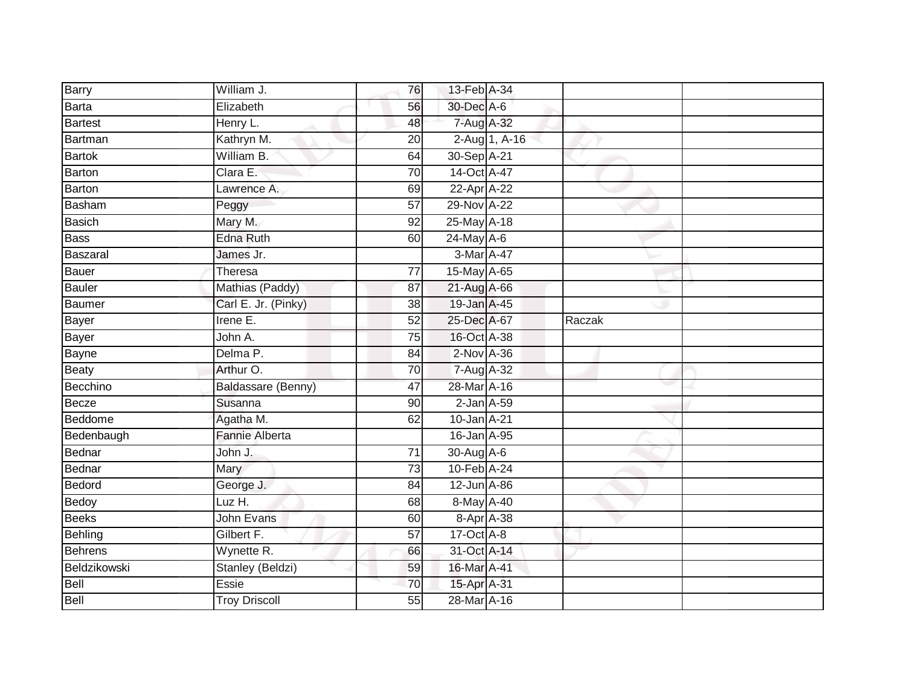| | | | | | | |
|---|---|---|---|---|---|---|
| Barry | William J. | 76 | 13-Feb | A-34 | | |
| Barta | Elizabeth | 56 | 30-Dec | A-6 | | |
| Bartest | Henry L. | 48 | 7-Aug | A-32 | | |
| Bartman | Kathryn M. | 20 | 2-Aug | 1, A-16 | | |
| Bartok | William B. | 64 | 30-Sep | A-21 | | |
| Barton | Clara E. | 70 | 14-Oct | A-47 | | |
| Barton | Lawrence A. | 69 | 22-Apr | A-22 | | |
| Basham | Peggy | 57 | 29-Nov | A-22 | | |
| Basich | Mary M. | 92 | 25-May | A-18 | | |
| Bass | Edna Ruth | 60 | 24-May | A-6 | | |
| Baszaral | James Jr. | | 3-Mar | A-47 | | |
| Bauer | Theresa | 77 | 15-May | A-65 | | |
| Bauler | Mathias (Paddy) | 87 | 21-Aug | A-66 | | |
| Baumer | Carl E. Jr. (Pinky) | 38 | 19-Jan | A-45 | | |
| Bayer | Irene E. | 52 | 25-Dec | A-67 | Raczak | |
| Bayer | John A. | 75 | 16-Oct | A-38 | | |
| Bayne | Delma P. | 84 | 2-Nov | A-36 | | |
| Beaty | Arthur O. | 70 | 7-Aug | A-32 | | |
| Becchino | Baldassare (Benny) | 47 | 28-Mar | A-16 | | |
| Becze | Susanna | 90 | 2-Jan | A-59 | | |
| Beddome | Agatha M. | 62 | 10-Jan | A-21 | | |
| Bedenbaugh | Fannie Alberta | | 16-Jan | A-95 | | |
| Bednar | John J. | 71 | 30-Aug | A-6 | | |
| Bednar | Mary | 73 | 10-Feb | A-24 | | |
| Bedord | George J. | 84 | 12-Jun | A-86 | | |
| Bedoy | Luz H. | 68 | 8-May | A-40 | | |
| Beeks | John Evans | 60 | 8-Apr | A-38 | | |
| Behling | Gilbert F. | 57 | 17-Oct | A-8 | | |
| Behrens | Wynette R. | 66 | 31-Oct | A-14 | | |
| Beldzikowski | Stanley (Beldzi) | 59 | 16-Mar | A-41 | | |
| Bell | Essie | 70 | 15-Apr | A-31 | | |
| Bell | Troy Driscoll | 55 | 28-Mar | A-16 | | |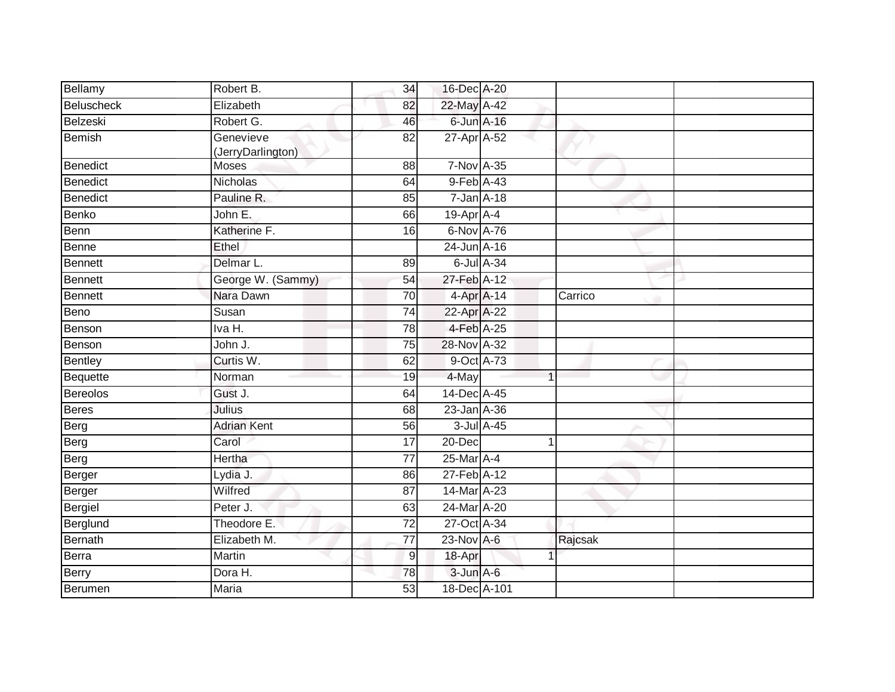| | | | | | | | |
|---|---|---|---|---|---|---|---|
| Bellamy | Robert B. | 34 | 16-Dec | A-20 | | | |
| Beluscheck | Elizabeth | 82 | 22-May | A-42 | | | |
| Belzeski | Robert G. | 46 | 6-Jun | A-16 | | | |
| Bemish | Genevieve (JerryDarlington) | 82 | 27-Apr | A-52 | | | |
| Benedict | Moses | 88 | 7-Nov | A-35 | | | |
| Benedict | Nicholas | 64 | 9-Feb | A-43 | | | |
| Benedict | Pauline R. | 85 | 7-Jan | A-18 | | | |
| Benko | John E. | 66 | 19-Apr | A-4 | | | |
| Benn | Katherine F. | 16 | 6-Nov | A-76 | | | |
| Benne | Ethel | | 24-Jun | A-16 | | | |
| Bennett | Delmar L. | 89 | 6-Jul | A-34 | | | |
| Bennett | George W. (Sammy) | 54 | 27-Feb | A-12 | | | |
| Bennett | Nara Dawn | 70 | 4-Apr | A-14 | | Carrico | |
| Beno | Susan | 74 | 22-Apr | A-22 | | | |
| Benson | Iva H. | 78 | 4-Feb | A-25 | | | |
| Benson | John J. | 75 | 28-Nov | A-32 | | | |
| Bentley | Curtis W. | 62 | 9-Oct | A-73 | | | |
| Bequette | Norman | 19 | 4-May | | 1 | | |
| Bereolos | Gust J. | 64 | 14-Dec | A-45 | | | |
| Beres | Julius | 68 | 23-Jan | A-36 | | | |
| Berg | Adrian Kent | 56 | 3-Jul | A-45 | | | |
| Berg | Carol | 17 | 20-Dec | | 1 | | |
| Berg | Hertha | 77 | 25-Mar | A-4 | | | |
| Berger | Lydia J. | 86 | 27-Feb | A-12 | | | |
| Berger | Wilfred | 87 | 14-Mar | A-23 | | | |
| Bergiel | Peter J. | 63 | 24-Mar | A-20 | | | |
| Berglund | Theodore E. | 72 | 27-Oct | A-34 | | | |
| Bernath | Elizabeth M. | 77 | 23-Nov | A-6 | | Rajcsak | |
| Berra | Martin | 9 | 18-Apr | | 1 | | |
| Berry | Dora H. | 78 | 3-Jun | A-6 | | | |
| Berumen | Maria | 53 | 18-Dec | A-101 | | | |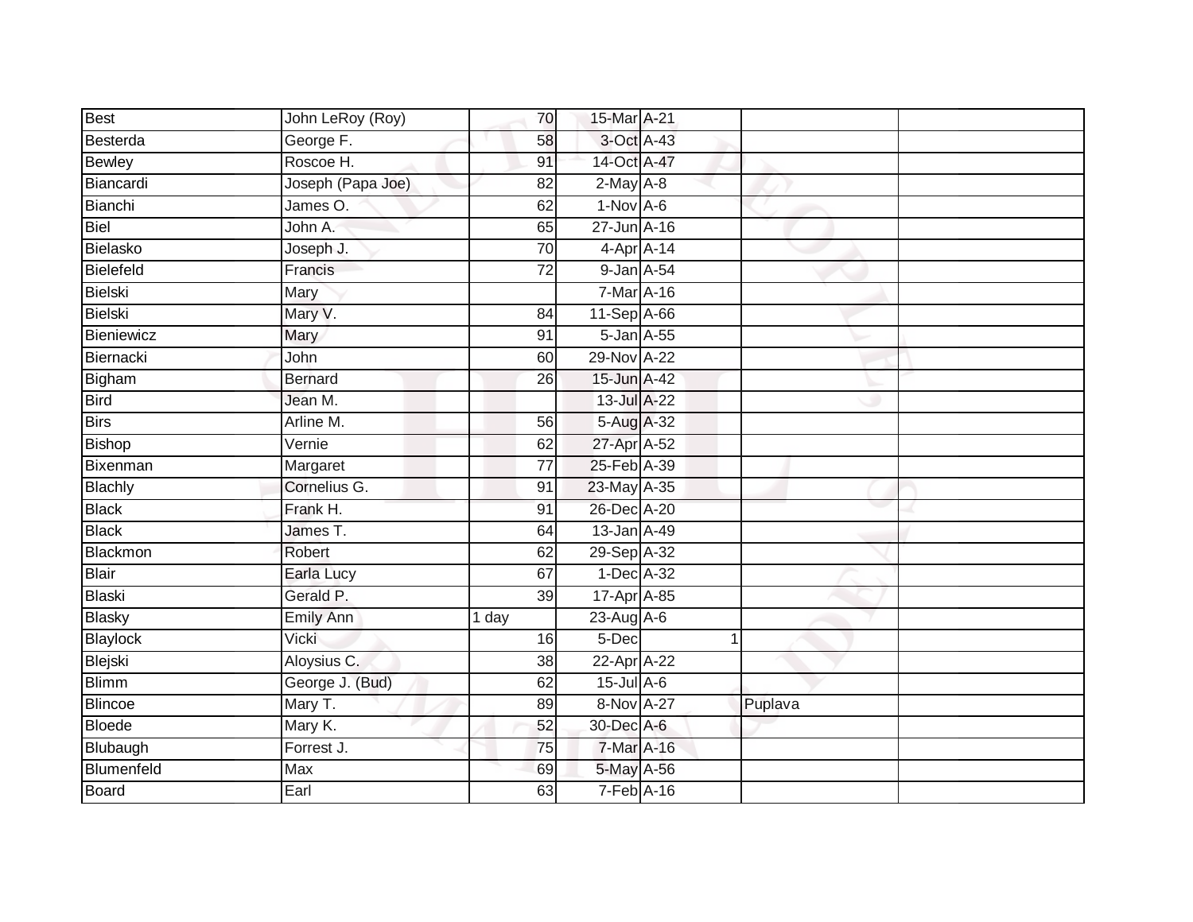| | | | | | | |
|---|---|---|---|---|---|---|
| Best | John LeRoy (Roy) | 70 | 15-Mar | A-21 | | |
| Besterda | George F. | 58 | 3-Oct | A-43 | | |
| Bewley | Roscoe H. | 91 | 14-Oct | A-47 | | |
| Biancardi | Joseph (Papa Joe) | 82 | 2-May | A-8 | | |
| Bianchi | James O. | 62 | 1-Nov | A-6 | | |
| Biel | John A. | 65 | 27-Jun | A-16 | | |
| Bielasko | Joseph J. | 70 | 4-Apr | A-14 | | |
| Bielefeld | Francis | 72 | 9-Jan | A-54 | | |
| Bielski | Mary | | 7-Mar | A-16 | | |
| Bielski | Mary V. | 84 | 11-Sep | A-66 | | |
| Bieniewicz | Mary | 91 | 5-Jan | A-55 | | |
| Biernacki | John | 60 | 29-Nov | A-22 | | |
| Bigham | Bernard | 26 | 15-Jun | A-42 | | |
| Bird | Jean M. | | 13-Jul | A-22 | | |
| Birs | Arline M. | 56 | 5-Aug | A-32 | | |
| Bishop | Vernie | 62 | 27-Apr | A-52 | | |
| Bixenman | Margaret | 77 | 25-Feb | A-39 | | |
| Blachly | Cornelius G. | 91 | 23-May | A-35 | | |
| Black | Frank H. | 91 | 26-Dec | A-20 | | |
| Black | James T. | 64 | 13-Jan | A-49 | | |
| Blackmon | Robert | 62 | 29-Sep | A-32 | | |
| Blair | Earla Lucy | 67 | 1-Dec | A-32 | | |
| Blaski | Gerald P. | 39 | 17-Apr | A-85 | | |
| Blasky | Emily Ann | 1 day | 23-Aug | A-6 | | |
| Blaylock | Vicki | 16 | 5-Dec | 1 | | |
| Blejski | Aloysius C. | 38 | 22-Apr | A-22 | | |
| Blimm | George J. (Bud) | 62 | 15-Jul | A-6 | | |
| Blincoe | Mary T. | 89 | 8-Nov | A-27 | Puplava | |
| Bloede | Mary K. | 52 | 30-Dec | A-6 | | |
| Blubaugh | Forrest J. | 75 | 7-Mar | A-16 | | |
| Blumenfeld | Max | 69 | 5-May | A-56 | | |
| Board | Earl | 63 | 7-Feb | A-16 | | |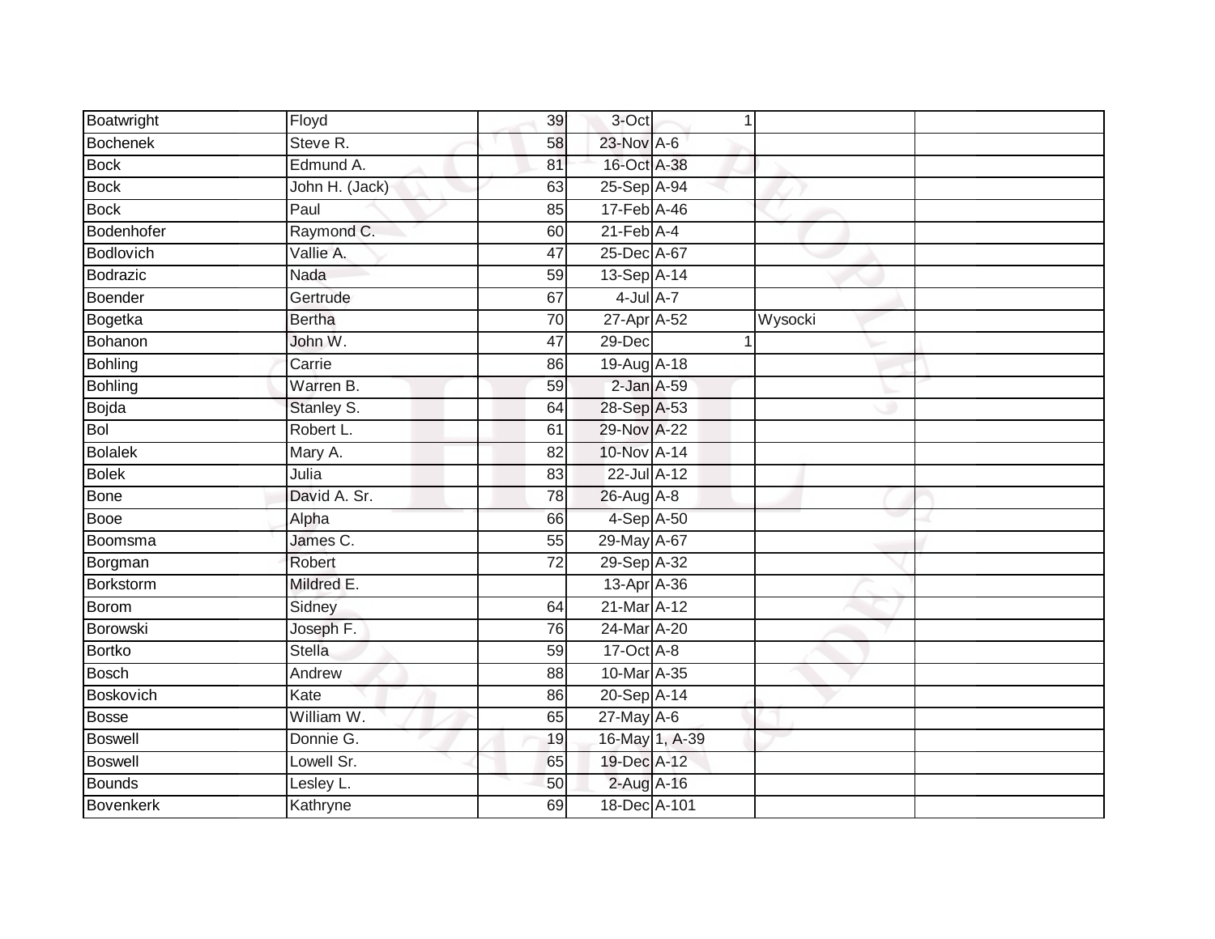| | | | | | | | |
|---|---|---|---|---|---|---|---|
| Boatwright | Floyd | 39 | 3-Oct | 1 | | | |
| Bochenek | Steve R. | 58 | 23-Nov | A-6 | | | |
| Bock | Edmund A. | 81 | 16-Oct | A-38 | | | |
| Bock | John H. (Jack) | 63 | 25-Sep | A-94 | | | |
| Bock | Paul | 85 | 17-Feb | A-46 | | | |
| Bodenhofer | Raymond C. | 60 | 21-Feb | A-4 | | | |
| Bodlovich | Vallie A. | 47 | 25-Dec | A-67 | | | |
| Bodrazic | Nada | 59 | 13-Sep | A-14 | | | |
| Boender | Gertrude | 67 | 4-Jul | A-7 | | | |
| Bogetka | Bertha | 70 | 27-Apr | A-52 | Wysocki | | |
| Bohanon | John W. | 47 | 29-Dec | 1 | | | |
| Bohling | Carrie | 86 | 19-Aug | A-18 | | | |
| Bohling | Warren B. | 59 | 2-Jan | A-59 | | | |
| Bojda | Stanley S. | 64 | 28-Sep | A-53 | | | |
| Bol | Robert L. | 61 | 29-Nov | A-22 | | | |
| Bolalek | Mary A. | 82 | 10-Nov | A-14 | | | |
| Bolek | Julia | 83 | 22-Jul | A-12 | | | |
| Bone | David A. Sr. | 78 | 26-Aug | A-8 | | | |
| Booe | Alpha | 66 | 4-Sep | A-50 | | | |
| Boomsma | James C. | 55 | 29-May | A-67 | | | |
| Borgman | Robert | 72 | 29-Sep | A-32 | | | |
| Borkstorm | Mildred E. | | 13-Apr | A-36 | | | |
| Borom | Sidney | 64 | 21-Mar | A-12 | | | |
| Borowski | Joseph F. | 76 | 24-Mar | A-20 | | | |
| Bortko | Stella | 59 | 17-Oct | A-8 | | | |
| Bosch | Andrew | 88 | 10-Mar | A-35 | | | |
| Boskovich | Kate | 86 | 20-Sep | A-14 | | | |
| Bosse | William W. | 65 | 27-May | A-6 | | | |
| Boswell | Donnie G. | 19 | 16-May | 1, A-39 | | | |
| Boswell | Lowell Sr. | 65 | 19-Dec | A-12 | | | |
| Bounds | Lesley L. | 50 | 2-Aug | A-16 | | | |
| Bovenkerk | Kathryne | 69 | 18-Dec | A-101 | | | |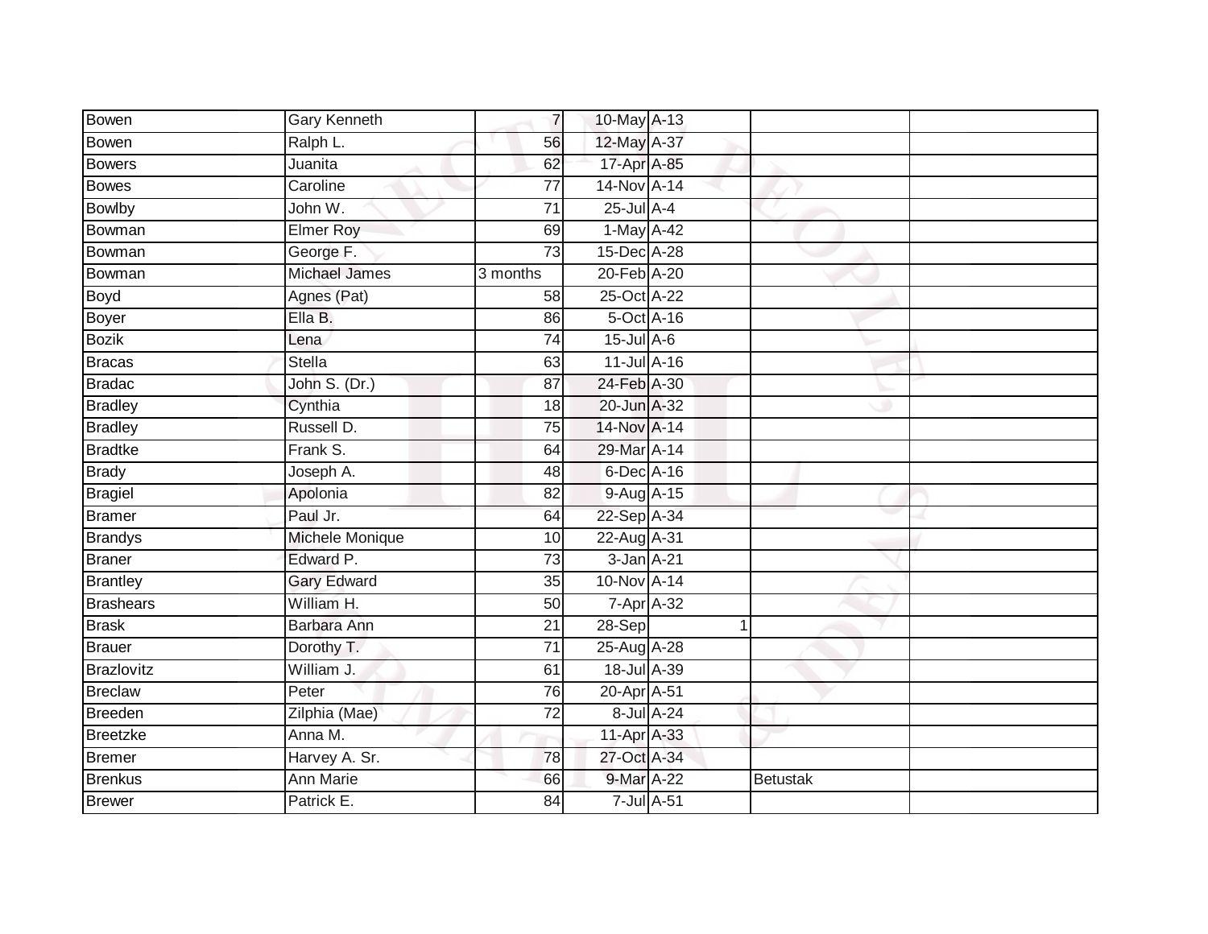| | | | | | | |
|---|---|---|---|---|---|---|
| Bowen | Gary Kenneth | 7 | 10-May | A-13 | | |
| Bowen | Ralph L. | 56 | 12-May | A-37 | | |
| Bowers | Juanita | 62 | 17-Apr | A-85 | | |
| Bowes | Caroline | 77 | 14-Nov | A-14 | | |
| Bowlby | John W. | 71 | 25-Jul | A-4 | | |
| Bowman | Elmer Roy | 69 | 1-May | A-42 | | |
| Bowman | George F. | 73 | 15-Dec | A-28 | | |
| Bowman | Michael James | 3 months | 20-Feb | A-20 | | |
| Boyd | Agnes (Pat) | 58 | 25-Oct | A-22 | | |
| Boyer | Ella B. | 86 | 5-Oct | A-16 | | |
| Bozik | Lena | 74 | 15-Jul | A-6 | | |
| Bracas | Stella | 63 | 11-Jul | A-16 | | |
| Bradac | John S. (Dr.) | 87 | 24-Feb | A-30 | | |
| Bradley | Cynthia | 18 | 20-Jun | A-32 | | |
| Bradley | Russell D. | 75 | 14-Nov | A-14 | | |
| Bradtke | Frank S. | 64 | 29-Mar | A-14 | | |
| Brady | Joseph A. | 48 | 6-Dec | A-16 | | |
| Bragiel | Apolonia | 82 | 9-Aug | A-15 | | |
| Bramer | Paul Jr. | 64 | 22-Sep | A-34 | | |
| Brandys | Michele Monique | 10 | 22-Aug | A-31 | | |
| Braner | Edward P. | 73 | 3-Jan | A-21 | | |
| Brantley | Gary Edward | 35 | 10-Nov | A-14 | | |
| Brashears | William H. | 50 | 7-Apr | A-32 | | |
| Brask | Barbara Ann | 21 | 28-Sep | 1 | | |
| Brauer | Dorothy T. | 71 | 25-Aug | A-28 | | |
| Brazlovitz | William J. | 61 | 18-Jul | A-39 | | |
| Breclaw | Peter | 76 | 20-Apr | A-51 | | |
| Breeden | Zilphia (Mae) | 72 | 8-Jul | A-24 | | |
| Breetzke | Anna M. | | 11-Apr | A-33 | | |
| Bremer | Harvey A. Sr. | 78 | 27-Oct | A-34 | | |
| Brenkus | Ann Marie | 66 | 9-Mar | A-22 | Betustak | |
| Brewer | Patrick E. | 84 | 7-Jul | A-51 | | |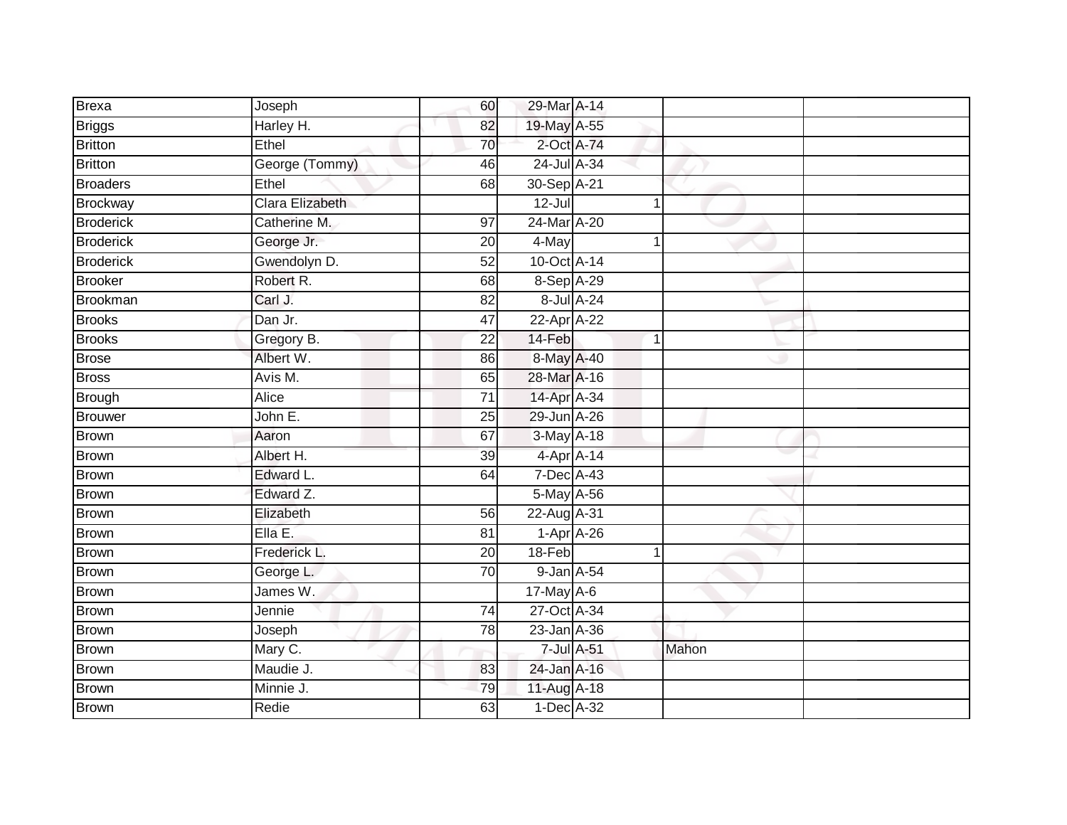| | | | | | | | |
|---|---|---|---|---|---|---|---|
| Brexa | Joseph | 60 | 29-Mar | A-14 | | | |
| Briggs | Harley H. | 82 | 19-May | A-55 | | | |
| Britton | Ethel | 70 | 2-Oct | A-74 | | | |
| Britton | George (Tommy) | 46 | 24-Jul | A-34 | | | |
| Broaders | Ethel | 68 | 30-Sep | A-21 | | | |
| Brockway | Clara Elizabeth | | 12-Jul | | 1 | | |
| Broderick | Catherine M. | 97 | 24-Mar | A-20 | | | |
| Broderick | George Jr. | 20 | 4-May | | 1 | | |
| Broderick | Gwendolyn D. | 52 | 10-Oct | A-14 | | | |
| Brooker | Robert R. | 68 | 8-Sep | A-29 | | | |
| Brookman | Carl J. | 82 | 8-Jul | A-24 | | | |
| Brooks | Dan Jr. | 47 | 22-Apr | A-22 | | | |
| Brooks | Gregory B. | 22 | 14-Feb | | 1 | | |
| Brose | Albert W. | 86 | 8-May | A-40 | | | |
| Bross | Avis M. | 65 | 28-Mar | A-16 | | | |
| Brough | Alice | 71 | 14-Apr | A-34 | | | |
| Brouwer | John E. | 25 | 29-Jun | A-26 | | | |
| Brown | Aaron | 67 | 3-May | A-18 | | | |
| Brown | Albert H. | 39 | 4-Apr | A-14 | | | |
| Brown | Edward L. | 64 | 7-Dec | A-43 | | | |
| Brown | Edward Z. | | 5-May | A-56 | | | |
| Brown | Elizabeth | 56 | 22-Aug | A-31 | | | |
| Brown | Ella E. | 81 | 1-Apr | A-26 | | | |
| Brown | Frederick L. | 20 | 18-Feb | | 1 | | |
| Brown | George L. | 70 | 9-Jan | A-54 | | | |
| Brown | James W. | | 17-May | A-6 | | | |
| Brown | Jennie | 74 | 27-Oct | A-34 | | | |
| Brown | Joseph | 78 | 23-Jan | A-36 | | | |
| Brown | Mary C. | | 7-Jul | A-51 | | Mahon | |
| Brown | Maudie J. | 83 | 24-Jan | A-16 | | | |
| Brown | Minnie J. | 79 | 11-Aug | A-18 | | | |
| Brown | Redie | 63 | 1-Dec | A-32 | | | |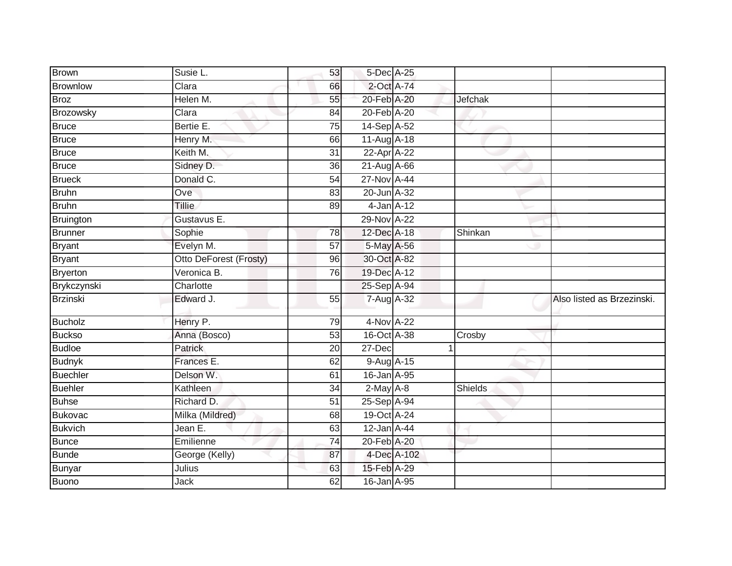| Brown | Susie L. | 53 | 5-Dec | A-25 | | |
|---|---|---|---|---|---|---|
| Brownlow | Clara | 66 | 2-Oct | A-74 | | |
| Broz | Helen M. | 55 | 20-Feb | A-20 | Jefchak | |
| Brozowsky | Clara | 84 | 20-Feb | A-20 | | |
| Bruce | Bertie E. | 75 | 14-Sep | A-52 | | |
| Bruce | Henry M. | 66 | 11-Aug | A-18 | | |
| Bruce | Keith M. | 31 | 22-Apr | A-22 | | |
| Bruce | Sidney D. | 36 | 21-Aug | A-66 | | |
| Brueck | Donald C. | 54 | 27-Nov | A-44 | | |
| Bruhn | Ove | 83 | 20-Jun | A-32 | | |
| Bruhn | Tillie | 89 | 4-Jan | A-12 | | |
| Bruington | Gustavus E. | | 29-Nov | A-22 | | |
| Brunner | Sophie | 78 | 12-Dec | A-18 | Shinkan | |
| Bryant | Evelyn M. | 57 | 5-May | A-56 | | |
| Bryant | Otto DeForest (Frosty) | 96 | 30-Oct | A-82 | | |
| Bryerton | Veronica B. | 76 | 19-Dec | A-12 | | |
| Brykczynski | Charlotte | | 25-Sep | A-94 | | |
| Brzinski | Edward J. | 55 | 7-Aug | A-32 | | Also listed as Brzezinski. |
| Bucholz | Henry P. | 79 | 4-Nov | A-22 | | |
| Buckso | Anna (Bosco) | 53 | 16-Oct | A-38 | Crosby | |
| Budloe | Patrick | 20 | 27-Dec | 1 | | |
| Budnyk | Frances E. | 62 | 9-Aug | A-15 | | |
| Buechler | Delson W. | 61 | 16-Jan | A-95 | | |
| Buehler | Kathleen | 34 | 2-May | A-8 | Shields | |
| Buhse | Richard D. | 51 | 25-Sep | A-94 | | |
| Bukovac | Milka (Mildred) | 68 | 19-Oct | A-24 | | |
| Bukvich | Jean E. | 63 | 12-Jan | A-44 | | |
| Bunce | Emilienne | 74 | 20-Feb | A-20 | | |
| Bunde | George (Kelly) | 87 | 4-Dec | A-102 | | |
| Bunyar | Julius | 63 | 15-Feb | A-29 | | |
| Buono | Jack | 62 | 16-Jan | A-95 | | |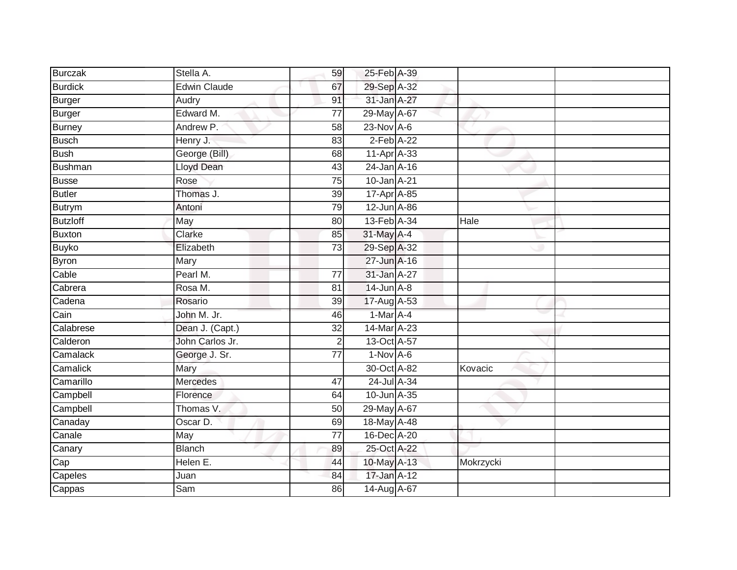| Burczak | Stella A. | 59 | 25-Feb | A-39 | | |
|---|---|---|---|---|---|---|
| Burdick | Edwin Claude | 67 | 29-Sep | A-32 | | |
| Burger | Audry | 91 | 31-Jan | A-27 | | |
| Burger | Edward M. | 77 | 29-May | A-67 | | |
| Burney | Andrew P. | 58 | 23-Nov | A-6 | | |
| Busch | Henry J. | 83 | 2-Feb | A-22 | | |
| Bush | George (Bill) | 68 | 11-Apr | A-33 | | |
| Bushman | Lloyd Dean | 43 | 24-Jan | A-16 | | |
| Busse | Rose | 75 | 10-Jan | A-21 | | |
| Butler | Thomas J. | 39 | 17-Apr | A-85 | | |
| Butrym | Antoni | 79 | 12-Jun | A-86 | | |
| Butzloff | May | 80 | 13-Feb | A-34 | Hale | |
| Buxton | Clarke | 85 | 31-May | A-4 | | |
| Buyko | Elizabeth | 73 | 29-Sep | A-32 | | |
| Byron | Mary | | 27-Jun | A-16 | | |
| Cable | Pearl M. | 77 | 31-Jan | A-27 | | |
| Cabrera | Rosa M. | 81 | 14-Jun | A-8 | | |
| Cadena | Rosario | 39 | 17-Aug | A-53 | | |
| Cain | John M. Jr. | 46 | 1-Mar | A-4 | | |
| Calabrese | Dean J. (Capt.) | 32 | 14-Mar | A-23 | | |
| Calderon | John Carlos Jr. | 2 | 13-Oct | A-57 | | |
| Camalack | George J. Sr. | 77 | 1-Nov | A-6 | | |
| Camalick | Mary | | 30-Oct | A-82 | Kovacic | |
| Camarillo | Mercedes | 47 | 24-Jul | A-34 | | |
| Campbell | Florence | 64 | 10-Jun | A-35 | | |
| Campbell | Thomas V. | 50 | 29-May | A-67 | | |
| Canaday | Oscar D. | 69 | 18-May | A-48 | | |
| Canale | May | 77 | 16-Dec | A-20 | | |
| Canary | Blanch | 89 | 25-Oct | A-22 | | |
| Cap | Helen E. | 44 | 10-May | A-13 | Mokrzycki | |
| Capeles | Juan | 84 | 17-Jan | A-12 | | |
| Cappas | Sam | 86 | 14-Aug | A-67 | | |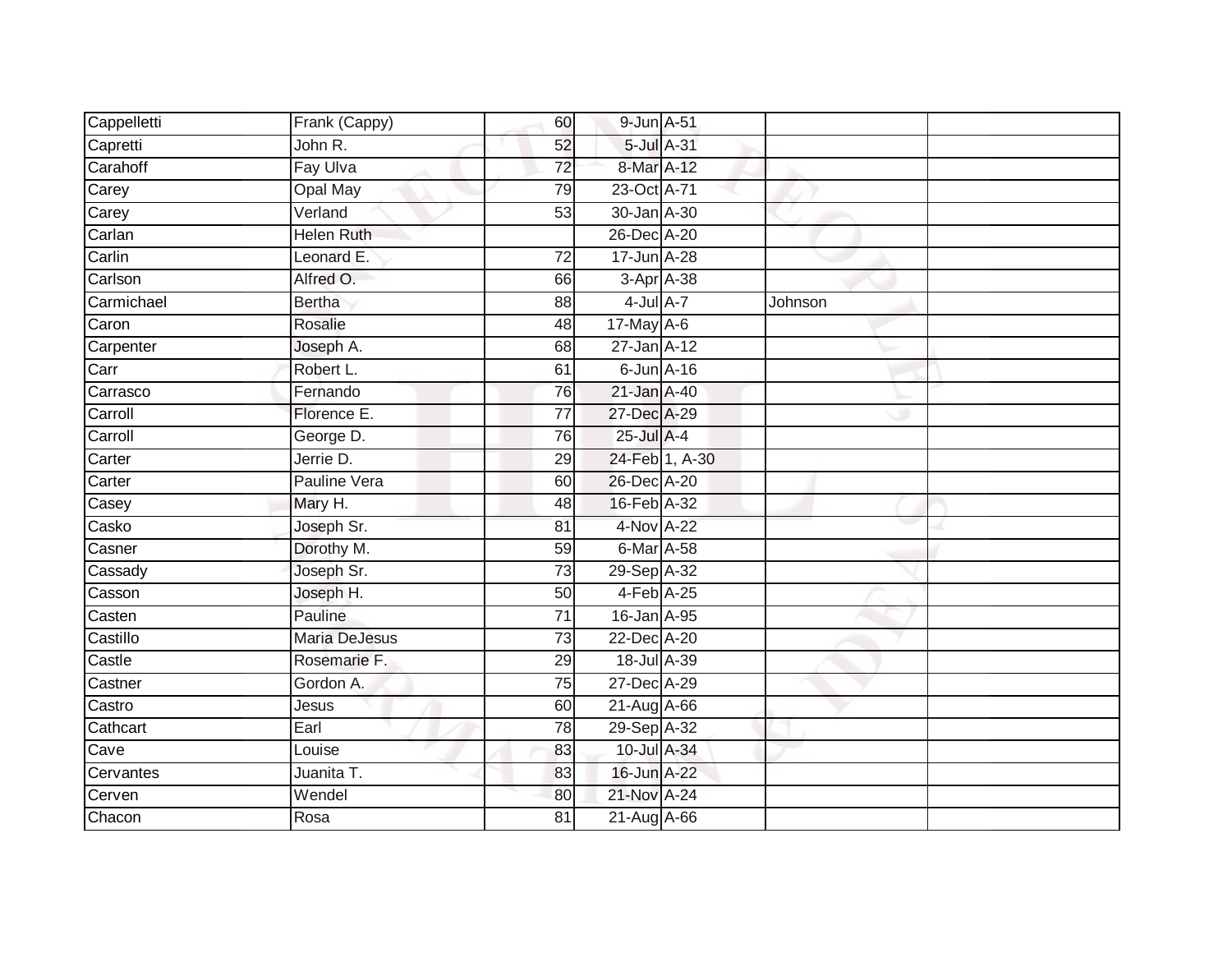| | | | | | | |
|---|---|---|---|---|---|---|
| Cappelletti | Frank (Cappy) | 60 | 9-Jun | A-51 | | |
| Capretti | John R. | 52 | 5-Jul | A-31 | | |
| Carahoff | Fay Ulva | 72 | 8-Mar | A-12 | | |
| Carey | Opal May | 79 | 23-Oct | A-71 | | |
| Carey | Verland | 53 | 30-Jan | A-30 | | |
| Carlan | Helen Ruth | | 26-Dec | A-20 | | |
| Carlin | Leonard E. | 72 | 17-Jun | A-28 | | |
| Carlson | Alfred O. | 66 | 3-Apr | A-38 | | |
| Carmichael | Bertha | 88 | 4-Jul | A-7 | Johnson | |
| Caron | Rosalie | 48 | 17-May | A-6 | | |
| Carpenter | Joseph A. | 68 | 27-Jan | A-12 | | |
| Carr | Robert L. | 61 | 6-Jun | A-16 | | |
| Carrasco | Fernando | 76 | 21-Jan | A-40 | | |
| Carroll | Florence E. | 77 | 27-Dec | A-29 | | |
| Carroll | George D. | 76 | 25-Jul | A-4 | | |
| Carter | Jerrie D. | 29 | 24-Feb | 1, A-30 | | |
| Carter | Pauline Vera | 60 | 26-Dec | A-20 | | |
| Casey | Mary H. | 48 | 16-Feb | A-32 | | |
| Casko | Joseph Sr. | 81 | 4-Nov | A-22 | | |
| Casner | Dorothy M. | 59 | 6-Mar | A-58 | | |
| Cassady | Joseph Sr. | 73 | 29-Sep | A-32 | | |
| Casson | Joseph H. | 50 | 4-Feb | A-25 | | |
| Casten | Pauline | 71 | 16-Jan | A-95 | | |
| Castillo | Maria DeJesus | 73 | 22-Dec | A-20 | | |
| Castle | Rosemarie F. | 29 | 18-Jul | A-39 | | |
| Castner | Gordon A. | 75 | 27-Dec | A-29 | | |
| Castro | Jesus | 60 | 21-Aug | A-66 | | |
| Cathcart | Earl | 78 | 29-Sep | A-32 | | |
| Cave | Louise | 83 | 10-Jul | A-34 | | |
| Cervantes | Juanita T. | 83 | 16-Jun | A-22 | | |
| Cerven | Wendel | 80 | 21-Nov | A-24 | | |
| Chacon | Rosa | 81 | 21-Aug | A-66 | | |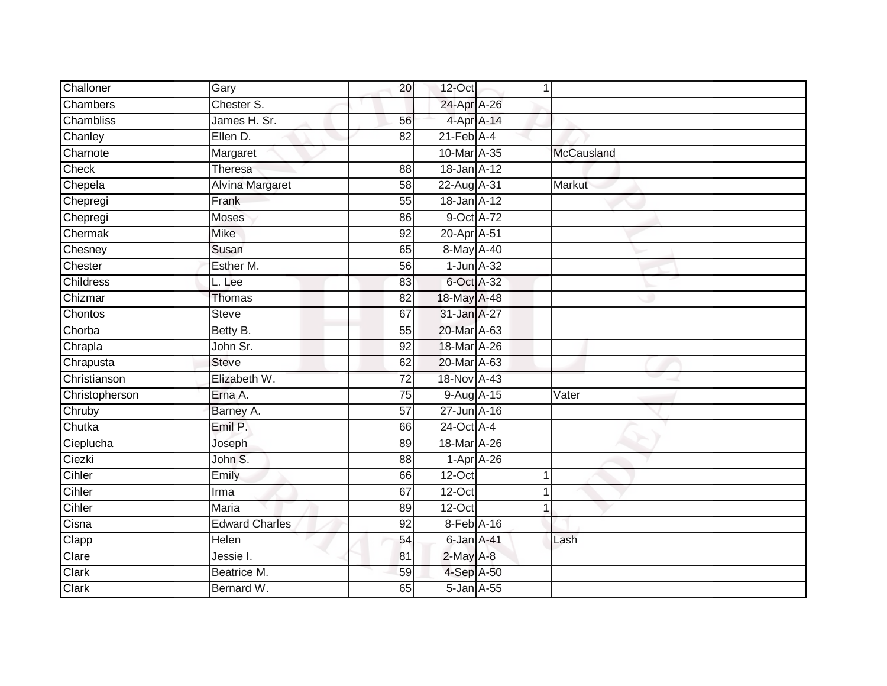| Challoner | Gary | 20 | 12-Oct | 1 | | |
|---|---|---|---|---|---|---|
| Chambers | Chester S. | | 24-Apr | A-26 | | |
| Chambliss | James H. Sr. | 56 | 4-Apr | A-14 | | |
| Chanley | Ellen D. | 82 | 21-Feb | A-4 | | |
| Charnote | Margaret | | 10-Mar | A-35 | McCausland | |
| Check | Theresa | 88 | 18-Jan | A-12 | | |
| Chepela | Alvina Margaret | 58 | 22-Aug | A-31 | Markut | |
| Chepregi | Frank | 55 | 18-Jan | A-12 | | |
| Chepregi | Moses | 86 | 9-Oct | A-72 | | |
| Chermak | Mike | 92 | 20-Apr | A-51 | | |
| Chesney | Susan | 65 | 8-May | A-40 | | |
| Chester | Esther M. | 56 | 1-Jun | A-32 | | |
| Childress | L. Lee | 83 | 6-Oct | A-32 | | |
| Chizmar | Thomas | 82 | 18-May | A-48 | | |
| Chontos | Steve | 67 | 31-Jan | A-27 | | |
| Chorba | Betty B. | 55 | 20-Mar | A-63 | | |
| Chrapla | John Sr. | 92 | 18-Mar | A-26 | | |
| Chrapusta | Steve | 62 | 20-Mar | A-63 | | |
| Christianson | Elizabeth W. | 72 | 18-Nov | A-43 | | |
| Christopherson | Erna A. | 75 | 9-Aug | A-15 | Vater | |
| Chruby | Barney A. | 57 | 27-Jun | A-16 | | |
| Chutka | Emil P. | 66 | 24-Oct | A-4 | | |
| Cieplucha | Joseph | 89 | 18-Mar | A-26 | | |
| Ciezki | John S. | 88 | 1-Apr | A-26 | | |
| Cihler | Emily | 66 | 12-Oct | 1 | | |
| Cihler | Irma | 67 | 12-Oct | 1 | | |
| Cihler | Maria | 89 | 12-Oct | 1 | | |
| Cisna | Edward Charles | 92 | 8-Feb | A-16 | | |
| Clapp | Helen | 54 | 6-Jan | A-41 | Lash | |
| Clare | Jessie I. | 81 | 2-May | A-8 | | |
| Clark | Beatrice M. | 59 | 4-Sep | A-50 | | |
| Clark | Bernard W. | 65 | 5-Jan | A-55 | | |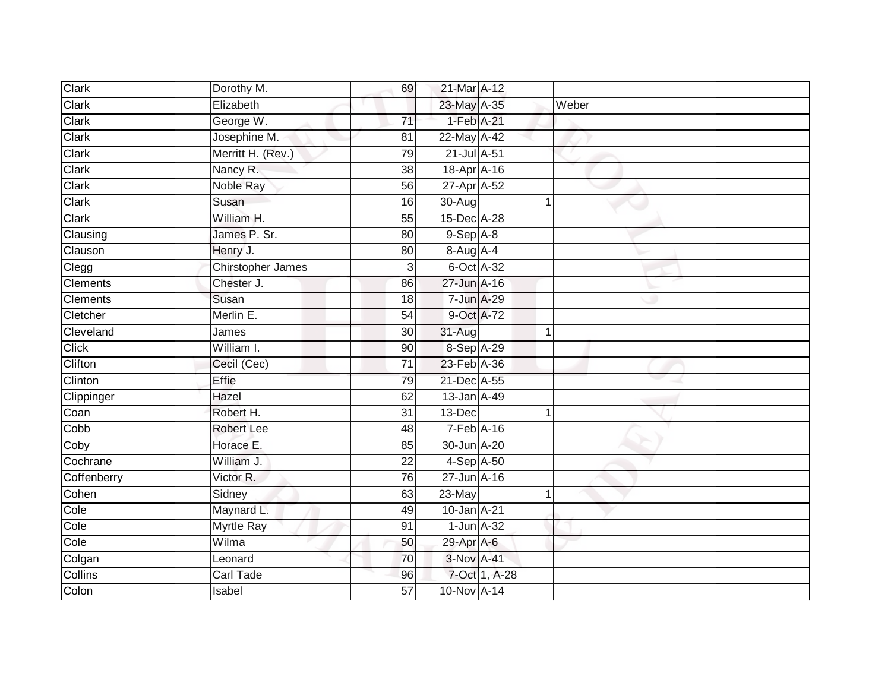| | | | | | | |
|---|---|---|---|---|---|---|
| Clark | Dorothy M. | 69 | 21-Mar | A-12 | | |
| Clark | Elizabeth | | 23-May | A-35 | Weber | |
| Clark | George W. | 71 | 1-Feb | A-21 | | |
| Clark | Josephine M. | 81 | 22-May | A-42 | | |
| Clark | Merritt H. (Rev.) | 79 | 21-Jul | A-51 | | |
| Clark | Nancy R. | 38 | 18-Apr | A-16 | | |
| Clark | Noble Ray | 56 | 27-Apr | A-52 | | |
| Clark | Susan | 16 | 30-Aug | 1 | | |
| Clark | William H. | 55 | 15-Dec | A-28 | | |
| Clausing | James P. Sr. | 80 | 9-Sep | A-8 | | |
| Clauson | Henry J. | 80 | 8-Aug | A-4 | | |
| Clegg | Chirstopher James | 3 | 6-Oct | A-32 | | |
| Clements | Chester J. | 86 | 27-Jun | A-16 | | |
| Clements | Susan | 18 | 7-Jun | A-29 | | |
| Cletcher | Merlin E. | 54 | 9-Oct | A-72 | | |
| Cleveland | James | 30 | 31-Aug | 1 | | |
| Click | William I. | 90 | 8-Sep | A-29 | | |
| Clifton | Cecil (Cec) | 71 | 23-Feb | A-36 | | |
| Clinton | Effie | 79 | 21-Dec | A-55 | | |
| Clippinger | Hazel | 62 | 13-Jan | A-49 | | |
| Coan | Robert H. | 31 | 13-Dec | 1 | | |
| Cobb | Robert Lee | 48 | 7-Feb | A-16 | | |
| Coby | Horace E. | 85 | 30-Jun | A-20 | | |
| Cochrane | William J. | 22 | 4-Sep | A-50 | | |
| Coffenberry | Victor R. | 76 | 27-Jun | A-16 | | |
| Cohen | Sidney | 63 | 23-May | 1 | | |
| Cole | Maynard L. | 49 | 10-Jan | A-21 | | |
| Cole | Myrtle Ray | 91 | 1-Jun | A-32 | | |
| Cole | Wilma | 50 | 29-Apr | A-6 | | |
| Colgan | Leonard | 70 | 3-Nov | A-41 | | |
| Collins | Carl Tade | 96 | 7-Oct | 1, A-28 | | |
| Colon | Isabel | 57 | 10-Nov | A-14 | | |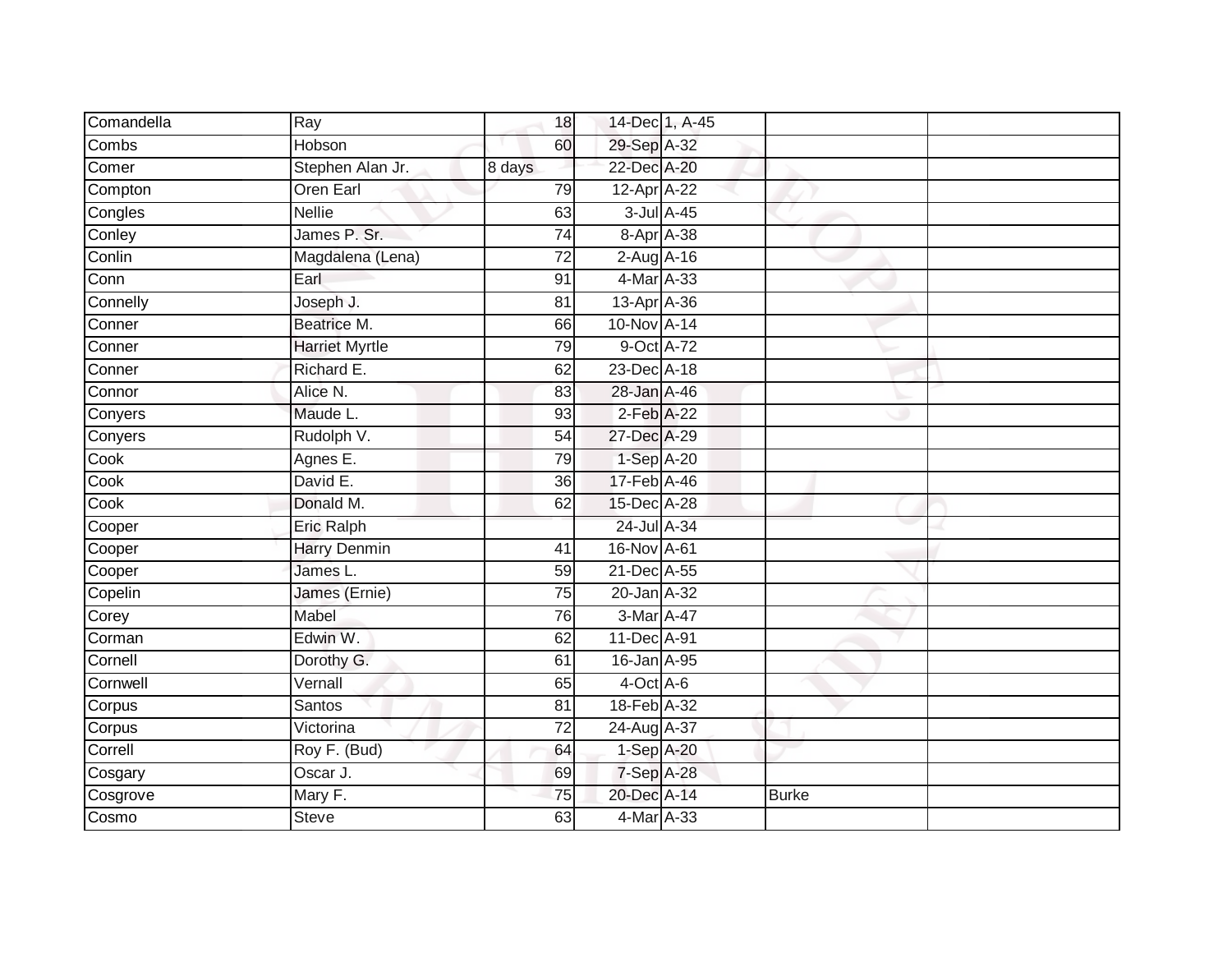| | | | | | | |
|---|---|---|---|---|---|---|
| Comandella | Ray | 18 | 14-Dec | 1, A-45 | | |
| Combs | Hobson | 60 | 29-Sep | A-32 | | |
| Comer | Stephen Alan Jr. | 8 days | 22-Dec | A-20 | | |
| Compton | Oren Earl | 79 | 12-Apr | A-22 | | |
| Congles | Nellie | 63 | 3-Jul | A-45 | | |
| Conley | James P. Sr. | 74 | 8-Apr | A-38 | | |
| Conlin | Magdalena (Lena) | 72 | 2-Aug | A-16 | | |
| Conn | Earl | 91 | 4-Mar | A-33 | | |
| Connelly | Joseph J. | 81 | 13-Apr | A-36 | | |
| Conner | Beatrice M. | 66 | 10-Nov | A-14 | | |
| Conner | Harriet Myrtle | 79 | 9-Oct | A-72 | | |
| Conner | Richard E. | 62 | 23-Dec | A-18 | | |
| Connor | Alice N. | 83 | 28-Jan | A-46 | | |
| Conyers | Maude L. | 93 | 2-Feb | A-22 | | |
| Conyers | Rudolph V. | 54 | 27-Dec | A-29 | | |
| Cook | Agnes E. | 79 | 1-Sep | A-20 | | |
| Cook | David E. | 36 | 17-Feb | A-46 | | |
| Cook | Donald M. | 62 | 15-Dec | A-28 | | |
| Cooper | Eric Ralph | | 24-Jul | A-34 | | |
| Cooper | Harry Denmin | 41 | 16-Nov | A-61 | | |
| Cooper | James L. | 59 | 21-Dec | A-55 | | |
| Copelin | James (Ernie) | 75 | 20-Jan | A-32 | | |
| Corey | Mabel | 76 | 3-Mar | A-47 | | |
| Corman | Edwin W. | 62 | 11-Dec | A-91 | | |
| Cornell | Dorothy G. | 61 | 16-Jan | A-95 | | |
| Cornwell | Vernall | 65 | 4-Oct | A-6 | | |
| Corpus | Santos | 81 | 18-Feb | A-32 | | |
| Corpus | Victorina | 72 | 24-Aug | A-37 | | |
| Correll | Roy F. (Bud) | 64 | 1-Sep | A-20 | | |
| Cosgary | Oscar J. | 69 | 7-Sep | A-28 | | |
| Cosgrove | Mary F. | 75 | 20-Dec | A-14 | Burke | |
| Cosmo | Steve | 63 | 4-Mar | A-33 | | |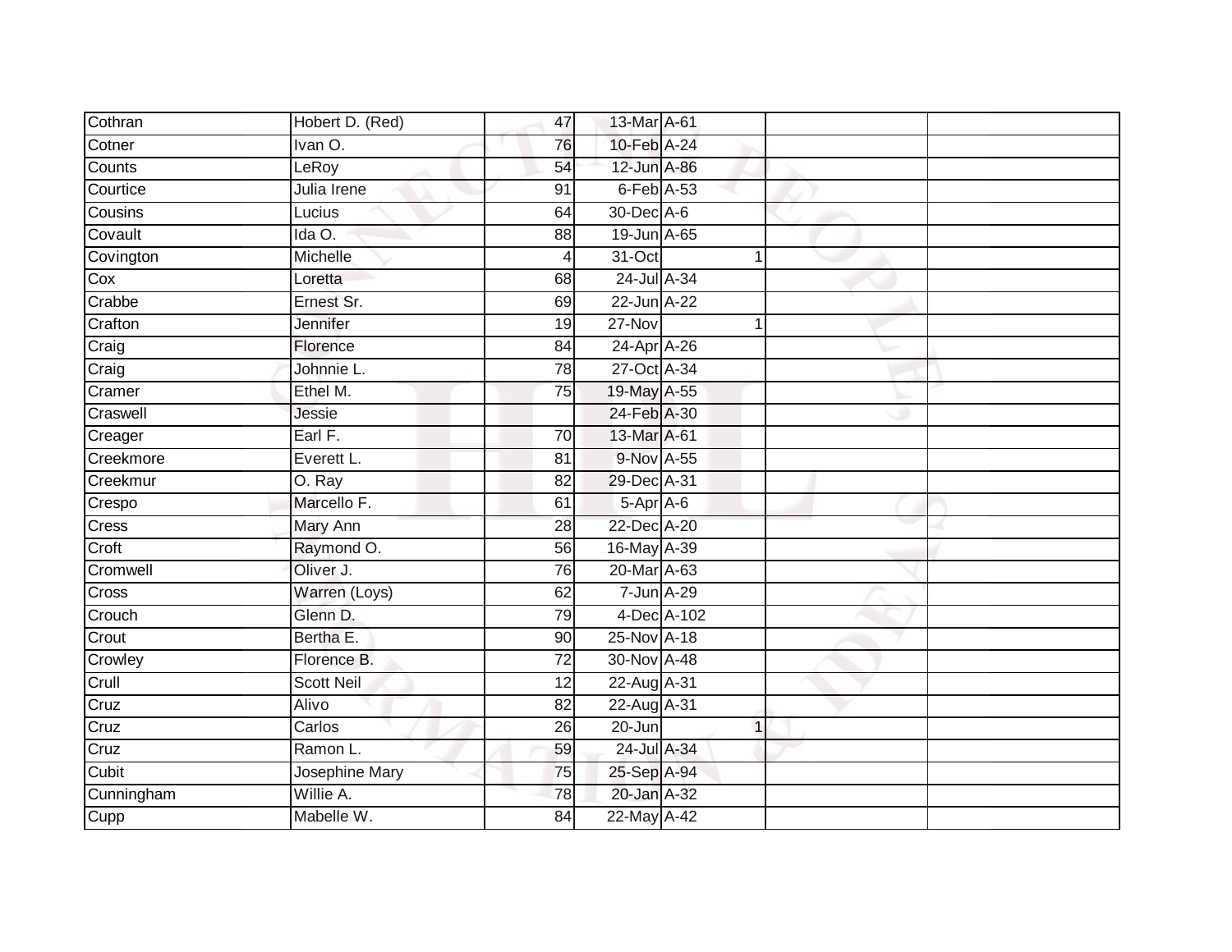| | | | | | | | |
|---|---|---|---|---|---|---|---|
| Cothran | Hobert D. (Red) | 47 | 13-Mar | A-61 | | | |
| Cotner | Ivan O. | 76 | 10-Feb | A-24 | | | |
| Counts | LeRoy | 54 | 12-Jun | A-86 | | | |
| Courtice | Julia Irene | 91 | 6-Feb | A-53 | | | |
| Cousins | Lucius | 64 | 30-Dec | A-6 | | | |
| Covault | Ida O. | 88 | 19-Jun | A-65 | | | |
| Covington | Michelle | 4 | 31-Oct | | 1 | | |
| Cox | Loretta | 68 | 24-Jul | A-34 | | | |
| Crabbe | Ernest Sr. | 69 | 22-Jun | A-22 | | | |
| Crafton | Jennifer | 19 | 27-Nov | | 1 | | |
| Craig | Florence | 84 | 24-Apr | A-26 | | | |
| Craig | Johnnie L. | 78 | 27-Oct | A-34 | | | |
| Cramer | Ethel M. | 75 | 19-May | A-55 | | | |
| Craswell | Jessie | | 24-Feb | A-30 | | | |
| Creager | Earl F. | 70 | 13-Mar | A-61 | | | |
| Creekmore | Everett L. | 81 | 9-Nov | A-55 | | | |
| Creekmur | O. Ray | 82 | 29-Dec | A-31 | | | |
| Crespo | Marcello F. | 61 | 5-Apr | A-6 | | | |
| Cress | Mary Ann | 28 | 22-Dec | A-20 | | | |
| Croft | Raymond O. | 56 | 16-May | A-39 | | | |
| Cromwell | Oliver J. | 76 | 20-Mar | A-63 | | | |
| Cross | Warren (Loys) | 62 | 7-Jun | A-29 | | | |
| Crouch | Glenn D. | 79 | 4-Dec | A-102 | | | |
| Crout | Bertha E. | 90 | 25-Nov | A-18 | | | |
| Crowley | Florence B. | 72 | 30-Nov | A-48 | | | |
| Crull | Scott Neil | 12 | 22-Aug | A-31 | | | |
| Cruz | Alivo | 82 | 22-Aug | A-31 | | | |
| Cruz | Carlos | 26 | 20-Jun | | 1 | | |
| Cruz | Ramon L. | 59 | 24-Jul | A-34 | | | |
| Cubit | Josephine Mary | 75 | 25-Sep | A-94 | | | |
| Cunningham | Willie A. | 78 | 20-Jan | A-32 | | | |
| Cupp | Mabelle W. | 84 | 22-May | A-42 | | | |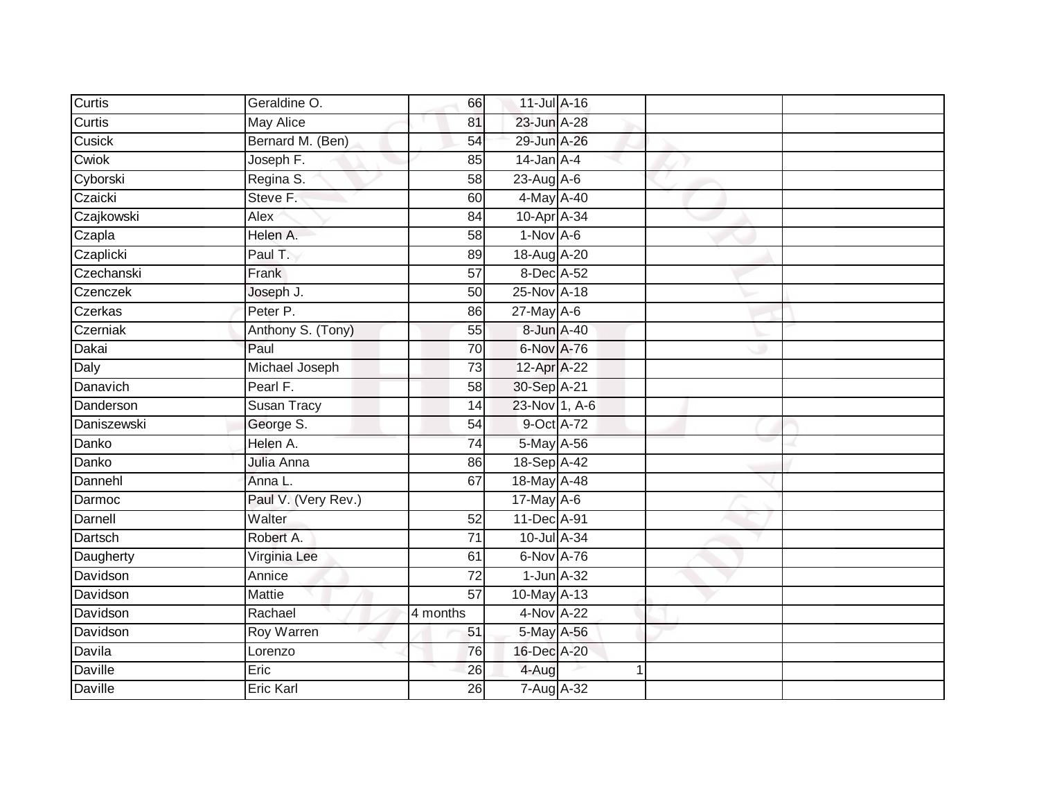| | | | | | | |
|---|---|---|---|---|---|---|
| Curtis | Geraldine O. | 66 | 11-Jul | A-16 | | |
| Curtis | May Alice | 81 | 23-Jun | A-28 | | |
| Cusick | Bernard M. (Ben) | 54 | 29-Jun | A-26 | | |
| Cwiok | Joseph F. | 85 | 14-Jan | A-4 | | |
| Cyborski | Regina S. | 58 | 23-Aug | A-6 | | |
| Czaicki | Steve F. | 60 | 4-May | A-40 | | |
| Czajkowski | Alex | 84 | 10-Apr | A-34 | | |
| Czapla | Helen A. | 58 | 1-Nov | A-6 | | |
| Czaplicki | Paul T. | 89 | 18-Aug | A-20 | | |
| Czechanski | Frank | 57 | 8-Dec | A-52 | | |
| Czenczek | Joseph J. | 50 | 25-Nov | A-18 | | |
| Czerkas | Peter P. | 86 | 27-May | A-6 | | |
| Czerniak | Anthony S. (Tony) | 55 | 8-Jun | A-40 | | |
| Dakai | Paul | 70 | 6-Nov | A-76 | | |
| Daly | Michael Joseph | 73 | 12-Apr | A-22 | | |
| Danavich | Pearl F. | 58 | 30-Sep | A-21 | | |
| Danderson | Susan Tracy | 14 | 23-Nov | 1, A-6 | | |
| Daniszewski | George S. | 54 | 9-Oct | A-72 | | |
| Danko | Helen A. | 74 | 5-May | A-56 | | |
| Danko | Julia Anna | 86 | 18-Sep | A-42 | | |
| Dannehl | Anna L. | 67 | 18-May | A-48 | | |
| Darmoc | Paul V. (Very Rev.) | | 17-May | A-6 | | |
| Darnell | Walter | 52 | 11-Dec | A-91 | | |
| Dartsch | Robert A. | 71 | 10-Jul | A-34 | | |
| Daugherty | Virginia Lee | 61 | 6-Nov | A-76 | | |
| Davidson | Annice | 72 | 1-Jun | A-32 | | |
| Davidson | Mattie | 57 | 10-May | A-13 | | |
| Davidson | Rachael | 4 months | 4-Nov | A-22 | | |
| Davidson | Roy Warren | 51 | 5-May | A-56 | | |
| Davila | Lorenzo | 76 | 16-Dec | A-20 | | |
| Daville | Eric | 26 | 4-Aug | 1 | | |
| Daville | Eric Karl | 26 | 7-Aug | A-32 | | |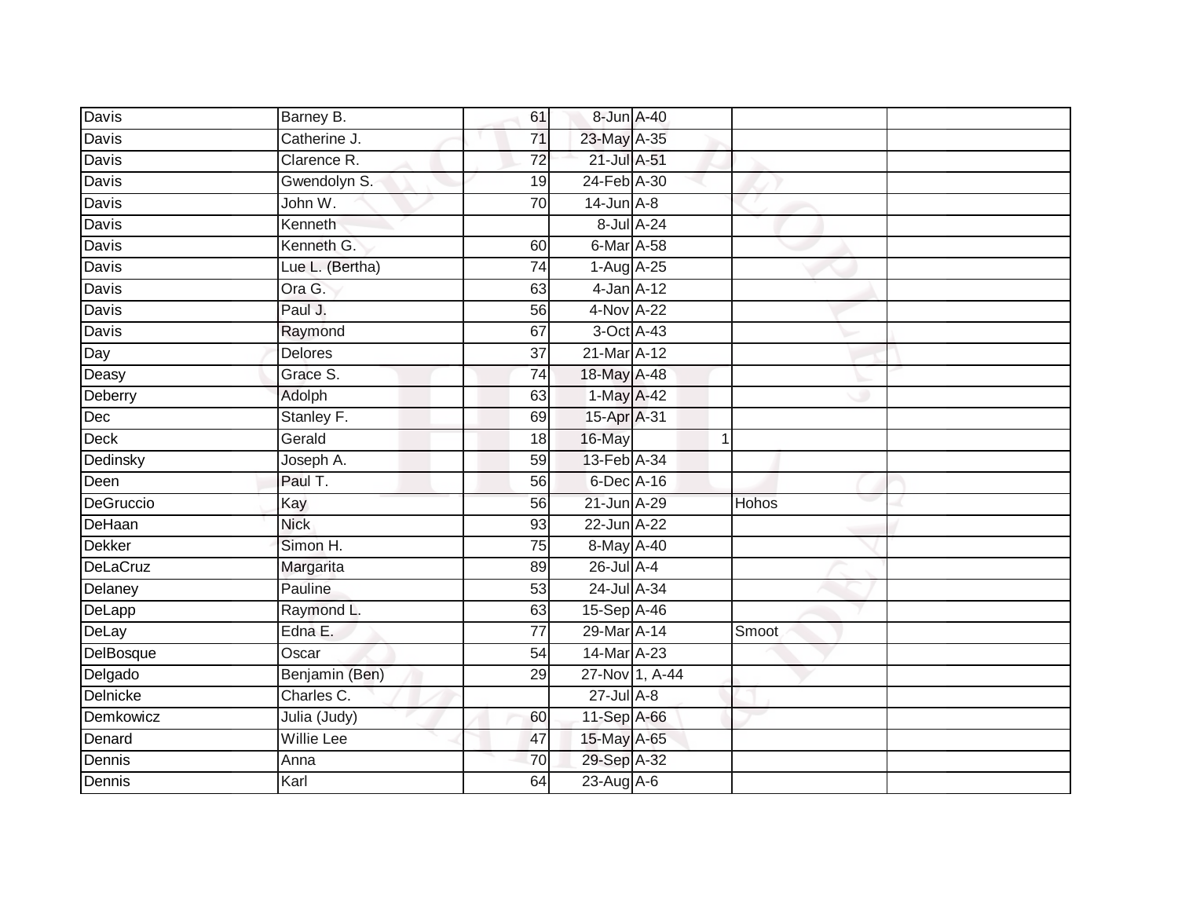| Davis | Barney B. | 61 | 8-Jun | A-40 | | | |
|---|---|---|---|---|---|---|---|
| Davis | Catherine J. | 71 | 23-May | A-35 | | | |
| Davis | Clarence R. | 72 | 21-Jul | A-51 | | | |
| Davis | Gwendolyn S. | 19 | 24-Feb | A-30 | | | |
| Davis | John W. | 70 | 14-Jun | A-8 | | | |
| Davis | Kenneth | | 8-Jul | A-24 | | | |
| Davis | Kenneth G. | 60 | 6-Mar | A-58 | | | |
| Davis | Lue L. (Bertha) | 74 | 1-Aug | A-25 | | | |
| Davis | Ora G. | 63 | 4-Jan | A-12 | | | |
| Davis | Paul J. | 56 | 4-Nov | A-22 | | | |
| Davis | Raymond | 67 | 3-Oct | A-43 | | | |
| Day | Delores | 37 | 21-Mar | A-12 | | | |
| Deasy | Grace S. | 74 | 18-May | A-48 | | | |
| Deberry | Adolph | 63 | 1-May | A-42 | | | |
| Dec | Stanley F. | 69 | 15-Apr | A-31 | | | |
| Deck | Gerald | 18 | 16-May | | 1 | | |
| Dedinsky | Joseph A. | 59 | 13-Feb | A-34 | | | |
| Deen | Paul T. | 56 | 6-Dec | A-16 | | | |
| DeGruccio | Kay | 56 | 21-Jun | A-29 | | Hohos | |
| DeHaan | Nick | 93 | 22-Jun | A-22 | | | |
| Dekker | Simon H. | 75 | 8-May | A-40 | | | |
| DeLaCruz | Margarita | 89 | 26-Jul | A-4 | | | |
| Delaney | Pauline | 53 | 24-Jul | A-34 | | | |
| DeLapp | Raymond L. | 63 | 15-Sep | A-46 | | | |
| DeLay | Edna E. | 77 | 29-Mar | A-14 | | Smoot | |
| DelBosque | Oscar | 54 | 14-Mar | A-23 | | | |
| Delgado | Benjamin (Ben) | 29 | 27-Nov | 1, A-44 | | | |
| Delnicke | Charles C. | | 27-Jul | A-8 | | | |
| Demkowicz | Julia (Judy) | 60 | 11-Sep | A-66 | | | |
| Denard | Willie Lee | 47 | 15-May | A-65 | | | |
| Dennis | Anna | 70 | 29-Sep | A-32 | | | |
| Dennis | Karl | 64 | 23-Aug | A-6 | | | |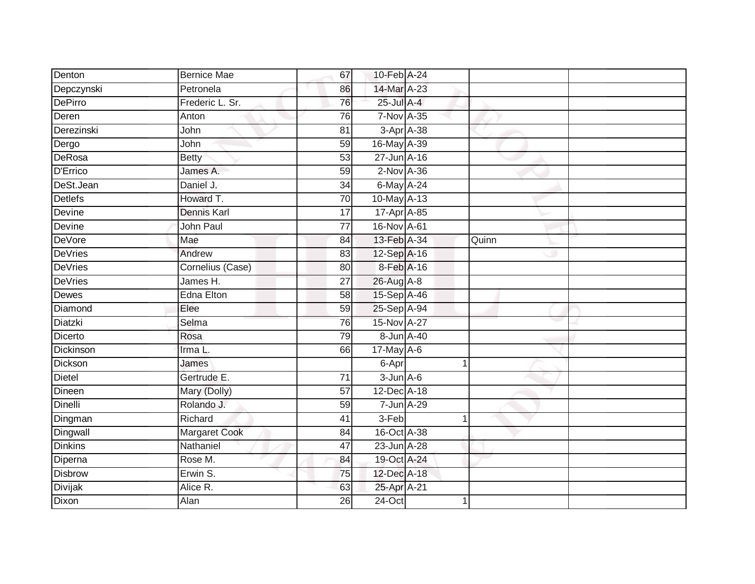| | | | | | | | |
|---|---|---|---|---|---|---|---|
| Denton | Bernice Mae | 67 | 10-Feb | A-24 | | | |
| Depczynski | Petronela | 86 | 14-Mar | A-23 | | | |
| DePirro | Frederic L. Sr. | 76 | 25-Jul | A-4 | | | |
| Deren | Anton | 76 | 7-Nov | A-35 | | | |
| Derezinski | John | 81 | 3-Apr | A-38 | | | |
| Dergo | John | 59 | 16-May | A-39 | | | |
| DeRosa | Betty | 53 | 27-Jun | A-16 | | | |
| D'Errico | James A. | 59 | 2-Nov | A-36 | | | |
| DeSt.Jean | Daniel J. | 34 | 6-May | A-24 | | | |
| Detlefs | Howard T. | 70 | 10-May | A-13 | | | |
| Devine | Dennis Karl | 17 | 17-Apr | A-85 | | | |
| Devine | John Paul | 77 | 16-Nov | A-61 | | | |
| DeVore | Mae | 84 | 13-Feb | A-34 | | Quinn | |
| DeVries | Andrew | 83 | 12-Sep | A-16 | | | |
| DeVries | Cornelius (Case) | 80 | 8-Feb | A-16 | | | |
| DeVries | James H. | 27 | 26-Aug | A-8 | | | |
| Dewes | Edna Elton | 58 | 15-Sep | A-46 | | | |
| Diamond | Elee | 59 | 25-Sep | A-94 | | | |
| Diatzki | Selma | 76 | 15-Nov | A-27 | | | |
| Dicerto | Rosa | 79 | 8-Jun | A-40 | | | |
| Dickinson | Irma L. | 66 | 17-May | A-6 | | | |
| Dickson | James | | 6-Apr | | 1 | | |
| Dietel | Gertrude E. | 71 | 3-Jun | A-6 | | | |
| Dineen | Mary (Dolly) | 57 | 12-Dec | A-18 | | | |
| Dinelli | Rolando J. | 59 | 7-Jun | A-29 | | | |
| Dingman | Richard | 41 | 3-Feb | | 1 | | |
| Dingwall | Margaret Cook | 84 | 16-Oct | A-38 | | | |
| Dinkins | Nathaniel | 47 | 23-Jun | A-28 | | | |
| Diperna | Rose M. | 84 | 19-Oct | A-24 | | | |
| Disbrow | Erwin S. | 75 | 12-Dec | A-18 | | | |
| Divijak | Alice R. | 63 | 25-Apr | A-21 | | | |
| Dixon | Alan | 26 | 24-Oct | | 1 | | |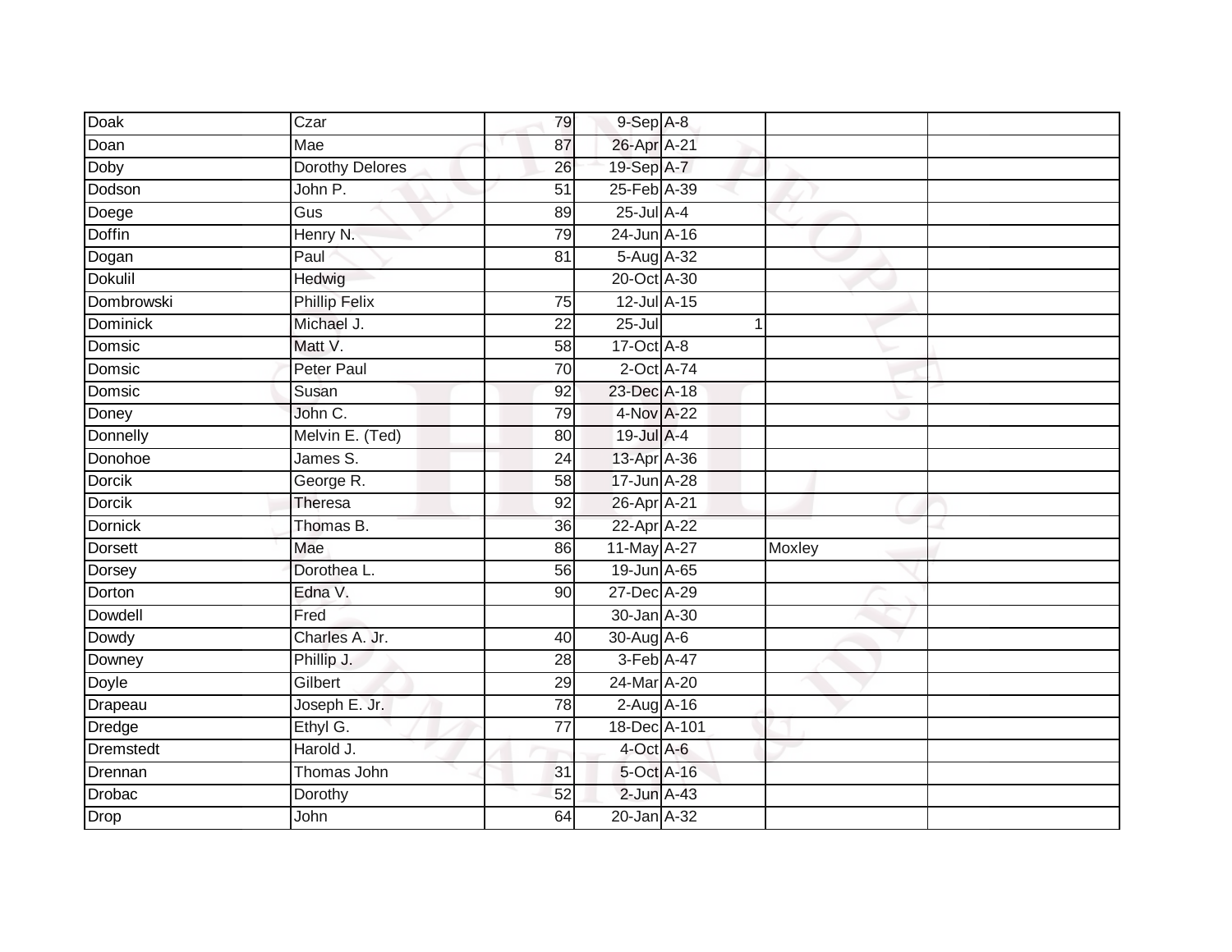| Doak | Czar | 79 | 9-Sep | A-8 | | |
|---|---|---|---|---|---|---|
| Doan | Mae | 87 | 26-Apr | A-21 | | |
| Doby | Dorothy Delores | 26 | 19-Sep | A-7 | | |
| Dodson | John P. | 51 | 25-Feb | A-39 | | |
| Doege | Gus | 89 | 25-Jul | A-4 | | |
| Doffin | Henry N. | 79 | 24-Jun | A-16 | | |
| Dogan | Paul | 81 | 5-Aug | A-32 | | |
| Dokulil | Hedwig | | 20-Oct | A-30 | | |
| Dombrowski | Phillip Felix | 75 | 12-Jul | A-15 | | |
| Dominick | Michael J. | 22 | 25-Jul | 1 | | |
| Domsic | Matt V. | 58 | 17-Oct | A-8 | | |
| Domsic | Peter Paul | 70 | 2-Oct | A-74 | | |
| Domsic | Susan | 92 | 23-Dec | A-18 | | |
| Doney | John C. | 79 | 4-Nov | A-22 | | |
| Donnelly | Melvin E. (Ted) | 80 | 19-Jul | A-4 | | |
| Donohoe | James S. | 24 | 13-Apr | A-36 | | |
| Dorcik | George R. | 58 | 17-Jun | A-28 | | |
| Dorcik | Theresa | 92 | 26-Apr | A-21 | | |
| Dornick | Thomas B. | 36 | 22-Apr | A-22 | | |
| Dorsett | Mae | 86 | 11-May | A-27 | Moxley | |
| Dorsey | Dorothea L. | 56 | 19-Jun | A-65 | | |
| Dorton | Edna V. | 90 | 27-Dec | A-29 | | |
| Dowdell | Fred | | 30-Jan | A-30 | | |
| Dowdy | Charles A. Jr. | 40 | 30-Aug | A-6 | | |
| Downey | Phillip J. | 28 | 3-Feb | A-47 | | |
| Doyle | Gilbert | 29 | 24-Mar | A-20 | | |
| Drapeau | Joseph E. Jr. | 78 | 2-Aug | A-16 | | |
| Dredge | Ethyl G. | 77 | 18-Dec | A-101 | | |
| Dremstedt | Harold J. | | 4-Oct | A-6 | | |
| Drennan | Thomas John | 31 | 5-Oct | A-16 | | |
| Drobac | Dorothy | 52 | 2-Jun | A-43 | | |
| Drop | John | 64 | 20-Jan | A-32 | | |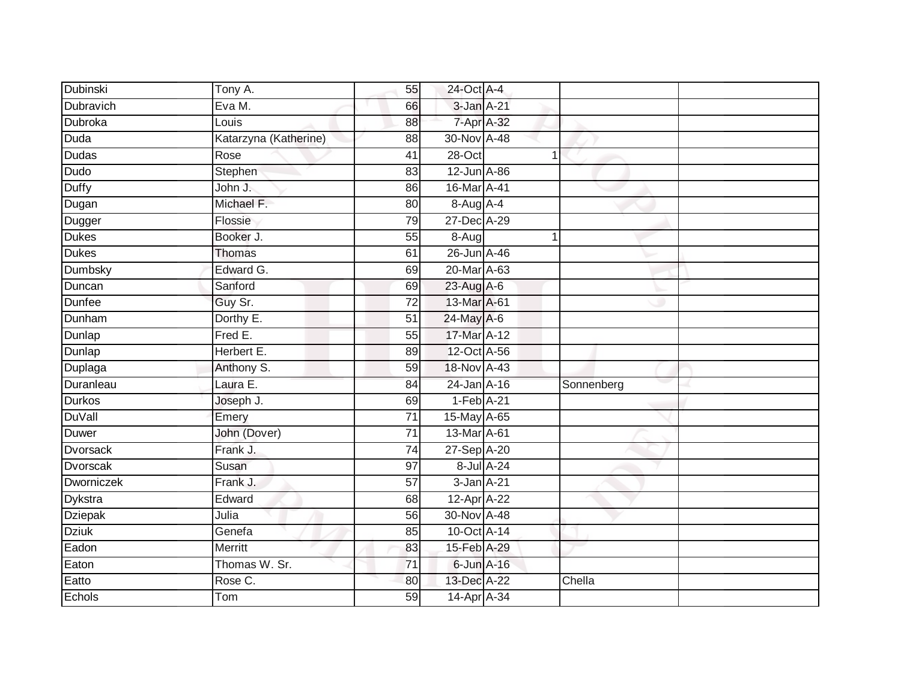| | | | | | | | |
|---|---|---|---|---|---|---|---|
| Dubinski | Tony A. | 55 | 24-Oct | A-4 | | | |
| Dubravich | Eva M. | 66 | 3-Jan | A-21 | | | |
| Dubroka | Louis | 88 | 7-Apr | A-32 | | | |
| Duda | Katarzyna (Katherine) | 88 | 30-Nov | A-48 | | | |
| Dudas | Rose | 41 | 28-Oct | | 1 | | |
| Dudo | Stephen | 83 | 12-Jun | A-86 | | | |
| Duffy | John J. | 86 | 16-Mar | A-41 | | | |
| Dugan | Michael F. | 80 | 8-Aug | A-4 | | | |
| Dugger | Flossie | 79 | 27-Dec | A-29 | | | |
| Dukes | Booker J. | 55 | 8-Aug | | 1 | | |
| Dukes | Thomas | 61 | 26-Jun | A-46 | | | |
| Dumbsky | Edward G. | 69 | 20-Mar | A-63 | | | |
| Duncan | Sanford | 69 | 23-Aug | A-6 | | | |
| Dunfee | Guy Sr. | 72 | 13-Mar | A-61 | | | |
| Dunham | Dorthy E. | 51 | 24-May | A-6 | | | |
| Dunlap | Fred E. | 55 | 17-Mar | A-12 | | | |
| Dunlap | Herbert E. | 89 | 12-Oct | A-56 | | | |
| Duplaga | Anthony S. | 59 | 18-Nov | A-43 | | | |
| Duranleau | Laura E. | 84 | 24-Jan | A-16 | | Sonnenberg | |
| Durkos | Joseph J. | 69 | 1-Feb | A-21 | | | |
| DuVall | Emery | 71 | 15-May | A-65 | | | |
| Duwer | John (Dover) | 71 | 13-Mar | A-61 | | | |
| Dvorsack | Frank J. | 74 | 27-Sep | A-20 | | | |
| Dvorscak | Susan | 97 | 8-Jul | A-24 | | | |
| Dworniczek | Frank J. | 57 | 3-Jan | A-21 | | | |
| Dykstra | Edward | 68 | 12-Apr | A-22 | | | |
| Dziepak | Julia | 56 | 30-Nov | A-48 | | | |
| Dziuk | Genefa | 85 | 10-Oct | A-14 | | | |
| Eadon | Merritt | 83 | 15-Feb | A-29 | | | |
| Eaton | Thomas W. Sr. | 71 | 6-Jun | A-16 | | | |
| Eatto | Rose C. | 80 | 13-Dec | A-22 | | Chella | |
| Echols | Tom | 59 | 14-Apr | A-34 | | | |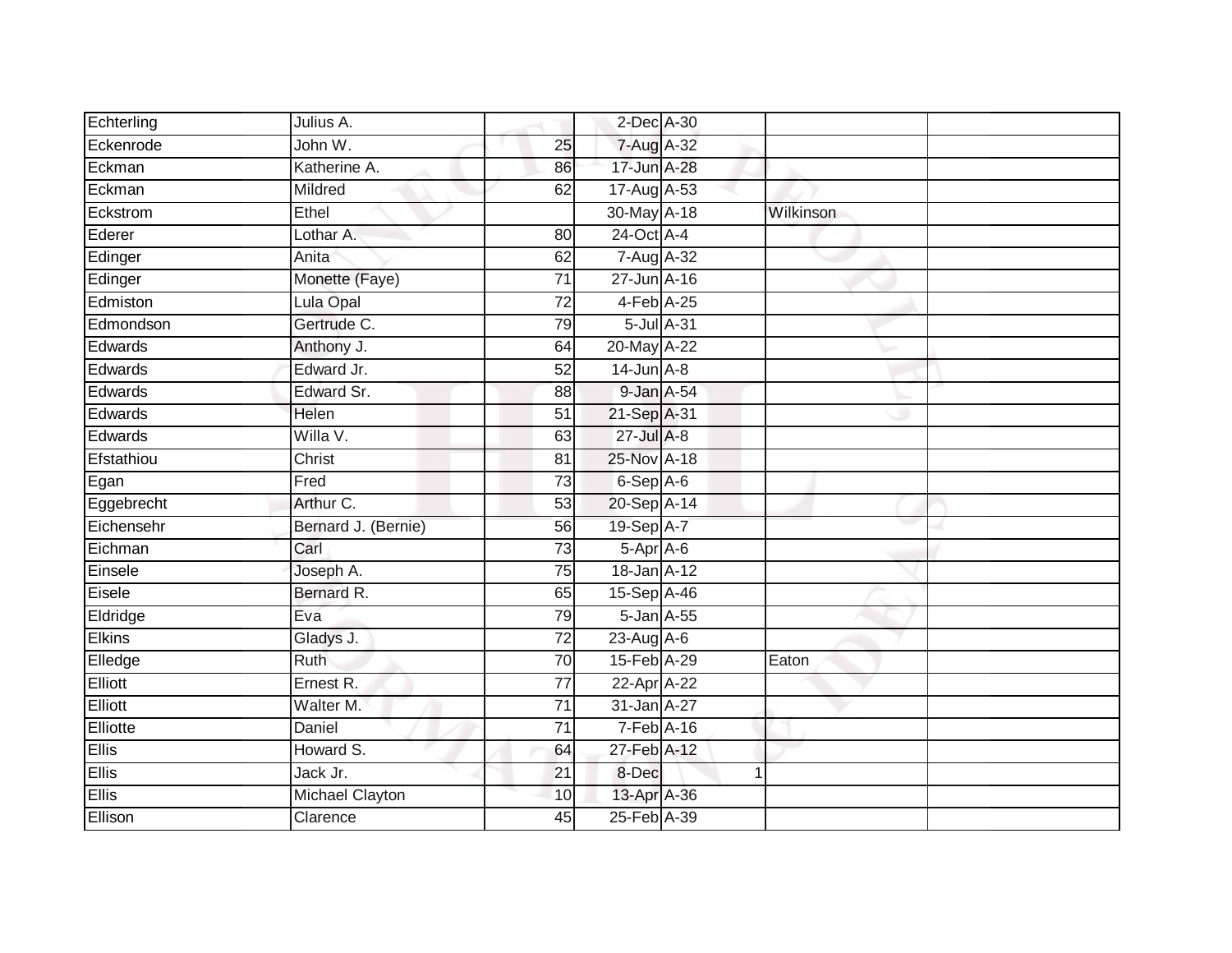| Echterling | Julius A. | | 2-Dec | A-30 | | |
|---|---|---|---|---|---|---|
| Eckenrode | John W. | 25 | 7-Aug | A-32 | | |
| Eckman | Katherine A. | 86 | 17-Jun | A-28 | | |
| Eckman | Mildred | 62 | 17-Aug | A-53 | | |
| Eckstrom | Ethel | | 30-May | A-18 | Wilkinson | |
| Ederer | Lothar A. | 80 | 24-Oct | A-4 | | |
| Edinger | Anita | 62 | 7-Aug | A-32 | | |
| Edinger | Monette (Faye) | 71 | 27-Jun | A-16 | | |
| Edmiston | Lula Opal | 72 | 4-Feb | A-25 | | |
| Edmondson | Gertrude C. | 79 | 5-Jul | A-31 | | |
| Edwards | Anthony J. | 64 | 20-May | A-22 | | |
| Edwards | Edward Jr. | 52 | 14-Jun | A-8 | | |
| Edwards | Edward Sr. | 88 | 9-Jan | A-54 | | |
| Edwards | Helen | 51 | 21-Sep | A-31 | | |
| Edwards | Willa V. | 63 | 27-Jul | A-8 | | |
| Efstathiou | Christ | 81 | 25-Nov | A-18 | | |
| Egan | Fred | 73 | 6-Sep | A-6 | | |
| Eggebrecht | Arthur C. | 53 | 20-Sep | A-14 | | |
| Eichensehr | Bernard J. (Bernie) | 56 | 19-Sep | A-7 | | |
| Eichman | Carl | 73 | 5-Apr | A-6 | | |
| Einsele | Joseph A. | 75 | 18-Jan | A-12 | | |
| Eisele | Bernard R. | 65 | 15-Sep | A-46 | | |
| Eldridge | Eva | 79 | 5-Jan | A-55 | | |
| Elkins | Gladys J. | 72 | 23-Aug | A-6 | | |
| Elledge | Ruth | 70 | 15-Feb | A-29 | Eaton | |
| Elliott | Ernest R. | 77 | 22-Apr | A-22 | | |
| Elliott | Walter M. | 71 | 31-Jan | A-27 | | |
| Elliotte | Daniel | 71 | 7-Feb | A-16 | | |
| Ellis | Howard S. | 64 | 27-Feb | A-12 | | |
| Ellis | Jack Jr. | 21 | 8-Dec | 1 | | |
| Ellis | Michael Clayton | 10 | 13-Apr | A-36 | | |
| Ellison | Clarence | 45 | 25-Feb | A-39 | | |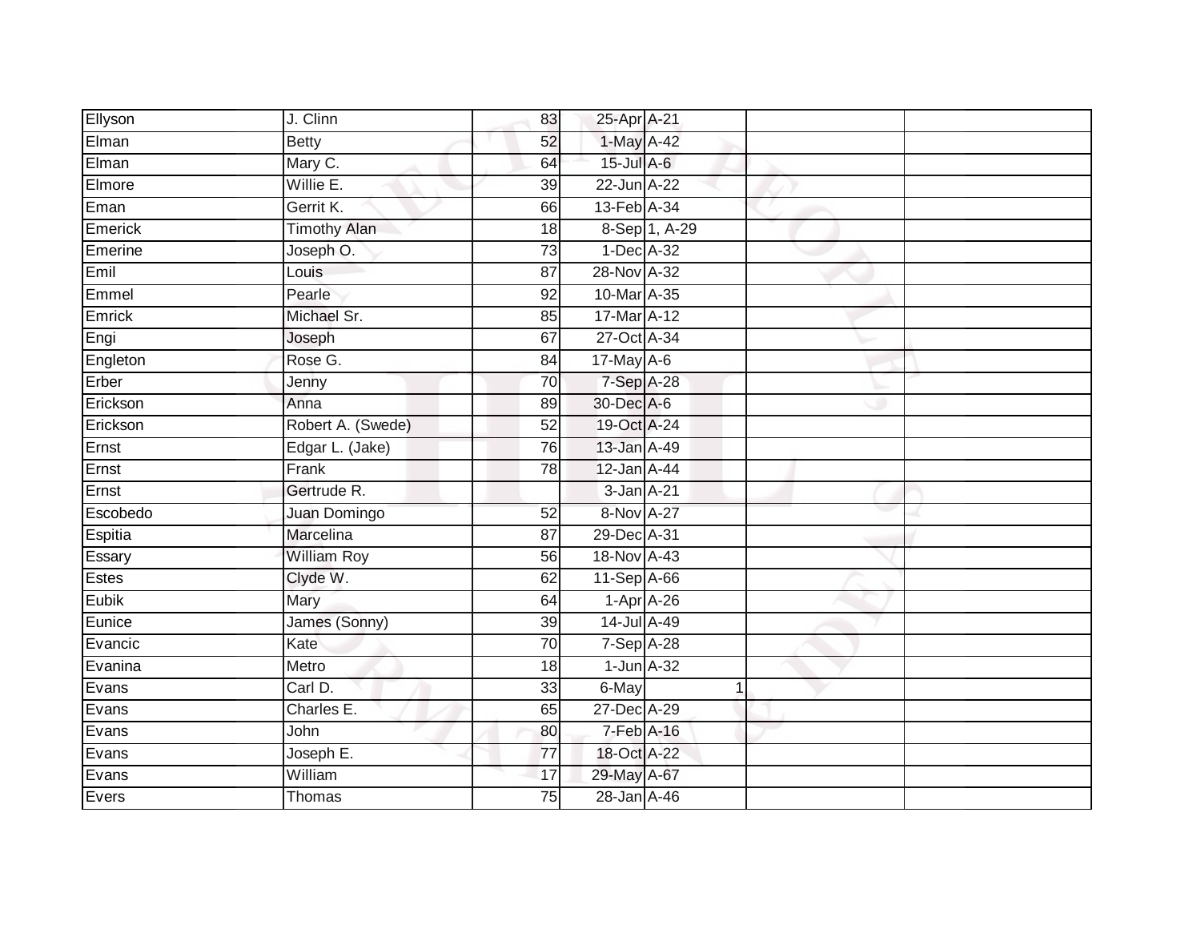| | | | | | | |
|---|---|---|---|---|---|---|
| Ellyson | J. Clinn | 83 | 25-Apr | A-21 | | |
| Elman | Betty | 52 | 1-May | A-42 | | |
| Elman | Mary C. | 64 | 15-Jul | A-6 | | |
| Elmore | Willie E. | 39 | 22-Jun | A-22 | | |
| Eman | Gerrit K. | 66 | 13-Feb | A-34 | | |
| Emerick | Timothy Alan | 18 | 8-Sep | 1, A-29 | | |
| Emerine | Joseph O. | 73 | 1-Dec | A-32 | | |
| Emil | Louis | 87 | 28-Nov | A-32 | | |
| Emmel | Pearle | 92 | 10-Mar | A-35 | | |
| Emrick | Michael Sr. | 85 | 17-Mar | A-12 | | |
| Engi | Joseph | 67 | 27-Oct | A-34 | | |
| Engleton | Rose G. | 84 | 17-May | A-6 | | |
| Erber | Jenny | 70 | 7-Sep | A-28 | | |
| Erickson | Anna | 89 | 30-Dec | A-6 | | |
| Erickson | Robert A. (Swede) | 52 | 19-Oct | A-24 | | |
| Ernst | Edgar L. (Jake) | 76 | 13-Jan | A-49 | | |
| Ernst | Frank | 78 | 12-Jan | A-44 | | |
| Ernst | Gertrude R. | | 3-Jan | A-21 | | |
| Escobedo | Juan Domingo | 52 | 8-Nov | A-27 | | |
| Espitia | Marcelina | 87 | 29-Dec | A-31 | | |
| Essary | William Roy | 56 | 18-Nov | A-43 | | |
| Estes | Clyde W. | 62 | 11-Sep | A-66 | | |
| Eubik | Mary | 64 | 1-Apr | A-26 | | |
| Eunice | James (Sonny) | 39 | 14-Jul | A-49 | | |
| Evancic | Kate | 70 | 7-Sep | A-28 | | |
| Evanina | Metro | 18 | 1-Jun | A-32 | | |
| Evans | Carl D. | 33 | 6-May | 1 | | |
| Evans | Charles E. | 65 | 27-Dec | A-29 | | |
| Evans | John | 80 | 7-Feb | A-16 | | |
| Evans | Joseph E. | 77 | 18-Oct | A-22 | | |
| Evans | William | 17 | 29-May | A-67 | | |
| Evers | Thomas | 75 | 28-Jan | A-46 | | |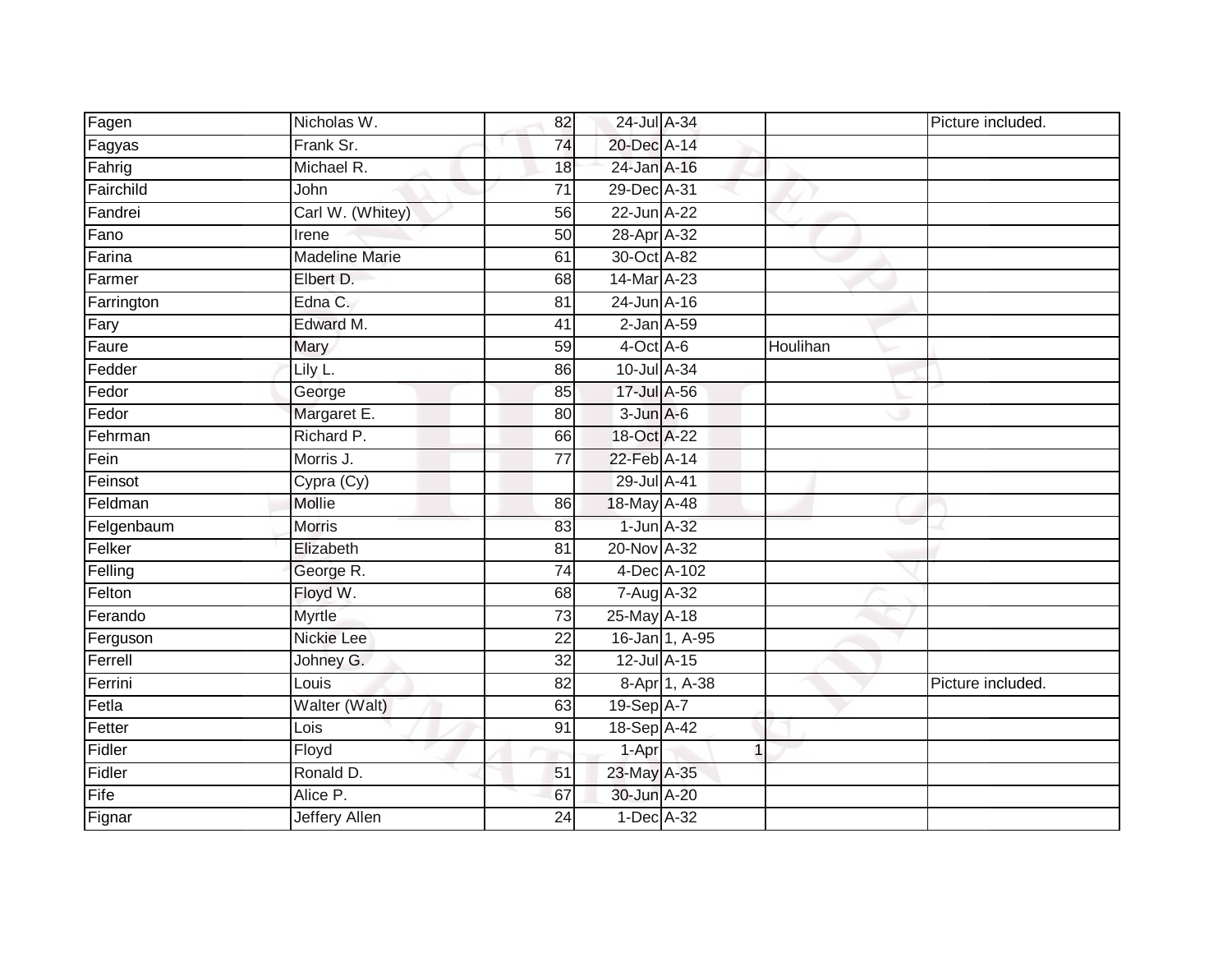| | | | | | | |
|---|---|---|---|---|---|---|
| Fagen | Nicholas W. | 82 | 24-Jul | A-34 | | Picture included. |
| Fagyas | Frank Sr. | 74 | 20-Dec | A-14 | | |
| Fahrig | Michael R. | 18 | 24-Jan | A-16 | | |
| Fairchild | John | 71 | 29-Dec | A-31 | | |
| Fandrei | Carl W. (Whitey) | 56 | 22-Jun | A-22 | | |
| Fano | Irene | 50 | 28-Apr | A-32 | | |
| Farina | Madeline Marie | 61 | 30-Oct | A-82 | | |
| Farmer | Elbert D. | 68 | 14-Mar | A-23 | | |
| Farrington | Edna C. | 81 | 24-Jun | A-16 | | |
| Fary | Edward M. | 41 | 2-Jan | A-59 | | |
| Faure | Mary | 59 | 4-Oct | A-6 | Houlihan | |
| Fedder | Lily L. | 86 | 10-Jul | A-34 | | |
| Fedor | George | 85 | 17-Jul | A-56 | | |
| Fedor | Margaret E. | 80 | 3-Jun | A-6 | | |
| Fehrman | Richard P. | 66 | 18-Oct | A-22 | | |
| Fein | Morris J. | 77 | 22-Feb | A-14 | | |
| Feinsot | Cypra (Cy) | | 29-Jul | A-41 | | |
| Feldman | Mollie | 86 | 18-May | A-48 | | |
| Felgenbaum | Morris | 83 | 1-Jun | A-32 | | |
| Felker | Elizabeth | 81 | 20-Nov | A-32 | | |
| Felling | George R. | 74 | 4-Dec | A-102 | | |
| Felton | Floyd W. | 68 | 7-Aug | A-32 | | |
| Ferando | Myrtle | 73 | 25-May | A-18 | | |
| Ferguson | Nickie Lee | 22 | 16-Jan | 1, A-95 | | |
| Ferrell | Johney G. | 32 | 12-Jul | A-15 | | |
| Ferrini | Louis | 82 | 8-Apr | 1, A-38 | | Picture included. |
| Fetla | Walter (Walt) | 63 | 19-Sep | A-7 | | |
| Fetter | Lois | 91 | 18-Sep | A-42 | | |
| Fidler | Floyd | | 1-Apr | 1 | | |
| Fidler | Ronald D. | 51 | 23-May | A-35 | | |
| Fife | Alice P. | 67 | 30-Jun | A-20 | | |
| Fignar | Jeffery Allen | 24 | 1-Dec | A-32 | | |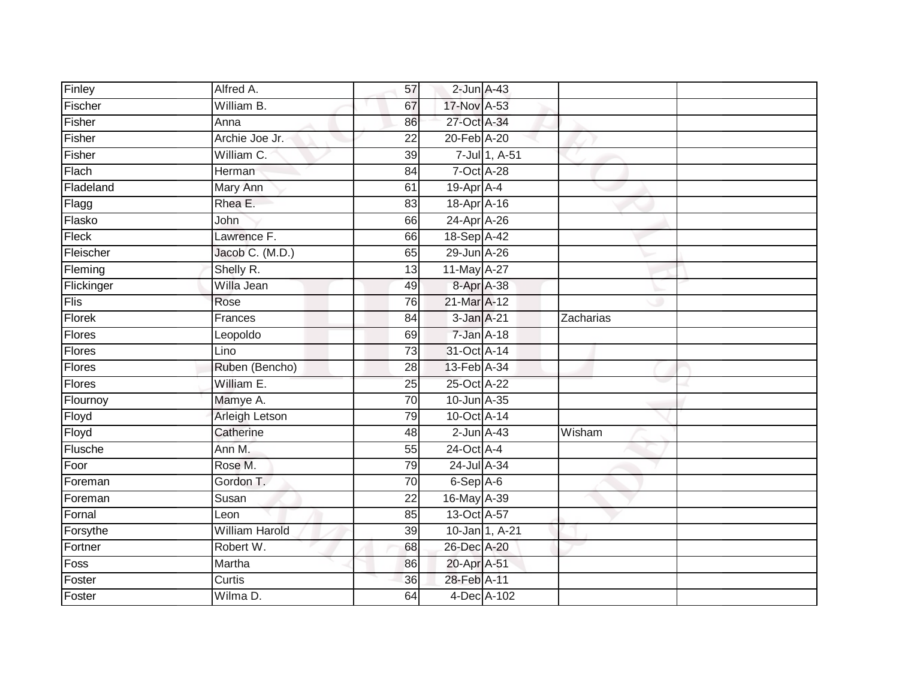| Finley | Alfred A. | 57 | 2-Jun | A-43 | | |
|---|---|---|---|---|---|---|
| Fischer | William B. | 67 | 17-Nov | A-53 | | |
| Fisher | Anna | 86 | 27-Oct | A-34 | | |
| Fisher | Archie Joe Jr. | 22 | 20-Feb | A-20 | | |
| Fisher | William C. | 39 | 7-Jul | 1, A-51 | | |
| Flach | Herman | 84 | 7-Oct | A-28 | | |
| Fladeland | Mary Ann | 61 | 19-Apr | A-4 | | |
| Flagg | Rhea E. | 83 | 18-Apr | A-16 | | |
| Flasko | John | 66 | 24-Apr | A-26 | | |
| Fleck | Lawrence F. | 66 | 18-Sep | A-42 | | |
| Fleischer | Jacob C. (M.D.) | 65 | 29-Jun | A-26 | | |
| Fleming | Shelly R. | 13 | 11-May | A-27 | | |
| Flickinger | Willa Jean | 49 | 8-Apr | A-38 | | |
| Flis | Rose | 76 | 21-Mar | A-12 | | |
| Florek | Frances | 84 | 3-Jan | A-21 | Zacharias | |
| Flores | Leopoldo | 69 | 7-Jan | A-18 | | |
| Flores | Lino | 73 | 31-Oct | A-14 | | |
| Flores | Ruben (Bencho) | 28 | 13-Feb | A-34 | | |
| Flores | William E. | 25 | 25-Oct | A-22 | | |
| Flournoy | Mamye A. | 70 | 10-Jun | A-35 | | |
| Floyd | Arleigh Letson | 79 | 10-Oct | A-14 | | |
| Floyd | Catherine | 48 | 2-Jun | A-43 | Wisham | |
| Flusche | Ann M. | 55 | 24-Oct | A-4 | | |
| Foor | Rose M. | 79 | 24-Jul | A-34 | | |
| Foreman | Gordon T. | 70 | 6-Sep | A-6 | | |
| Foreman | Susan | 22 | 16-May | A-39 | | |
| Fornal | Leon | 85 | 13-Oct | A-57 | | |
| Forsythe | William Harold | 39 | 10-Jan | 1, A-21 | | |
| Fortner | Robert W. | 68 | 26-Dec | A-20 | | |
| Foss | Martha | 86 | 20-Apr | A-51 | | |
| Foster | Curtis | 36 | 28-Feb | A-11 | | |
| Foster | Wilma D. | 64 | 4-Dec | A-102 | | |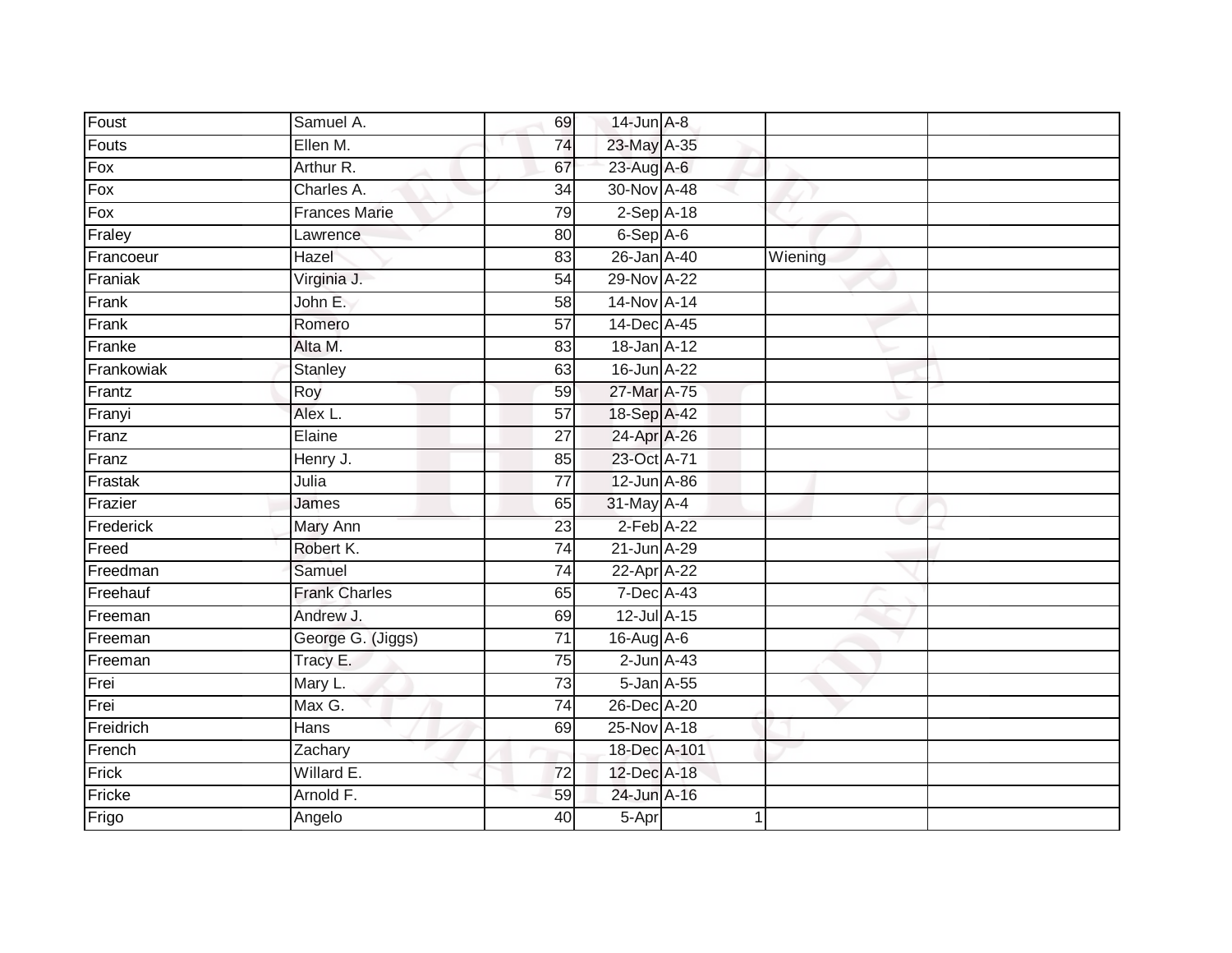| Foust | Samuel A. | 69 | 14-Jun | A-8 | | |
|---|---|---|---|---|---|---|
| Fouts | Ellen M. | 74 | 23-May | A-35 | | |
| Fox | Arthur R. | 67 | 23-Aug | A-6 | | |
| Fox | Charles A. | 34 | 30-Nov | A-48 | | |
| Fox | Frances Marie | 79 | 2-Sep | A-18 | | |
| Fraley | Lawrence | 80 | 6-Sep | A-6 | | |
| Francoeur | Hazel | 83 | 26-Jan | A-40 | Wiening | |
| Franiak | Virginia J. | 54 | 29-Nov | A-22 | | |
| Frank | John E. | 58 | 14-Nov | A-14 | | |
| Frank | Romero | 57 | 14-Dec | A-45 | | |
| Franke | Alta M. | 83 | 18-Jan | A-12 | | |
| Frankowiak | Stanley | 63 | 16-Jun | A-22 | | |
| Frantz | Roy | 59 | 27-Mar | A-75 | | |
| Franyi | Alex L. | 57 | 18-Sep | A-42 | | |
| Franz | Elaine | 27 | 24-Apr | A-26 | | |
| Franz | Henry J. | 85 | 23-Oct | A-71 | | |
| Frastak | Julia | 77 | 12-Jun | A-86 | | |
| Frazier | James | 65 | 31-May | A-4 | | |
| Frederick | Mary Ann | 23 | 2-Feb | A-22 | | |
| Freed | Robert K. | 74 | 21-Jun | A-29 | | |
| Freedman | Samuel | 74 | 22-Apr | A-22 | | |
| Freehauf | Frank Charles | 65 | 7-Dec | A-43 | | |
| Freeman | Andrew J. | 69 | 12-Jul | A-15 | | |
| Freeman | George G. (Jiggs) | 71 | 16-Aug | A-6 | | |
| Freeman | Tracy E. | 75 | 2-Jun | A-43 | | |
| Frei | Mary L. | 73 | 5-Jan | A-55 | | |
| Frei | Max G. | 74 | 26-Dec | A-20 | | |
| Freidrich | Hans | 69 | 25-Nov | A-18 | | |
| French | Zachary | | 18-Dec | A-101 | | |
| Frick | Willard E. | 72 | 12-Dec | A-18 | | |
| Fricke | Arnold F. | 59 | 24-Jun | A-16 | | |
| Frigo | Angelo | 40 | 5-Apr | 1 | | |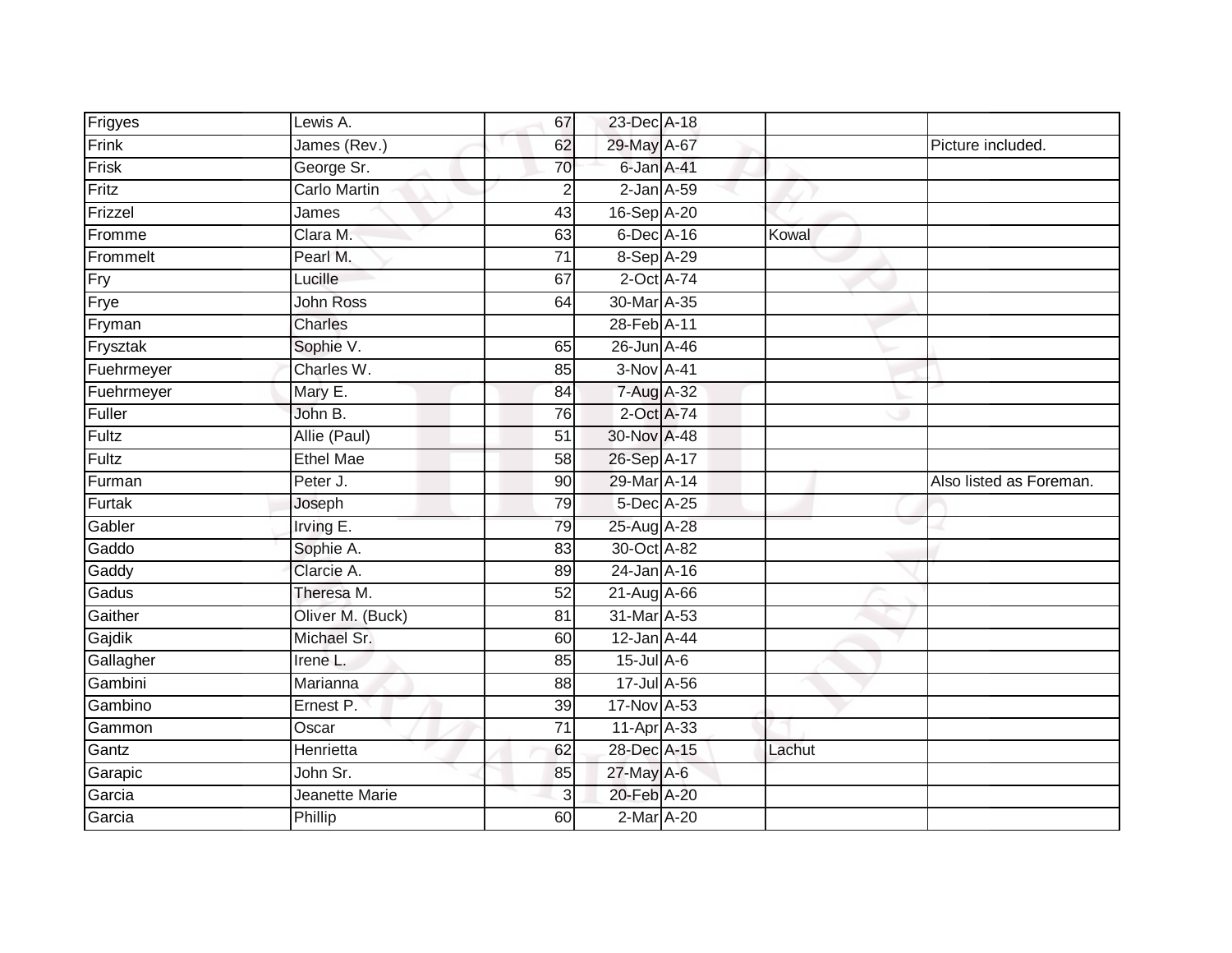| | | | | | | |
|---|---|---|---|---|---|---|
| Frigyes | Lewis A. | 67 | 23-Dec | A-18 | | |
| Frink | James (Rev.) | 62 | 29-May | A-67 | | Picture included. |
| Frisk | George Sr. | 70 | 6-Jan | A-41 | | |
| Fritz | Carlo Martin | 2 | 2-Jan | A-59 | | |
| Frizzel | James | 43 | 16-Sep | A-20 | | |
| Fromme | Clara M. | 63 | 6-Dec | A-16 | Kowal | |
| Frommelt | Pearl M. | 71 | 8-Sep | A-29 | | |
| Fry | Lucille | 67 | 2-Oct | A-74 | | |
| Frye | John Ross | 64 | 30-Mar | A-35 | | |
| Fryman | Charles | | 28-Feb | A-11 | | |
| Frysztak | Sophie V. | 65 | 26-Jun | A-46 | | |
| Fuehrmeyer | Charles W. | 85 | 3-Nov | A-41 | | |
| Fuehrmeyer | Mary E. | 84 | 7-Aug | A-32 | | |
| Fuller | John B. | 76 | 2-Oct | A-74 | | |
| Fultz | Allie (Paul) | 51 | 30-Nov | A-48 | | |
| Fultz | Ethel Mae | 58 | 26-Sep | A-17 | | |
| Furman | Peter J. | 90 | 29-Mar | A-14 | | Also listed as Foreman. |
| Furtak | Joseph | 79 | 5-Dec | A-25 | | |
| Gabler | Irving E. | 79 | 25-Aug | A-28 | | |
| Gaddo | Sophie A. | 83 | 30-Oct | A-82 | | |
| Gaddy | Clarcie A. | 89 | 24-Jan | A-16 | | |
| Gadus | Theresa M. | 52 | 21-Aug | A-66 | | |
| Gaither | Oliver M. (Buck) | 81 | 31-Mar | A-53 | | |
| Gajdik | Michael Sr. | 60 | 12-Jan | A-44 | | |
| Gallagher | Irene L. | 85 | 15-Jul | A-6 | | |
| Gambini | Marianna | 88 | 17-Jul | A-56 | | |
| Gambino | Ernest P. | 39 | 17-Nov | A-53 | | |
| Gammon | Oscar | 71 | 11-Apr | A-33 | | |
| Gantz | Henrietta | 62 | 28-Dec | A-15 | Lachut | |
| Garapic | John Sr. | 85 | 27-May | A-6 | | |
| Garcia | Jeanette Marie | 3 | 20-Feb | A-20 | | |
| Garcia | Phillip | 60 | 2-Mar | A-20 | | |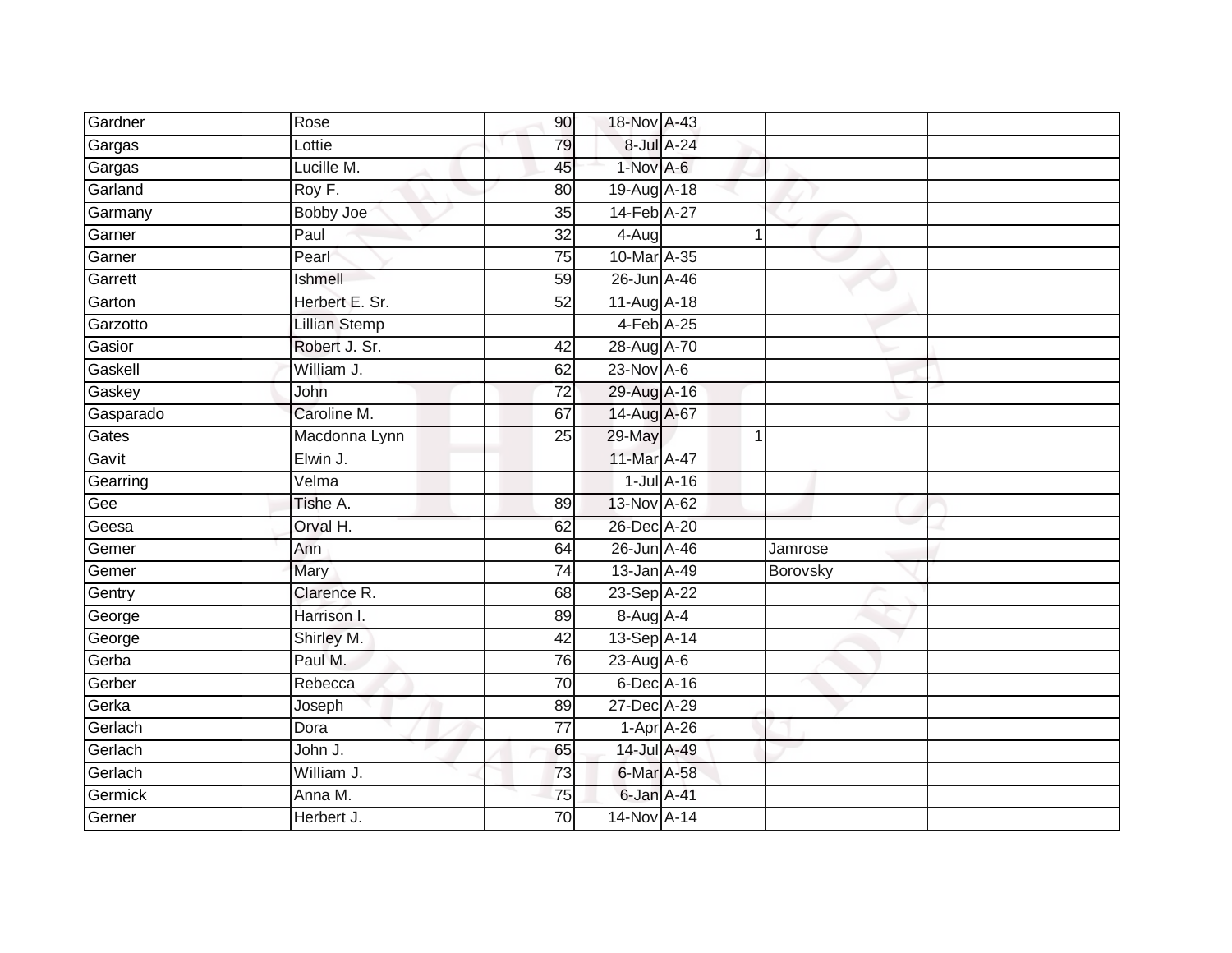| | | | | | | | |
|---|---|---|---|---|---|---|---|
| Gardner | Rose | 90 | 18-Nov | A-43 | | | |
| Gargas | Lottie | 79 | 8-Jul | A-24 | | | |
| Gargas | Lucille M. | 45 | 1-Nov | A-6 | | | |
| Garland | Roy F. | 80 | 19-Aug | A-18 | | | |
| Garmany | Bobby Joe | 35 | 14-Feb | A-27 | | | |
| Garner | Paul | 32 | 4-Aug | | 1 | | |
| Garner | Pearl | 75 | 10-Mar | A-35 | | | |
| Garrett | Ishmell | 59 | 26-Jun | A-46 | | | |
| Garton | Herbert E. Sr. | 52 | 11-Aug | A-18 | | | |
| Garzotto | Lillian Stemp | | 4-Feb | A-25 | | | |
| Gasior | Robert J. Sr. | 42 | 28-Aug | A-70 | | | |
| Gaskell | William J. | 62 | 23-Nov | A-6 | | | |
| Gaskey | John | 72 | 29-Aug | A-16 | | | |
| Gasparado | Caroline M. | 67 | 14-Aug | A-67 | | | |
| Gates | Macdonna Lynn | 25 | 29-May | | 1 | | |
| Gavit | Elwin J. | | 11-Mar | A-47 | | | |
| Gearring | Velma | | 1-Jul | A-16 | | | |
| Gee | Tishe A. | 89 | 13-Nov | A-62 | | | |
| Geesa | Orval H. | 62 | 26-Dec | A-20 | | | |
| Gemer | Ann | 64 | 26-Jun | A-46 | | Jamrose | |
| Gemer | Mary | 74 | 13-Jan | A-49 | | Borovsky | |
| Gentry | Clarence R. | 68 | 23-Sep | A-22 | | | |
| George | Harrison I. | 89 | 8-Aug | A-4 | | | |
| George | Shirley M. | 42 | 13-Sep | A-14 | | | |
| Gerba | Paul M. | 76 | 23-Aug | A-6 | | | |
| Gerber | Rebecca | 70 | 6-Dec | A-16 | | | |
| Gerka | Joseph | 89 | 27-Dec | A-29 | | | |
| Gerlach | Dora | 77 | 1-Apr | A-26 | | | |
| Gerlach | John J. | 65 | 14-Jul | A-49 | | | |
| Gerlach | William J. | 73 | 6-Mar | A-58 | | | |
| Germick | Anna M. | 75 | 6-Jan | A-41 | | | |
| Gerner | Herbert J. | 70 | 14-Nov | A-14 | | | |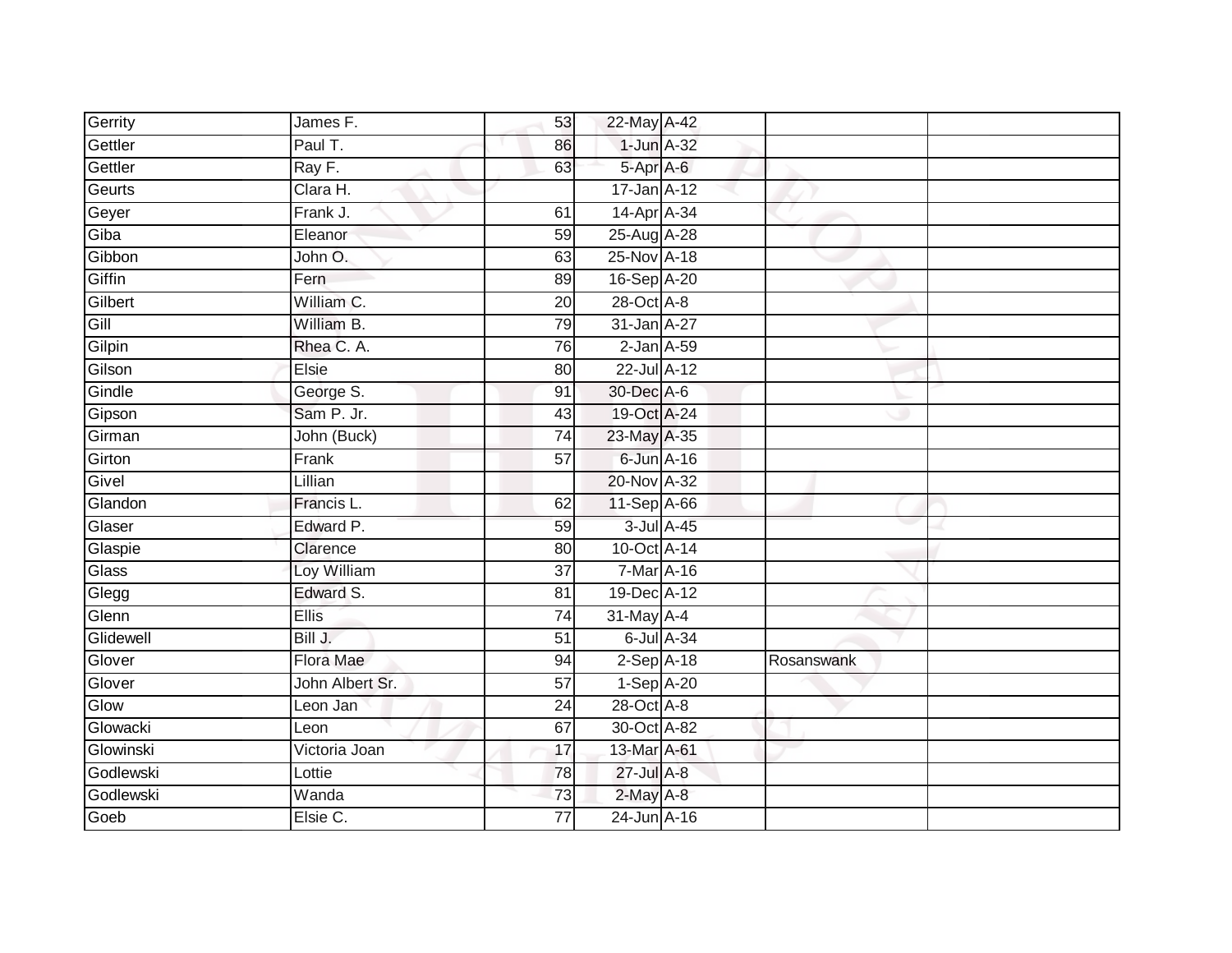| | | | | | | |
|---|---|---|---|---|---|---|
| Gerrity | James F. | 53 | 22-May | A-42 | | |
| Gettler | Paul T. | 86 | 1-Jun | A-32 | | |
| Gettler | Ray F. | 63 | 5-Apr | A-6 | | |
| Geurts | Clara H. | | 17-Jan | A-12 | | |
| Geyer | Frank J. | 61 | 14-Apr | A-34 | | |
| Giba | Eleanor | 59 | 25-Aug | A-28 | | |
| Gibbon | John O. | 63 | 25-Nov | A-18 | | |
| Giffin | Fern | 89 | 16-Sep | A-20 | | |
| Gilbert | William C. | 20 | 28-Oct | A-8 | | |
| Gill | William B. | 79 | 31-Jan | A-27 | | |
| Gilpin | Rhea C. A. | 76 | 2-Jan | A-59 | | |
| Gilson | Elsie | 80 | 22-Jul | A-12 | | |
| Gindle | George S. | 91 | 30-Dec | A-6 | | |
| Gipson | Sam P. Jr. | 43 | 19-Oct | A-24 | | |
| Girman | John (Buck) | 74 | 23-May | A-35 | | |
| Girton | Frank | 57 | 6-Jun | A-16 | | |
| Givel | Lillian | | 20-Nov | A-32 | | |
| Glandon | Francis L. | 62 | 11-Sep | A-66 | | |
| Glaser | Edward P. | 59 | 3-Jul | A-45 | | |
| Glaspie | Clarence | 80 | 10-Oct | A-14 | | |
| Glass | Loy William | 37 | 7-Mar | A-16 | | |
| Glegg | Edward S. | 81 | 19-Dec | A-12 | | |
| Glenn | Ellis | 74 | 31-May | A-4 | | |
| Glidewell | Bill J. | 51 | 6-Jul | A-34 | | |
| Glover | Flora Mae | 94 | 2-Sep | A-18 | Rosanswank | |
| Glover | John Albert Sr. | 57 | 1-Sep | A-20 | | |
| Glow | Leon Jan | 24 | 28-Oct | A-8 | | |
| Glowacki | Leon | 67 | 30-Oct | A-82 | | |
| Glowinski | Victoria Joan | 17 | 13-Mar | A-61 | | |
| Godlewski | Lottie | 78 | 27-Jul | A-8 | | |
| Godlewski | Wanda | 73 | 2-May | A-8 | | |
| Goeb | Elsie C. | 77 | 24-Jun | A-16 | | |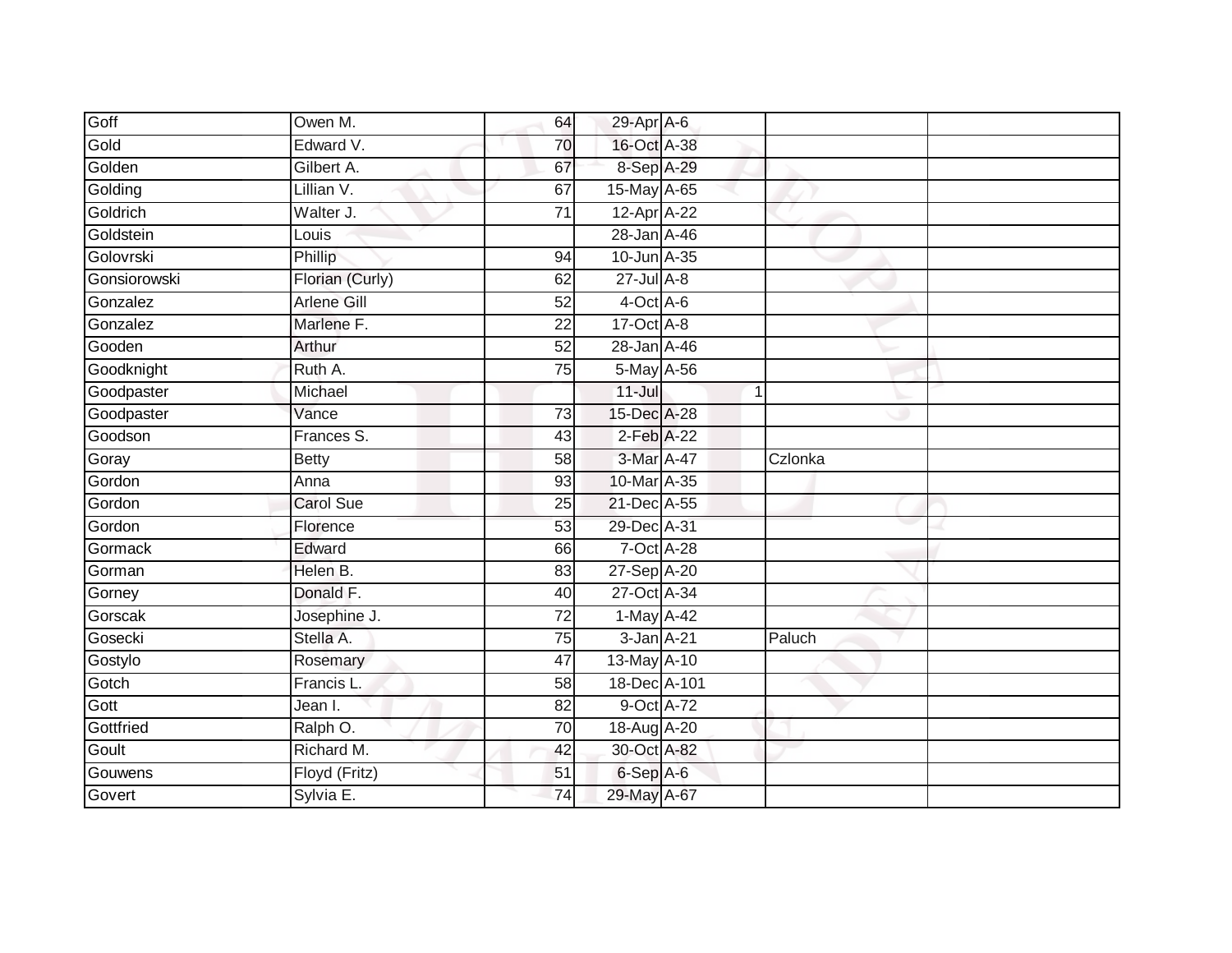| Goff | Owen M. | 64 | 29-Apr | A-6 | | | |
|---|---|---|---|---|---|---|---|
| Gold | Edward V. | 70 | 16-Oct | A-38 | | | |
| Golden | Gilbert A. | 67 | 8-Sep | A-29 | | | |
| Golding | Lillian V. | 67 | 15-May | A-65 | | | |
| Goldrich | Walter J. | 71 | 12-Apr | A-22 | | | |
| Goldstein | Louis | | 28-Jan | A-46 | | | |
| Golovrski | Phillip | 94 | 10-Jun | A-35 | | | |
| Gonsiorowski | Florian (Curly) | 62 | 27-Jul | A-8 | | | |
| Gonzalez | Arlene Gill | 52 | 4-Oct | A-6 | | | |
| Gonzalez | Marlene F. | 22 | 17-Oct | A-8 | | | |
| Gooden | Arthur | 52 | 28-Jan | A-46 | | | |
| Goodknight | Ruth A. | 75 | 5-May | A-56 | | | |
| Goodpaster | Michael | | 11-Jul | | 1 | | |
| Goodpaster | Vance | 73 | 15-Dec | A-28 | | | |
| Goodson | Frances S. | 43 | 2-Feb | A-22 | | | |
| Goray | Betty | 58 | 3-Mar | A-47 | | Czlonka | |
| Gordon | Anna | 93 | 10-Mar | A-35 | | | |
| Gordon | Carol Sue | 25 | 21-Dec | A-55 | | | |
| Gordon | Florence | 53 | 29-Dec | A-31 | | | |
| Gormack | Edward | 66 | 7-Oct | A-28 | | | |
| Gorman | Helen B. | 83 | 27-Sep | A-20 | | | |
| Gorney | Donald F. | 40 | 27-Oct | A-34 | | | |
| Gorscak | Josephine J. | 72 | 1-May | A-42 | | | |
| Gosecki | Stella A. | 75 | 3-Jan | A-21 | | Paluch | |
| Gostylo | Rosemary | 47 | 13-May | A-10 | | | |
| Gotch | Francis L. | 58 | 18-Dec | A-101 | | | |
| Gott | Jean I. | 82 | 9-Oct | A-72 | | | |
| Gottfried | Ralph O. | 70 | 18-Aug | A-20 | | | |
| Goult | Richard M. | 42 | 30-Oct | A-82 | | | |
| Gouwens | Floyd (Fritz) | 51 | 6-Sep | A-6 | | | |
| Govert | Sylvia E. | 74 | 29-May | A-67 | | | |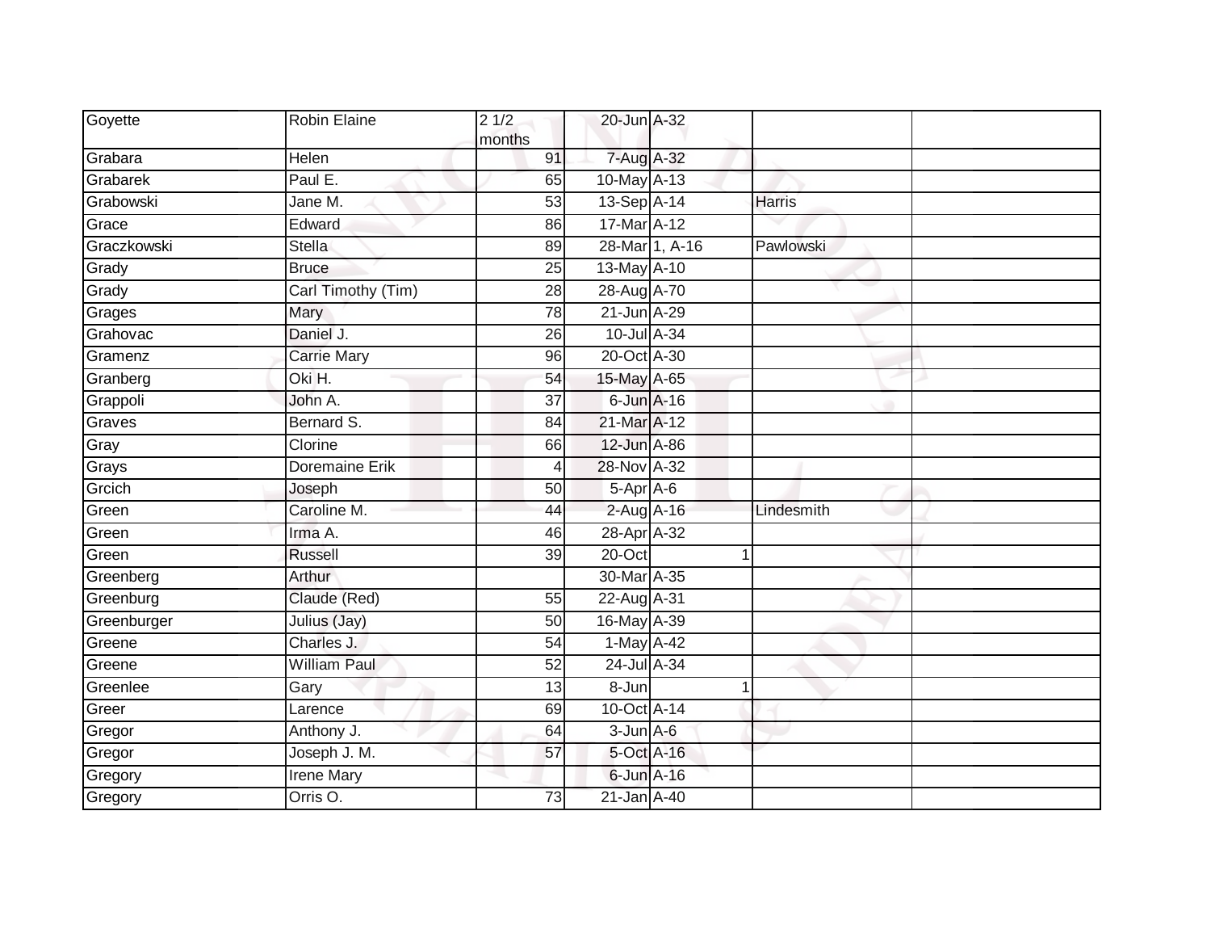| | | | | | | |
|---|---|---|---|---|---|---|
| Goyette | Robin Elaine | 2 1/2 months | 20-Jun | A-32 | | |
| Grabara | Helen | 91 | 7-Aug | A-32 | | |
| Grabarek | Paul E. | 65 | 10-May | A-13 | | |
| Grabowski | Jane M. | 53 | 13-Sep | A-14 | Harris | |
| Grace | Edward | 86 | 17-Mar | A-12 | | |
| Graczkowski | Stella | 89 | 28-Mar | 1, A-16 | Pawlowski | |
| Grady | Bruce | 25 | 13-May | A-10 | | |
| Grady | Carl Timothy (Tim) | 28 | 28-Aug | A-70 | | |
| Grages | Mary | 78 | 21-Jun | A-29 | | |
| Grahovac | Daniel J. | 26 | 10-Jul | A-34 | | |
| Gramenz | Carrie Mary | 96 | 20-Oct | A-30 | | |
| Granberg | Oki H. | 54 | 15-May | A-65 | | |
| Grappoli | John A. | 37 | 6-Jun | A-16 | | |
| Graves | Bernard S. | 84 | 21-Mar | A-12 | | |
| Gray | Clorine | 66 | 12-Jun | A-86 | | |
| Grays | Doremaine Erik | 4 | 28-Nov | A-32 | | |
| Grcich | Joseph | 50 | 5-Apr | A-6 | | |
| Green | Caroline M. | 44 | 2-Aug | A-16 | Lindesmith | |
| Green | Irma A. | 46 | 28-Apr | A-32 | | |
| Green | Russell | 39 | 20-Oct | 1 | | |
| Greenberg | Arthur | | 30-Mar | A-35 | | |
| Greenburg | Claude (Red) | 55 | 22-Aug | A-31 | | |
| Greenburger | Julius (Jay) | 50 | 16-May | A-39 | | |
| Greene | Charles J. | 54 | 1-May | A-42 | | |
| Greene | William Paul | 52 | 24-Jul | A-34 | | |
| Greenlee | Gary | 13 | 8-Jun | 1 | | |
| Greer | Larence | 69 | 10-Oct | A-14 | | |
| Gregor | Anthony J. | 64 | 3-Jun | A-6 | | |
| Gregor | Joseph J. M. | 57 | 5-Oct | A-16 | | |
| Gregory | Irene Mary | | 6-Jun | A-16 | | |
| Gregory | Orris O. | 73 | 21-Jan | A-40 | | |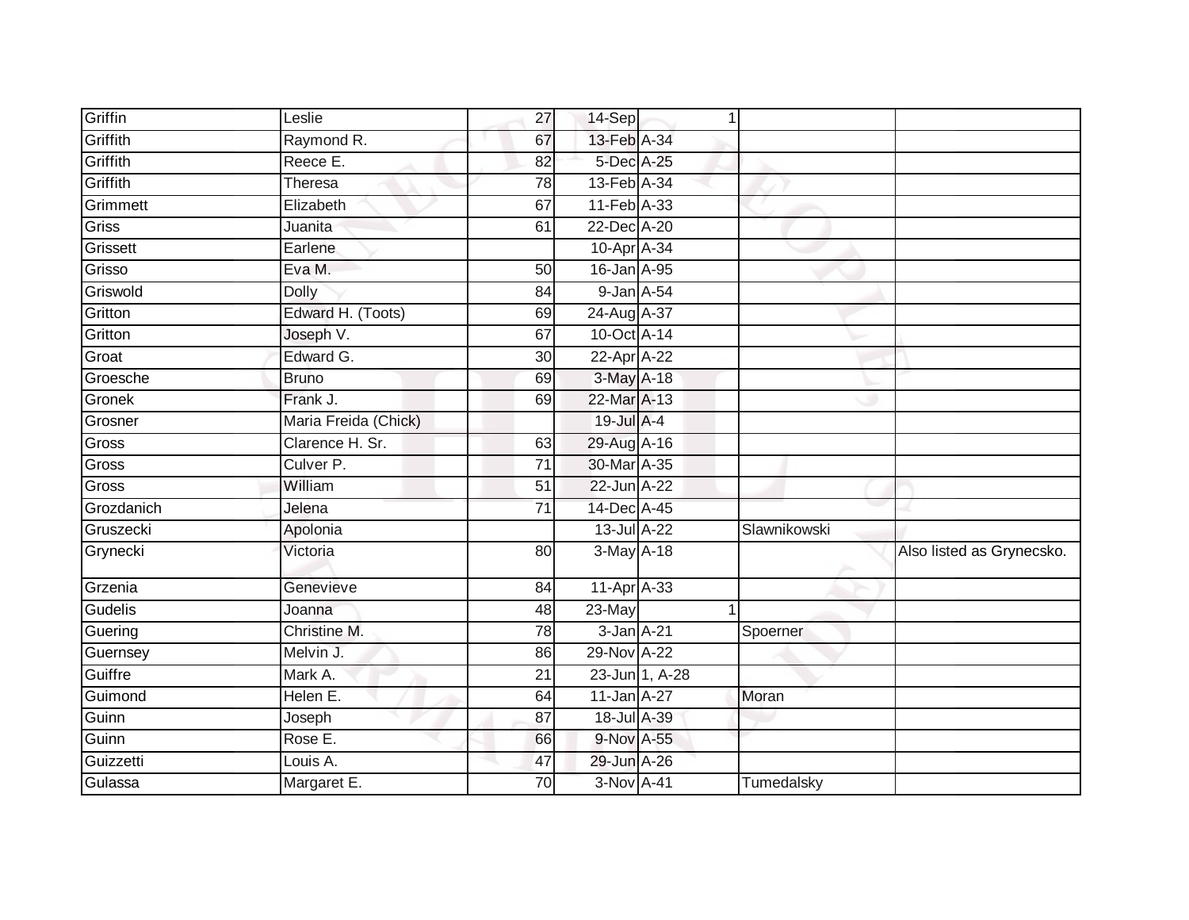| | | | | | | |
|---|---|---|---|---|---|---|
| Griffin | Leslie | 27 | 14-Sep | 1 | | |
| Griffith | Raymond R. | 67 | 13-Feb | A-34 | | |
| Griffith | Reece E. | 82 | 5-Dec | A-25 | | |
| Griffith | Theresa | 78 | 13-Feb | A-34 | | |
| Grimmett | Elizabeth | 67 | 11-Feb | A-33 | | |
| Griss | Juanita | 61 | 22-Dec | A-20 | | |
| Grissett | Earlene | | 10-Apr | A-34 | | |
| Grisso | Eva M. | 50 | 16-Jan | A-95 | | |
| Griswold | Dolly | 84 | 9-Jan | A-54 | | |
| Gritton | Edward H. (Toots) | 69 | 24-Aug | A-37 | | |
| Gritton | Joseph V. | 67 | 10-Oct | A-14 | | |
| Groat | Edward G. | 30 | 22-Apr | A-22 | | |
| Groesche | Bruno | 69 | 3-May | A-18 | | |
| Gronek | Frank J. | 69 | 22-Mar | A-13 | | |
| Grosner | Maria Freida (Chick) | | 19-Jul | A-4 | | |
| Gross | Clarence H. Sr. | 63 | 29-Aug | A-16 | | |
| Gross | Culver P. | 71 | 30-Mar | A-35 | | |
| Gross | William | 51 | 22-Jun | A-22 | | |
| Grozdanich | Jelena | 71 | 14-Dec | A-45 | | |
| Gruszecki | Apolonia | | 13-Jul | A-22 | Slawnikowski | |
| Grynecki | Victoria | 80 | 3-May | A-18 | | Also listed as Grynecsko. |
| Grzenia | Genevieve | 84 | 11-Apr | A-33 | | |
| Gudelis | Joanna | 48 | 23-May | 1 | | |
| Guering | Christine M. | 78 | 3-Jan | A-21 | Spoerner | |
| Guernsey | Melvin J. | 86 | 29-Nov | A-22 | | |
| Guiffre | Mark A. | 21 | 23-Jun | 1, A-28 | | |
| Guimond | Helen E. | 64 | 11-Jan | A-27 | Moran | |
| Guinn | Joseph | 87 | 18-Jul | A-39 | | |
| Guinn | Rose E. | 66 | 9-Nov | A-55 | | |
| Guizzetti | Louis A. | 47 | 29-Jun | A-26 | | |
| Gulassa | Margaret E. | 70 | 3-Nov | A-41 | Tumedalsky | |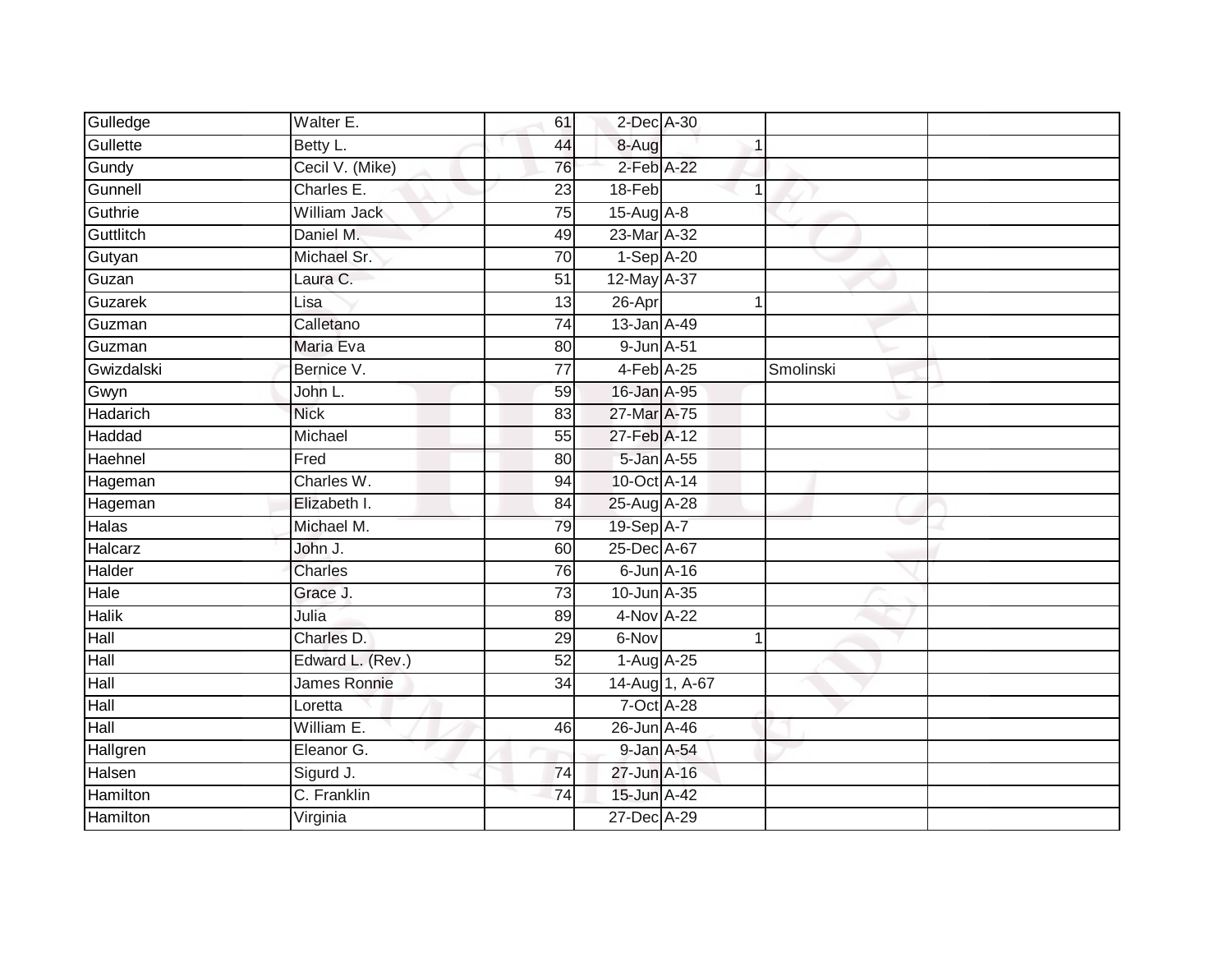| | | | | | | |
|---|---|---|---|---|---|---|
| Gulledge | Walter E. | 61 | 2-Dec | A-30 | | |
| Gullette | Betty L. | 44 | 8-Aug | 1 | | |
| Gundy | Cecil V. (Mike) | 76 | 2-Feb | A-22 | | |
| Gunnell | Charles E. | 23 | 18-Feb | 1 | | |
| Guthrie | William Jack | 75 | 15-Aug | A-8 | | |
| Guttlitch | Daniel M. | 49 | 23-Mar | A-32 | | |
| Gutyan | Michael Sr. | 70 | 1-Sep | A-20 | | |
| Guzan | Laura C. | 51 | 12-May | A-37 | | |
| Guzarek | Lisa | 13 | 26-Apr | 1 | | |
| Guzman | Calletano | 74 | 13-Jan | A-49 | | |
| Guzman | Maria Eva | 80 | 9-Jun | A-51 | | |
| Gwizdalski | Bernice V. | 77 | 4-Feb | A-25 | Smolinski | |
| Gwyn | John L. | 59 | 16-Jan | A-95 | | |
| Hadarich | Nick | 83 | 27-Mar | A-75 | | |
| Haddad | Michael | 55 | 27-Feb | A-12 | | |
| Haehnel | Fred | 80 | 5-Jan | A-55 | | |
| Hageman | Charles W. | 94 | 10-Oct | A-14 | | |
| Hageman | Elizabeth I. | 84 | 25-Aug | A-28 | | |
| Halas | Michael M. | 79 | 19-Sep | A-7 | | |
| Halcarz | John J. | 60 | 25-Dec | A-67 | | |
| Halder | Charles | 76 | 6-Jun | A-16 | | |
| Hale | Grace J. | 73 | 10-Jun | A-35 | | |
| Halik | Julia | 89 | 4-Nov | A-22 | | |
| Hall | Charles D. | 29 | 6-Nov | 1 | | |
| Hall | Edward L. (Rev.) | 52 | 1-Aug | A-25 | | |
| Hall | James Ronnie | 34 | 14-Aug | 1, A-67 | | |
| Hall | Loretta | | 7-Oct | A-28 | | |
| Hall | William E. | 46 | 26-Jun | A-46 | | |
| Hallgren | Eleanor G. | | 9-Jan | A-54 | | |
| Halsen | Sigurd J. | 74 | 27-Jun | A-16 | | |
| Hamilton | C. Franklin | 74 | 15-Jun | A-42 | | |
| Hamilton | Virginia | | 27-Dec | A-29 | | |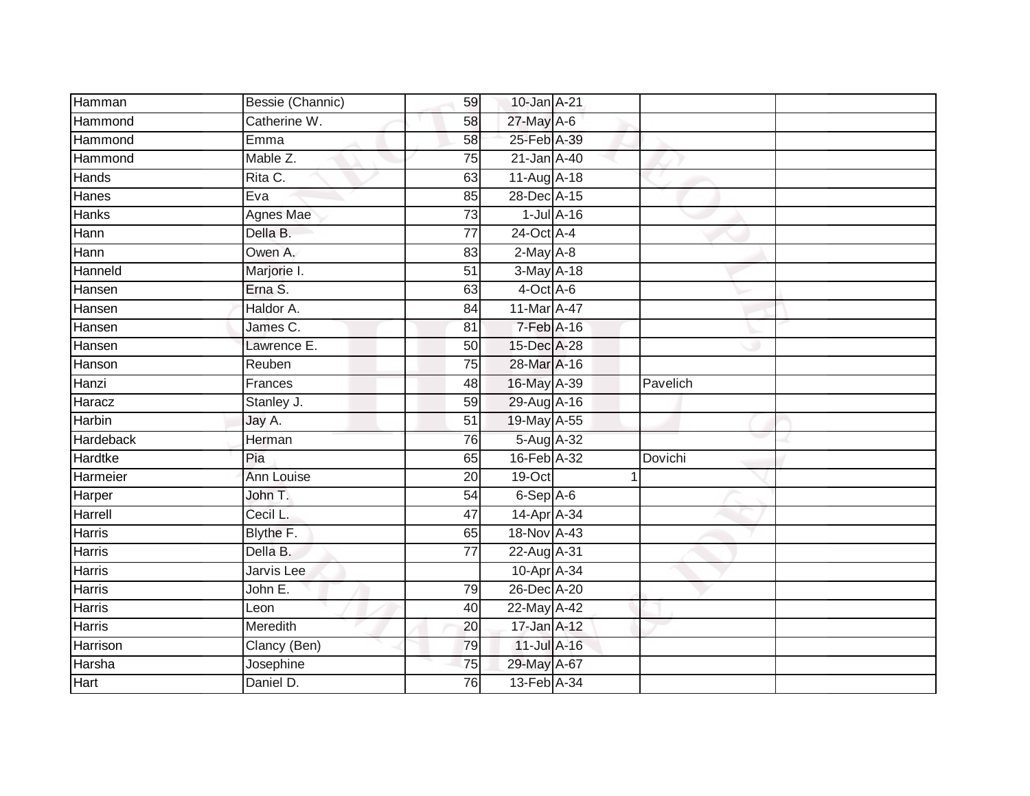| | | | | | | |
|---|---|---|---|---|---|---|
| Hamman | Bessie (Channic) | 59 | 10-Jan | A-21 | | |
| Hammond | Catherine W. | 58 | 27-May | A-6 | | |
| Hammond | Emma | 58 | 25-Feb | A-39 | | |
| Hammond | Mable Z. | 75 | 21-Jan | A-40 | | |
| Hands | Rita C. | 63 | 11-Aug | A-18 | | |
| Hanes | Eva | 85 | 28-Dec | A-15 | | |
| Hanks | Agnes Mae | 73 | 1-Jul | A-16 | | |
| Hann | Della B. | 77 | 24-Oct | A-4 | | |
| Hann | Owen A. | 83 | 2-May | A-8 | | |
| Hanneld | Marjorie I. | 51 | 3-May | A-18 | | |
| Hansen | Erna S. | 63 | 4-Oct | A-6 | | |
| Hansen | Haldor A. | 84 | 11-Mar | A-47 | | |
| Hansen | James C. | 81 | 7-Feb | A-16 | | |
| Hansen | Lawrence E. | 50 | 15-Dec | A-28 | | |
| Hanson | Reuben | 75 | 28-Mar | A-16 | | |
| Hanzi | Frances | 48 | 16-May | A-39 | Pavelich | |
| Haracz | Stanley J. | 59 | 29-Aug | A-16 | | |
| Harbin | Jay A. | 51 | 19-May | A-55 | | |
| Hardeback | Herman | 76 | 5-Aug | A-32 | | |
| Hardtke | Pia | 65 | 16-Feb | A-32 | Dovichi | |
| Harmeier | Ann Louise | 20 | 19-Oct | 1 | | |
| Harper | John T. | 54 | 6-Sep | A-6 | | |
| Harrell | Cecil L. | 47 | 14-Apr | A-34 | | |
| Harris | Blythe F. | 65 | 18-Nov | A-43 | | |
| Harris | Della B. | 77 | 22-Aug | A-31 | | |
| Harris | Jarvis Lee | | 10-Apr | A-34 | | |
| Harris | John E. | 79 | 26-Dec | A-20 | | |
| Harris | Leon | 40 | 22-May | A-42 | | |
| Harris | Meredith | 20 | 17-Jan | A-12 | | |
| Harrison | Clancy (Ben) | 79 | 11-Jul | A-16 | | |
| Harsha | Josephine | 75 | 29-May | A-67 | | |
| Hart | Daniel D. | 76 | 13-Feb | A-34 | | |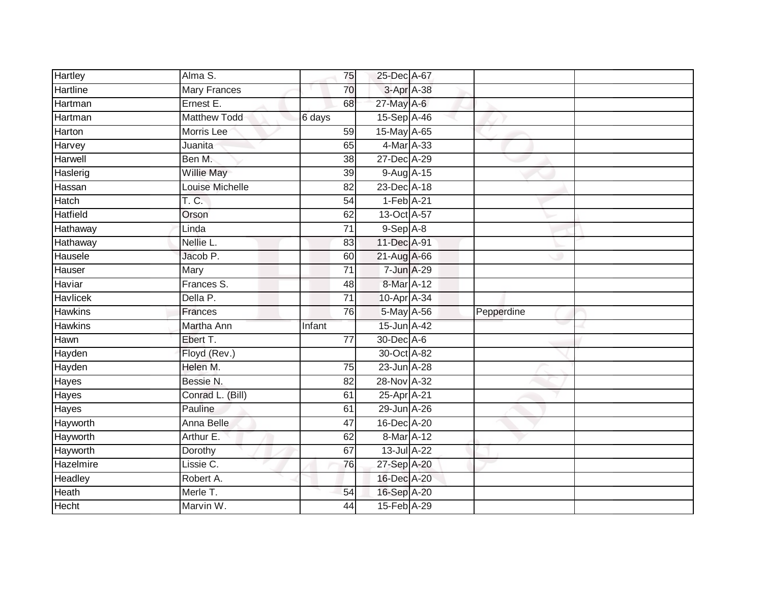| Hartley | Alma S. | 75 | 25-Dec | A-67 | | |
|---|---|---|---|---|---|---|
| Hartline | Mary Frances | 70 | 3-Apr | A-38 | | |
| Hartman | Ernest E. | 68 | 27-May | A-6 | | |
| Hartman | Matthew Todd | 6 days | 15-Sep | A-46 | | |
| Harton | Morris Lee | 59 | 15-May | A-65 | | |
| Harvey | Juanita | 65 | 4-Mar | A-33 | | |
| Harwell | Ben M. | 38 | 27-Dec | A-29 | | |
| Haslerig | Willie May | 39 | 9-Aug | A-15 | | |
| Hassan | Louise Michelle | 82 | 23-Dec | A-18 | | |
| Hatch | T. C. | 54 | 1-Feb | A-21 | | |
| Hatfield | Orson | 62 | 13-Oct | A-57 | | |
| Hathaway | Linda | 71 | 9-Sep | A-8 | | |
| Hathaway | Nellie L. | 83 | 11-Dec | A-91 | | |
| Hausele | Jacob P. | 60 | 21-Aug | A-66 | | |
| Hauser | Mary | 71 | 7-Jun | A-29 | | |
| Haviar | Frances S. | 48 | 8-Mar | A-12 | | |
| Havlicek | Della P. | 71 | 10-Apr | A-34 | | |
| Hawkins | Frances | 76 | 5-May | A-56 | Pepperdine | |
| Hawkins | Martha Ann | Infant | 15-Jun | A-42 | | |
| Hawn | Ebert T. | 77 | 30-Dec | A-6 | | |
| Hayden | Floyd (Rev.) | | 30-Oct | A-82 | | |
| Hayden | Helen M. | 75 | 23-Jun | A-28 | | |
| Hayes | Bessie N. | 82 | 28-Nov | A-32 | | |
| Hayes | Conrad L. (Bill) | 61 | 25-Apr | A-21 | | |
| Hayes | Pauline | 61 | 29-Jun | A-26 | | |
| Hayworth | Anna Belle | 47 | 16-Dec | A-20 | | |
| Hayworth | Arthur E. | 62 | 8-Mar | A-12 | | |
| Hayworth | Dorothy | 67 | 13-Jul | A-22 | | |
| Hazelmire | Lissie C. | 76 | 27-Sep | A-20 | | |
| Headley | Robert A. | | 16-Dec | A-20 | | |
| Heath | Merle T. | 54 | 16-Sep | A-20 | | |
| Hecht | Marvin W. | 44 | 15-Feb | A-29 | | |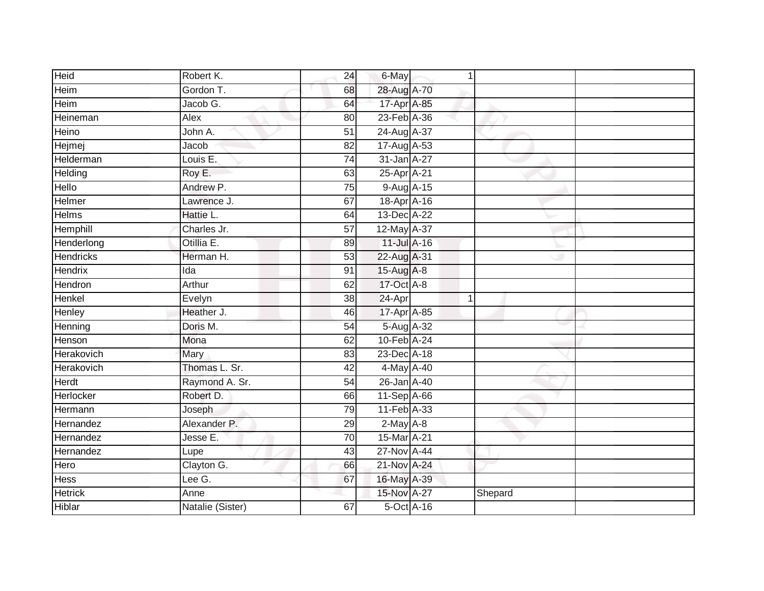| | | | | | | |
|---|---|---|---|---|---|---|
| Heid | Robert K. | 24 | 6-May | 1 | | |
| Heim | Gordon T. | 68 | 28-Aug | A-70 | | |
| Heim | Jacob G. | 64 | 17-Apr | A-85 | | |
| Heineman | Alex | 80 | 23-Feb | A-36 | | |
| Heino | John A. | 51 | 24-Aug | A-37 | | |
| Hejmej | Jacob | 82 | 17-Aug | A-53 | | |
| Helderman | Louis E. | 74 | 31-Jan | A-27 | | |
| Helding | Roy E. | 63 | 25-Apr | A-21 | | |
| Hello | Andrew P. | 75 | 9-Aug | A-15 | | |
| Helmer | Lawrence J. | 67 | 18-Apr | A-16 | | |
| Helms | Hattie L. | 64 | 13-Dec | A-22 | | |
| Hemphill | Charles Jr. | 57 | 12-May | A-37 | | |
| Henderlong | Otillia E. | 89 | 11-Jul | A-16 | | |
| Hendricks | Herman H. | 53 | 22-Aug | A-31 | | |
| Hendrix | Ida | 91 | 15-Aug | A-8 | | |
| Hendron | Arthur | 62 | 17-Oct | A-8 | | |
| Henkel | Evelyn | 38 | 24-Apr | 1 | | |
| Henley | Heather J. | 46 | 17-Apr | A-85 | | |
| Henning | Doris M. | 54 | 5-Aug | A-32 | | |
| Henson | Mona | 62 | 10-Feb | A-24 | | |
| Herakovich | Mary | 83 | 23-Dec | A-18 | | |
| Herakovich | Thomas L. Sr. | 42 | 4-May | A-40 | | |
| Herdt | Raymond A. Sr. | 54 | 26-Jan | A-40 | | |
| Herlocker | Robert D. | 66 | 11-Sep | A-66 | | |
| Hermann | Joseph | 79 | 11-Feb | A-33 | | |
| Hernandez | Alexander P. | 29 | 2-May | A-8 | | |
| Hernandez | Jesse E. | 70 | 15-Mar | A-21 | | |
| Hernandez | Lupe | 43 | 27-Nov | A-44 | | |
| Hero | Clayton G. | 66 | 21-Nov | A-24 | | |
| Hess | Lee G. | 67 | 16-May | A-39 | | |
| Hetrick | Anne | | 15-Nov | A-27 | Shepard | |
| Hiblar | Natalie (Sister) | 67 | 5-Oct | A-16 | | |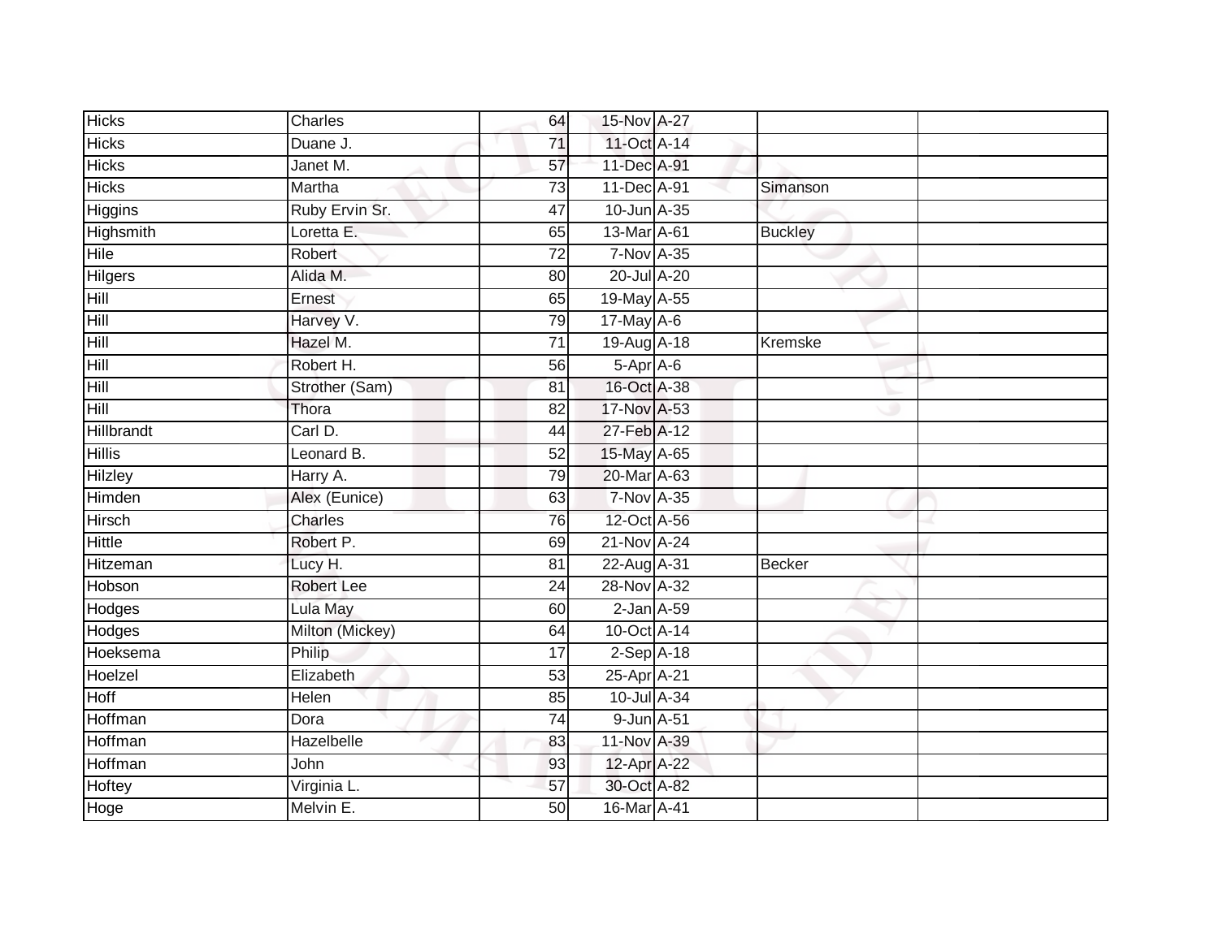| | | | | | | |
|---|---|---|---|---|---|---|
| Hicks | Charles | 64 | 15-Nov | A-27 | | |
| Hicks | Duane J. | 71 | 11-Oct | A-14 | | |
| Hicks | Janet M. | 57 | 11-Dec | A-91 | | |
| Hicks | Martha | 73 | 11-Dec | A-91 | Simanson | |
| Higgins | Ruby Ervin Sr. | 47 | 10-Jun | A-35 | | |
| Highsmith | Loretta E. | 65 | 13-Mar | A-61 | Buckley | |
| Hile | Robert | 72 | 7-Nov | A-35 | | |
| Hilgers | Alida M. | 80 | 20-Jul | A-20 | | |
| Hill | Ernest | 65 | 19-May | A-55 | | |
| Hill | Harvey V. | 79 | 17-May | A-6 | | |
| Hill | Hazel M. | 71 | 19-Aug | A-18 | Kremske | |
| Hill | Robert H. | 56 | 5-Apr | A-6 | | |
| Hill | Strother (Sam) | 81 | 16-Oct | A-38 | | |
| Hill | Thora | 82 | 17-Nov | A-53 | | |
| Hillbrandt | Carl D. | 44 | 27-Feb | A-12 | | |
| Hillis | Leonard B. | 52 | 15-May | A-65 | | |
| Hilzley | Harry A. | 79 | 20-Mar | A-63 | | |
| Himden | Alex (Eunice) | 63 | 7-Nov | A-35 | | |
| Hirsch | Charles | 76 | 12-Oct | A-56 | | |
| Hittle | Robert P. | 69 | 21-Nov | A-24 | | |
| Hitzeman | Lucy H. | 81 | 22-Aug | A-31 | Becker | |
| Hobson | Robert Lee | 24 | 28-Nov | A-32 | | |
| Hodges | Lula May | 60 | 2-Jan | A-59 | | |
| Hodges | Milton (Mickey) | 64 | 10-Oct | A-14 | | |
| Hoeksema | Philip | 17 | 2-Sep | A-18 | | |
| Hoelzel | Elizabeth | 53 | 25-Apr | A-21 | | |
| Hoff | Helen | 85 | 10-Jul | A-34 | | |
| Hoffman | Dora | 74 | 9-Jun | A-51 | | |
| Hoffman | Hazelbelle | 83 | 11-Nov | A-39 | | |
| Hoffman | John | 93 | 12-Apr | A-22 | | |
| Hoftey | Virginia L. | 57 | 30-Oct | A-82 | | |
| Hoge | Melvin E. | 50 | 16-Mar | A-41 | | |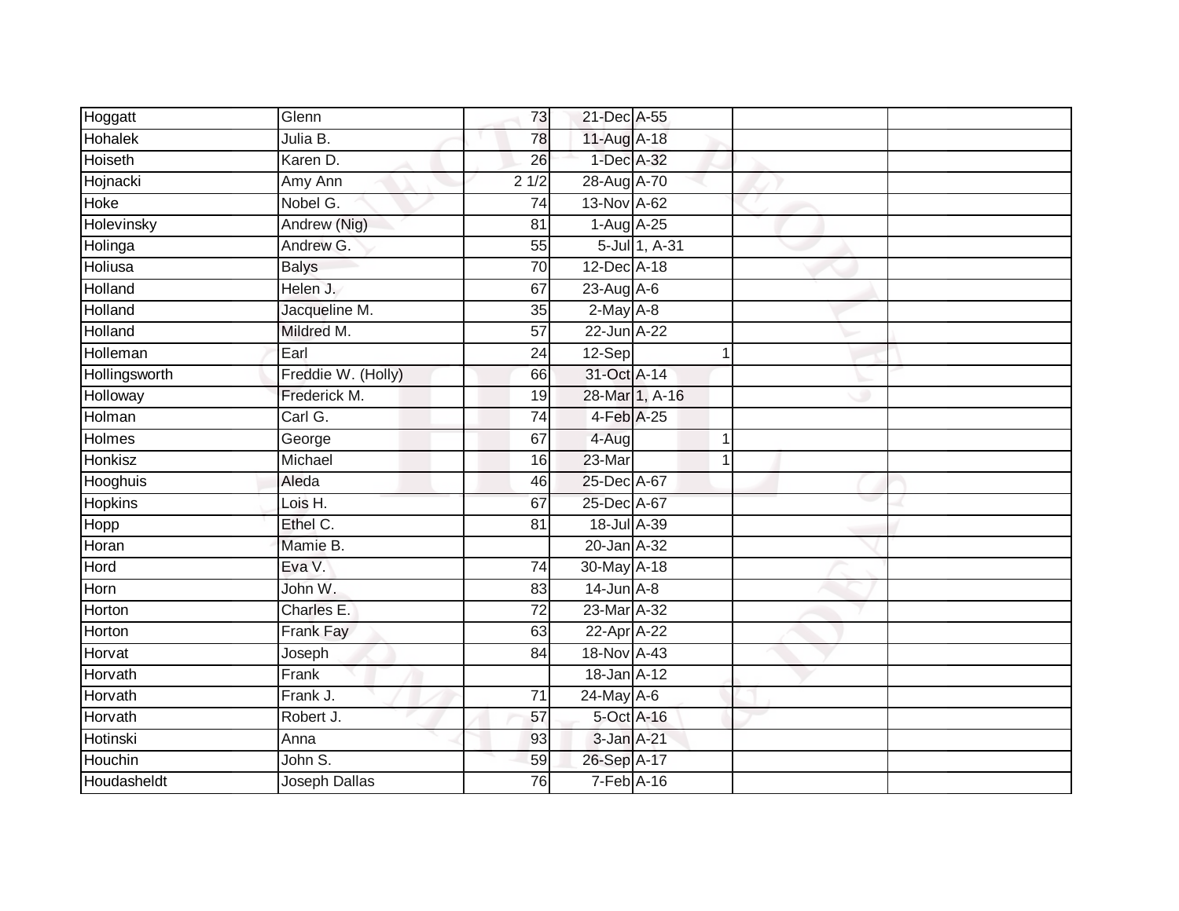| | | | | | | |
|---|---|---|---|---|---|---|
| Hoggatt | Glenn | 73 | 21-Dec | A-55 | | |
| Hohalek | Julia B. | 78 | 11-Aug | A-18 | | |
| Hoiseth | Karen D. | 26 | 1-Dec | A-32 | | |
| Hojnacki | Amy Ann | 2 1/2 | 28-Aug | A-70 | | |
| Hoke | Nobel G. | 74 | 13-Nov | A-62 | | |
| Holevinsky | Andrew (Nig) | 81 | 1-Aug | A-25 | | |
| Holinga | Andrew G. | 55 | 5-Jul | 1, A-31 | | |
| Holiusa | Balys | 70 | 12-Dec | A-18 | | |
| Holland | Helen J. | 67 | 23-Aug | A-6 | | |
| Holland | Jacqueline M. | 35 | 2-May | A-8 | | |
| Holland | Mildred M. | 57 | 22-Jun | A-22 | | |
| Holleman | Earl | 24 | 12-Sep | 1 | | |
| Hollingsworth | Freddie W. (Holly) | 66 | 31-Oct | A-14 | | |
| Holloway | Frederick M. | 19 | 28-Mar | 1, A-16 | | |
| Holman | Carl G. | 74 | 4-Feb | A-25 | | |
| Holmes | George | 67 | 4-Aug | 1 | | |
| Honkisz | Michael | 16 | 23-Mar | 1 | | |
| Hooghuis | Aleda | 46 | 25-Dec | A-67 | | |
| Hopkins | Lois H. | 67 | 25-Dec | A-67 | | |
| Hopp | Ethel C. | 81 | 18-Jul | A-39 | | |
| Horan | Mamie B. | | 20-Jan | A-32 | | |
| Hord | Eva V. | 74 | 30-May | A-18 | | |
| Horn | John W. | 83 | 14-Jun | A-8 | | |
| Horton | Charles E. | 72 | 23-Mar | A-32 | | |
| Horton | Frank Fay | 63 | 22-Apr | A-22 | | |
| Horvat | Joseph | 84 | 18-Nov | A-43 | | |
| Horvath | Frank | | 18-Jan | A-12 | | |
| Horvath | Frank J. | 71 | 24-May | A-6 | | |
| Horvath | Robert J. | 57 | 5-Oct | A-16 | | |
| Hotinski | Anna | 93 | 3-Jan | A-21 | | |
| Houchin | John S. | 59 | 26-Sep | A-17 | | |
| Houdasheldt | Joseph Dallas | 76 | 7-Feb | A-16 | | |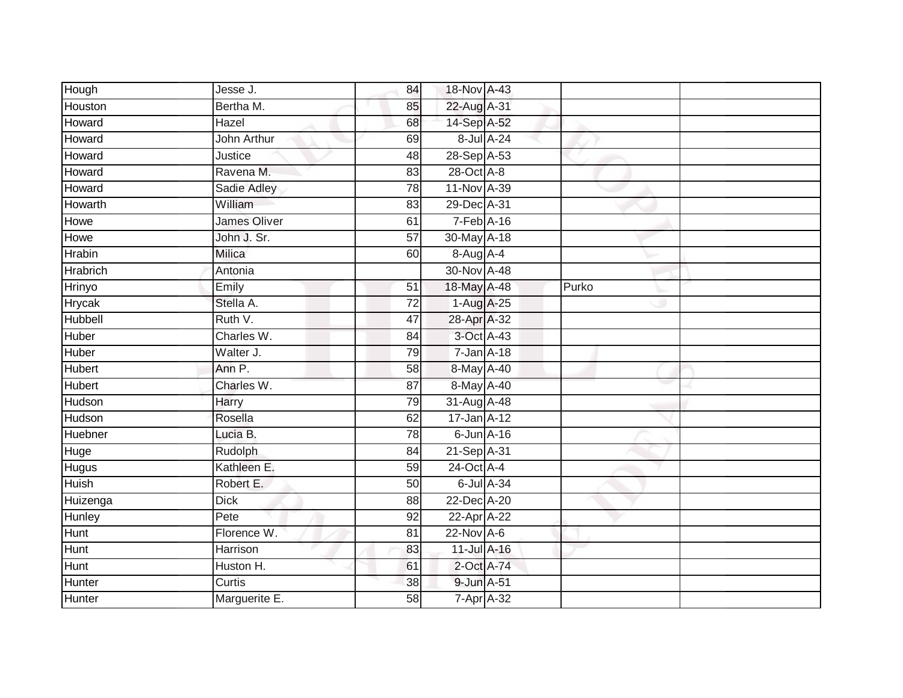| | | | | | | |
|---|---|---|---|---|---|---|
| Hough | Jesse J. | 84 | 18-Nov | A-43 | | |
| Houston | Bertha M. | 85 | 22-Aug | A-31 | | |
| Howard | Hazel | 68 | 14-Sep | A-52 | | |
| Howard | John Arthur | 69 | 8-Jul | A-24 | | |
| Howard | Justice | 48 | 28-Sep | A-53 | | |
| Howard | Ravena M. | 83 | 28-Oct | A-8 | | |
| Howard | Sadie Adley | 78 | 11-Nov | A-39 | | |
| Howarth | William | 83 | 29-Dec | A-31 | | |
| Howe | James Oliver | 61 | 7-Feb | A-16 | | |
| Howe | John J. Sr. | 57 | 30-May | A-18 | | |
| Hrabin | Milica | 60 | 8-Aug | A-4 | | |
| Hrabrich | Antonia | | 30-Nov | A-48 | | |
| Hrinyo | Emily | 51 | 18-May | A-48 | Purko | |
| Hrycak | Stella A. | 72 | 1-Aug | A-25 | | |
| Hubbell | Ruth V. | 47 | 28-Apr | A-32 | | |
| Huber | Charles W. | 84 | 3-Oct | A-43 | | |
| Huber | Walter J. | 79 | 7-Jan | A-18 | | |
| Hubert | Ann P. | 58 | 8-May | A-40 | | |
| Hubert | Charles W. | 87 | 8-May | A-40 | | |
| Hudson | Harry | 79 | 31-Aug | A-48 | | |
| Hudson | Rosella | 62 | 17-Jan | A-12 | | |
| Huebner | Lucia B. | 78 | 6-Jun | A-16 | | |
| Huge | Rudolph | 84 | 21-Sep | A-31 | | |
| Hugus | Kathleen E. | 59 | 24-Oct | A-4 | | |
| Huish | Robert E. | 50 | 6-Jul | A-34 | | |
| Huizenga | Dick | 88 | 22-Dec | A-20 | | |
| Hunley | Pete | 92 | 22-Apr | A-22 | | |
| Hunt | Florence W. | 81 | 22-Nov | A-6 | | |
| Hunt | Harrison | 83 | 11-Jul | A-16 | | |
| Hunt | Huston H. | 61 | 2-Oct | A-74 | | |
| Hunter | Curtis | 38 | 9-Jun | A-51 | | |
| Hunter | Marguerite E. | 58 | 7-Apr | A-32 | | |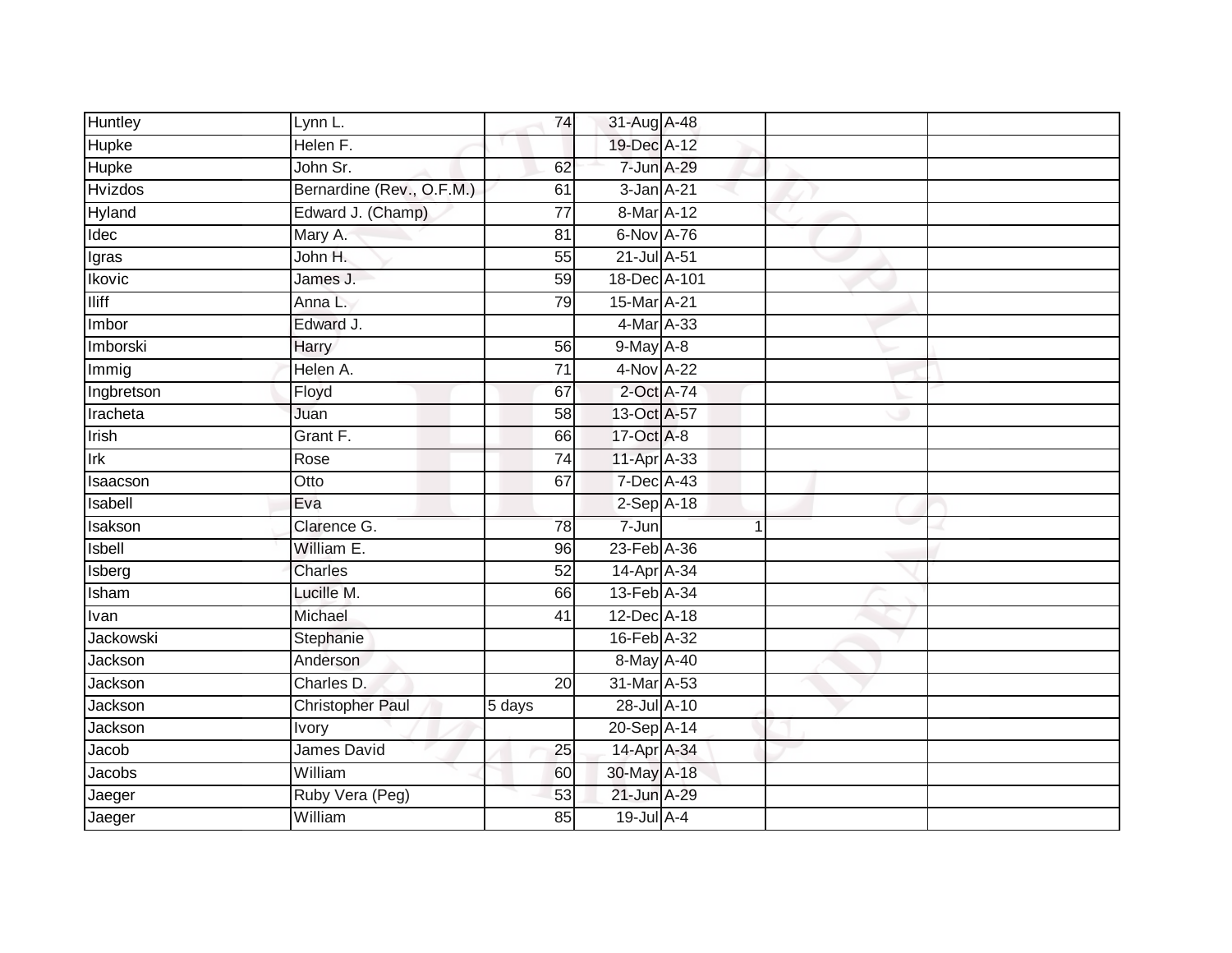| | | | | | | |
|---|---|---|---|---|---|---|
| Huntley | Lynn L. | 74 | 31-Aug | A-48 | | |
| Hupke | Helen F. | | 19-Dec | A-12 | | |
| Hupke | John Sr. | 62 | 7-Jun | A-29 | | |
| Hvizdos | Bernardine (Rev., O.F.M.) | 61 | 3-Jan | A-21 | | |
| Hyland | Edward J. (Champ) | 77 | 8-Mar | A-12 | | |
| Idec | Mary A. | 81 | 6-Nov | A-76 | | |
| Igras | John H. | 55 | 21-Jul | A-51 | | |
| Ikovic | James J. | 59 | 18-Dec | A-101 | | |
| Iliff | Anna L. | 79 | 15-Mar | A-21 | | |
| Imbor | Edward J. | | 4-Mar | A-33 | | |
| Imborski | Harry | 56 | 9-May | A-8 | | |
| Immig | Helen A. | 71 | 4-Nov | A-22 | | |
| Ingbretson | Floyd | 67 | 2-Oct | A-74 | | |
| Iracheta | Juan | 58 | 13-Oct | A-57 | | |
| Irish | Grant F. | 66 | 17-Oct | A-8 | | |
| Irk | Rose | 74 | 11-Apr | A-33 | | |
| Isaacson | Otto | 67 | 7-Dec | A-43 | | |
| Isabell | Eva | | 2-Sep | A-18 | | |
| Isakson | Clarence G. | 78 | 7-Jun | 1 | | |
| Isbell | William E. | 96 | 23-Feb | A-36 | | |
| Isberg | Charles | 52 | 14-Apr | A-34 | | |
| Isham | Lucille M. | 66 | 13-Feb | A-34 | | |
| Ivan | Michael | 41 | 12-Dec | A-18 | | |
| Jackowski | Stephanie | | 16-Feb | A-32 | | |
| Jackson | Anderson | | 8-May | A-40 | | |
| Jackson | Charles D. | 20 | 31-Mar | A-53 | | |
| Jackson | Christopher Paul | 5 days | 28-Jul | A-10 | | |
| Jackson | Ivory | | 20-Sep | A-14 | | |
| Jacob | James David | 25 | 14-Apr | A-34 | | |
| Jacobs | William | 60 | 30-May | A-18 | | |
| Jaeger | Ruby Vera (Peg) | 53 | 21-Jun | A-29 | | |
| Jaeger | William | 85 | 19-Jul | A-4 | | |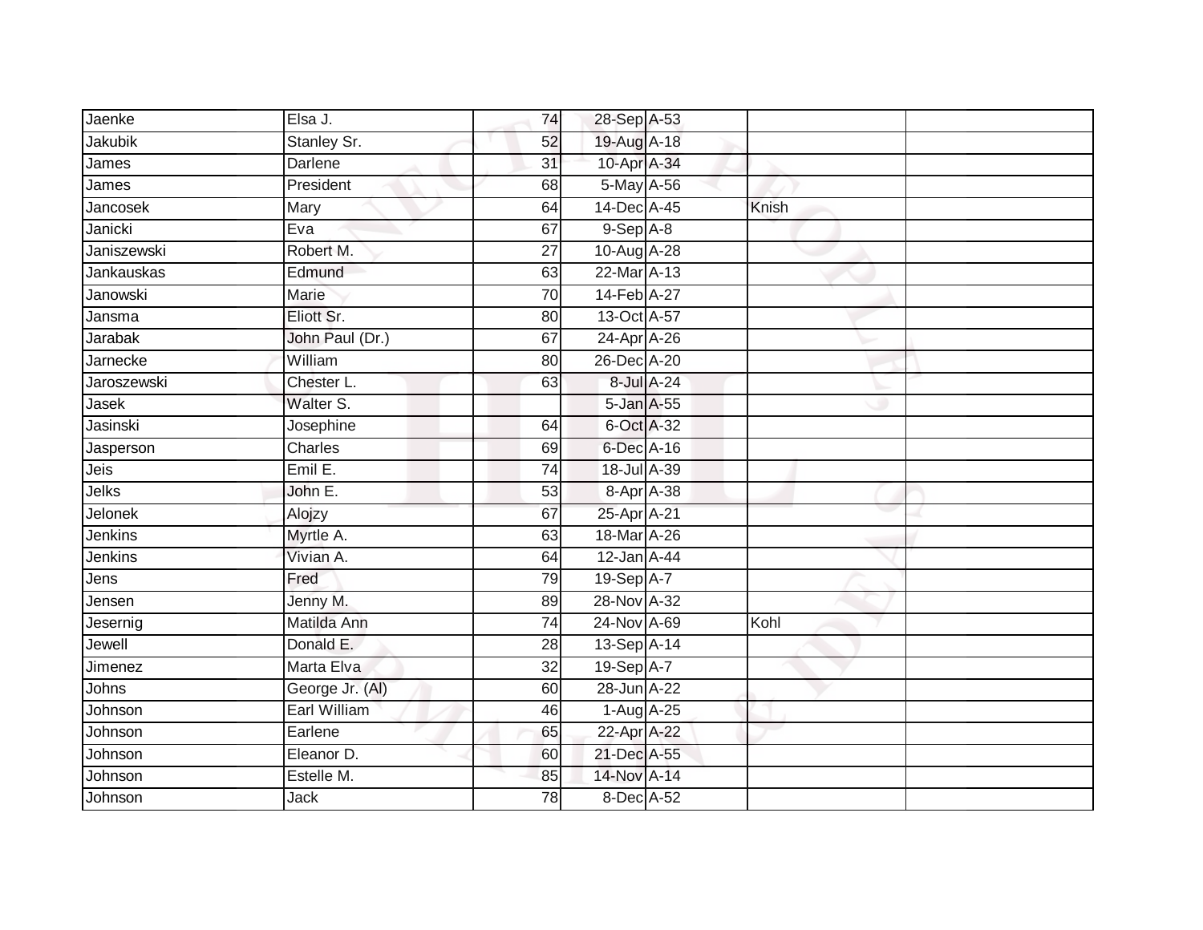| Jaenke | Elsa J. | 74 | 28-Sep | A-53 | | |
|---|---|---|---|---|---|---|
| Jakubik | Stanley Sr. | 52 | 19-Aug | A-18 | | |
| James | Darlene | 31 | 10-Apr | A-34 | | |
| James | President | 68 | 5-May | A-56 | | |
| Jancosek | Mary | 64 | 14-Dec | A-45 | Knish | |
| Janicki | Eva | 67 | 9-Sep | A-8 | | |
| Janiszewski | Robert M. | 27 | 10-Aug | A-28 | | |
| Jankauskas | Edmund | 63 | 22-Mar | A-13 | | |
| Janowski | Marie | 70 | 14-Feb | A-27 | | |
| Jansma | Eliott Sr. | 80 | 13-Oct | A-57 | | |
| Jarabak | John Paul (Dr.) | 67 | 24-Apr | A-26 | | |
| Jarnecke | William | 80 | 26-Dec | A-20 | | |
| Jaroszewski | Chester L. | 63 | 8-Jul | A-24 | | |
| Jasek | Walter S. | | 5-Jan | A-55 | | |
| Jasinski | Josephine | 64 | 6-Oct | A-32 | | |
| Jasperson | Charles | 69 | 6-Dec | A-16 | | |
| Jeis | Emil E. | 74 | 18-Jul | A-39 | | |
| Jelks | John E. | 53 | 8-Apr | A-38 | | |
| Jelonek | Alojzy | 67 | 25-Apr | A-21 | | |
| Jenkins | Myrtle A. | 63 | 18-Mar | A-26 | | |
| Jenkins | Vivian A. | 64 | 12-Jan | A-44 | | |
| Jens | Fred | 79 | 19-Sep | A-7 | | |
| Jensen | Jenny M. | 89 | 28-Nov | A-32 | | |
| Jesernig | Matilda Ann | 74 | 24-Nov | A-69 | Kohl | |
| Jewell | Donald E. | 28 | 13-Sep | A-14 | | |
| Jimenez | Marta Elva | 32 | 19-Sep | A-7 | | |
| Johns | George Jr. (Al) | 60 | 28-Jun | A-22 | | |
| Johnson | Earl William | 46 | 1-Aug | A-25 | | |
| Johnson | Earlene | 65 | 22-Apr | A-22 | | |
| Johnson | Eleanor D. | 60 | 21-Dec | A-55 | | |
| Johnson | Estelle M. | 85 | 14-Nov | A-14 | | |
| Johnson | Jack | 78 | 8-Dec | A-52 | | |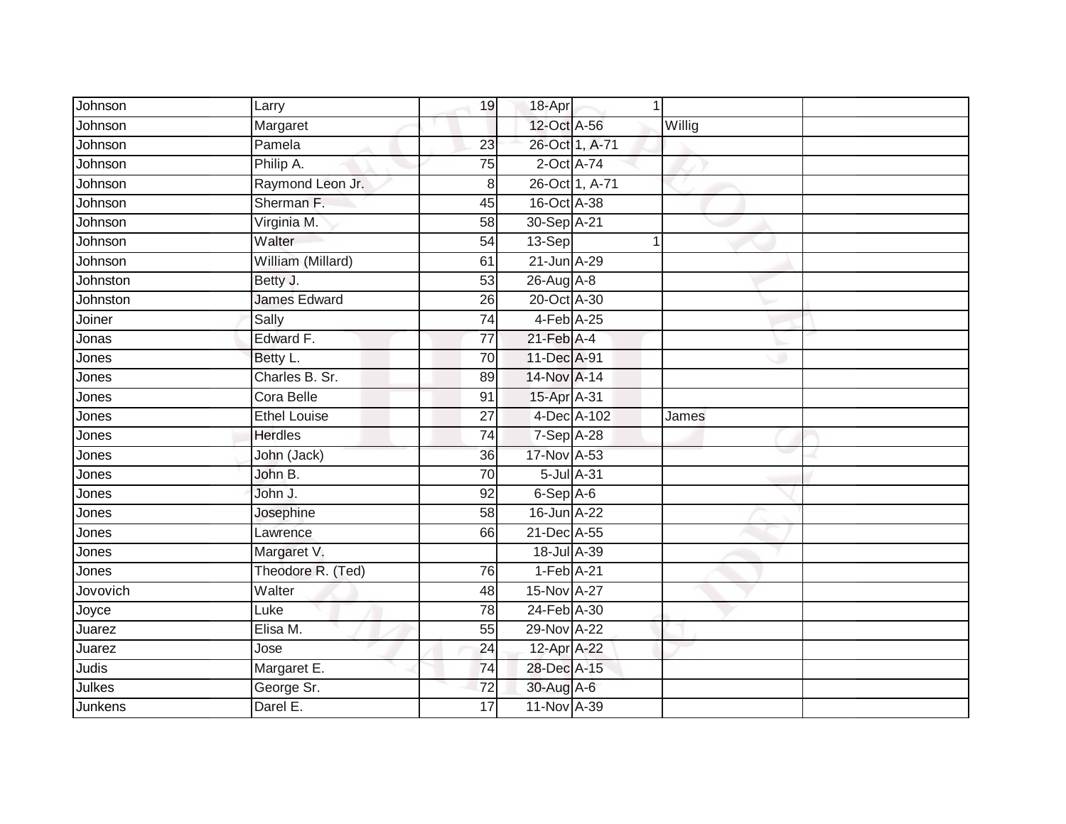| | | | | | | |
|---|---|---|---|---|---|---|
| Johnson | Larry | 19 | 18-Apr | 1 | | |
| Johnson | Margaret | | 12-Oct | A-56 | Willig | |
| Johnson | Pamela | 23 | 26-Oct | 1, A-71 | | |
| Johnson | Philip A. | 75 | 2-Oct | A-74 | | |
| Johnson | Raymond Leon Jr. | 8 | 26-Oct | 1, A-71 | | |
| Johnson | Sherman F. | 45 | 16-Oct | A-38 | | |
| Johnson | Virginia M. | 58 | 30-Sep | A-21 | | |
| Johnson | Walter | 54 | 13-Sep | 1 | | |
| Johnson | William (Millard) | 61 | 21-Jun | A-29 | | |
| Johnston | Betty J. | 53 | 26-Aug | A-8 | | |
| Johnston | James Edward | 26 | 20-Oct | A-30 | | |
| Joiner | Sally | 74 | 4-Feb | A-25 | | |
| Jonas | Edward F. | 77 | 21-Feb | A-4 | | |
| Jones | Betty L. | 70 | 11-Dec | A-91 | | |
| Jones | Charles B. Sr. | 89 | 14-Nov | A-14 | | |
| Jones | Cora Belle | 91 | 15-Apr | A-31 | | |
| Jones | Ethel Louise | 27 | 4-Dec | A-102 | James | |
| Jones | Herdles | 74 | 7-Sep | A-28 | | |
| Jones | John (Jack) | 36 | 17-Nov | A-53 | | |
| Jones | John B. | 70 | 5-Jul | A-31 | | |
| Jones | John J. | 92 | 6-Sep | A-6 | | |
| Jones | Josephine | 58 | 16-Jun | A-22 | | |
| Jones | Lawrence | 66 | 21-Dec | A-55 | | |
| Jones | Margaret V. | | 18-Jul | A-39 | | |
| Jones | Theodore R. (Ted) | 76 | 1-Feb | A-21 | | |
| Jovovich | Walter | 48 | 15-Nov | A-27 | | |
| Joyce | Luke | 78 | 24-Feb | A-30 | | |
| Juarez | Elisa M. | 55 | 29-Nov | A-22 | | |
| Juarez | Jose | 24 | 12-Apr | A-22 | | |
| Judis | Margaret E. | 74 | 28-Dec | A-15 | | |
| Julkes | George Sr. | 72 | 30-Aug | A-6 | | |
| Junkens | Darel E. | 17 | 11-Nov | A-39 | | |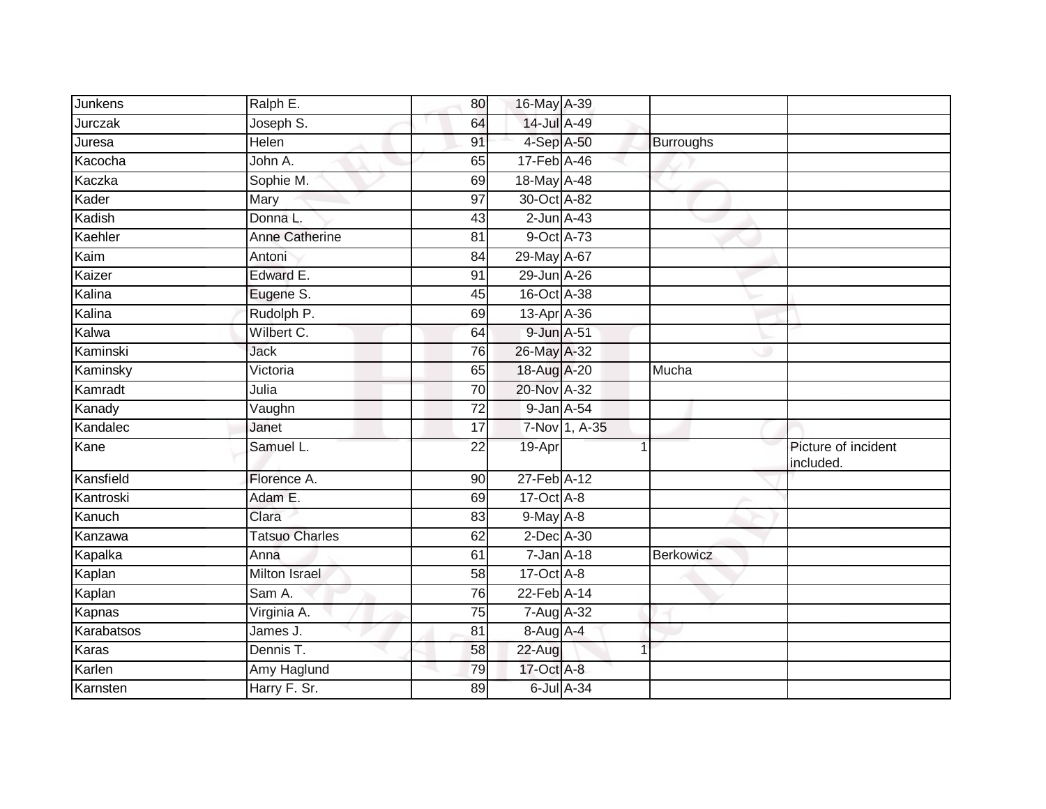| | | | | | | |
|---|---|---|---|---|---|---|
| Junkens | Ralph E. | 80 | 16-May | A-39 | | |
| Jurczak | Joseph S. | 64 | 14-Jul | A-49 | | |
| Juresa | Helen | 91 | 4-Sep | A-50 | Burroughs | |
| Kacocha | John A. | 65 | 17-Feb | A-46 | | |
| Kaczka | Sophie M. | 69 | 18-May | A-48 | | |
| Kader | Mary | 97 | 30-Oct | A-82 | | |
| Kadish | Donna L. | 43 | 2-Jun | A-43 | | |
| Kaehler | Anne Catherine | 81 | 9-Oct | A-73 | | |
| Kaim | Antoni | 84 | 29-May | A-67 | | |
| Kaizer | Edward E. | 91 | 29-Jun | A-26 | | |
| Kalina | Eugene S. | 45 | 16-Oct | A-38 | | |
| Kalina | Rudolph P. | 69 | 13-Apr | A-36 | | |
| Kalwa | Wilbert C. | 64 | 9-Jun | A-51 | | |
| Kaminski | Jack | 76 | 26-May | A-32 | | |
| Kaminsky | Victoria | 65 | 18-Aug | A-20 | Mucha | |
| Kamradt | Julia | 70 | 20-Nov | A-32 | | |
| Kanady | Vaughn | 72 | 9-Jan | A-54 | | |
| Kandalec | Janet | 17 | 7-Nov | 1, A-35 | | |
| Kane | Samuel L. | 22 | 19-Apr | 1 | | Picture of incident included. |
| Kansfield | Florence A. | 90 | 27-Feb | A-12 | | |
| Kantroski | Adam E. | 69 | 17-Oct | A-8 | | |
| Kanuch | Clara | 83 | 9-May | A-8 | | |
| Kanzawa | Tatsuo Charles | 62 | 2-Dec | A-30 | | |
| Kapalka | Anna | 61 | 7-Jan | A-18 | Berkowicz | |
| Kaplan | Milton Israel | 58 | 17-Oct | A-8 | | |
| Kaplan | Sam A. | 76 | 22-Feb | A-14 | | |
| Kapnas | Virginia A. | 75 | 7-Aug | A-32 | | |
| Karabatsos | James J. | 81 | 8-Aug | A-4 | | |
| Karas | Dennis T. | 58 | 22-Aug | 1 | | |
| Karlen | Amy Haglund | 79 | 17-Oct | A-8 | | |
| Karnsten | Harry F. Sr. | 89 | 6-Jul | A-34 | | |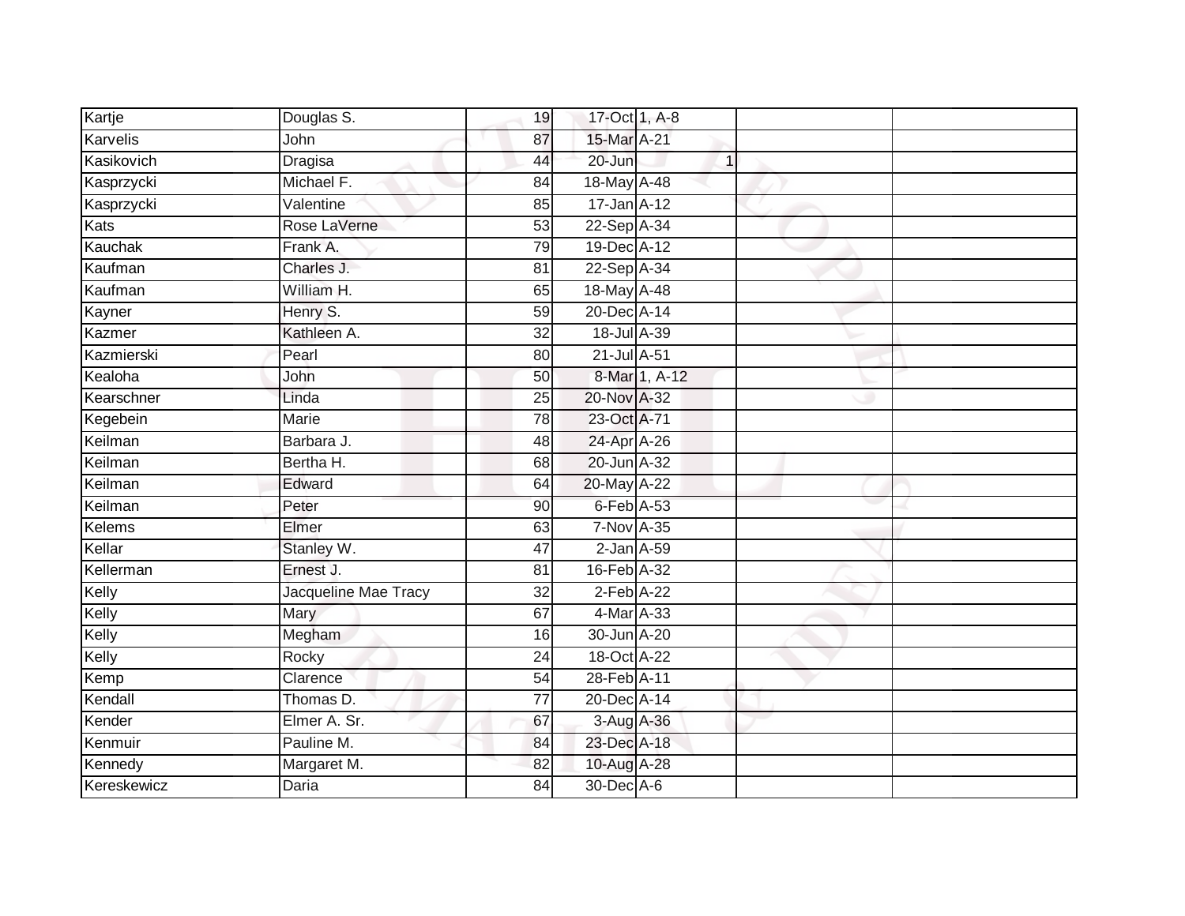| | | | | | | |
|---|---|---|---|---|---|---|
| Kartje | Douglas S. | 19 | 17-Oct | 1, A-8 | | |
| Karvelis | John | 87 | 15-Mar | A-21 | | |
| Kasikovich | Dragisa | 44 | 20-Jun | 1 | | |
| Kasprzycki | Michael F. | 84 | 18-May | A-48 | | |
| Kasprzycki | Valentine | 85 | 17-Jan | A-12 | | |
| Kats | Rose LaVerne | 53 | 22-Sep | A-34 | | |
| Kauchak | Frank A. | 79 | 19-Dec | A-12 | | |
| Kaufman | Charles J. | 81 | 22-Sep | A-34 | | |
| Kaufman | William H. | 65 | 18-May | A-48 | | |
| Kayner | Henry S. | 59 | 20-Dec | A-14 | | |
| Kazmer | Kathleen A. | 32 | 18-Jul | A-39 | | |
| Kazmierski | Pearl | 80 | 21-Jul | A-51 | | |
| Kealoha | John | 50 | 8-Mar | 1, A-12 | | |
| Kearschner | Linda | 25 | 20-Nov | A-32 | | |
| Kegebein | Marie | 78 | 23-Oct | A-71 | | |
| Keilman | Barbara J. | 48 | 24-Apr | A-26 | | |
| Keilman | Bertha H. | 68 | 20-Jun | A-32 | | |
| Keilman | Edward | 64 | 20-May | A-22 | | |
| Keilman | Peter | 90 | 6-Feb | A-53 | | |
| Kelems | Elmer | 63 | 7-Nov | A-35 | | |
| Kellar | Stanley W. | 47 | 2-Jan | A-59 | | |
| Kellerman | Ernest J. | 81 | 16-Feb | A-32 | | |
| Kelly | Jacqueline Mae Tracy | 32 | 2-Feb | A-22 | | |
| Kelly | Mary | 67 | 4-Mar | A-33 | | |
| Kelly | Megham | 16 | 30-Jun | A-20 | | |
| Kelly | Rocky | 24 | 18-Oct | A-22 | | |
| Kemp | Clarence | 54 | 28-Feb | A-11 | | |
| Kendall | Thomas D. | 77 | 20-Dec | A-14 | | |
| Kender | Elmer A. Sr. | 67 | 3-Aug | A-36 | | |
| Kenmuir | Pauline M. | 84 | 23-Dec | A-18 | | |
| Kennedy | Margaret M. | 82 | 10-Aug | A-28 | | |
| Kereskewicz | Daria | 84 | 30-Dec | A-6 | | |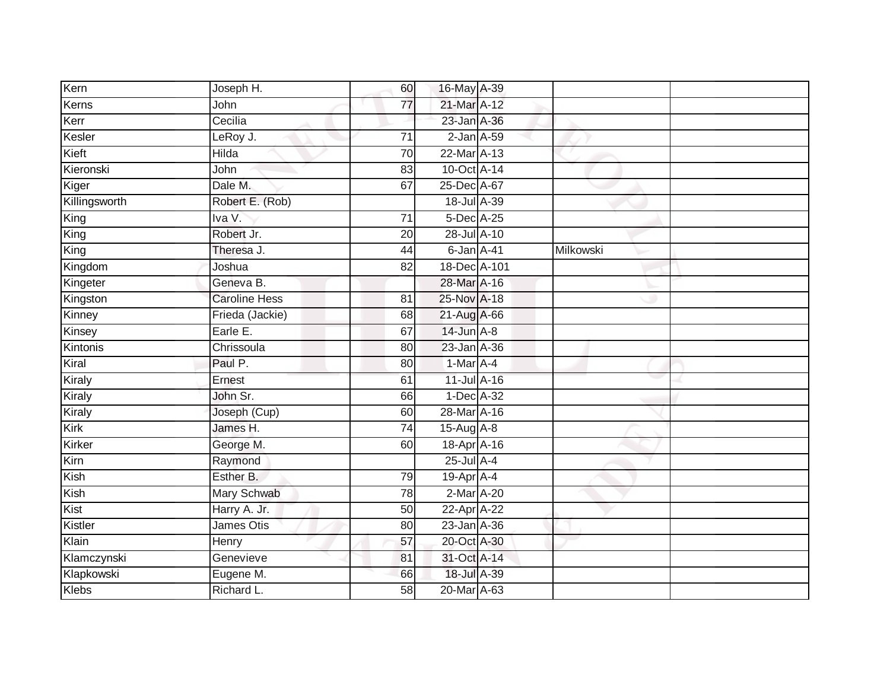| | | | | | | |
|---|---|---|---|---|---|---|
| Kern | Joseph H. | 60 | 16-May | A-39 | | |
| Kerns | John | 77 | 21-Mar | A-12 | | |
| Kerr | Cecilia | | 23-Jan | A-36 | | |
| Kesler | LeRoy J. | 71 | 2-Jan | A-59 | | |
| Kieft | Hilda | 70 | 22-Mar | A-13 | | |
| Kieronski | John | 83 | 10-Oct | A-14 | | |
| Kiger | Dale M. | 67 | 25-Dec | A-67 | | |
| Killingsworth | Robert E. (Rob) | | 18-Jul | A-39 | | |
| King | Iva V. | 71 | 5-Dec | A-25 | | |
| King | Robert Jr. | 20 | 28-Jul | A-10 | | |
| King | Theresa J. | 44 | 6-Jan | A-41 | Milkowski | |
| Kingdom | Joshua | 82 | 18-Dec | A-101 | | |
| Kingeter | Geneva B. | | 28-Mar | A-16 | | |
| Kingston | Caroline Hess | 81 | 25-Nov | A-18 | | |
| Kinney | Frieda (Jackie) | 68 | 21-Aug | A-66 | | |
| Kinsey | Earle E. | 67 | 14-Jun | A-8 | | |
| Kintonis | Chrissoula | 80 | 23-Jan | A-36 | | |
| Kiral | Paul P. | 80 | 1-Mar | A-4 | | |
| Kiraly | Ernest | 61 | 11-Jul | A-16 | | |
| Kiraly | John Sr. | 66 | 1-Dec | A-32 | | |
| Kiraly | Joseph (Cup) | 60 | 28-Mar | A-16 | | |
| Kirk | James H. | 74 | 15-Aug | A-8 | | |
| Kirker | George M. | 60 | 18-Apr | A-16 | | |
| Kirn | Raymond | | 25-Jul | A-4 | | |
| Kish | Esther B. | 79 | 19-Apr | A-4 | | |
| Kish | Mary Schwab | 78 | 2-Mar | A-20 | | |
| Kist | Harry A. Jr. | 50 | 22-Apr | A-22 | | |
| Kistler | James Otis | 80 | 23-Jan | A-36 | | |
| Klain | Henry | 57 | 20-Oct | A-30 | | |
| Klamczynski | Genevieve | 81 | 31-Oct | A-14 | | |
| Klapkowski | Eugene M. | 66 | 18-Jul | A-39 | | |
| Klebs | Richard L. | 58 | 20-Mar | A-63 | | |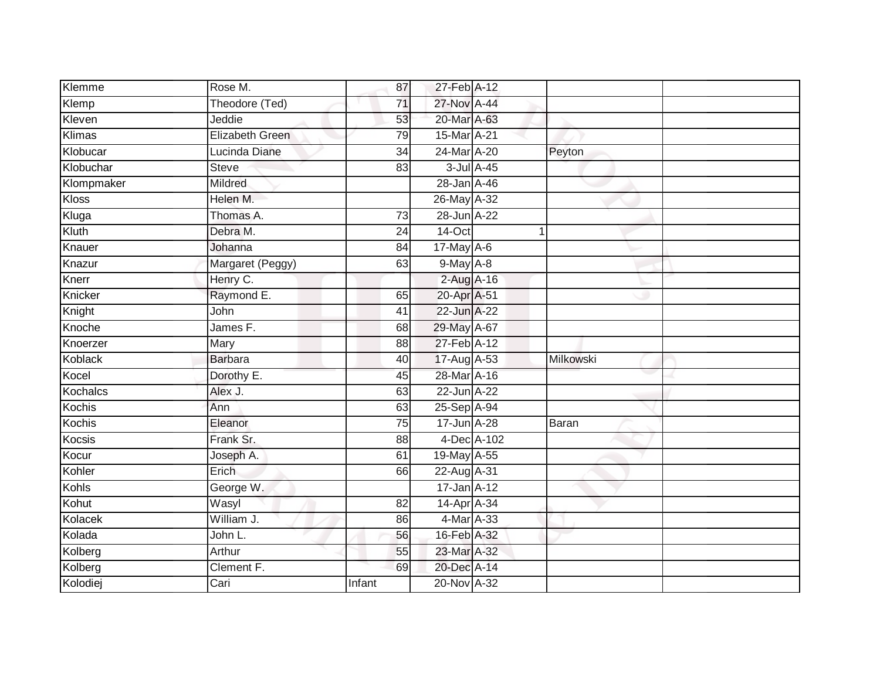| | | | | | | |
|---|---|---|---|---|---|---|
| Klemme | Rose M. | 87 | 27-Feb | A-12 | | |
| Klemp | Theodore (Ted) | 71 | 27-Nov | A-44 | | |
| Kleven | Jeddie | 53 | 20-Mar | A-63 | | |
| Klimas | Elizabeth Green | 79 | 15-Mar | A-21 | | |
| Klobucar | Lucinda Diane | 34 | 24-Mar | A-20 | Peyton | |
| Klobuchar | Steve | 83 | 3-Jul | A-45 | | |
| Klompmaker | Mildred | | 28-Jan | A-46 | | |
| Kloss | Helen M. | | 26-May | A-32 | | |
| Kluga | Thomas A. | 73 | 28-Jun | A-22 | | |
| Kluth | Debra M. | 24 | 14-Oct | 1 | | |
| Knauer | Johanna | 84 | 17-May | A-6 | | |
| Knazur | Margaret (Peggy) | 63 | 9-May | A-8 | | |
| Knerr | Henry C. | | 2-Aug | A-16 | | |
| Knicker | Raymond E. | 65 | 20-Apr | A-51 | | |
| Knight | John | 41 | 22-Jun | A-22 | | |
| Knoche | James F. | 68 | 29-May | A-67 | | |
| Knoerzer | Mary | 88 | 27-Feb | A-12 | | |
| Koblack | Barbara | 40 | 17-Aug | A-53 | Milkowski | |
| Kocel | Dorothy E. | 45 | 28-Mar | A-16 | | |
| Kochalcs | Alex J. | 63 | 22-Jun | A-22 | | |
| Kochis | Ann | 63 | 25-Sep | A-94 | | |
| Kochis | Eleanor | 75 | 17-Jun | A-28 | Baran | |
| Kocsis | Frank Sr. | 88 | 4-Dec | A-102 | | |
| Kocur | Joseph A. | 61 | 19-May | A-55 | | |
| Kohler | Erich | 66 | 22-Aug | A-31 | | |
| Kohls | George W. | | 17-Jan | A-12 | | |
| Kohut | Wasyl | 82 | 14-Apr | A-34 | | |
| Kolacek | William J. | 86 | 4-Mar | A-33 | | |
| Kolada | John L. | 56 | 16-Feb | A-32 | | |
| Kolberg | Arthur | 55 | 23-Mar | A-32 | | |
| Kolberg | Clement F. | 69 | 20-Dec | A-14 | | |
| Kolodiej | Cari | Infant | 20-Nov | A-32 | | |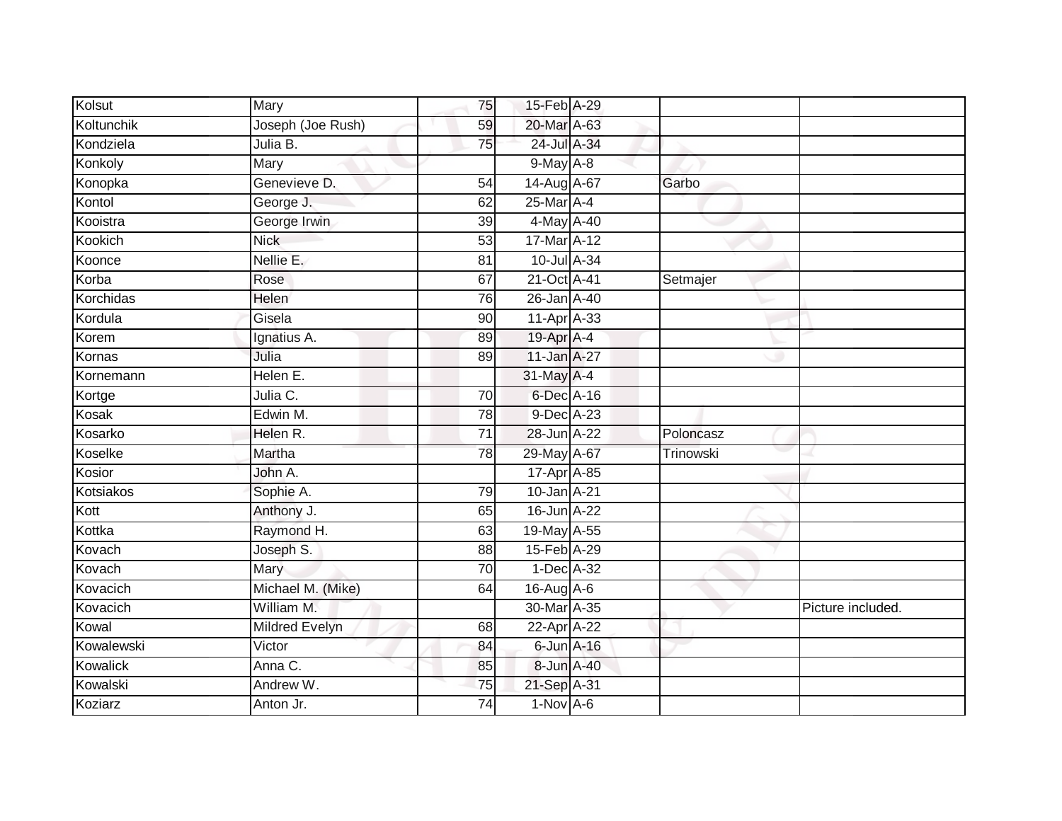| | | | | | | |
|---|---|---|---|---|---|---|
| Kolsut | Mary | 75 | 15-Feb | A-29 | | |
| Koltunchik | Joseph (Joe Rush) | 59 | 20-Mar | A-63 | | |
| Kondziela | Julia B. | 75 | 24-Jul | A-34 | | |
| Konkoly | Mary | | 9-May | A-8 | | |
| Konopka | Genevieve D. | 54 | 14-Aug | A-67 | Garbo | |
| Kontol | George J. | 62 | 25-Mar | A-4 | | |
| Kooistra | George Irwin | 39 | 4-May | A-40 | | |
| Kookich | Nick | 53 | 17-Mar | A-12 | | |
| Koonce | Nellie E. | 81 | 10-Jul | A-34 | | |
| Korba | Rose | 67 | 21-Oct | A-41 | Setmajer | |
| Korchidas | Helen | 76 | 26-Jan | A-40 | | |
| Kordula | Gisela | 90 | 11-Apr | A-33 | | |
| Korem | Ignatius A. | 89 | 19-Apr | A-4 | | |
| Kornas | Julia | 89 | 11-Jan | A-27 | | |
| Kornemann | Helen E. | | 31-May | A-4 | | |
| Kortge | Julia C. | 70 | 6-Dec | A-16 | | |
| Kosak | Edwin M. | 78 | 9-Dec | A-23 | | |
| Kosarko | Helen R. | 71 | 28-Jun | A-22 | Poloncasz | |
| Koselke | Martha | 78 | 29-May | A-67 | Trinowski | |
| Kosior | John A. | | 17-Apr | A-85 | | |
| Kotsiakos | Sophie A. | 79 | 10-Jan | A-21 | | |
| Kott | Anthony J. | 65 | 16-Jun | A-22 | | |
| Kottka | Raymond H. | 63 | 19-May | A-55 | | |
| Kovach | Joseph S. | 88 | 15-Feb | A-29 | | |
| Kovach | Mary | 70 | 1-Dec | A-32 | | |
| Kovacich | Michael M. (Mike) | 64 | 16-Aug | A-6 | | |
| Kovacich | William M. | | 30-Mar | A-35 | | Picture included. |
| Kowal | Mildred Evelyn | 68 | 22-Apr | A-22 | | |
| Kowalewski | Victor | 84 | 6-Jun | A-16 | | |
| Kowalick | Anna C. | 85 | 8-Jun | A-40 | | |
| Kowalski | Andrew W. | 75 | 21-Sep | A-31 | | |
| Koziarz | Anton Jr. | 74 | 1-Nov | A-6 | | |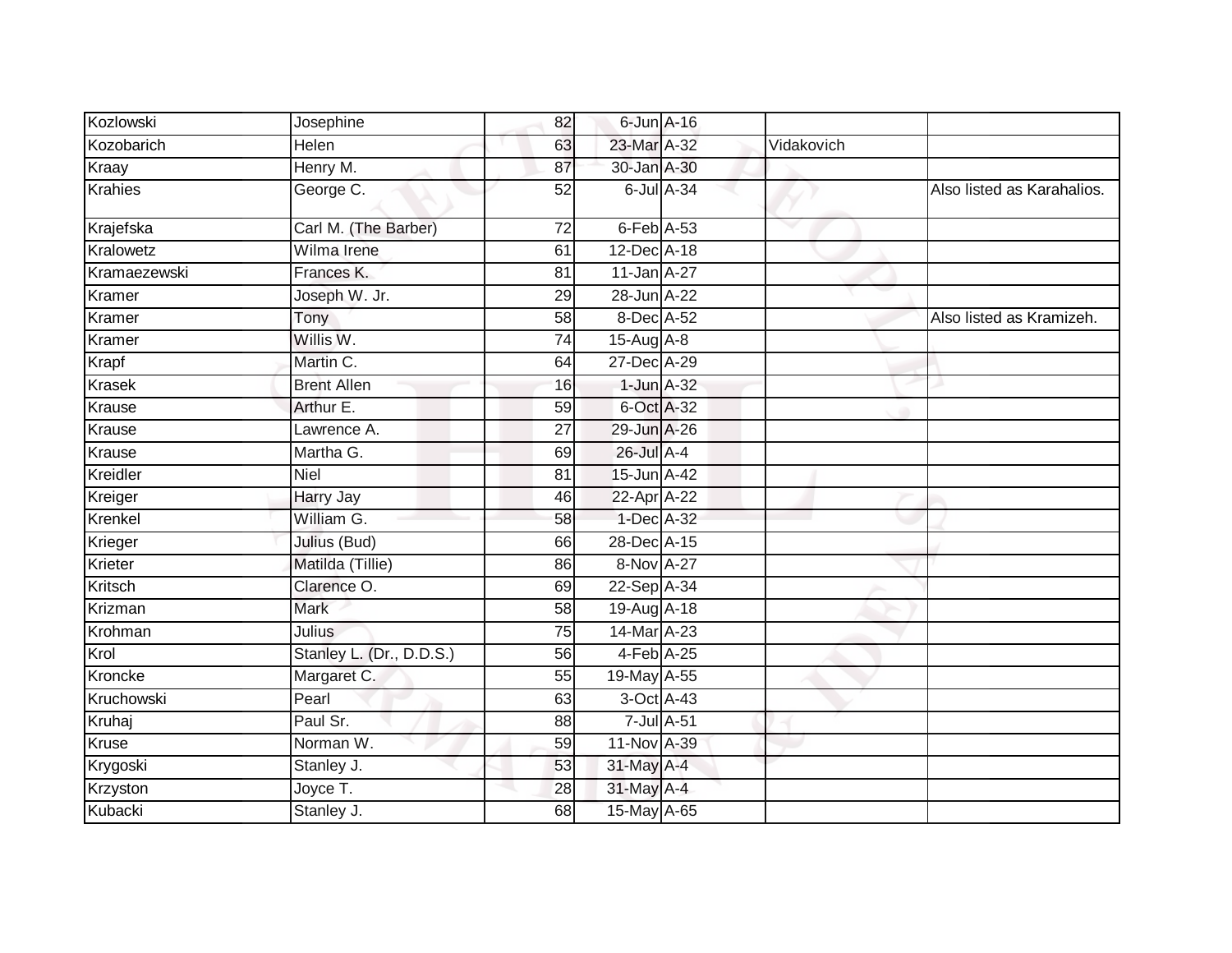| Kozlowski | Josephine | 82 | 6-Jun | A-16 | | |
|---|---|---|---|---|---|---|
| Kozobarich | Helen | 63 | 23-Mar | A-32 | Vidakovich | |
| Kraay | Henry M. | 87 | 30-Jan | A-30 | | |
| Krahies | George C. | 52 | 6-Jul | A-34 | | Also listed as Karahalios. |
| Krajefska | Carl M. (The Barber) | 72 | 6-Feb | A-53 | | |
| Kralowetz | Wilma Irene | 61 | 12-Dec | A-18 | | |
| Kramaezewski | Frances K. | 81 | 11-Jan | A-27 | | |
| Kramer | Joseph W. Jr. | 29 | 28-Jun | A-22 | | |
| Kramer | Tony | 58 | 8-Dec | A-52 | | Also listed as Kramizeh. |
| Kramer | Willis W. | 74 | 15-Aug | A-8 | | |
| Krapf | Martin C. | 64 | 27-Dec | A-29 | | |
| Krasek | Brent Allen | 16 | 1-Jun | A-32 | | |
| Krause | Arthur E. | 59 | 6-Oct | A-32 | | |
| Krause | Lawrence A. | 27 | 29-Jun | A-26 | | |
| Krause | Martha G. | 69 | 26-Jul | A-4 | | |
| Kreidler | Niel | 81 | 15-Jun | A-42 | | |
| Kreiger | Harry Jay | 46 | 22-Apr | A-22 | | |
| Krenkel | William G. | 58 | 1-Dec | A-32 | | |
| Krieger | Julius (Bud) | 66 | 28-Dec | A-15 | | |
| Krieter | Matilda (Tillie) | 86 | 8-Nov | A-27 | | |
| Kritsch | Clarence O. | 69 | 22-Sep | A-34 | | |
| Krizman | Mark | 58 | 19-Aug | A-18 | | |
| Krohman | Julius | 75 | 14-Mar | A-23 | | |
| Krol | Stanley L. (Dr., D.D.S.) | 56 | 4-Feb | A-25 | | |
| Kroncke | Margaret C. | 55 | 19-May | A-55 | | |
| Kruchowski | Pearl | 63 | 3-Oct | A-43 | | |
| Kruhaj | Paul Sr. | 88 | 7-Jul | A-51 | | |
| Kruse | Norman W. | 59 | 11-Nov | A-39 | | |
| Krygoski | Stanley J. | 53 | 31-May | A-4 | | |
| Krzyston | Joyce T. | 28 | 31-May | A-4 | | |
| Kubacki | Stanley J. | 68 | 15-May | A-65 | | |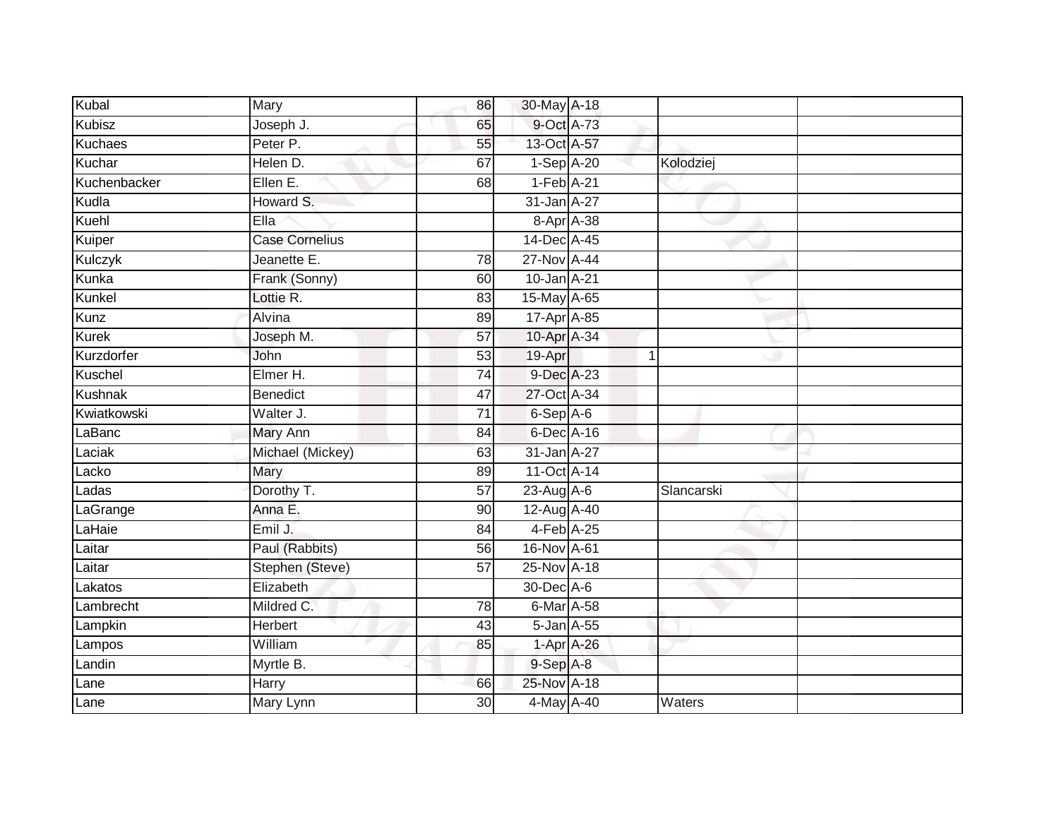| | | | | | | | |
|---|---|---|---|---|---|---|---|
| Kubal | Mary | 86 | 30-May | A-18 | | | |
| Kubisz | Joseph J. | 65 | 9-Oct | A-73 | | | |
| Kuchaes | Peter P. | 55 | 13-Oct | A-57 | | | |
| Kuchar | Helen D. | 67 | 1-Sep | A-20 | | Kolodziej | |
| Kuchenbacker | Ellen E. | 68 | 1-Feb | A-21 | | | |
| Kudla | Howard S. | | 31-Jan | A-27 | | | |
| Kuehl | Ella | | 8-Apr | A-38 | | | |
| Kuiper | Case Cornelius | | 14-Dec | A-45 | | | |
| Kulczyk | Jeanette E. | 78 | 27-Nov | A-44 | | | |
| Kunka | Frank (Sonny) | 60 | 10-Jan | A-21 | | | |
| Kunkel | Lottie R. | 83 | 15-May | A-65 | | | |
| Kunz | Alvina | 89 | 17-Apr | A-85 | | | |
| Kurek | Joseph M. | 57 | 10-Apr | A-34 | | | |
| Kurzdorfer | John | 53 | 19-Apr | | 1 | | |
| Kuschel | Elmer H. | 74 | 9-Dec | A-23 | | | |
| Kushnak | Benedict | 47 | 27-Oct | A-34 | | | |
| Kwiatkowski | Walter J. | 71 | 6-Sep | A-6 | | | |
| LaBanc | Mary Ann | 84 | 6-Dec | A-16 | | | |
| Laciak | Michael (Mickey) | 63 | 31-Jan | A-27 | | | |
| Lacko | Mary | 89 | 11-Oct | A-14 | | | |
| Ladas | Dorothy T. | 57 | 23-Aug | A-6 | | Slancarski | |
| LaGrange | Anna E. | 90 | 12-Aug | A-40 | | | |
| LaHaie | Emil J. | 84 | 4-Feb | A-25 | | | |
| Laitar | Paul (Rabbits) | 56 | 16-Nov | A-61 | | | |
| Laitar | Stephen (Steve) | 57 | 25-Nov | A-18 | | | |
| Lakatos | Elizabeth | | 30-Dec | A-6 | | | |
| Lambrecht | Mildred C. | 78 | 6-Mar | A-58 | | | |
| Lampkin | Herbert | 43 | 5-Jan | A-55 | | | |
| Lampos | William | 85 | 1-Apr | A-26 | | | |
| Landin | Myrtle B. | | 9-Sep | A-8 | | | |
| Lane | Harry | 66 | 25-Nov | A-18 | | | |
| Lane | Mary Lynn | 30 | 4-May | A-40 | | Waters | |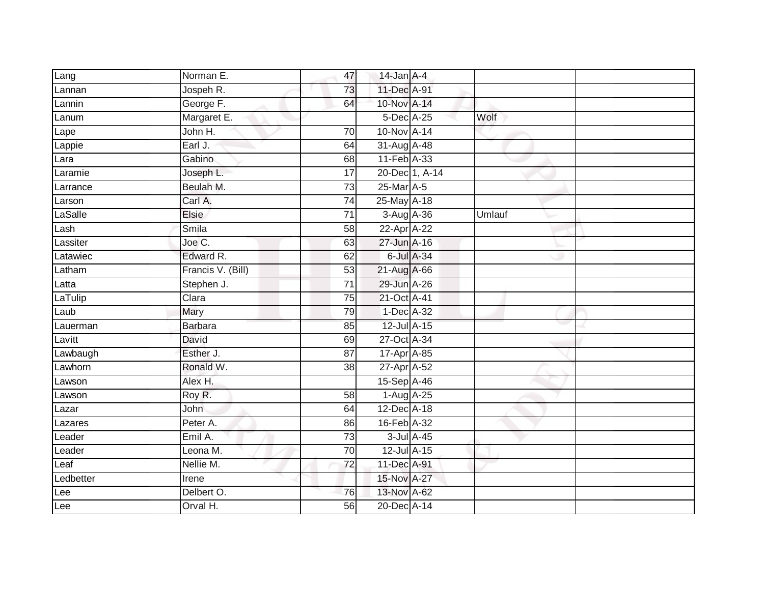| | | | | | | |
|---|---|---|---|---|---|---|
| Lang | Norman E. | 47 | 14-Jan | A-4 | | |
| Lannan | Jospeh R. | 73 | 11-Dec | A-91 | | |
| Lannin | George F. | 64 | 10-Nov | A-14 | | |
| Lanum | Margaret E. | | 5-Dec | A-25 | Wolf | |
| Lape | John H. | 70 | 10-Nov | A-14 | | |
| Lappie | Earl J. | 64 | 31-Aug | A-48 | | |
| Lara | Gabino | 68 | 11-Feb | A-33 | | |
| Laramie | Joseph L. | 17 | 20-Dec | 1, A-14 | | |
| Larrance | Beulah M. | 73 | 25-Mar | A-5 | | |
| Larson | Carl A. | 74 | 25-May | A-18 | | |
| LaSalle | Elsie | 71 | 3-Aug | A-36 | Umlauf | |
| Lash | Smila | 58 | 22-Apr | A-22 | | |
| Lassiter | Joe C. | 63 | 27-Jun | A-16 | | |
| Latawiec | Edward R. | 62 | 6-Jul | A-34 | | |
| Latham | Francis V. (Bill) | 53 | 21-Aug | A-66 | | |
| Latta | Stephen J. | 71 | 29-Jun | A-26 | | |
| LaTulip | Clara | 75 | 21-Oct | A-41 | | |
| Laub | Mary | 79 | 1-Dec | A-32 | | |
| Lauerman | Barbara | 85 | 12-Jul | A-15 | | |
| Lavitt | David | 69 | 27-Oct | A-34 | | |
| Lawbaugh | Esther J. | 87 | 17-Apr | A-85 | | |
| Lawhorn | Ronald W. | 38 | 27-Apr | A-52 | | |
| Lawson | Alex H. | | 15-Sep | A-46 | | |
| Lawson | Roy R. | 58 | 1-Aug | A-25 | | |
| Lazar | John | 64 | 12-Dec | A-18 | | |
| Lazares | Peter A. | 86 | 16-Feb | A-32 | | |
| Leader | Emil A. | 73 | 3-Jul | A-45 | | |
| Leader | Leona M. | 70 | 12-Jul | A-15 | | |
| Leaf | Nellie M. | 72 | 11-Dec | A-91 | | |
| Ledbetter | Irene | | 15-Nov | A-27 | | |
| Lee | Delbert O. | 76 | 13-Nov | A-62 | | |
| Lee | Orval H. | 56 | 20-Dec | A-14 | | |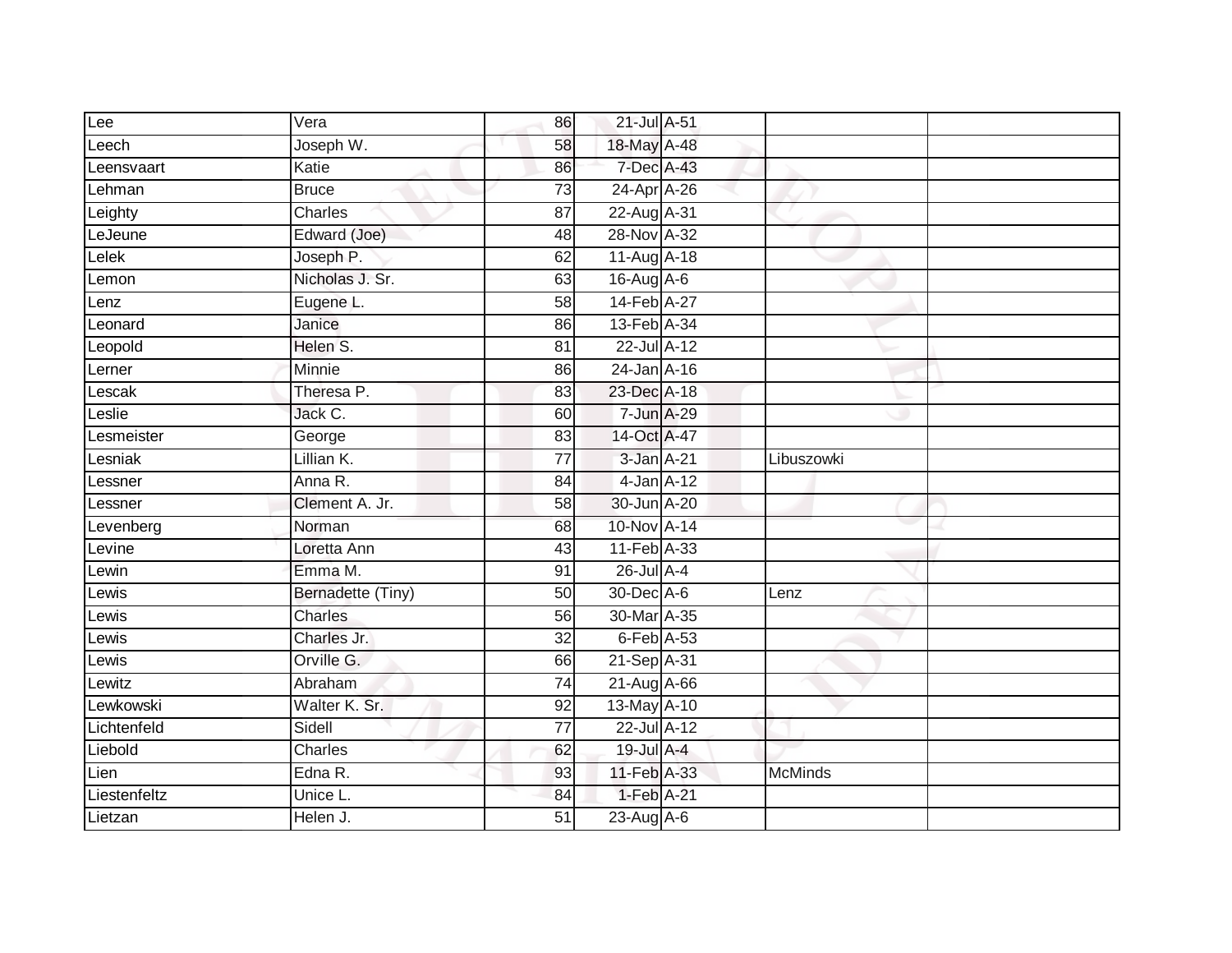| | | | | | | |
|---|---|---|---|---|---|---|
| Lee | Vera | 86 | 21-Jul | A-51 | | |
| Leech | Joseph W. | 58 | 18-May | A-48 | | |
| Leensvaart | Katie | 86 | 7-Dec | A-43 | | |
| Lehman | Bruce | 73 | 24-Apr | A-26 | | |
| Leighty | Charles | 87 | 22-Aug | A-31 | | |
| LeJeune | Edward (Joe) | 48 | 28-Nov | A-32 | | |
| Lelek | Joseph P. | 62 | 11-Aug | A-18 | | |
| Lemon | Nicholas J. Sr. | 63 | 16-Aug | A-6 | | |
| Lenz | Eugene L. | 58 | 14-Feb | A-27 | | |
| Leonard | Janice | 86 | 13-Feb | A-34 | | |
| Leopold | Helen S. | 81 | 22-Jul | A-12 | | |
| Lerner | Minnie | 86 | 24-Jan | A-16 | | |
| Lescak | Theresa P. | 83 | 23-Dec | A-18 | | |
| Leslie | Jack C. | 60 | 7-Jun | A-29 | | |
| Lesmeister | George | 83 | 14-Oct | A-47 | | |
| Lesniak | Lillian K. | 77 | 3-Jan | A-21 | Libuszowki | |
| Lessner | Anna R. | 84 | 4-Jan | A-12 | | |
| Lessner | Clement A. Jr. | 58 | 30-Jun | A-20 | | |
| Levenberg | Norman | 68 | 10-Nov | A-14 | | |
| Levine | Loretta Ann | 43 | 11-Feb | A-33 | | |
| Lewin | Emma M. | 91 | 26-Jul | A-4 | | |
| Lewis | Bernadette (Tiny) | 50 | 30-Dec | A-6 | Lenz | |
| Lewis | Charles | 56 | 30-Mar | A-35 | | |
| Lewis | Charles Jr. | 32 | 6-Feb | A-53 | | |
| Lewis | Orville G. | 66 | 21-Sep | A-31 | | |
| Lewitz | Abraham | 74 | 21-Aug | A-66 | | |
| Lewkowski | Walter K. Sr. | 92 | 13-May | A-10 | | |
| Lichtenfeld | Sidell | 77 | 22-Jul | A-12 | | |
| Liebold | Charles | 62 | 19-Jul | A-4 | | |
| Lien | Edna R. | 93 | 11-Feb | A-33 | McMinds | |
| Liestenfeltz | Unice L. | 84 | 1-Feb | A-21 | | |
| Lietzan | Helen J. | 51 | 23-Aug | A-6 | | |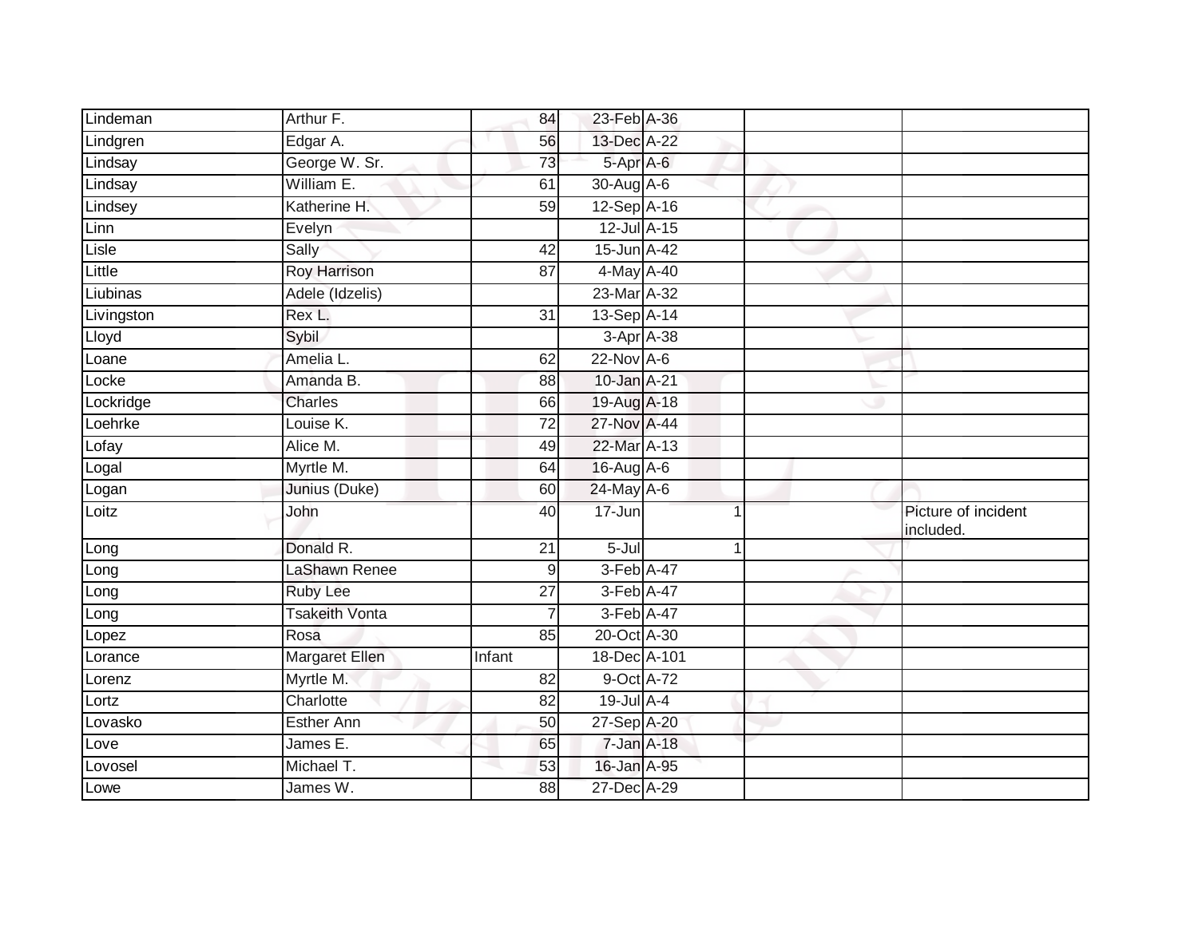| Lindeman | Arthur F. | 84 | 23-Feb | A-36 | | |
|---|---|---|---|---|---|---|
| Lindgren | Edgar A. | 56 | 13-Dec | A-22 | | |
| Lindsay | George W. Sr. | 73 | 5-Apr | A-6 | | |
| Lindsay | William E. | 61 | 30-Aug | A-6 | | |
| Lindsey | Katherine H. | 59 | 12-Sep | A-16 | | |
| Linn | Evelyn | | 12-Jul | A-15 | | |
| Lisle | Sally | 42 | 15-Jun | A-42 | | |
| Little | Roy Harrison | 87 | 4-May | A-40 | | |
| Liubinas | Adele (Idzelis) | | 23-Mar | A-32 | | |
| Livingston | Rex L. | 31 | 13-Sep | A-14 | | |
| Lloyd | Sybil | | 3-Apr | A-38 | | |
| Loane | Amelia L. | 62 | 22-Nov | A-6 | | |
| Locke | Amanda B. | 88 | 10-Jan | A-21 | | |
| Lockridge | Charles | 66 | 19-Aug | A-18 | | |
| Loehrke | Louise K. | 72 | 27-Nov | A-44 | | |
| Lofay | Alice M. | 49 | 22-Mar | A-13 | | |
| Logal | Myrtle M. | 64 | 16-Aug | A-6 | | |
| Logan | Junius (Duke) | 60 | 24-May | A-6 | | |
| Loitz | John | 40 | 17-Jun | 1 | | Picture of incident included. |
| Long | Donald R. | 21 | 5-Jul | 1 | | |
| Long | LaShawn Renee | 9 | 3-Feb | A-47 | | |
| Long | Ruby Lee | 27 | 3-Feb | A-47 | | |
| Long | Tsakeith Vonta | 7 | 3-Feb | A-47 | | |
| Lopez | Rosa | 85 | 20-Oct | A-30 | | |
| Lorance | Margaret Ellen | Infant | 18-Dec | A-101 | | |
| Lorenz | Myrtle M. | 82 | 9-Oct | A-72 | | |
| Lortz | Charlotte | 82 | 19-Jul | A-4 | | |
| Lovasko | Esther Ann | 50 | 27-Sep | A-20 | | |
| Love | James E. | 65 | 7-Jan | A-18 | | |
| Lovosel | Michael T. | 53 | 16-Jan | A-95 | | |
| Lowe | James W. | 88 | 27-Dec | A-29 | | |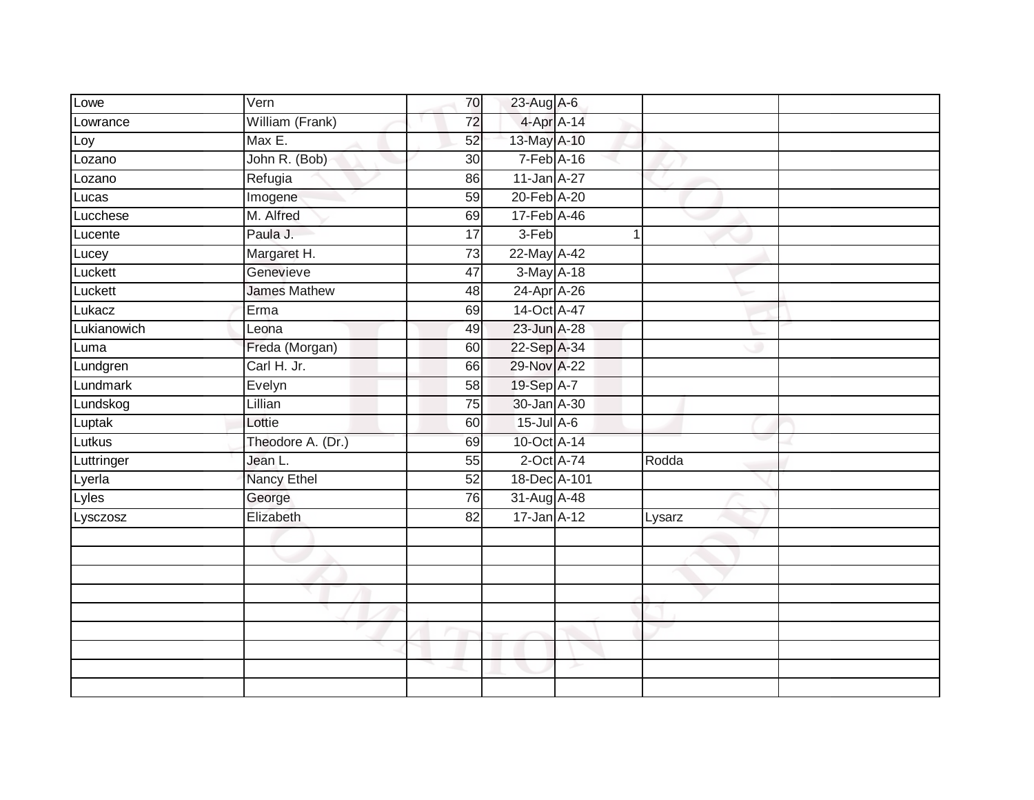| | | | | | | |
|---|---|---|---|---|---|---|
| Lowe | Vern | 70 | 23-Aug | A-6 | | |
| Lowrance | William (Frank) | 72 | 4-Apr | A-14 | | |
| Loy | Max E. | 52 | 13-May | A-10 | | |
| Lozano | John R. (Bob) | 30 | 7-Feb | A-16 | | |
| Lozano | Refugia | 86 | 11-Jan | A-27 | | |
| Lucas | Imogene | 59 | 20-Feb | A-20 | | |
| Lucchese | M. Alfred | 69 | 17-Feb | A-46 | | |
| Lucente | Paula J. | 17 | 3-Feb | 1 | | |
| Lucey | Margaret H. | 73 | 22-May | A-42 | | |
| Luckett | Genevieve | 47 | 3-May | A-18 | | |
| Luckett | James Mathew | 48 | 24-Apr | A-26 | | |
| Lukacz | Erma | 69 | 14-Oct | A-47 | | |
| Lukianowich | Leona | 49 | 23-Jun | A-28 | | |
| Luma | Freda (Morgan) | 60 | 22-Sep | A-34 | | |
| Lundgren | Carl H. Jr. | 66 | 29-Nov | A-22 | | |
| Lundmark | Evelyn | 58 | 19-Sep | A-7 | | |
| Lundskog | Lillian | 75 | 30-Jan | A-30 | | |
| Luptak | Lottie | 60 | 15-Jul | A-6 | | |
| Lutkus | Theodore A. (Dr.) | 69 | 10-Oct | A-14 | | |
| Luttringer | Jean L. | 55 | 2-Oct | A-74 | Rodda | |
| Lyerla | Nancy Ethel | 52 | 18-Dec | A-101 | | |
| Lyles | George | 76 | 31-Aug | A-48 | | |
| Lysczosz | Elizabeth | 82 | 17-Jan | A-12 | Lysarz | |
| | | | | | | |
| | | | | | | |
| | | | | | | |
| | | | | | | |
| | | | | | | |
| | | | | | | |
| | | | | | | |
| | | | | | | |
| | | | | | | |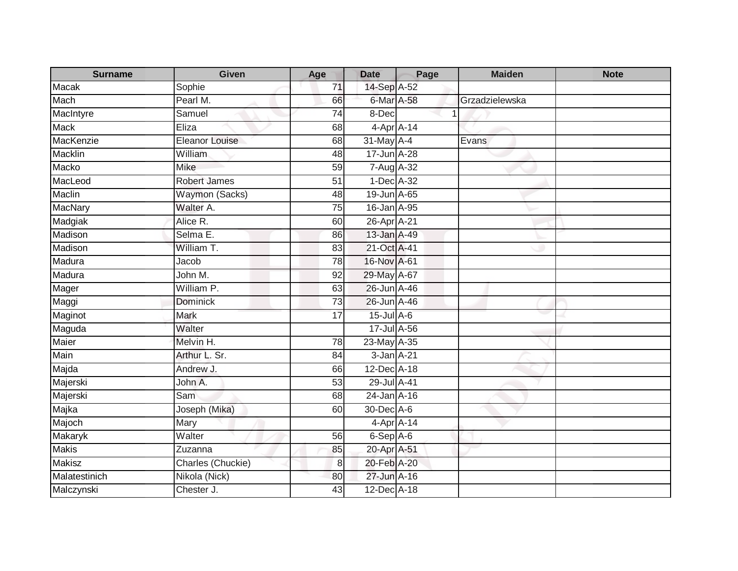| Surname | Given | Age | Date | Page | Maiden | Note |
| --- | --- | --- | --- | --- | --- | --- |
| Macak | Sophie | 71 | 14-Sep | A-52 | | |
| Mach | Pearl M. | 66 | 6-Mar | A-58 | Grzadzielewska | |
| MacIntyre | Samuel | 74 | 8-Dec | 1 | | |
| Mack | Eliza | 68 | 4-Apr | A-14 | | |
| MacKenzie | Eleanor Louise | 68 | 31-May | A-4 | Evans | |
| Macklin | William | 48 | 17-Jun | A-28 | | |
| Macko | Mike | 59 | 7-Aug | A-32 | | |
| MacLeod | Robert James | 51 | 1-Dec | A-32 | | |
| Maclin | Waymon (Sacks) | 48 | 19-Jun | A-65 | | |
| MacNary | Walter A. | 75 | 16-Jan | A-95 | | |
| Madgiak | Alice R. | 60 | 26-Apr | A-21 | | |
| Madison | Selma E. | 86 | 13-Jan | A-49 | | |
| Madison | William T. | 83 | 21-Oct | A-41 | | |
| Madura | Jacob | 78 | 16-Nov | A-61 | | |
| Madura | John M. | 92 | 29-May | A-67 | | |
| Mager | William P. | 63 | 26-Jun | A-46 | | |
| Maggi | Dominick | 73 | 26-Jun | A-46 | | |
| Maginot | Mark | 17 | 15-Jul | A-6 | | |
| Maguda | Walter | | 17-Jul | A-56 | | |
| Maier | Melvin H. | 78 | 23-May | A-35 | | |
| Main | Arthur L. Sr. | 84 | 3-Jan | A-21 | | |
| Majda | Andrew J. | 66 | 12-Dec | A-18 | | |
| Majerski | John A. | 53 | 29-Jul | A-41 | | |
| Majerski | Sam | 68 | 24-Jan | A-16 | | |
| Majka | Joseph (Mika) | 60 | 30-Dec | A-6 | | |
| Majoch | Mary | | 4-Apr | A-14 | | |
| Makaryk | Walter | 56 | 6-Sep | A-6 | | |
| Makis | Zuzanna | 85 | 20-Apr | A-51 | | |
| Makisz | Charles (Chuckie) | 8 | 20-Feb | A-20 | | |
| Malatestinich | Nikola (Nick) | 80 | 27-Jun | A-16 | | |
| Malczynski | Chester J. | 43 | 12-Dec | A-18 | | |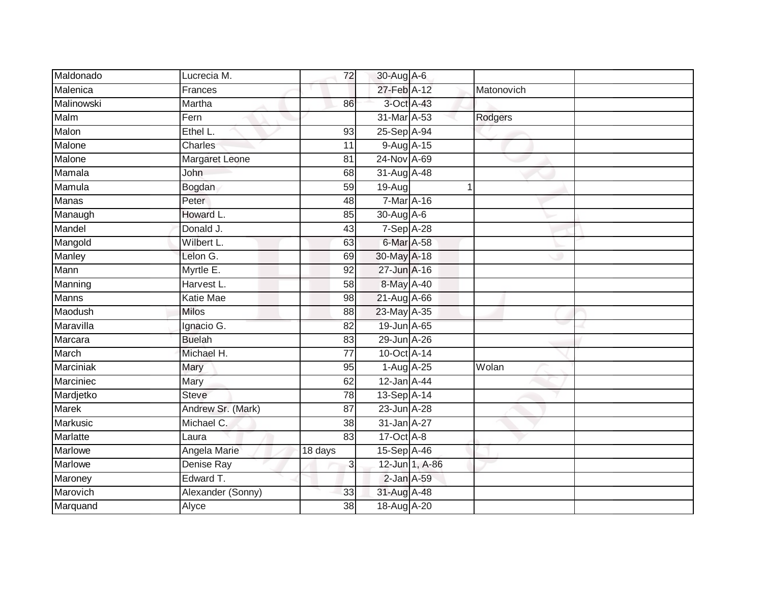| | | | | | | |
|---|---|---|---|---|---|---|
| Maldonado | Lucrecia M. | 72 | 30-Aug | A-6 | | |
| Malenica | Frances | | 27-Feb | A-12 | Matonovich | |
| Malinowski | Martha | 86 | 3-Oct | A-43 | | |
| Malm | Fern | | 31-Mar | A-53 | Rodgers | |
| Malon | Ethel L. | 93 | 25-Sep | A-94 | | |
| Malone | Charles | 11 | 9-Aug | A-15 | | |
| Malone | Margaret Leone | 81 | 24-Nov | A-69 | | |
| Mamala | John | 68 | 31-Aug | A-48 | | |
| Mamula | Bogdan | 59 | 19-Aug | 1 | | |
| Manas | Peter | 48 | 7-Mar | A-16 | | |
| Manaugh | Howard L. | 85 | 30-Aug | A-6 | | |
| Mandel | Donald J. | 43 | 7-Sep | A-28 | | |
| Mangold | Wilbert L. | 63 | 6-Mar | A-58 | | |
| Manley | Lelon G. | 69 | 30-May | A-18 | | |
| Mann | Myrtle E. | 92 | 27-Jun | A-16 | | |
| Manning | Harvest L. | 58 | 8-May | A-40 | | |
| Manns | Katie Mae | 98 | 21-Aug | A-66 | | |
| Maodush | Milos | 88 | 23-May | A-35 | | |
| Maravilla | Ignacio G. | 82 | 19-Jun | A-65 | | |
| Marcara | Buelah | 83 | 29-Jun | A-26 | | |
| March | Michael H. | 77 | 10-Oct | A-14 | | |
| Marciniak | Mary | 95 | 1-Aug | A-25 | Wolan | |
| Marciniec | Mary | 62 | 12-Jan | A-44 | | |
| Mardjetko | Steve | 78 | 13-Sep | A-14 | | |
| Marek | Andrew Sr. (Mark) | 87 | 23-Jun | A-28 | | |
| Markusic | Michael C. | 38 | 31-Jan | A-27 | | |
| Marlatte | Laura | 83 | 17-Oct | A-8 | | |
| Marlowe | Angela Marie | 18 days | 15-Sep | A-46 | | |
| Marlowe | Denise Ray | 3 | 12-Jun | 1, A-86 | | |
| Maroney | Edward T. | | 2-Jan | A-59 | | |
| Marovich | Alexander (Sonny) | 33 | 31-Aug | A-48 | | |
| Marquand | Alyce | 38 | 18-Aug | A-20 | | |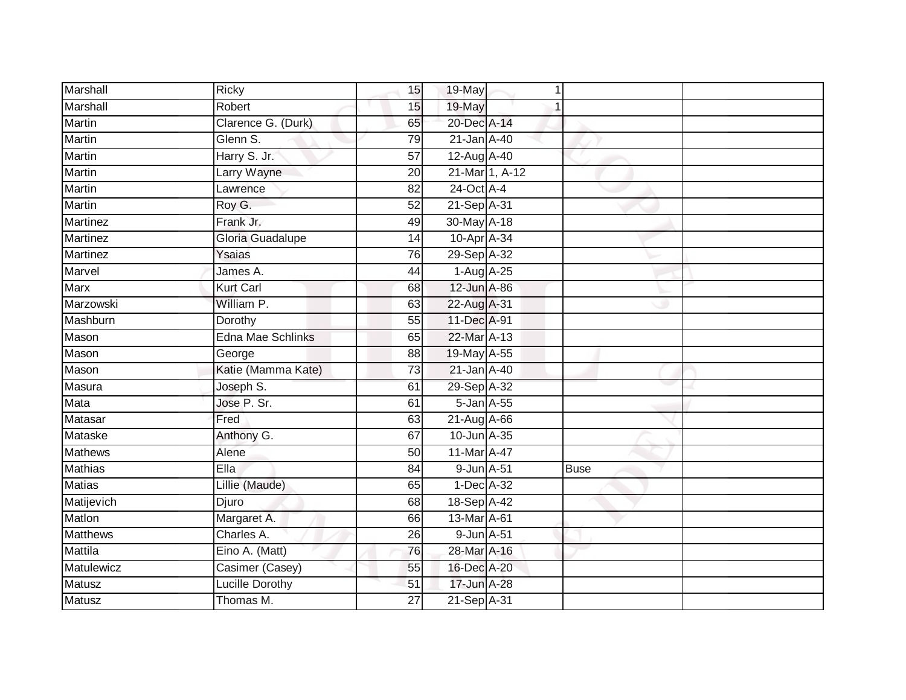| Marshall | Ricky | 15 | 19-May | 1 | | |
|---|---|---|---|---|---|---|
| Marshall | Robert | 15 | 19-May | 1 | | |
| Martin | Clarence G. (Durk) | 65 | 20-Dec | A-14 | | |
| Martin | Glenn S. | 79 | 21-Jan | A-40 | | |
| Martin | Harry S. Jr. | 57 | 12-Aug | A-40 | | |
| Martin | Larry Wayne | 20 | 21-Mar | 1, A-12 | | |
| Martin | Lawrence | 82 | 24-Oct | A-4 | | |
| Martin | Roy G. | 52 | 21-Sep | A-31 | | |
| Martinez | Frank Jr. | 49 | 30-May | A-18 | | |
| Martinez | Gloria Guadalupe | 14 | 10-Apr | A-34 | | |
| Martinez | Ysaias | 76 | 29-Sep | A-32 | | |
| Marvel | James A. | 44 | 1-Aug | A-25 | | |
| Marx | Kurt Carl | 68 | 12-Jun | A-86 | | |
| Marzowski | William P. | 63 | 22-Aug | A-31 | | |
| Mashburn | Dorothy | 55 | 11-Dec | A-91 | | |
| Mason | Edna Mae Schlinks | 65 | 22-Mar | A-13 | | |
| Mason | George | 88 | 19-May | A-55 | | |
| Mason | Katie (Mamma Kate) | 73 | 21-Jan | A-40 | | |
| Masura | Joseph S. | 61 | 29-Sep | A-32 | | |
| Mata | Jose P. Sr. | 61 | 5-Jan | A-55 | | |
| Matasar | Fred | 63 | 21-Aug | A-66 | | |
| Mataske | Anthony G. | 67 | 10-Jun | A-35 | | |
| Mathews | Alene | 50 | 11-Mar | A-47 | | |
| Mathias | Ella | 84 | 9-Jun | A-51 | Buse | |
| Matias | Lillie (Maude) | 65 | 1-Dec | A-32 | | |
| Matijevich | Djuro | 68 | 18-Sep | A-42 | | |
| Matlon | Margaret A. | 66 | 13-Mar | A-61 | | |
| Matthews | Charles A. | 26 | 9-Jun | A-51 | | |
| Mattila | Eino A. (Matt) | 76 | 28-Mar | A-16 | | |
| Matulewicz | Casimer (Casey) | 55 | 16-Dec | A-20 | | |
| Matusz | Lucille Dorothy | 51 | 17-Jun | A-28 | | |
| Matusz | Thomas M. | 27 | 21-Sep | A-31 | | |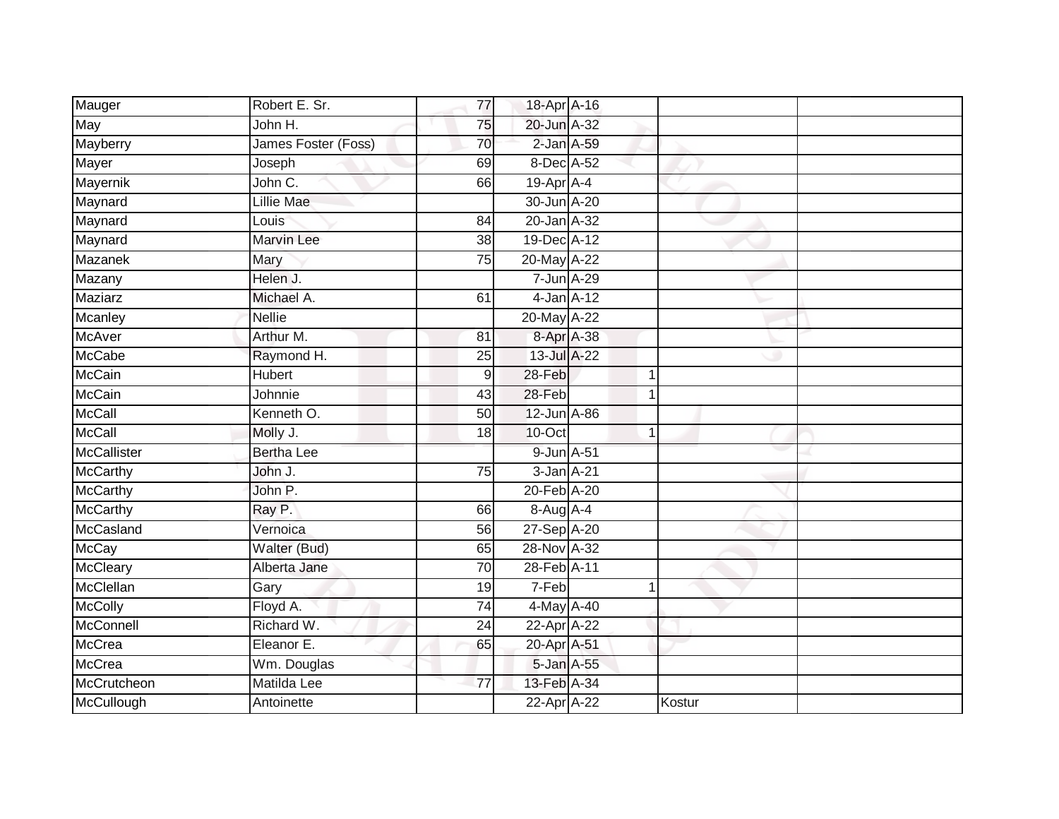| | | | | | | | |
|---|---|---|---|---|---|---|---|
| Mauger | Robert E. Sr. | 77 | 18-Apr | A-16 | | | |
| May | John H. | 75 | 20-Jun | A-32 | | | |
| Mayberry | James Foster (Foss) | 70 | 2-Jan | A-59 | | | |
| Mayer | Joseph | 69 | 8-Dec | A-52 | | | |
| Mayernik | John C. | 66 | 19-Apr | A-4 | | | |
| Maynard | Lillie Mae | | 30-Jun | A-20 | | | |
| Maynard | Louis | 84 | 20-Jan | A-32 | | | |
| Maynard | Marvin Lee | 38 | 19-Dec | A-12 | | | |
| Mazanek | Mary | 75 | 20-May | A-22 | | | |
| Mazany | Helen J. | | 7-Jun | A-29 | | | |
| Maziarz | Michael A. | 61 | 4-Jan | A-12 | | | |
| Mcanley | Nellie | | 20-May | A-22 | | | |
| McAver | Arthur M. | 81 | 8-Apr | A-38 | | | |
| McCabe | Raymond H. | 25 | 13-Jul | A-22 | | | |
| McCain | Hubert | 9 | 28-Feb | | 1 | | |
| McCain | Johnnie | 43 | 28-Feb | | 1 | | |
| McCall | Kenneth O. | 50 | 12-Jun | A-86 | | | |
| McCall | Molly J. | 18 | 10-Oct | | 1 | | |
| McCallister | Bertha Lee | | 9-Jun | A-51 | | | |
| McCarthy | John J. | 75 | 3-Jan | A-21 | | | |
| McCarthy | John P. | | 20-Feb | A-20 | | | |
| McCarthy | Ray P. | 66 | 8-Aug | A-4 | | | |
| McCasland | Vernoica | 56 | 27-Sep | A-20 | | | |
| McCay | Walter (Bud) | 65 | 28-Nov | A-32 | | | |
| McCleary | Alberta Jane | 70 | 28-Feb | A-11 | | | |
| McClellan | Gary | 19 | 7-Feb | | 1 | | |
| McColly | Floyd A. | 74 | 4-May | A-40 | | | |
| McConnell | Richard W. | 24 | 22-Apr | A-22 | | | |
| McCrea | Eleanor E. | 65 | 20-Apr | A-51 | | | |
| McCrea | Wm. Douglas | | 5-Jan | A-55 | | | |
| McCrutcheon | Matilda Lee | 77 | 13-Feb | A-34 | | | |
| McCullough | Antoinette | | 22-Apr | A-22 | | Kostur | |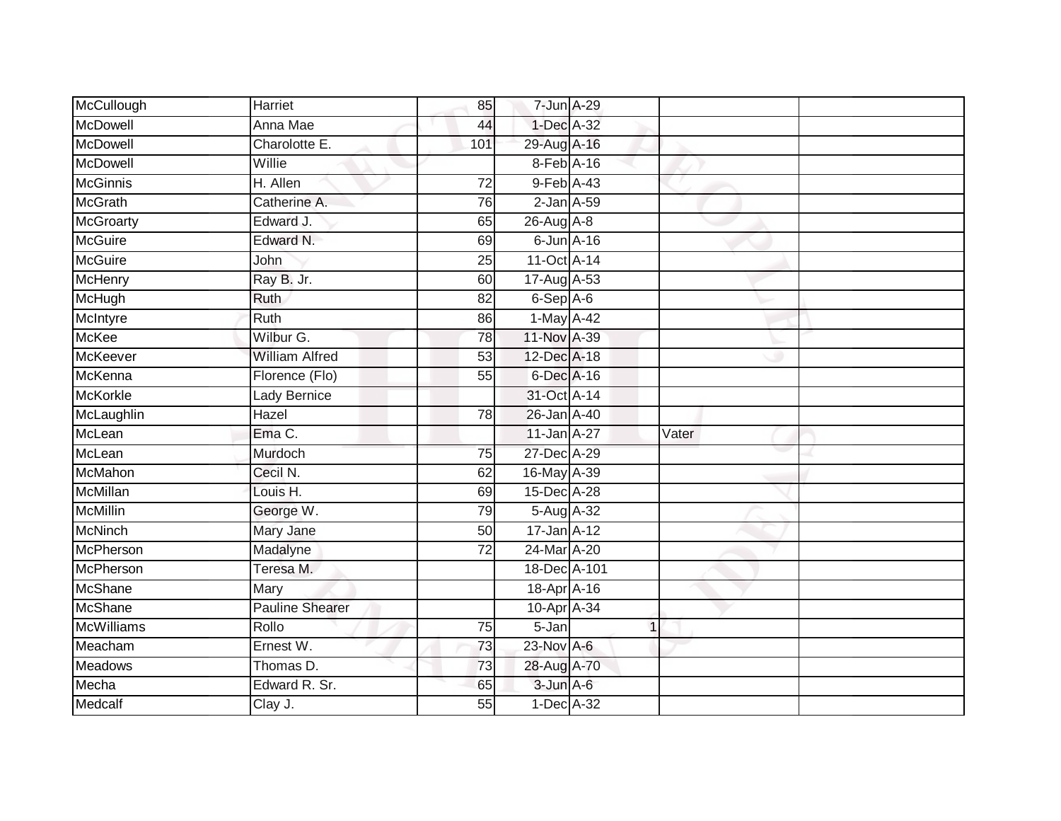| McCullough | Harriet | 85 | 7-Jun | A-29 | | | |
|---|---|---|---|---|---|---|---|
| McDowell | Anna Mae | 44 | 1-Dec | A-32 | | | |
| McDowell | Charolotte E. | 101 | 29-Aug | A-16 | | | |
| McDowell | Willie | | 8-Feb | A-16 | | | |
| McGinnis | H. Allen | 72 | 9-Feb | A-43 | | | |
| McGrath | Catherine A. | 76 | 2-Jan | A-59 | | | |
| McGroarty | Edward J. | 65 | 26-Aug | A-8 | | | |
| McGuire | Edward N. | 69 | 6-Jun | A-16 | | | |
| McGuire | John | 25 | 11-Oct | A-14 | | | |
| McHenry | Ray B. Jr. | 60 | 17-Aug | A-53 | | | |
| McHugh | Ruth | 82 | 6-Sep | A-6 | | | |
| McIntyre | Ruth | 86 | 1-May | A-42 | | | |
| McKee | Wilbur G. | 78 | 11-Nov | A-39 | | | |
| McKeever | William Alfred | 53 | 12-Dec | A-18 | | | |
| McKenna | Florence (Flo) | 55 | 6-Dec | A-16 | | | |
| McKorkle | Lady Bernice | | 31-Oct | A-14 | | | |
| McLaughlin | Hazel | 78 | 26-Jan | A-40 | | | |
| McLean | Ema C. | | 11-Jan | A-27 | | Vater | |
| McLean | Murdoch | 75 | 27-Dec | A-29 | | | |
| McMahon | Cecil N. | 62 | 16-May | A-39 | | | |
| McMillan | Louis H. | 69 | 15-Dec | A-28 | | | |
| McMillin | George W. | 79 | 5-Aug | A-32 | | | |
| McNinch | Mary Jane | 50 | 17-Jan | A-12 | | | |
| McPherson | Madalyne | 72 | 24-Mar | A-20 | | | |
| McPherson | Teresa M. | | 18-Dec | A-101 | | | |
| McShane | Mary | | 18-Apr | A-16 | | | |
| McShane | Pauline Shearer | | 10-Apr | A-34 | | | |
| McWilliams | Rollo | 75 | 5-Jan | | 1 | | |
| Meacham | Ernest W. | 73 | 23-Nov | A-6 | | | |
| Meadows | Thomas D. | 73 | 28-Aug | A-70 | | | |
| Mecha | Edward R. Sr. | 65 | 3-Jun | A-6 | | | |
| Medcalf | Clay J. | 55 | 1-Dec | A-32 | | | |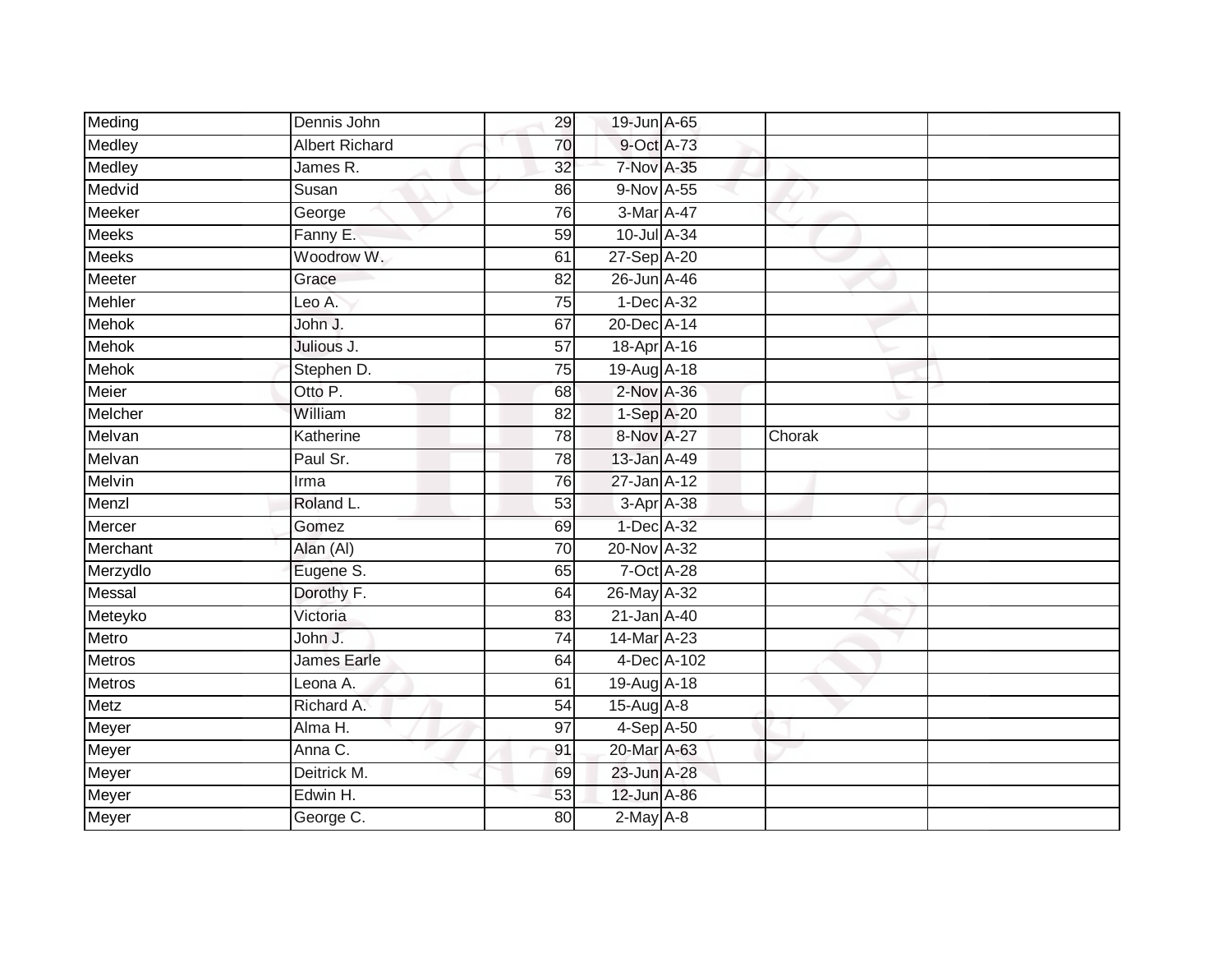| Meding | Dennis John | 29 | 19-Jun | A-65 | | |
|---|---|---|---|---|---|---|
| Medley | Albert Richard | 70 | 9-Oct | A-73 | | |
| Medley | James R. | 32 | 7-Nov | A-35 | | |
| Medvid | Susan | 86 | 9-Nov | A-55 | | |
| Meeker | George | 76 | 3-Mar | A-47 | | |
| Meeks | Fanny E. | 59 | 10-Jul | A-34 | | |
| Meeks | Woodrow W. | 61 | 27-Sep | A-20 | | |
| Meeter | Grace | 82 | 26-Jun | A-46 | | |
| Mehler | Leo A. | 75 | 1-Dec | A-32 | | |
| Mehok | John J. | 67 | 20-Dec | A-14 | | |
| Mehok | Julious J. | 57 | 18-Apr | A-16 | | |
| Mehok | Stephen D. | 75 | 19-Aug | A-18 | | |
| Meier | Otto P. | 68 | 2-Nov | A-36 | | |
| Melcher | William | 82 | 1-Sep | A-20 | | |
| Melvan | Katherine | 78 | 8-Nov | A-27 | Chorak | |
| Melvan | Paul Sr. | 78 | 13-Jan | A-49 | | |
| Melvin | Irma | 76 | 27-Jan | A-12 | | |
| Menzl | Roland L. | 53 | 3-Apr | A-38 | | |
| Mercer | Gomez | 69 | 1-Dec | A-32 | | |
| Merchant | Alan (Al) | 70 | 20-Nov | A-32 | | |
| Merzydlo | Eugene S. | 65 | 7-Oct | A-28 | | |
| Messal | Dorothy F. | 64 | 26-May | A-32 | | |
| Meteyko | Victoria | 83 | 21-Jan | A-40 | | |
| Metro | John J. | 74 | 14-Mar | A-23 | | |
| Metros | James Earle | 64 | 4-Dec | A-102 | | |
| Metros | Leona A. | 61 | 19-Aug | A-18 | | |
| Metz | Richard A. | 54 | 15-Aug | A-8 | | |
| Meyer | Alma H. | 97 | 4-Sep | A-50 | | |
| Meyer | Anna C. | 91 | 20-Mar | A-63 | | |
| Meyer | Deitrick M. | 69 | 23-Jun | A-28 | | |
| Meyer | Edwin H. | 53 | 12-Jun | A-86 | | |
| Meyer | George C. | 80 | 2-May | A-8 | | |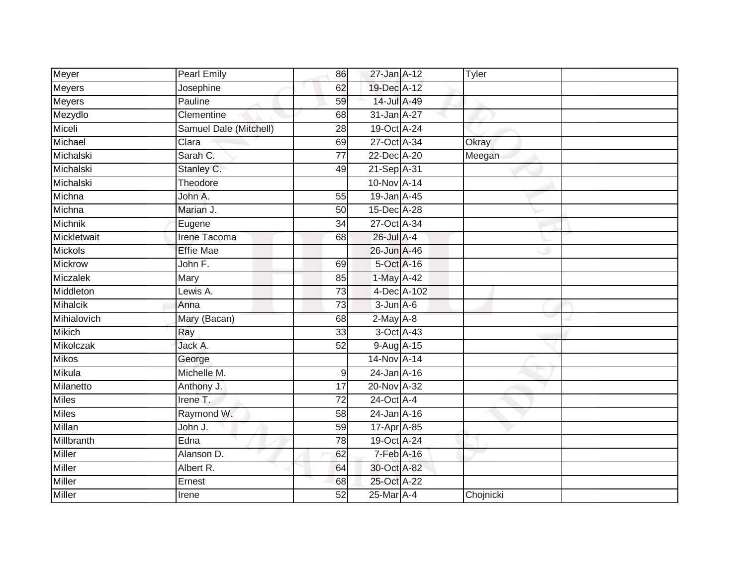| Meyer | Pearl Emily | 86 | 27-Jan | A-12 | Tyler | |
|---|---|---|---|---|---|---|
| Meyers | Josephine | 62 | 19-Dec | A-12 | | |
| Meyers | Pauline | 59 | 14-Jul | A-49 | | |
| Mezydlo | Clementine | 68 | 31-Jan | A-27 | | |
| Miceli | Samuel Dale (Mitchell) | 28 | 19-Oct | A-24 | | |
| Michael | Clara | 69 | 27-Oct | A-34 | Okray | |
| Michalski | Sarah C. | 77 | 22-Dec | A-20 | Meegan | |
| Michalski | Stanley C. | 49 | 21-Sep | A-31 | | |
| Michalski | Theodore | | 10-Nov | A-14 | | |
| Michna | John A. | 55 | 19-Jan | A-45 | | |
| Michna | Marian J. | 50 | 15-Dec | A-28 | | |
| Michnik | Eugene | 34 | 27-Oct | A-34 | | |
| Mickletwait | Irene Tacoma | 68 | 26-Jul | A-4 | | |
| Mickols | Effie Mae | | 26-Jun | A-46 | | |
| Mickrow | John F. | 69 | 5-Oct | A-16 | | |
| Miczalek | Mary | 85 | 1-May | A-42 | | |
| Middleton | Lewis A. | 73 | 4-Dec | A-102 | | |
| Mihalcik | Anna | 73 | 3-Jun | A-6 | | |
| Mihialovich | Mary (Bacan) | 68 | 2-May | A-8 | | |
| Mikich | Ray | 33 | 3-Oct | A-43 | | |
| Mikolczak | Jack A. | 52 | 9-Aug | A-15 | | |
| Mikos | George | | 14-Nov | A-14 | | |
| Mikula | Michelle M. | 9 | 24-Jan | A-16 | | |
| Milanetto | Anthony J. | 17 | 20-Nov | A-32 | | |
| Miles | Irene T. | 72 | 24-Oct | A-4 | | |
| Miles | Raymond W. | 58 | 24-Jan | A-16 | | |
| Millan | John J. | 59 | 17-Apr | A-85 | | |
| Millbranth | Edna | 78 | 19-Oct | A-24 | | |
| Miller | Alanson D. | 62 | 7-Feb | A-16 | | |
| Miller | Albert R. | 64 | 30-Oct | A-82 | | |
| Miller | Ernest | 68 | 25-Oct | A-22 | | |
| Miller | Irene | 52 | 25-Mar | A-4 | Chojnicki | |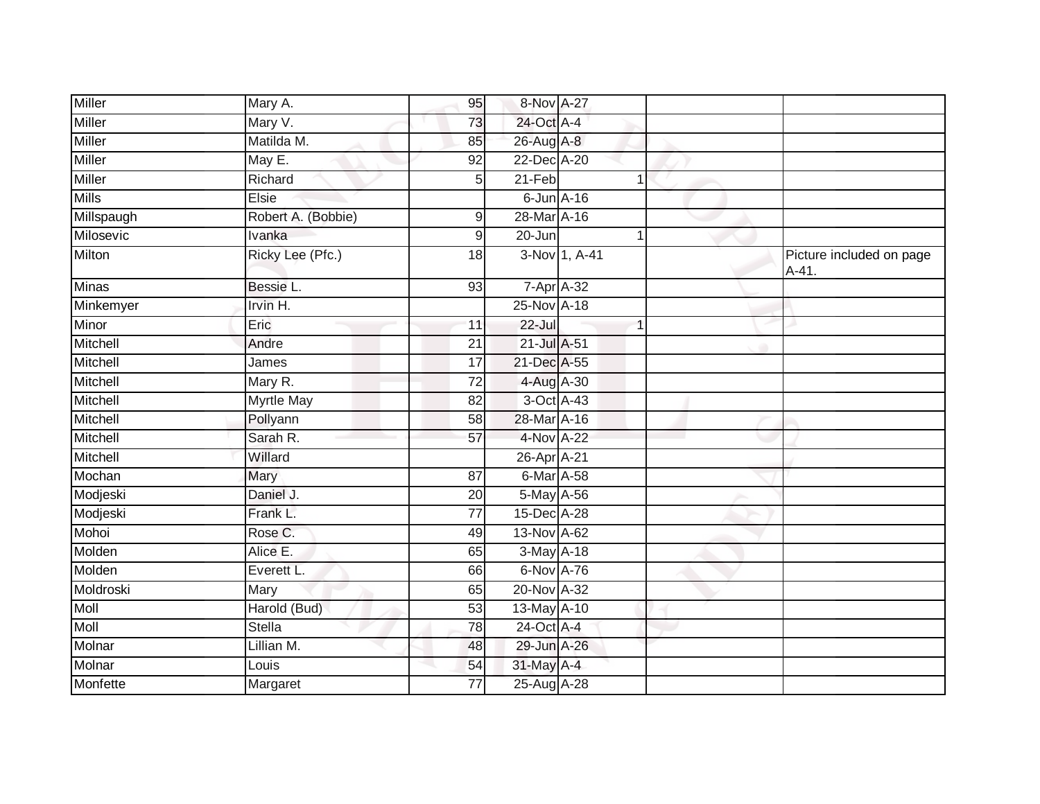| | | | | | | |
|---|---|---|---|---|---|---|
| Miller | Mary A. | 95 | 8-Nov | A-27 | | |
| Miller | Mary V. | 73 | 24-Oct | A-4 | | |
| Miller | Matilda M. | 85 | 26-Aug | A-8 | | |
| Miller | May E. | 92 | 22-Dec | A-20 | | |
| Miller | Richard | 5 | 21-Feb | 1 | | |
| Mills | Elsie | | 6-Jun | A-16 | | |
| Millspaugh | Robert A. (Bobbie) | 9 | 28-Mar | A-16 | | |
| Milosevic | Ivanka | 9 | 20-Jun | 1 | | |
| Milton | Ricky Lee (Pfc.) | 18 | 3-Nov | 1, A-41 | | Picture included on page A-41. |
| Minas | Bessie L. | 93 | 7-Apr | A-32 | | |
| Minkemyer | Irvin H. | | 25-Nov | A-18 | | |
| Minor | Eric | 11 | 22-Jul | 1 | | |
| Mitchell | Andre | 21 | 21-Jul | A-51 | | |
| Mitchell | James | 17 | 21-Dec | A-55 | | |
| Mitchell | Mary R. | 72 | 4-Aug | A-30 | | |
| Mitchell | Myrtle May | 82 | 3-Oct | A-43 | | |
| Mitchell | Pollyann | 58 | 28-Mar | A-16 | | |
| Mitchell | Sarah R. | 57 | 4-Nov | A-22 | | |
| Mitchell | Willard | | 26-Apr | A-21 | | |
| Mochan | Mary | 87 | 6-Mar | A-58 | | |
| Modjeski | Daniel J. | 20 | 5-May | A-56 | | |
| Modjeski | Frank L. | 77 | 15-Dec | A-28 | | |
| Mohoi | Rose C. | 49 | 13-Nov | A-62 | | |
| Molden | Alice E. | 65 | 3-May | A-18 | | |
| Molden | Everett L. | 66 | 6-Nov | A-76 | | |
| Moldroski | Mary | 65 | 20-Nov | A-32 | | |
| Moll | Harold (Bud) | 53 | 13-May | A-10 | | |
| Moll | Stella | 78 | 24-Oct | A-4 | | |
| Molnar | Lillian M. | 48 | 29-Jun | A-26 | | |
| Molnar | Louis | 54 | 31-May | A-4 | | |
| Monfette | Margaret | 77 | 25-Aug | A-28 | | |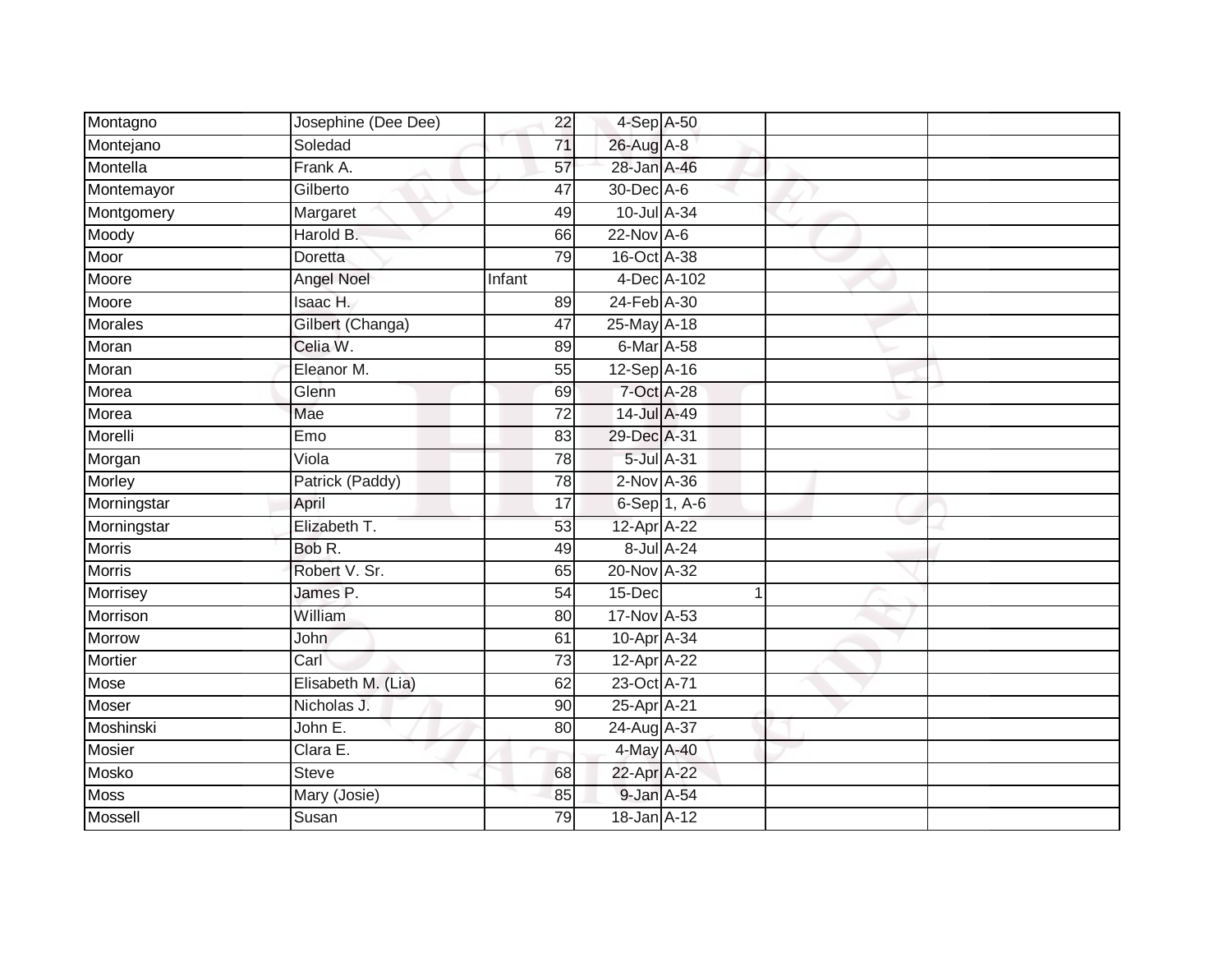| | | | | | | |
|---|---|---|---|---|---|---|
| Montagno | Josephine (Dee Dee) | 22 | 4-Sep | A-50 | | |
| Montejano | Soledad | 71 | 26-Aug | A-8 | | |
| Montella | Frank A. | 57 | 28-Jan | A-46 | | |
| Montemayor | Gilberto | 47 | 30-Dec | A-6 | | |
| Montgomery | Margaret | 49 | 10-Jul | A-34 | | |
| Moody | Harold B. | 66 | 22-Nov | A-6 | | |
| Moor | Doretta | 79 | 16-Oct | A-38 | | |
| Moore | Angel Noel | Infant | 4-Dec | A-102 | | |
| Moore | Isaac H. | 89 | 24-Feb | A-30 | | |
| Morales | Gilbert (Changa) | 47 | 25-May | A-18 | | |
| Moran | Celia W. | 89 | 6-Mar | A-58 | | |
| Moran | Eleanor M. | 55 | 12-Sep | A-16 | | |
| Morea | Glenn | 69 | 7-Oct | A-28 | | |
| Morea | Mae | 72 | 14-Jul | A-49 | | |
| Morelli | Emo | 83 | 29-Dec | A-31 | | |
| Morgan | Viola | 78 | 5-Jul | A-31 | | |
| Morley | Patrick (Paddy) | 78 | 2-Nov | A-36 | | |
| Morningstar | April | 17 | 6-Sep | 1, A-6 | | |
| Morningstar | Elizabeth T. | 53 | 12-Apr | A-22 | | |
| Morris | Bob R. | 49 | 8-Jul | A-24 | | |
| Morris | Robert V. Sr. | 65 | 20-Nov | A-32 | | |
| Morrisey | James P. | 54 | 15-Dec | 1 | | |
| Morrison | William | 80 | 17-Nov | A-53 | | |
| Morrow | John | 61 | 10-Apr | A-34 | | |
| Mortier | Carl | 73 | 12-Apr | A-22 | | |
| Mose | Elisabeth M. (Lia) | 62 | 23-Oct | A-71 | | |
| Moser | Nicholas J. | 90 | 25-Apr | A-21 | | |
| Moshinski | John E. | 80 | 24-Aug | A-37 | | |
| Mosier | Clara E. | | 4-May | A-40 | | |
| Mosko | Steve | 68 | 22-Apr | A-22 | | |
| Moss | Mary (Josie) | 85 | 9-Jan | A-54 | | |
| Mossell | Susan | 79 | 18-Jan | A-12 | | |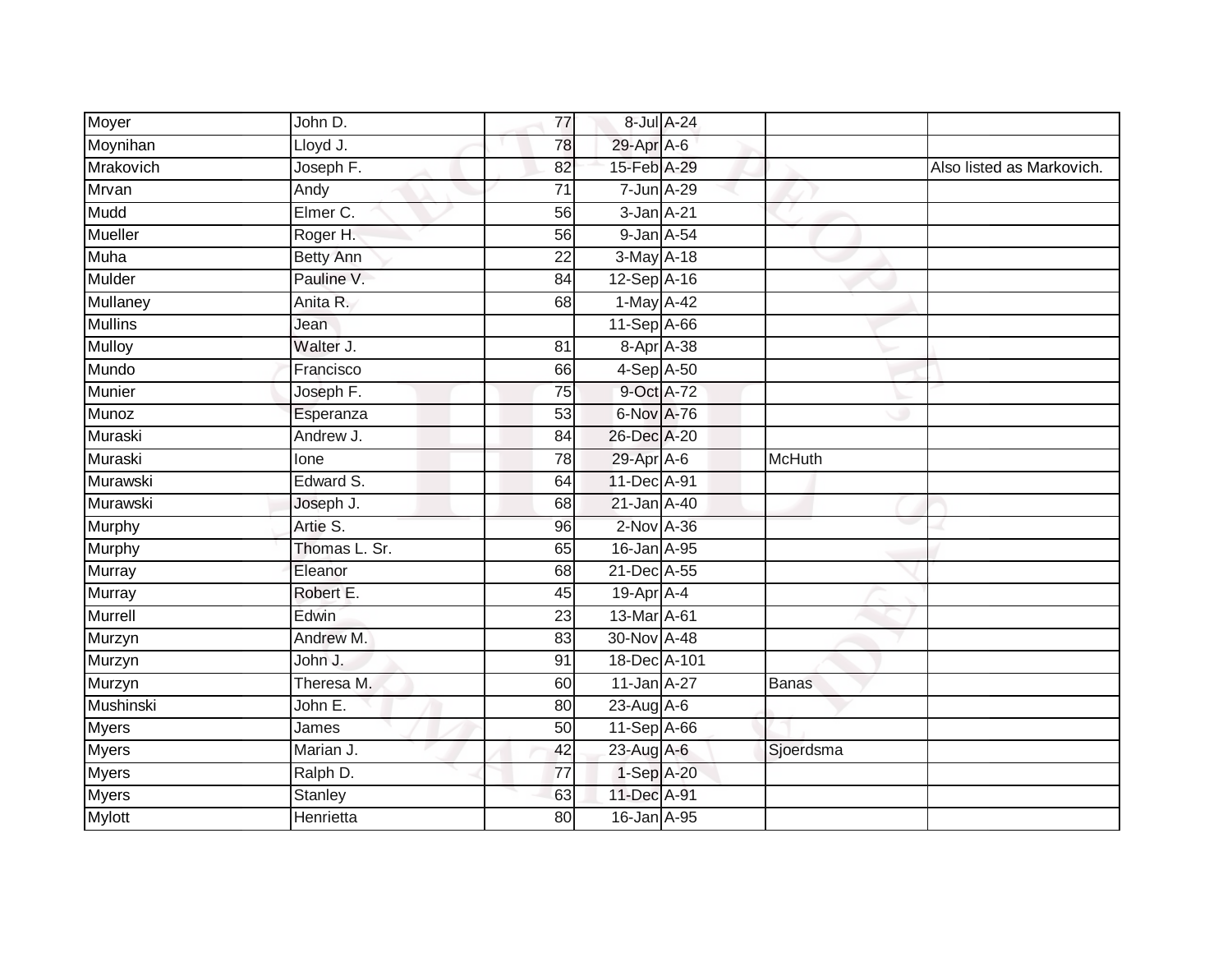| | | | | | | |
|---|---|---|---|---|---|---|
| Moyer | John D. | 77 | 8-Jul | A-24 | | |
| Moynihan | Lloyd J. | 78 | 29-Apr | A-6 | | |
| Mrakovich | Joseph F. | 82 | 15-Feb | A-29 | | Also listed as Markovich. |
| Mrvan | Andy | 71 | 7-Jun | A-29 | | |
| Mudd | Elmer C. | 56 | 3-Jan | A-21 | | |
| Mueller | Roger H. | 56 | 9-Jan | A-54 | | |
| Muha | Betty Ann | 22 | 3-May | A-18 | | |
| Mulder | Pauline V. | 84 | 12-Sep | A-16 | | |
| Mullaney | Anita R. | 68 | 1-May | A-42 | | |
| Mullins | Jean | | 11-Sep | A-66 | | |
| Mulloy | Walter J. | 81 | 8-Apr | A-38 | | |
| Mundo | Francisco | 66 | 4-Sep | A-50 | | |
| Munier | Joseph F. | 75 | 9-Oct | A-72 | | |
| Munoz | Esperanza | 53 | 6-Nov | A-76 | | |
| Muraski | Andrew J. | 84 | 26-Dec | A-20 | | |
| Muraski | Ione | 78 | 29-Apr | A-6 | McHuth | |
| Murawski | Edward S. | 64 | 11-Dec | A-91 | | |
| Murawski | Joseph J. | 68 | 21-Jan | A-40 | | |
| Murphy | Artie S. | 96 | 2-Nov | A-36 | | |
| Murphy | Thomas L. Sr. | 65 | 16-Jan | A-95 | | |
| Murray | Eleanor | 68 | 21-Dec | A-55 | | |
| Murray | Robert E. | 45 | 19-Apr | A-4 | | |
| Murrell | Edwin | 23 | 13-Mar | A-61 | | |
| Murzyn | Andrew M. | 83 | 30-Nov | A-48 | | |
| Murzyn | John J. | 91 | 18-Dec | A-101 | | |
| Murzyn | Theresa M. | 60 | 11-Jan | A-27 | Banas | |
| Mushinski | John E. | 80 | 23-Aug | A-6 | | |
| Myers | James | 50 | 11-Sep | A-66 | | |
| Myers | Marian J. | 42 | 23-Aug | A-6 | Sjoerdsma | |
| Myers | Ralph D. | 77 | 1-Sep | A-20 | | |
| Myers | Stanley | 63 | 11-Dec | A-91 | | |
| Mylott | Henrietta | 80 | 16-Jan | A-95 | | |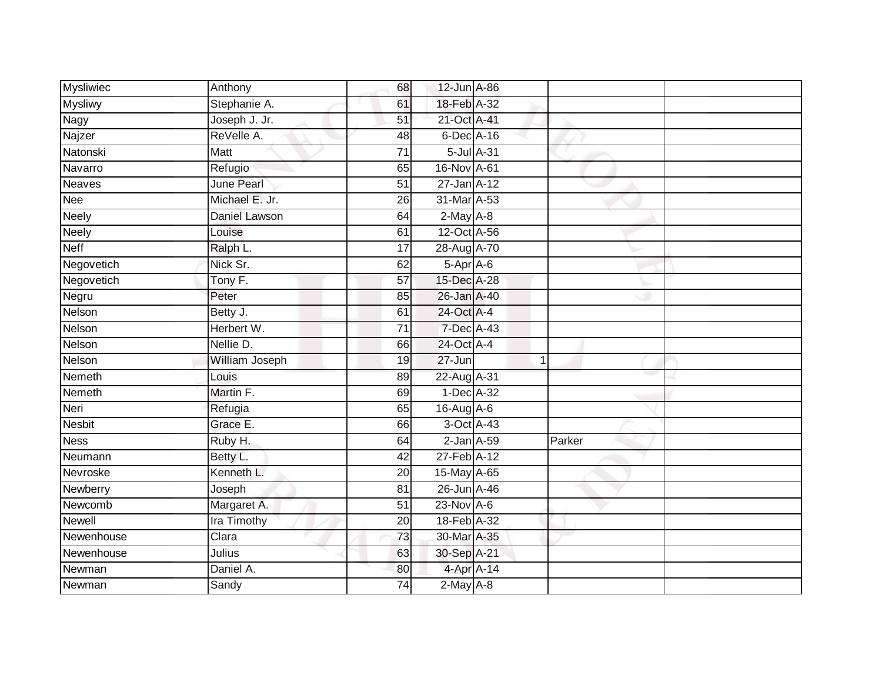| | | | | | | |
|---|---|---|---|---|---|---|
| Mysliwiec | Anthony | 68 | 12-Jun | A-86 | | |
| Mysliwy | Stephanie A. | 61 | 18-Feb | A-32 | | |
| Nagy | Joseph J. Jr. | 51 | 21-Oct | A-41 | | |
| Najzer | ReVelle A. | 48 | 6-Dec | A-16 | | |
| Natonski | Matt | 71 | 5-Jul | A-31 | | |
| Navarro | Refugio | 65 | 16-Nov | A-61 | | |
| Neaves | June Pearl | 51 | 27-Jan | A-12 | | |
| Nee | Michael E. Jr. | 26 | 31-Mar | A-53 | | |
| Neely | Daniel Lawson | 64 | 2-May | A-8 | | |
| Neely | Louise | 61 | 12-Oct | A-56 | | |
| Neff | Ralph L. | 17 | 28-Aug | A-70 | | |
| Negovetich | Nick Sr. | 62 | 5-Apr | A-6 | | |
| Negovetich | Tony F. | 57 | 15-Dec | A-28 | | |
| Negru | Peter | 85 | 26-Jan | A-40 | | |
| Nelson | Betty J. | 61 | 24-Oct | A-4 | | |
| Nelson | Herbert W. | 71 | 7-Dec | A-43 | | |
| Nelson | Nellie D. | 66 | 24-Oct | A-4 | | |
| Nelson | William Joseph | 19 | 27-Jun | 1 | | |
| Nemeth | Louis | 89 | 22-Aug | A-31 | | |
| Nemeth | Martin F. | 69 | 1-Dec | A-32 | | |
| Neri | Refugia | 65 | 16-Aug | A-6 | | |
| Nesbit | Grace E. | 66 | 3-Oct | A-43 | | |
| Ness | Ruby H. | 64 | 2-Jan | A-59 | Parker | |
| Neumann | Betty L. | 42 | 27-Feb | A-12 | | |
| Nevroske | Kenneth L. | 20 | 15-May | A-65 | | |
| Newberry | Joseph | 81 | 26-Jun | A-46 | | |
| Newcomb | Margaret A. | 51 | 23-Nov | A-6 | | |
| Newell | Ira Timothy | 20 | 18-Feb | A-32 | | |
| Newenhouse | Clara | 73 | 30-Mar | A-35 | | |
| Newenhouse | Julius | 63 | 30-Sep | A-21 | | |
| Newman | Daniel A. | 80 | 4-Apr | A-14 | | |
| Newman | Sandy | 74 | 2-May | A-8 | | |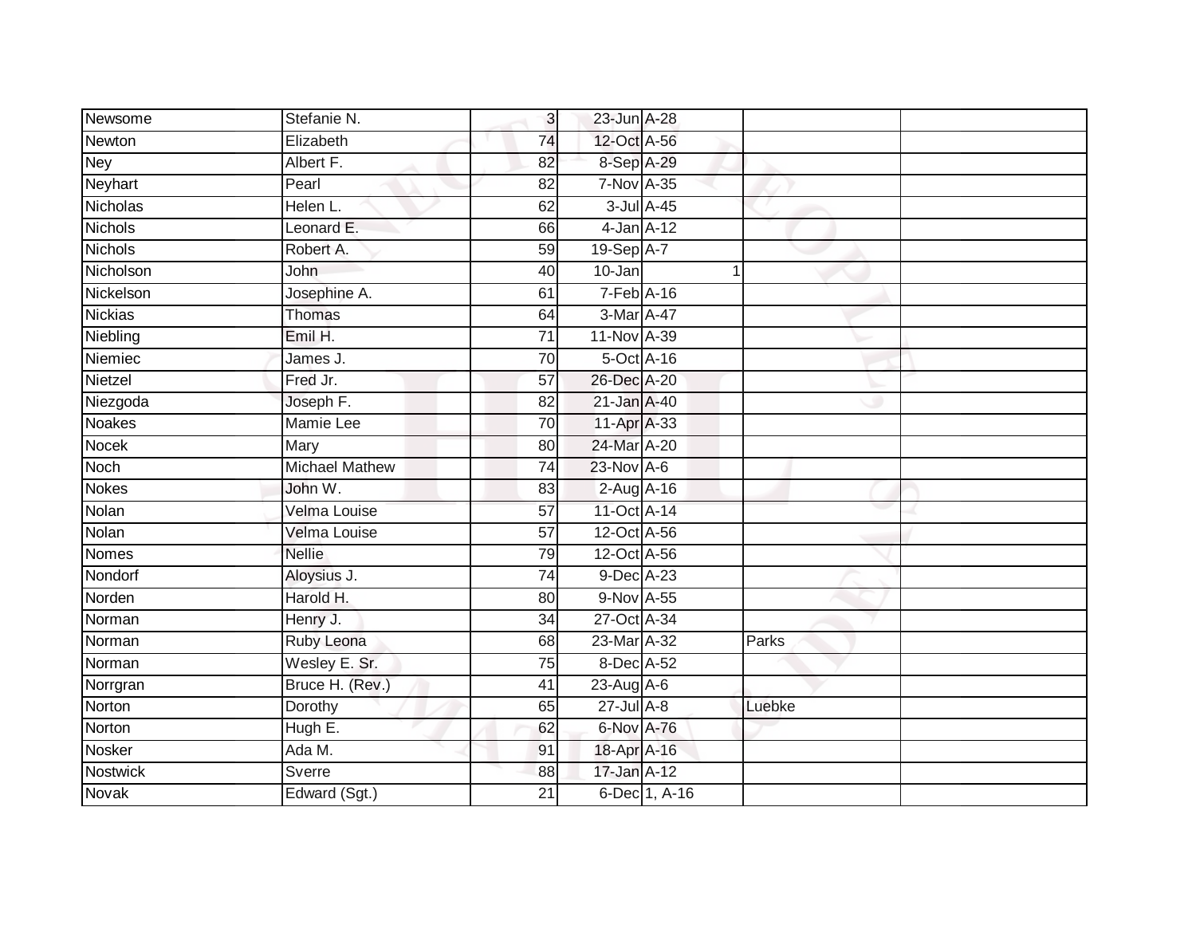| | | | | | | |
|---|---|---|---|---|---|---|
| Newsome | Stefanie N. | 3 | 23-Jun | A-28 | | |
| Newton | Elizabeth | 74 | 12-Oct | A-56 | | |
| Ney | Albert F. | 82 | 8-Sep | A-29 | | |
| Neyhart | Pearl | 82 | 7-Nov | A-35 | | |
| Nicholas | Helen L. | 62 | 3-Jul | A-45 | | |
| Nichols | Leonard E. | 66 | 4-Jan | A-12 | | |
| Nichols | Robert A. | 59 | 19-Sep | A-7 | | |
| Nicholson | John | 40 | 10-Jan | 1 | | |
| Nickelson | Josephine A. | 61 | 7-Feb | A-16 | | |
| Nickias | Thomas | 64 | 3-Mar | A-47 | | |
| Niebling | Emil H. | 71 | 11-Nov | A-39 | | |
| Niemiec | James J. | 70 | 5-Oct | A-16 | | |
| Nietzel | Fred Jr. | 57 | 26-Dec | A-20 | | |
| Niezgoda | Joseph F. | 82 | 21-Jan | A-40 | | |
| Noakes | Mamie Lee | 70 | 11-Apr | A-33 | | |
| Nocek | Mary | 80 | 24-Mar | A-20 | | |
| Noch | Michael Mathew | 74 | 23-Nov | A-6 | | |
| Nokes | John W. | 83 | 2-Aug | A-16 | | |
| Nolan | Velma Louise | 57 | 11-Oct | A-14 | | |
| Nolan | Velma Louise | 57 | 12-Oct | A-56 | | |
| Nomes | Nellie | 79 | 12-Oct | A-56 | | |
| Nondorf | Aloysius J. | 74 | 9-Dec | A-23 | | |
| Norden | Harold H. | 80 | 9-Nov | A-55 | | |
| Norman | Henry J. | 34 | 27-Oct | A-34 | | |
| Norman | Ruby Leona | 68 | 23-Mar | A-32 | Parks | |
| Norman | Wesley E. Sr. | 75 | 8-Dec | A-52 | | |
| Norrgran | Bruce H. (Rev.) | 41 | 23-Aug | A-6 | | |
| Norton | Dorothy | 65 | 27-Jul | A-8 | Luebke | |
| Norton | Hugh E. | 62 | 6-Nov | A-76 | | |
| Nosker | Ada M. | 91 | 18-Apr | A-16 | | |
| Nostwick | Sverre | 88 | 17-Jan | A-12 | | |
| Novak | Edward (Sgt.) | 21 | 6-Dec | 1, A-16 | | |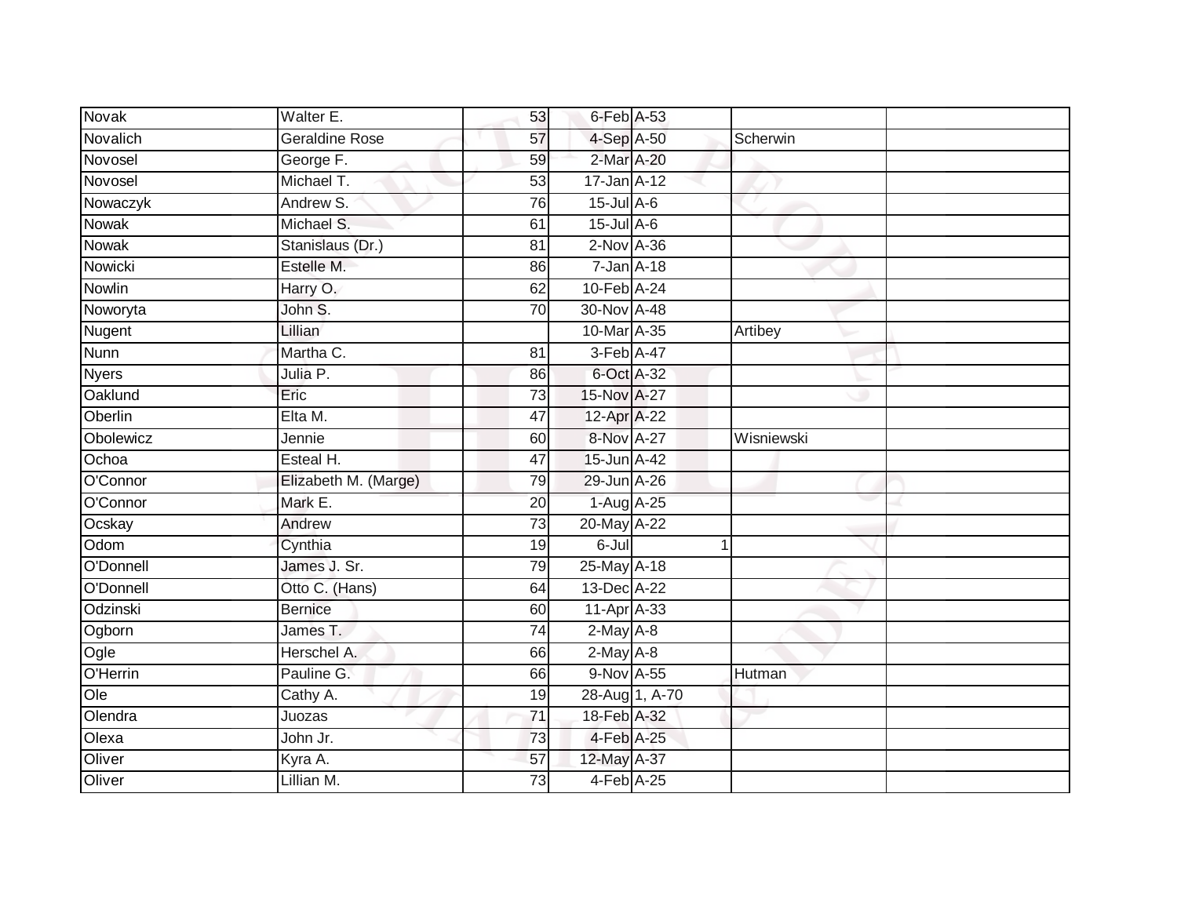| | | | | | | |
|---|---|---|---|---|---|---|
| Novak | Walter E. | 53 | 6-Feb | A-53 | | |
| Novalich | Geraldine Rose | 57 | 4-Sep | A-50 | Scherwin | |
| Novosel | George F. | 59 | 2-Mar | A-20 | | |
| Novosel | Michael T. | 53 | 17-Jan | A-12 | | |
| Nowaczyk | Andrew S. | 76 | 15-Jul | A-6 | | |
| Nowak | Michael S. | 61 | 15-Jul | A-6 | | |
| Nowak | Stanislaus (Dr.) | 81 | 2-Nov | A-36 | | |
| Nowicki | Estelle M. | 86 | 7-Jan | A-18 | | |
| Nowlin | Harry O. | 62 | 10-Feb | A-24 | | |
| Noworyta | John S. | 70 | 30-Nov | A-48 | | |
| Nugent | Lillian | | 10-Mar | A-35 | Artibey | |
| Nunn | Martha C. | 81 | 3-Feb | A-47 | | |
| Nyers | Julia P. | 86 | 6-Oct | A-32 | | |
| Oaklund | Eric | 73 | 15-Nov | A-27 | | |
| Oberlin | Elta M. | 47 | 12-Apr | A-22 | | |
| Obolewicz | Jennie | 60 | 8-Nov | A-27 | Wisniewski | |
| Ochoa | Esteal H. | 47 | 15-Jun | A-42 | | |
| O'Connor | Elizabeth M. (Marge) | 79 | 29-Jun | A-26 | | |
| O'Connor | Mark E. | 20 | 1-Aug | A-25 | | |
| Ocskay | Andrew | 73 | 20-May | A-22 | | |
| Odom | Cynthia | 19 | 6-Jul | 1 | | |
| O'Donnell | James J. Sr. | 79 | 25-May | A-18 | | |
| O'Donnell | Otto C. (Hans) | 64 | 13-Dec | A-22 | | |
| Odzinski | Bernice | 60 | 11-Apr | A-33 | | |
| Ogborn | James T. | 74 | 2-May | A-8 | | |
| Ogle | Herschel A. | 66 | 2-May | A-8 | | |
| O'Herrin | Pauline G. | 66 | 9-Nov | A-55 | Hutman | |
| Ole | Cathy A. | 19 | 28-Aug | 1, A-70 | | |
| Olendra | Juozas | 71 | 18-Feb | A-32 | | |
| Olexa | John Jr. | 73 | 4-Feb | A-25 | | |
| Oliver | Kyra A. | 57 | 12-May | A-37 | | |
| Oliver | Lillian M. | 73 | 4-Feb | A-25 | | |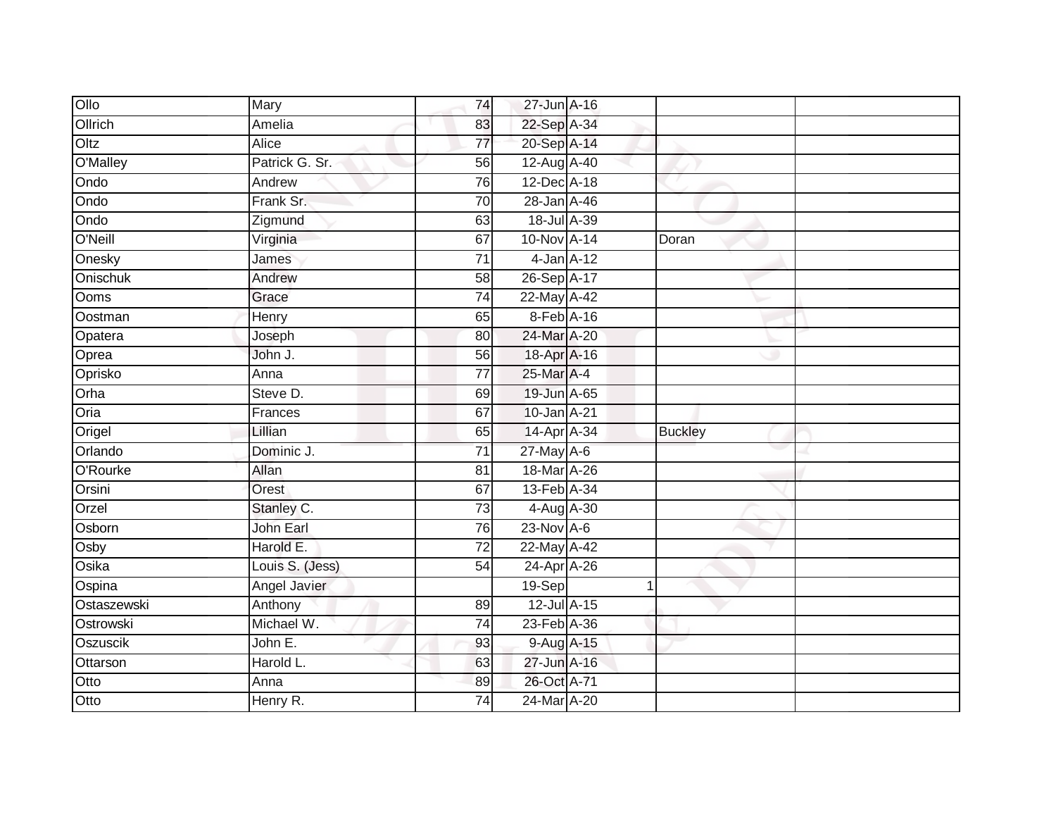| Ollo | Mary | 74 | 27-Jun | A-16 | | |
|---|---|---|---|---|---|---|
| Ollrich | Amelia | 83 | 22-Sep | A-34 | | |
| Oltz | Alice | 77 | 20-Sep | A-14 | | |
| O'Malley | Patrick G. Sr. | 56 | 12-Aug | A-40 | | |
| Ondo | Andrew | 76 | 12-Dec | A-18 | | |
| Ondo | Frank Sr. | 70 | 28-Jan | A-46 | | |
| Ondo | Zigmund | 63 | 18-Jul | A-39 | | |
| O'Neill | Virginia | 67 | 10-Nov | A-14 | Doran | |
| Onesky | James | 71 | 4-Jan | A-12 | | |
| Onischuk | Andrew | 58 | 26-Sep | A-17 | | |
| Ooms | Grace | 74 | 22-May | A-42 | | |
| Oostman | Henry | 65 | 8-Feb | A-16 | | |
| Opatera | Joseph | 80 | 24-Mar | A-20 | | |
| Oprea | John J. | 56 | 18-Apr | A-16 | | |
| Oprisko | Anna | 77 | 25-Mar | A-4 | | |
| Orha | Steve D. | 69 | 19-Jun | A-65 | | |
| Oria | Frances | 67 | 10-Jan | A-21 | | |
| Origel | Lillian | 65 | 14-Apr | A-34 | Buckley | |
| Orlando | Dominic J. | 71 | 27-May | A-6 | | |
| O'Rourke | Allan | 81 | 18-Mar | A-26 | | |
| Orsini | Orest | 67 | 13-Feb | A-34 | | |
| Orzel | Stanley C. | 73 | 4-Aug | A-30 | | |
| Osborn | John Earl | 76 | 23-Nov | A-6 | | |
| Osby | Harold E. | 72 | 22-May | A-42 | | |
| Osika | Louis S. (Jess) | 54 | 24-Apr | A-26 | | |
| Ospina | Angel Javier | | 19-Sep | 1 | | |
| Ostaszewski | Anthony | 89 | 12-Jul | A-15 | | |
| Ostrowski | Michael W. | 74 | 23-Feb | A-36 | | |
| Oszuscik | John E. | 93 | 9-Aug | A-15 | | |
| Ottarson | Harold L. | 63 | 27-Jun | A-16 | | |
| Otto | Anna | 89 | 26-Oct | A-71 | | |
| Otto | Henry R. | 74 | 24-Mar | A-20 | | |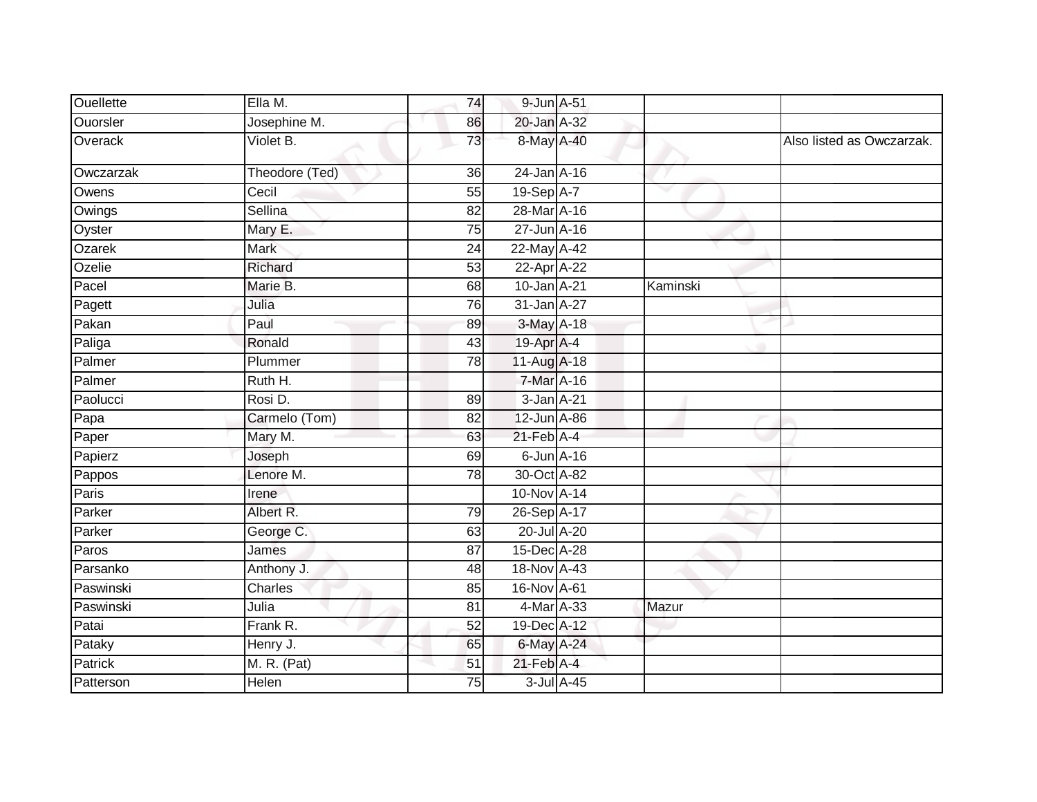| | | | | | | |
|---|---|---|---|---|---|---|
| Ouellette | Ella M. | 74 | 9-Jun | A-51 | | |
| Ouorsler | Josephine M. | 86 | 20-Jan | A-32 | | |
| Overack | Violet B. | 73 | 8-May | A-40 | | Also listed as Owczarzak. |
| Owczarzak | Theodore (Ted) | 36 | 24-Jan | A-16 | | |
| Owens | Cecil | 55 | 19-Sep | A-7 | | |
| Owings | Sellina | 82 | 28-Mar | A-16 | | |
| Oyster | Mary E. | 75 | 27-Jun | A-16 | | |
| Ozarek | Mark | 24 | 22-May | A-42 | | |
| Ozelie | Richard | 53 | 22-Apr | A-22 | | |
| Pacel | Marie B. | 68 | 10-Jan | A-21 | Kaminski | |
| Pagett | Julia | 76 | 31-Jan | A-27 | | |
| Pakan | Paul | 89 | 3-May | A-18 | | |
| Paliga | Ronald | 43 | 19-Apr | A-4 | | |
| Palmer | Plummer | 78 | 11-Aug | A-18 | | |
| Palmer | Ruth H. | | 7-Mar | A-16 | | |
| Paolucci | Rosi D. | 89 | 3-Jan | A-21 | | |
| Papa | Carmelo (Tom) | 82 | 12-Jun | A-86 | | |
| Paper | Mary M. | 63 | 21-Feb | A-4 | | |
| Papierz | Joseph | 69 | 6-Jun | A-16 | | |
| Pappos | Lenore M. | 78 | 30-Oct | A-82 | | |
| Paris | Irene | | 10-Nov | A-14 | | |
| Parker | Albert R. | 79 | 26-Sep | A-17 | | |
| Parker | George C. | 63 | 20-Jul | A-20 | | |
| Paros | James | 87 | 15-Dec | A-28 | | |
| Parsanko | Anthony J. | 48 | 18-Nov | A-43 | | |
| Paswinski | Charles | 85 | 16-Nov | A-61 | | |
| Paswinski | Julia | 81 | 4-Mar | A-33 | Mazur | |
| Patai | Frank R. | 52 | 19-Dec | A-12 | | |
| Pataky | Henry J. | 65 | 6-May | A-24 | | |
| Patrick | M. R. (Pat) | 51 | 21-Feb | A-4 | | |
| Patterson | Helen | 75 | 3-Jul | A-45 | | |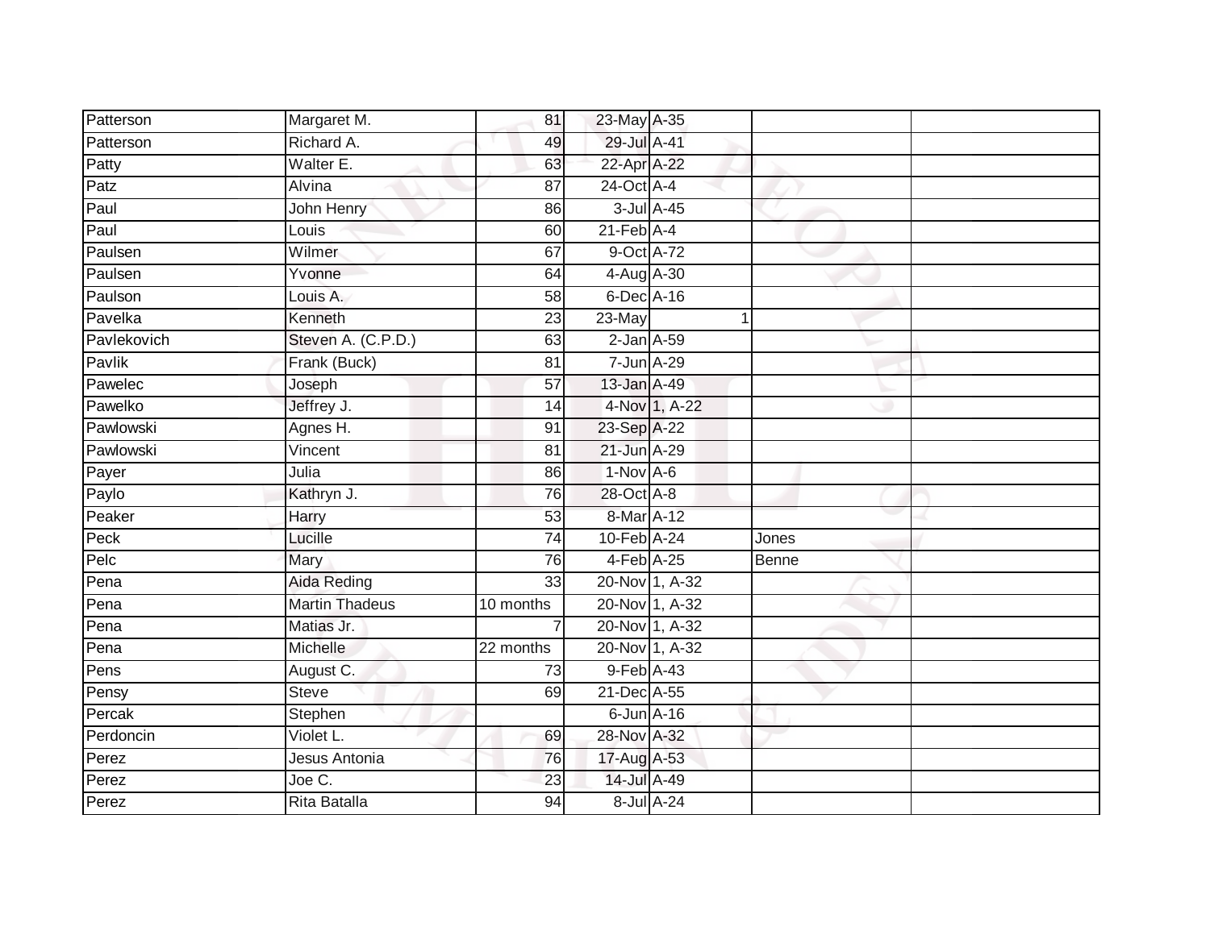| Patterson | Margaret M. | 81 | 23-May | A-35 | | |
|---|---|---|---|---|---|---|
| Patterson | Richard A. | 49 | 29-Jul | A-41 | | |
| Patty | Walter E. | 63 | 22-Apr | A-22 | | |
| Patz | Alvina | 87 | 24-Oct | A-4 | | |
| Paul | John Henry | 86 | 3-Jul | A-45 | | |
| Paul | Louis | 60 | 21-Feb | A-4 | | |
| Paulsen | Wilmer | 67 | 9-Oct | A-72 | | |
| Paulsen | Yvonne | 64 | 4-Aug | A-30 | | |
| Paulson | Louis A. | 58 | 6-Dec | A-16 | | |
| Pavelka | Kenneth | 23 | 23-May | 1 | | |
| Pavlekovich | Steven A. (C.P.D.) | 63 | 2-Jan | A-59 | | |
| Pavlik | Frank (Buck) | 81 | 7-Jun | A-29 | | |
| Pawelec | Joseph | 57 | 13-Jan | A-49 | | |
| Pawelko | Jeffrey J. | 14 | 4-Nov | 1, A-22 | | |
| Pawlowski | Agnes H. | 91 | 23-Sep | A-22 | | |
| Pawlowski | Vincent | 81 | 21-Jun | A-29 | | |
| Payer | Julia | 86 | 1-Nov | A-6 | | |
| Paylo | Kathryn J. | 76 | 28-Oct | A-8 | | |
| Peaker | Harry | 53 | 8-Mar | A-12 | | |
| Peck | Lucille | 74 | 10-Feb | A-24 | Jones | |
| Pelc | Mary | 76 | 4-Feb | A-25 | Benne | |
| Pena | Aida Reding | 33 | 20-Nov | 1, A-32 | | |
| Pena | Martin Thadeus | 10 months | 20-Nov | 1, A-32 | | |
| Pena | Matias Jr. | 7 | 20-Nov | 1, A-32 | | |
| Pena | Michelle | 22 months | 20-Nov | 1, A-32 | | |
| Pens | August C. | 73 | 9-Feb | A-43 | | |
| Pensy | Steve | 69 | 21-Dec | A-55 | | |
| Percak | Stephen | | 6-Jun | A-16 | | |
| Perdoncin | Violet L. | 69 | 28-Nov | A-32 | | |
| Perez | Jesus Antonia | 76 | 17-Aug | A-53 | | |
| Perez | Joe C. | 23 | 14-Jul | A-49 | | |
| Perez | Rita Batalla | 94 | 8-Jul | A-24 | | |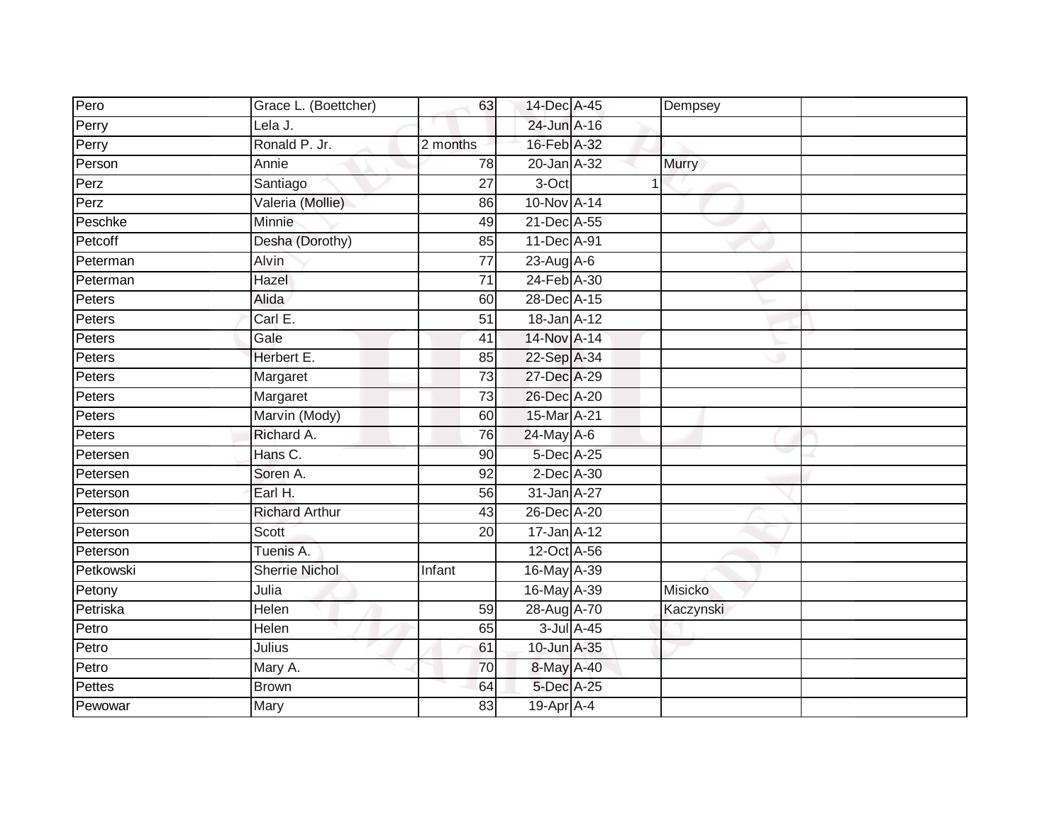| | | | | | | |
|---|---|---|---|---|---|---|
| Pero | Grace L. (Boettcher) | 63 | 14-Dec | A-45 | Dempsey | |
| Perry | Lela J. | | 24-Jun | A-16 | | |
| Perry | Ronald P. Jr. | 2 months | 16-Feb | A-32 | | |
| Person | Annie | 78 | 20-Jan | A-32 | Murry | |
| Perz | Santiago | 27 | 3-Oct | 1 | | |
| Perz | Valeria (Mollie) | 86 | 10-Nov | A-14 | | |
| Peschke | Minnie | 49 | 21-Dec | A-55 | | |
| Petcoff | Desha (Dorothy) | 85 | 11-Dec | A-91 | | |
| Peterman | Alvin | 77 | 23-Aug | A-6 | | |
| Peterman | Hazel | 71 | 24-Feb | A-30 | | |
| Peters | Alida | 60 | 28-Dec | A-15 | | |
| Peters | Carl E. | 51 | 18-Jan | A-12 | | |
| Peters | Gale | 41 | 14-Nov | A-14 | | |
| Peters | Herbert E. | 85 | 22-Sep | A-34 | | |
| Peters | Margaret | 73 | 27-Dec | A-29 | | |
| Peters | Margaret | 73 | 26-Dec | A-20 | | |
| Peters | Marvin (Mody) | 60 | 15-Mar | A-21 | | |
| Peters | Richard A. | 76 | 24-May | A-6 | | |
| Petersen | Hans C. | 90 | 5-Dec | A-25 | | |
| Petersen | Soren A. | 92 | 2-Dec | A-30 | | |
| Peterson | Earl H. | 56 | 31-Jan | A-27 | | |
| Peterson | Richard Arthur | 43 | 26-Dec | A-20 | | |
| Peterson | Scott | 20 | 17-Jan | A-12 | | |
| Peterson | Tuenis A. | | 12-Oct | A-56 | | |
| Petkowski | Sherrie Nichol | Infant | 16-May | A-39 | | |
| Petony | Julia | | 16-May | A-39 | Misicko | |
| Petriska | Helen | 59 | 28-Aug | A-70 | Kaczynski | |
| Petro | Helen | 65 | 3-Jul | A-45 | | |
| Petro | Julius | 61 | 10-Jun | A-35 | | |
| Petro | Mary A. | 70 | 8-May | A-40 | | |
| Pettes | Brown | 64 | 5-Dec | A-25 | | |
| Pewowar | Mary | 83 | 19-Apr | A-4 | | |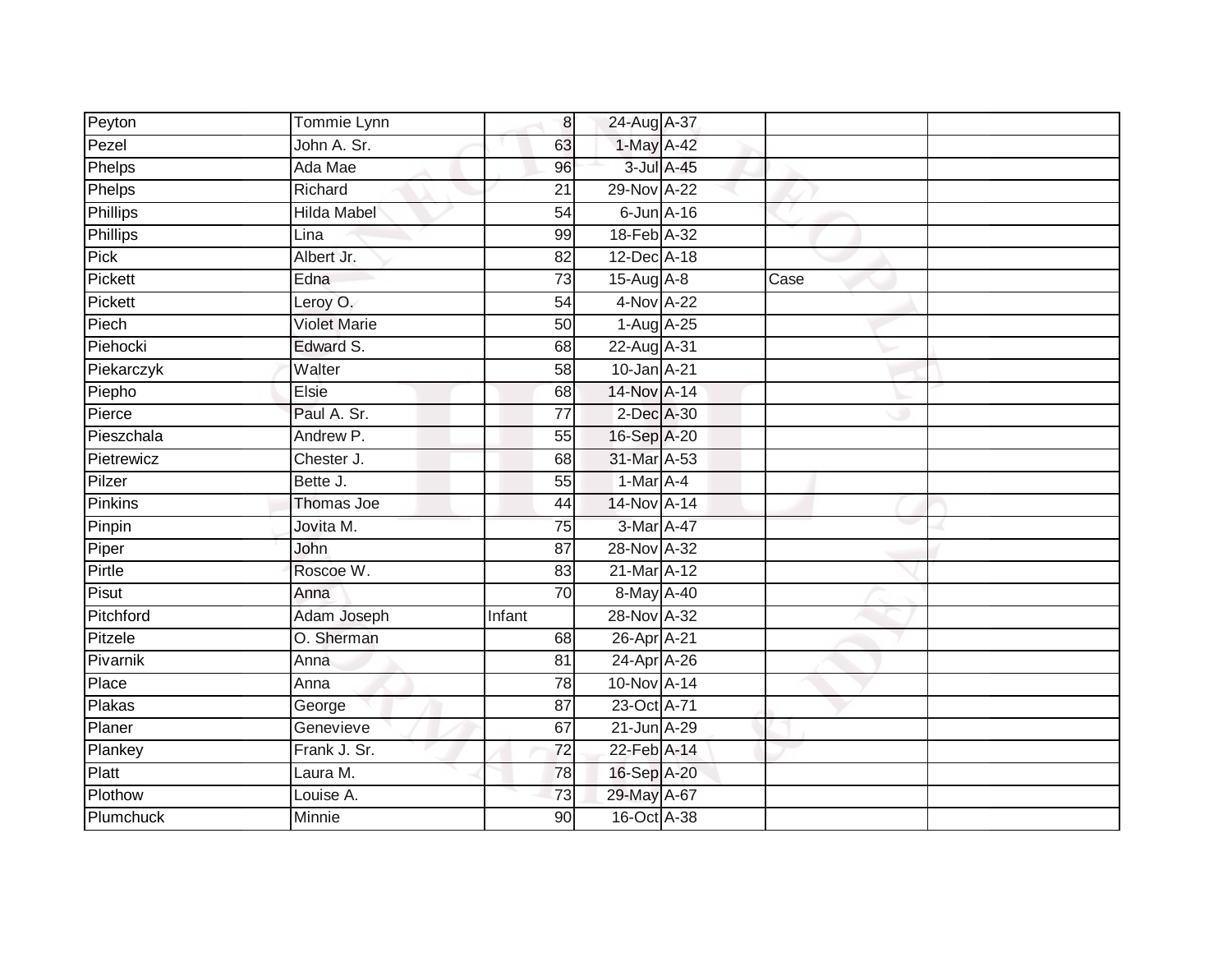| | | | | | | |
|---|---|---|---|---|---|---|
| Peyton | Tommie Lynn | 8 | 24-Aug | A-37 | | |
| Pezel | John A. Sr. | 63 | 1-May | A-42 | | |
| Phelps | Ada Mae | 96 | 3-Jul | A-45 | | |
| Phelps | Richard | 21 | 29-Nov | A-22 | | |
| Phillips | Hilda Mabel | 54 | 6-Jun | A-16 | | |
| Phillips | Lina | 99 | 18-Feb | A-32 | | |
| Pick | Albert Jr. | 82 | 12-Dec | A-18 | | |
| Pickett | Edna | 73 | 15-Aug | A-8 | Case | |
| Pickett | Leroy O. | 54 | 4-Nov | A-22 | | |
| Piech | Violet Marie | 50 | 1-Aug | A-25 | | |
| Piehocki | Edward S. | 68 | 22-Aug | A-31 | | |
| Piekarczyk | Walter | 58 | 10-Jan | A-21 | | |
| Piepho | Elsie | 68 | 14-Nov | A-14 | | |
| Pierce | Paul A. Sr. | 77 | 2-Dec | A-30 | | |
| Pieszchala | Andrew P. | 55 | 16-Sep | A-20 | | |
| Pietrewicz | Chester J. | 68 | 31-Mar | A-53 | | |
| Pilzer | Bette J. | 55 | 1-Mar | A-4 | | |
| Pinkins | Thomas Joe | 44 | 14-Nov | A-14 | | |
| Pinpin | Jovita M. | 75 | 3-Mar | A-47 | | |
| Piper | John | 87 | 28-Nov | A-32 | | |
| Pirtle | Roscoe W. | 83 | 21-Mar | A-12 | | |
| Pisut | Anna | 70 | 8-May | A-40 | | |
| Pitchford | Adam Joseph | Infant | 28-Nov | A-32 | | |
| Pitzele | O. Sherman | 68 | 26-Apr | A-21 | | |
| Pivarnik | Anna | 81 | 24-Apr | A-26 | | |
| Place | Anna | 78 | 10-Nov | A-14 | | |
| Plakas | George | 87 | 23-Oct | A-71 | | |
| Planer | Genevieve | 67 | 21-Jun | A-29 | | |
| Plankey | Frank J. Sr. | 72 | 22-Feb | A-14 | | |
| Platt | Laura M. | 78 | 16-Sep | A-20 | | |
| Plothow | Louise A. | 73 | 29-May | A-67 | | |
| Plumchuck | Minnie | 90 | 16-Oct | A-38 | | |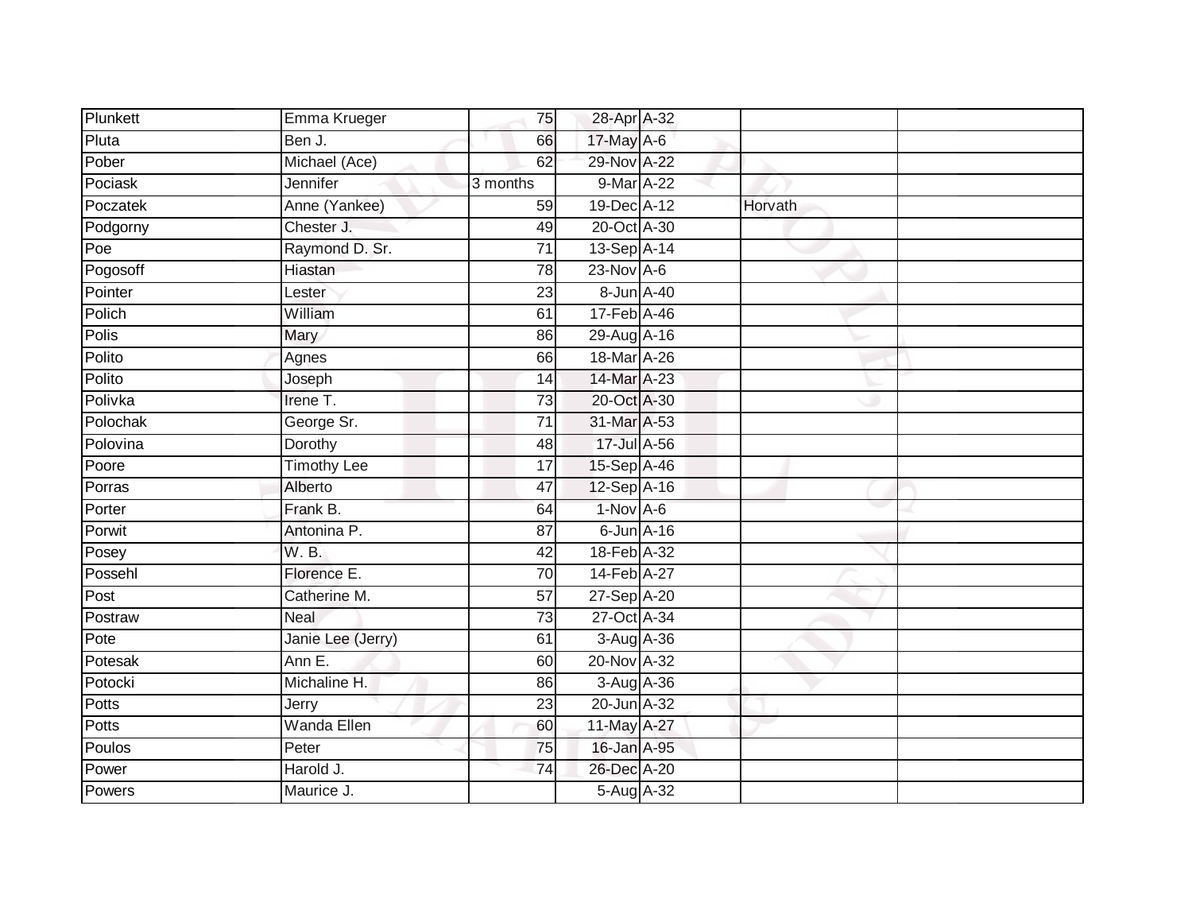| Plunkett | Emma Krueger | 75 | 28-Apr | A-32 | | |
|---|---|---|---|---|---|---|
| Pluta | Ben J. | 66 | 17-May | A-6 | | |
| Pober | Michael (Ace) | 62 | 29-Nov | A-22 | | |
| Pociask | Jennifer | 3 months | 9-Mar | A-22 | | |
| Poczatek | Anne (Yankee) | 59 | 19-Dec | A-12 | Horvath | |
| Podgorny | Chester J. | 49 | 20-Oct | A-30 | | |
| Poe | Raymond D. Sr. | 71 | 13-Sep | A-14 | | |
| Pogosoff | Hiastan | 78 | 23-Nov | A-6 | | |
| Pointer | Lester | 23 | 8-Jun | A-40 | | |
| Polich | William | 61 | 17-Feb | A-46 | | |
| Polis | Mary | 86 | 29-Aug | A-16 | | |
| Polito | Agnes | 66 | 18-Mar | A-26 | | |
| Polito | Joseph | 14 | 14-Mar | A-23 | | |
| Polivka | Irene T. | 73 | 20-Oct | A-30 | | |
| Polochak | George Sr. | 71 | 31-Mar | A-53 | | |
| Polovina | Dorothy | 48 | 17-Jul | A-56 | | |
| Poore | Timothy Lee | 17 | 15-Sep | A-46 | | |
| Porras | Alberto | 47 | 12-Sep | A-16 | | |
| Porter | Frank B. | 64 | 1-Nov | A-6 | | |
| Porwit | Antonina P. | 87 | 6-Jun | A-16 | | |
| Posey | W. B. | 42 | 18-Feb | A-32 | | |
| Possehl | Florence E. | 70 | 14-Feb | A-27 | | |
| Post | Catherine M. | 57 | 27-Sep | A-20 | | |
| Postraw | Neal | 73 | 27-Oct | A-34 | | |
| Pote | Janie Lee (Jerry) | 61 | 3-Aug | A-36 | | |
| Potesak | Ann E. | 60 | 20-Nov | A-32 | | |
| Potocki | Michaline H. | 86 | 3-Aug | A-36 | | |
| Potts | Jerry | 23 | 20-Jun | A-32 | | |
| Potts | Wanda Ellen | 60 | 11-May | A-27 | | |
| Poulos | Peter | 75 | 16-Jan | A-95 | | |
| Power | Harold J. | 74 | 26-Dec | A-20 | | |
| Powers | Maurice J. | | 5-Aug | A-32 | | |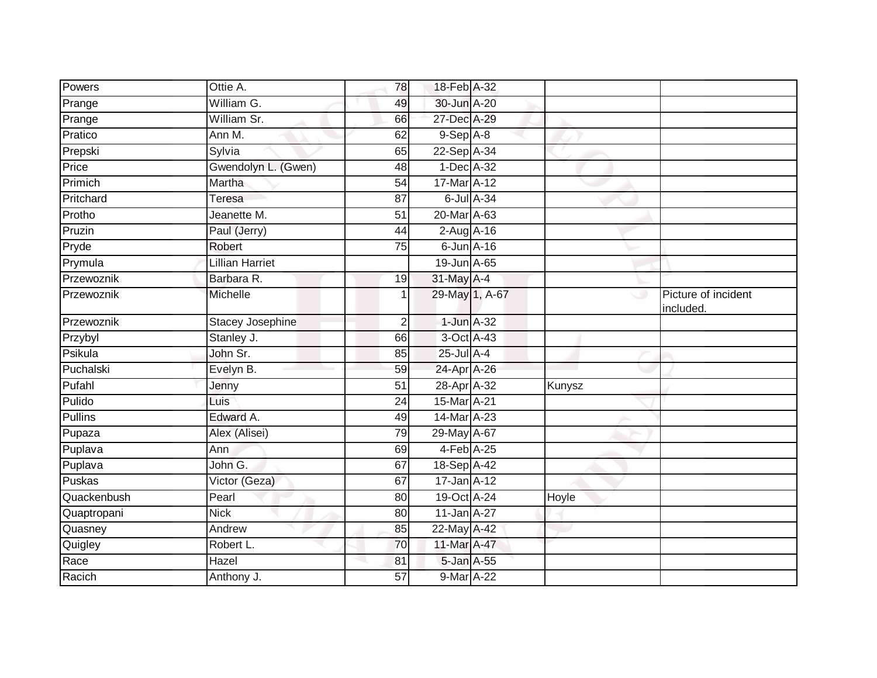| Powers | Ottie A. | 78 | 18-Feb | A-32 | | |
|---|---|---|---|---|---|---|
| Prange | William G. | 49 | 30-Jun | A-20 | | |
| Prange | William Sr. | 66 | 27-Dec | A-29 | | |
| Pratico | Ann M. | 62 | 9-Sep | A-8 | | |
| Prepski | Sylvia | 65 | 22-Sep | A-34 | | |
| Price | Gwendolyn L. (Gwen) | 48 | 1-Dec | A-32 | | |
| Primich | Martha | 54 | 17-Mar | A-12 | | |
| Pritchard | Teresa | 87 | 6-Jul | A-34 | | |
| Protho | Jeanette M. | 51 | 20-Mar | A-63 | | |
| Pruzin | Paul (Jerry) | 44 | 2-Aug | A-16 | | |
| Pryde | Robert | 75 | 6-Jun | A-16 | | |
| Prymula | Lillian Harriet | | 19-Jun | A-65 | | |
| Przewoznik | Barbara R. | 19 | 31-May | A-4 | | |
| Przewoznik | Michelle | 1 | 29-May | 1, A-67 | | Picture of incident included. |
| Przewoznik | Stacey Josephine | 2 | 1-Jun | A-32 | | |
| Przybyl | Stanley J. | 66 | 3-Oct | A-43 | | |
| Psikula | John Sr. | 85 | 25-Jul | A-4 | | |
| Puchalski | Evelyn B. | 59 | 24-Apr | A-26 | | |
| Pufahl | Jenny | 51 | 28-Apr | A-32 | Kunysz | |
| Pulido | Luis | 24 | 15-Mar | A-21 | | |
| Pullins | Edward A. | 49 | 14-Mar | A-23 | | |
| Pupaza | Alex (Alisei) | 79 | 29-May | A-67 | | |
| Puplava | Ann | 69 | 4-Feb | A-25 | | |
| Puplava | John G. | 67 | 18-Sep | A-42 | | |
| Puskas | Victor (Geza) | 67 | 17-Jan | A-12 | | |
| Quackenbush | Pearl | 80 | 19-Oct | A-24 | Hoyle | |
| Quaptropani | Nick | 80 | 11-Jan | A-27 | | |
| Quasney | Andrew | 85 | 22-May | A-42 | | |
| Quigley | Robert L. | 70 | 11-Mar | A-47 | | |
| Race | Hazel | 81 | 5-Jan | A-55 | | |
| Racich | Anthony J. | 57 | 9-Mar | A-22 | | |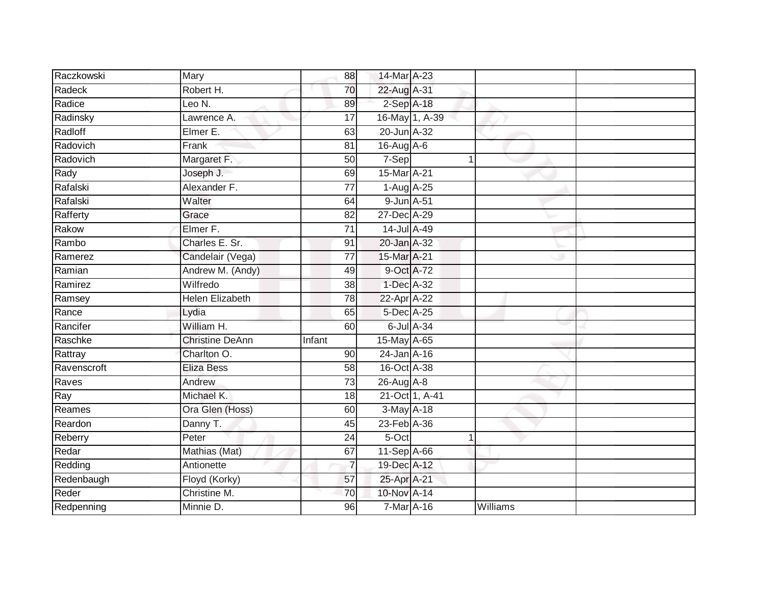| | | | | | | |
|---|---|---|---|---|---|---|
| Raczkowski | Mary | 88 | 14-Mar | A-23 | | |
| Radeck | Robert H. | 70 | 22-Aug | A-31 | | |
| Radice | Leo N. | 89 | 2-Sep | A-18 | | |
| Radinsky | Lawrence A. | 17 | 16-May | 1, A-39 | | |
| Radloff | Elmer E. | 63 | 20-Jun | A-32 | | |
| Radovich | Frank | 81 | 16-Aug | A-6 | | |
| Radovich | Margaret F. | 50 | 7-Sep | 1 | | |
| Rady | Joseph J. | 69 | 15-Mar | A-21 | | |
| Rafalski | Alexander F. | 77 | 1-Aug | A-25 | | |
| Rafalski | Walter | 64 | 9-Jun | A-51 | | |
| Rafferty | Grace | 82 | 27-Dec | A-29 | | |
| Rakow | Elmer F. | 71 | 14-Jul | A-49 | | |
| Rambo | Charles E. Sr. | 91 | 20-Jan | A-32 | | |
| Ramerez | Candelair (Vega) | 77 | 15-Mar | A-21 | | |
| Ramian | Andrew M. (Andy) | 49 | 9-Oct | A-72 | | |
| Ramirez | Wilfredo | 38 | 1-Dec | A-32 | | |
| Ramsey | Helen Elizabeth | 78 | 22-Apr | A-22 | | |
| Rance | Lydia | 65 | 5-Dec | A-25 | | |
| Rancifer | William H. | 60 | 6-Jul | A-34 | | |
| Raschke | Christine DeAnn | Infant | 15-May | A-65 | | |
| Rattray | Charlton O. | 90 | 24-Jan | A-16 | | |
| Ravenscroft | Eliza Bess | 58 | 16-Oct | A-38 | | |
| Raves | Andrew | 73 | 26-Aug | A-8 | | |
| Ray | Michael K. | 18 | 21-Oct | 1, A-41 | | |
| Reames | Ora Glen (Hoss) | 60 | 3-May | A-18 | | |
| Reardon | Danny T. | 45 | 23-Feb | A-36 | | |
| Reberry | Peter | 24 | 5-Oct | 1 | | |
| Redar | Mathias (Mat) | 67 | 11-Sep | A-66 | | |
| Redding | Antionette | 7 | 19-Dec | A-12 | | |
| Redenbaugh | Floyd (Korky) | 57 | 25-Apr | A-21 | | |
| Reder | Christine M. | 70 | 10-Nov | A-14 | | |
| Redpenning | Minnie D. | 96 | 7-Mar | A-16 | Williams | |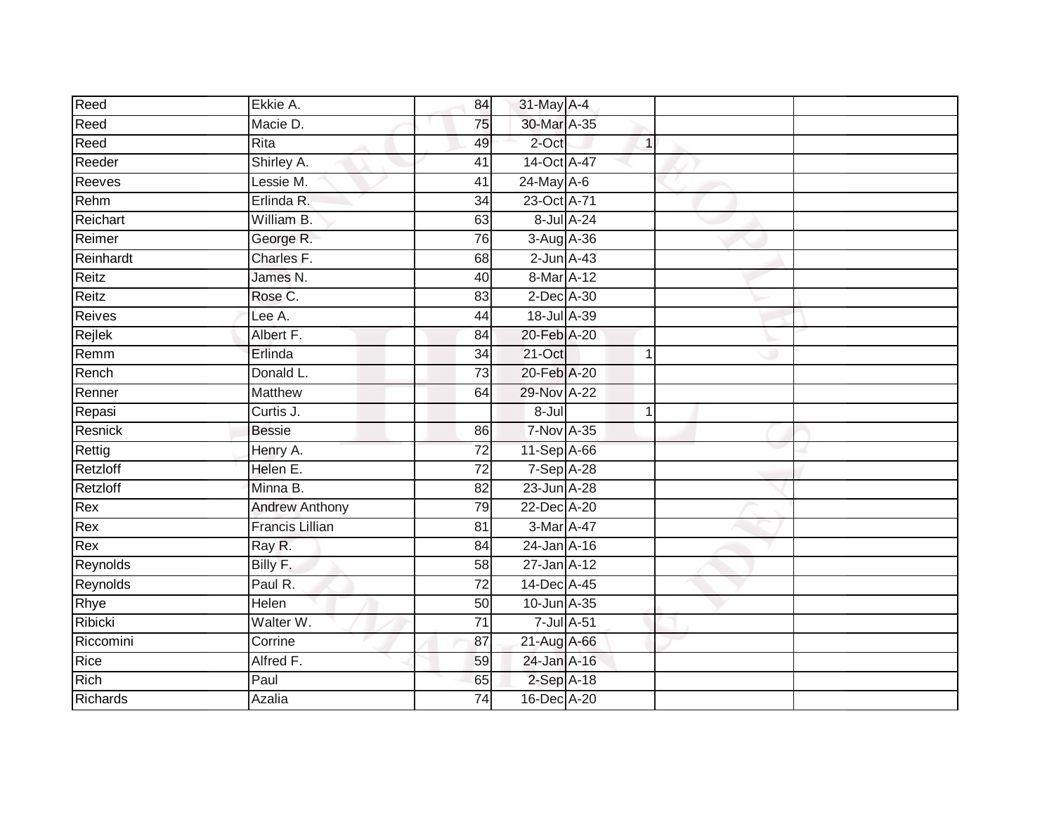| Reed | Ekkie A. | 84 | 31-May | A-4 | | | |
|---|---|---|---|---|---|---|---|
| Reed | Macie D. | 75 | 30-Mar | A-35 | | | |
| Reed | Rita | 49 | 2-Oct | | 1 | | |
| Reeder | Shirley A. | 41 | 14-Oct | A-47 | | | |
| Reeves | Lessie M. | 41 | 24-May | A-6 | | | |
| Rehm | Erlinda R. | 34 | 23-Oct | A-71 | | | |
| Reichart | William B. | 63 | 8-Jul | A-24 | | | |
| Reimer | George R. | 76 | 3-Aug | A-36 | | | |
| Reinhardt | Charles F. | 68 | 2-Jun | A-43 | | | |
| Reitz | James N. | 40 | 8-Mar | A-12 | | | |
| Reitz | Rose C. | 83 | 2-Dec | A-30 | | | |
| Reives | Lee A. | 44 | 18-Jul | A-39 | | | |
| Rejlek | Albert F. | 84 | 20-Feb | A-20 | | | |
| Remm | Erlinda | 34 | 21-Oct | | 1 | | |
| Rench | Donald L. | 73 | 20-Feb | A-20 | | | |
| Renner | Matthew | 64 | 29-Nov | A-22 | | | |
| Repasi | Curtis J. | | 8-Jul | | 1 | | |
| Resnick | Bessie | 86 | 7-Nov | A-35 | | | |
| Rettig | Henry A. | 72 | 11-Sep | A-66 | | | |
| Retzloff | Helen E. | 72 | 7-Sep | A-28 | | | |
| Retzloff | Minna B. | 82 | 23-Jun | A-28 | | | |
| Rex | Andrew Anthony | 79 | 22-Dec | A-20 | | | |
| Rex | Francis Lillian | 81 | 3-Mar | A-47 | | | |
| Rex | Ray R. | 84 | 24-Jan | A-16 | | | |
| Reynolds | Billy F. | 58 | 27-Jan | A-12 | | | |
| Reynolds | Paul R. | 72 | 14-Dec | A-45 | | | |
| Rhye | Helen | 50 | 10-Jun | A-35 | | | |
| Ribicki | Walter W. | 71 | 7-Jul | A-51 | | | |
| Riccomini | Corrine | 87 | 21-Aug | A-66 | | | |
| Rice | Alfred F. | 59 | 24-Jan | A-16 | | | |
| Rich | Paul | 65 | 2-Sep | A-18 | | | |
| Richards | Azalia | 74 | 16-Dec | A-20 | | | |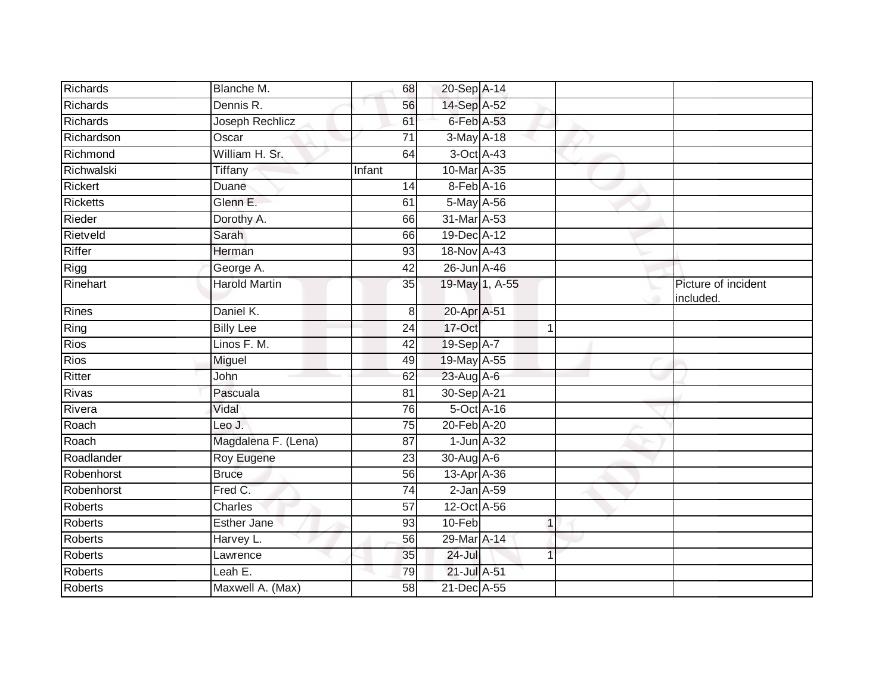| | | | | | | |
|---|---|---|---|---|---|---|
| Richards | Blanche M. | 68 | 20-Sep | A-14 | | |
| Richards | Dennis R. | 56 | 14-Sep | A-52 | | |
| Richards | Joseph Rechlicz | 61 | 6-Feb | A-53 | | |
| Richardson | Oscar | 71 | 3-May | A-18 | | |
| Richmond | William H. Sr. | 64 | 3-Oct | A-43 | | |
| Richwalski | Tiffany | Infant | 10-Mar | A-35 | | |
| Rickert | Duane | 14 | 8-Feb | A-16 | | |
| Ricketts | Glenn E. | 61 | 5-May | A-56 | | |
| Rieder | Dorothy A. | 66 | 31-Mar | A-53 | | |
| Rietveld | Sarah | 66 | 19-Dec | A-12 | | |
| Riffer | Herman | 93 | 18-Nov | A-43 | | |
| Rigg | George A. | 42 | 26-Jun | A-46 | | |
| Rinehart | Harold Martin | 35 | 19-May | 1, A-55 | | Picture of incident included. |
| Rines | Daniel K. | 8 | 20-Apr | A-51 | | |
| Ring | Billy Lee | 24 | 17-Oct | 1 | | |
| Rios | Linos F. M. | 42 | 19-Sep | A-7 | | |
| Rios | Miguel | 49 | 19-May | A-55 | | |
| Ritter | John | 62 | 23-Aug | A-6 | | |
| Rivas | Pascuala | 81 | 30-Sep | A-21 | | |
| Rivera | Vidal | 76 | 5-Oct | A-16 | | |
| Roach | Leo J. | 75 | 20-Feb | A-20 | | |
| Roach | Magdalena F. (Lena) | 87 | 1-Jun | A-32 | | |
| Roadlander | Roy Eugene | 23 | 30-Aug | A-6 | | |
| Robenhorst | Bruce | 56 | 13-Apr | A-36 | | |
| Robenhorst | Fred C. | 74 | 2-Jan | A-59 | | |
| Roberts | Charles | 57 | 12-Oct | A-56 | | |
| Roberts | Esther Jane | 93 | 10-Feb | 1 | | |
| Roberts | Harvey L. | 56 | 29-Mar | A-14 | | |
| Roberts | Lawrence | 35 | 24-Jul | 1 | | |
| Roberts | Leah E. | 79 | 21-Jul | A-51 | | |
| Roberts | Maxwell A. (Max) | 58 | 21-Dec | A-55 | | |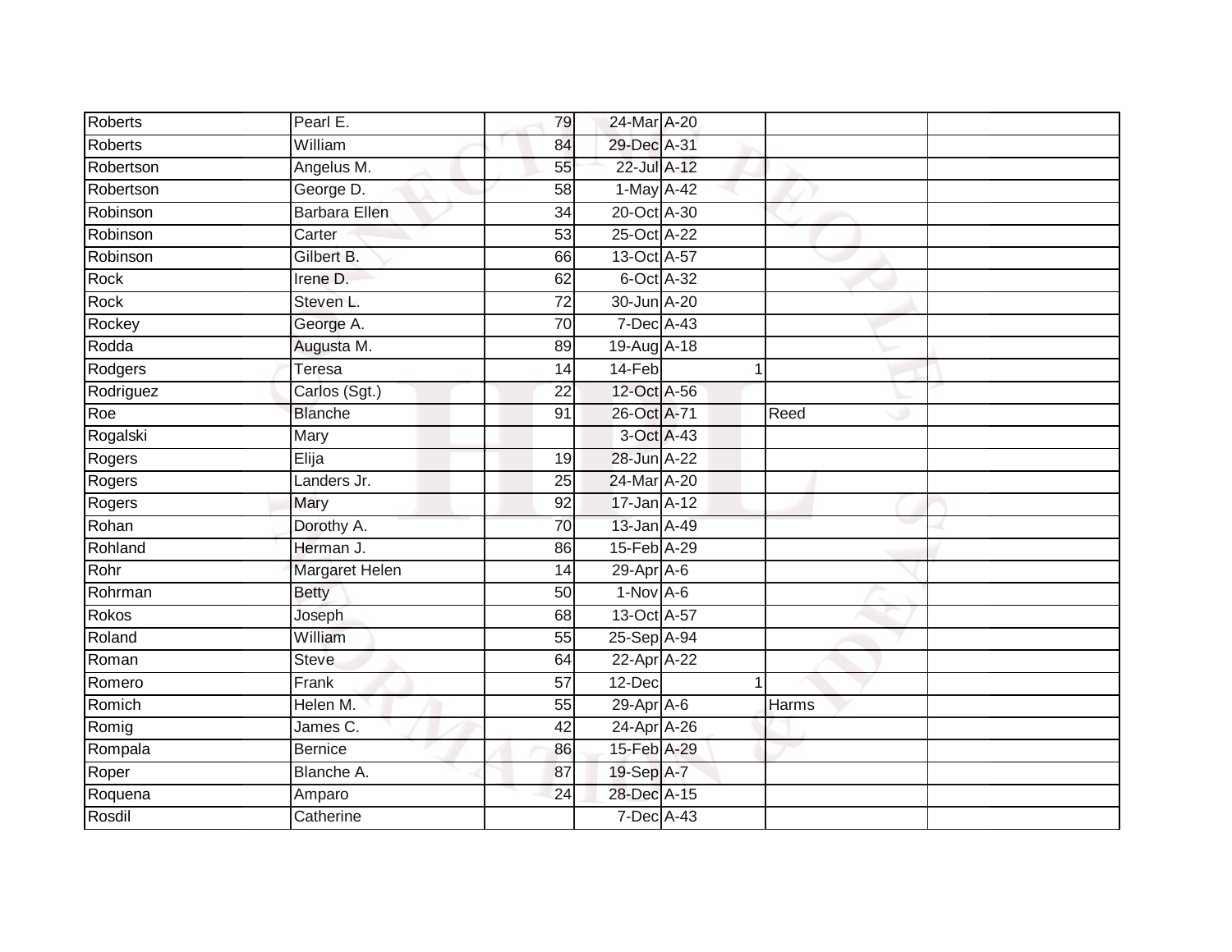| Roberts | Pearl E. | 79 | 24-Mar | A-20 | | | |
|---|---|---|---|---|---|---|---|
| Roberts | William | 84 | 29-Dec | A-31 | | | |
| Robertson | Angelus M. | 55 | 22-Jul | A-12 | | | |
| Robertson | George D. | 58 | 1-May | A-42 | | | |
| Robinson | Barbara Ellen | 34 | 20-Oct | A-30 | | | |
| Robinson | Carter | 53 | 25-Oct | A-22 | | | |
| Robinson | Gilbert B. | 66 | 13-Oct | A-57 | | | |
| Rock | Irene D. | 62 | 6-Oct | A-32 | | | |
| Rock | Steven L. | 72 | 30-Jun | A-20 | | | |
| Rockey | George A. | 70 | 7-Dec | A-43 | | | |
| Rodda | Augusta M. | 89 | 19-Aug | A-18 | | | |
| Rodgers | Teresa | 14 | 14-Feb | | 1 | | |
| Rodriguez | Carlos (Sgt.) | 22 | 12-Oct | A-56 | | | |
| Roe | Blanche | 91 | 26-Oct | A-71 | | Reed | |
| Rogalski | Mary | | 3-Oct | A-43 | | | |
| Rogers | Elija | 19 | 28-Jun | A-22 | | | |
| Rogers | Landers Jr. | 25 | 24-Mar | A-20 | | | |
| Rogers | Mary | 92 | 17-Jan | A-12 | | | |
| Rohan | Dorothy A. | 70 | 13-Jan | A-49 | | | |
| Rohland | Herman J. | 86 | 15-Feb | A-29 | | | |
| Rohr | Margaret Helen | 14 | 29-Apr | A-6 | | | |
| Rohrman | Betty | 50 | 1-Nov | A-6 | | | |
| Rokos | Joseph | 68 | 13-Oct | A-57 | | | |
| Roland | William | 55 | 25-Sep | A-94 | | | |
| Roman | Steve | 64 | 22-Apr | A-22 | | | |
| Romero | Frank | 57 | 12-Dec | | 1 | | |
| Romich | Helen M. | 55 | 29-Apr | A-6 | | Harms | |
| Romig | James C. | 42 | 24-Apr | A-26 | | | |
| Rompala | Bernice | 86 | 15-Feb | A-29 | | | |
| Roper | Blanche A. | 87 | 19-Sep | A-7 | | | |
| Roquena | Amparo | 24 | 28-Dec | A-15 | | | |
| Rosdil | Catherine | | 7-Dec | A-43 | | | |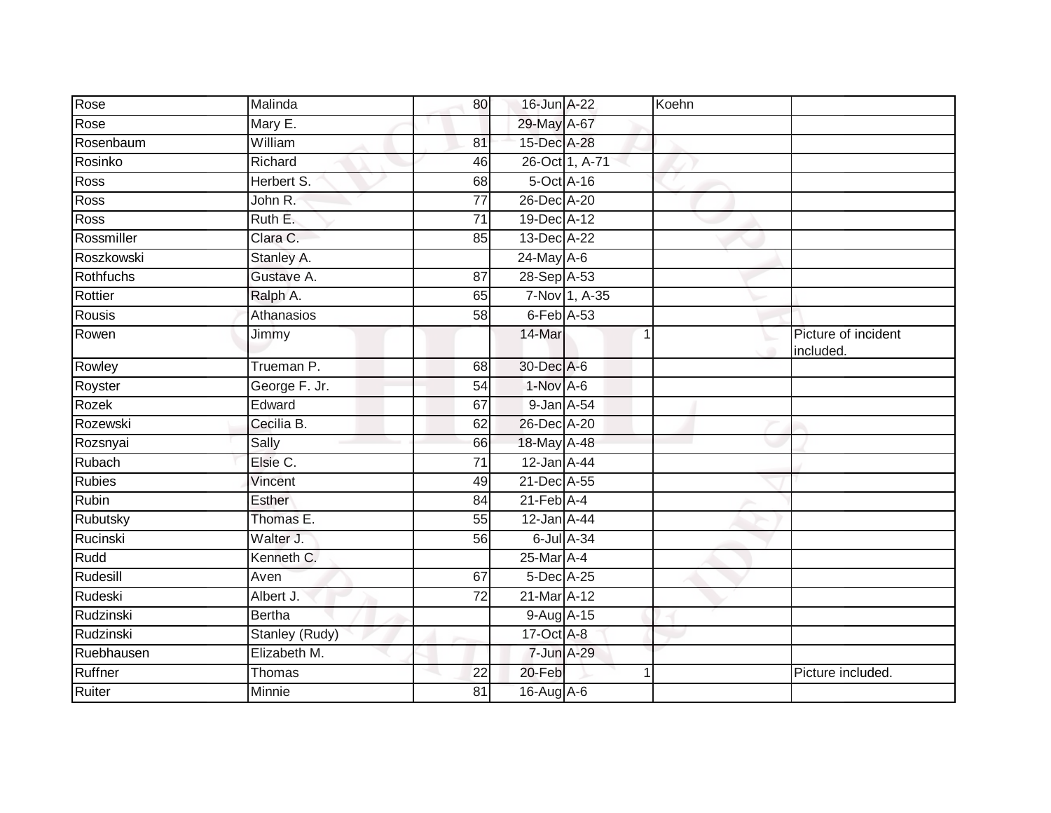| Rose | Malinda | 80 | 16-Jun | A-22 | Koehn | |
|---|---|---|---|---|---|---|
| Rose | Mary E. | | 29-May | A-67 | | |
| Rosenbaum | William | 81 | 15-Dec | A-28 | | |
| Rosinko | Richard | 46 | 26-Oct | 1, A-71 | | |
| Ross | Herbert S. | 68 | 5-Oct | A-16 | | |
| Ross | John R. | 77 | 26-Dec | A-20 | | |
| Ross | Ruth E. | 71 | 19-Dec | A-12 | | |
| Rossmiller | Clara C. | 85 | 13-Dec | A-22 | | |
| Roszkowski | Stanley A. | | 24-May | A-6 | | |
| Rothfuchs | Gustave A. | 87 | 28-Sep | A-53 | | |
| Rottier | Ralph A. | 65 | 7-Nov | 1, A-35 | | |
| Rousis | Athanasios | 58 | 6-Feb | A-53 | | |
| Rowen | Jimmy | | 14-Mar | 1 | | Picture of incident included. |
| Rowley | Trueman P. | 68 | 30-Dec | A-6 | | |
| Royster | George F. Jr. | 54 | 1-Nov | A-6 | | |
| Rozek | Edward | 67 | 9-Jan | A-54 | | |
| Rozewski | Cecilia B. | 62 | 26-Dec | A-20 | | |
| Rozsnyai | Sally | 66 | 18-May | A-48 | | |
| Rubach | Elsie C. | 71 | 12-Jan | A-44 | | |
| Rubies | Vincent | 49 | 21-Dec | A-55 | | |
| Rubin | Esther | 84 | 21-Feb | A-4 | | |
| Rubutsky | Thomas E. | 55 | 12-Jan | A-44 | | |
| Rucinski | Walter J. | 56 | 6-Jul | A-34 | | |
| Rudd | Kenneth C. | | 25-Mar | A-4 | | |
| Rudesill | Aven | 67 | 5-Dec | A-25 | | |
| Rudeski | Albert J. | 72 | 21-Mar | A-12 | | |
| Rudzinski | Bertha | | 9-Aug | A-15 | | |
| Rudzinski | Stanley (Rudy) | | 17-Oct | A-8 | | |
| Ruebhausen | Elizabeth M. | | 7-Jun | A-29 | | |
| Ruffner | Thomas | 22 | 20-Feb | 1 | | Picture included. |
| Ruiter | Minnie | 81 | 16-Aug | A-6 | | |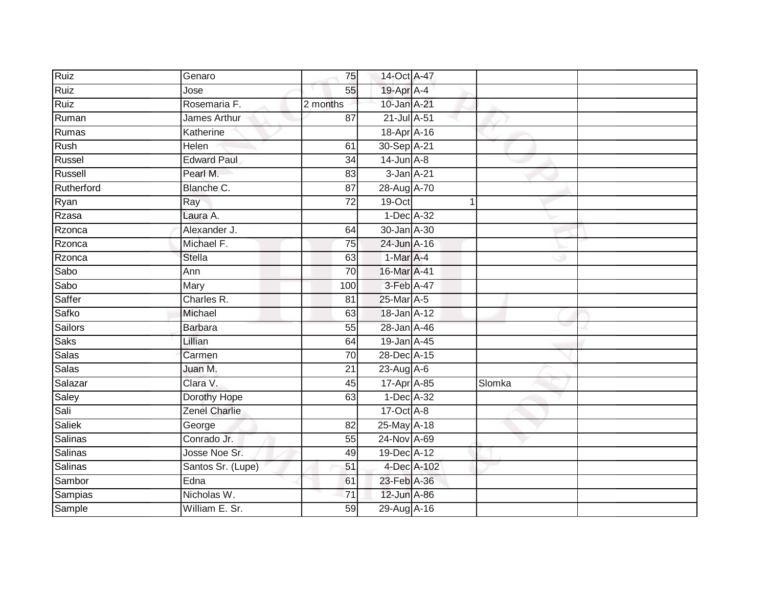| | | | | | | |
|---|---|---|---|---|---|---|
| Ruiz | Genaro | 75 | 14-Oct | A-47 | | |
| Ruiz | Jose | 55 | 19-Apr | A-4 | | |
| Ruiz | Rosemaria F. | 2 months | 10-Jan | A-21 | | |
| Ruman | James Arthur | 87 | 21-Jul | A-51 | | |
| Rumas | Katherine | | 18-Apr | A-16 | | |
| Rush | Helen | 61 | 30-Sep | A-21 | | |
| Russel | Edward Paul | 34 | 14-Jun | A-8 | | |
| Russell | Pearl M. | 83 | 3-Jan | A-21 | | |
| Rutherford | Blanche C. | 87 | 28-Aug | A-70 | | |
| Ryan | Ray | 72 | 19-Oct | 1 | | |
| Rzasa | Laura A. | | 1-Dec | A-32 | | |
| Rzonca | Alexander J. | 64 | 30-Jan | A-30 | | |
| Rzonca | Michael F. | 75 | 24-Jun | A-16 | | |
| Rzonca | Stella | 63 | 1-Mar | A-4 | | |
| Sabo | Ann | 70 | 16-Mar | A-41 | | |
| Sabo | Mary | 100 | 3-Feb | A-47 | | |
| Saffer | Charles R. | 81 | 25-Mar | A-5 | | |
| Safko | Michael | 63 | 18-Jan | A-12 | | |
| Sailors | Barbara | 55 | 28-Jan | A-46 | | |
| Saks | Lillian | 64 | 19-Jan | A-45 | | |
| Salas | Carmen | 70 | 28-Dec | A-15 | | |
| Salas | Juan M. | 21 | 23-Aug | A-6 | | |
| Salazar | Clara V. | 45 | 17-Apr | A-85 | Slomka | |
| Saley | Dorothy Hope | 63 | 1-Dec | A-32 | | |
| Sali | Zenel Charlie | | 17-Oct | A-8 | | |
| Saliek | George | 82 | 25-May | A-18 | | |
| Salinas | Conrado Jr. | 55 | 24-Nov | A-69 | | |
| Salinas | Josse Noe Sr. | 49 | 19-Dec | A-12 | | |
| Salinas | Santos Sr. (Lupe) | 51 | 4-Dec | A-102 | | |
| Sambor | Edna | 61 | 23-Feb | A-36 | | |
| Sampias | Nicholas W. | 71 | 12-Jun | A-86 | | |
| Sample | William E. Sr. | 59 | 29-Aug | A-16 | | |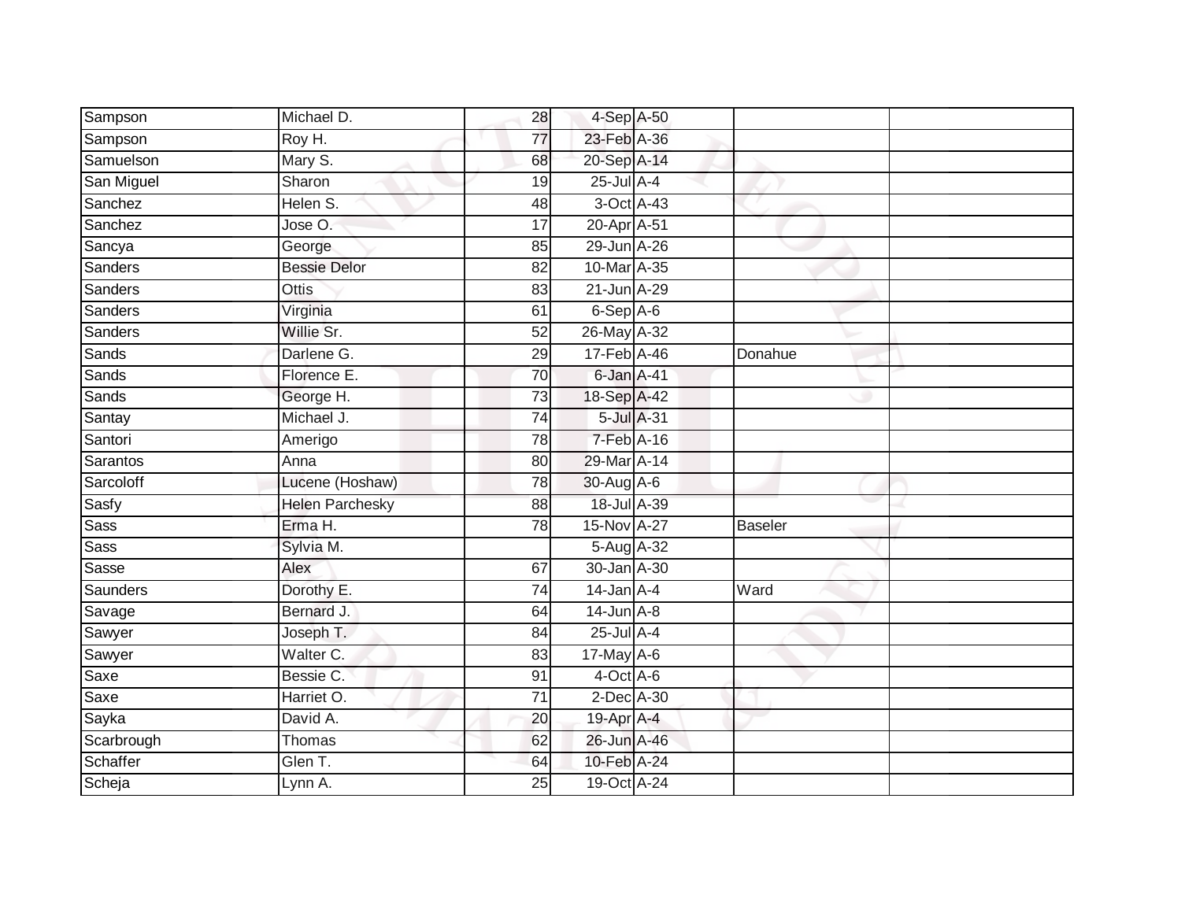| Sampson | Michael D. | 28 | 4-Sep | A-50 | | |
|---|---|---|---|---|---|---|
| Sampson | Roy H. | 77 | 23-Feb | A-36 | | |
| Samuelson | Mary S. | 68 | 20-Sep | A-14 | | |
| San Miguel | Sharon | 19 | 25-Jul | A-4 | | |
| Sanchez | Helen S. | 48 | 3-Oct | A-43 | | |
| Sanchez | Jose O. | 17 | 20-Apr | A-51 | | |
| Sancya | George | 85 | 29-Jun | A-26 | | |
| Sanders | Bessie Delor | 82 | 10-Mar | A-35 | | |
| Sanders | Ottis | 83 | 21-Jun | A-29 | | |
| Sanders | Virginia | 61 | 6-Sep | A-6 | | |
| Sanders | Willie Sr. | 52 | 26-May | A-32 | | |
| Sands | Darlene G. | 29 | 17-Feb | A-46 | Donahue | |
| Sands | Florence E. | 70 | 6-Jan | A-41 | | |
| Sands | George H. | 73 | 18-Sep | A-42 | | |
| Santay | Michael J. | 74 | 5-Jul | A-31 | | |
| Santori | Amerigo | 78 | 7-Feb | A-16 | | |
| Sarantos | Anna | 80 | 29-Mar | A-14 | | |
| Sarcoloff | Lucene (Hoshaw) | 78 | 30-Aug | A-6 | | |
| Sasfy | Helen Parchesky | 88 | 18-Jul | A-39 | | |
| Sass | Erma H. | 78 | 15-Nov | A-27 | Baseler | |
| Sass | Sylvia M. | | 5-Aug | A-32 | | |
| Sasse | Alex | 67 | 30-Jan | A-30 | | |
| Saunders | Dorothy E. | 74 | 14-Jan | A-4 | Ward | |
| Savage | Bernard J. | 64 | 14-Jun | A-8 | | |
| Sawyer | Joseph T. | 84 | 25-Jul | A-4 | | |
| Sawyer | Walter C. | 83 | 17-May | A-6 | | |
| Saxe | Bessie C. | 91 | 4-Oct | A-6 | | |
| Saxe | Harriet O. | 71 | 2-Dec | A-30 | | |
| Sayka | David A. | 20 | 19-Apr | A-4 | | |
| Scarbrough | Thomas | 62 | 26-Jun | A-46 | | |
| Schaffer | Glen T. | 64 | 10-Feb | A-24 | | |
| Scheja | Lynn A. | 25 | 19-Oct | A-24 | | |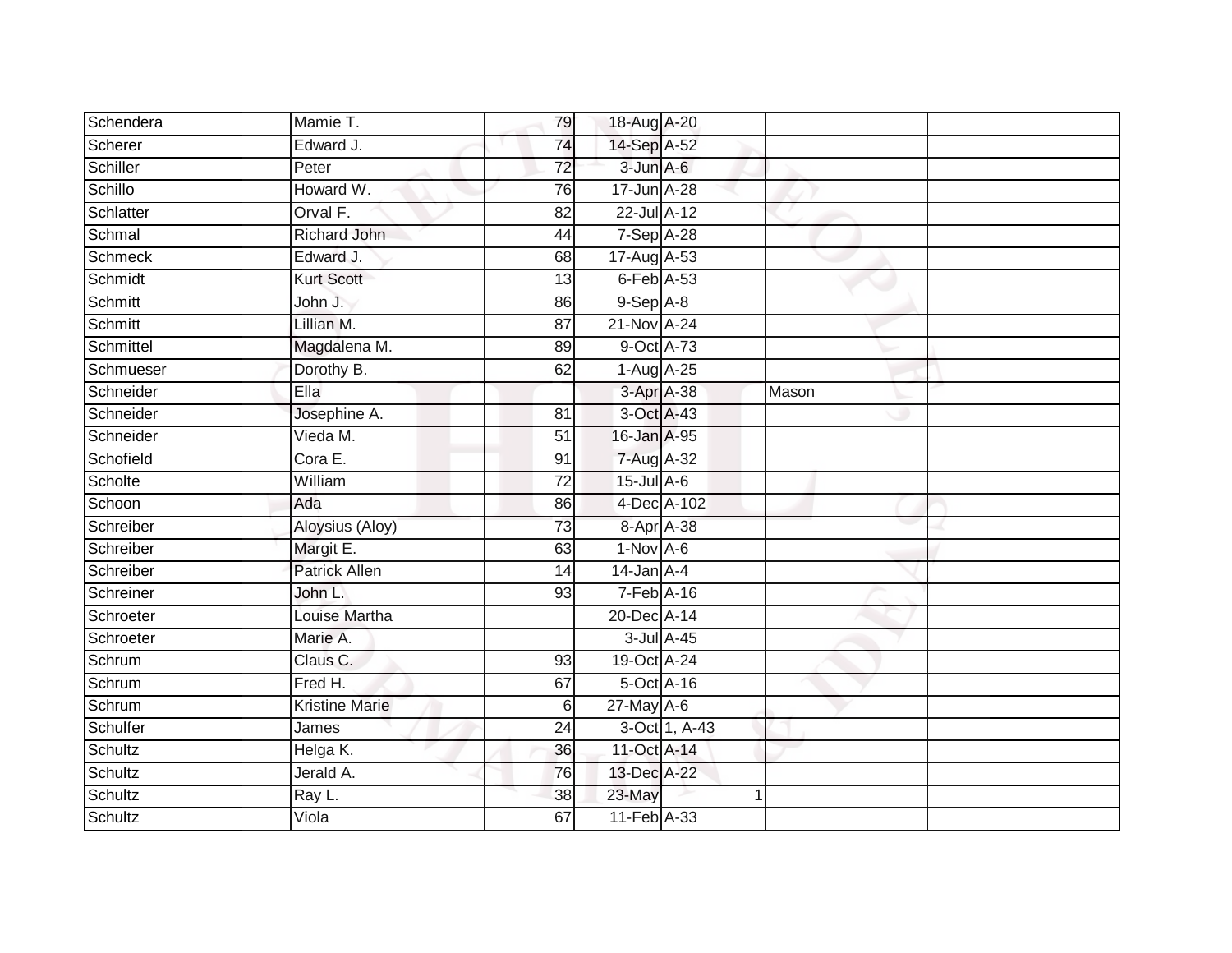| | | | | | | |
|---|---|---|---|---|---|---|
| Schendera | Mamie T. | 79 | 18-Aug | A-20 | | |
| Scherer | Edward J. | 74 | 14-Sep | A-52 | | |
| Schiller | Peter | 72 | 3-Jun | A-6 | | |
| Schillo | Howard W. | 76 | 17-Jun | A-28 | | |
| Schlatter | Orval F. | 82 | 22-Jul | A-12 | | |
| Schmal | Richard John | 44 | 7-Sep | A-28 | | |
| Schmeck | Edward J. | 68 | 17-Aug | A-53 | | |
| Schmidt | Kurt Scott | 13 | 6-Feb | A-53 | | |
| Schmitt | John J. | 86 | 9-Sep | A-8 | | |
| Schmitt | Lillian M. | 87 | 21-Nov | A-24 | | |
| Schmittel | Magdalena M. | 89 | 9-Oct | A-73 | | |
| Schmueser | Dorothy B. | 62 | 1-Aug | A-25 | | |
| Schneider | Ella | | 3-Apr | A-38 | Mason | |
| Schneider | Josephine A. | 81 | 3-Oct | A-43 | | |
| Schneider | Vieda M. | 51 | 16-Jan | A-95 | | |
| Schofield | Cora E. | 91 | 7-Aug | A-32 | | |
| Scholte | William | 72 | 15-Jul | A-6 | | |
| Schoon | Ada | 86 | 4-Dec | A-102 | | |
| Schreiber | Aloysius (Aloy) | 73 | 8-Apr | A-38 | | |
| Schreiber | Margit E. | 63 | 1-Nov | A-6 | | |
| Schreiber | Patrick Allen | 14 | 14-Jan | A-4 | | |
| Schreiner | John L. | 93 | 7-Feb | A-16 | | |
| Schroeter | Louise Martha | | 20-Dec | A-14 | | |
| Schroeter | Marie A. | | 3-Jul | A-45 | | |
| Schrum | Claus C. | 93 | 19-Oct | A-24 | | |
| Schrum | Fred H. | 67 | 5-Oct | A-16 | | |
| Schrum | Kristine Marie | 6 | 27-May | A-6 | | |
| Schulfer | James | 24 | 3-Oct | 1, A-43 | | |
| Schultz | Helga K. | 36 | 11-Oct | A-14 | | |
| Schultz | Jerald A. | 76 | 13-Dec | A-22 | | |
| Schultz | Ray L. | 38 | 23-May | 1 | | |
| Schultz | Viola | 67 | 11-Feb | A-33 | | |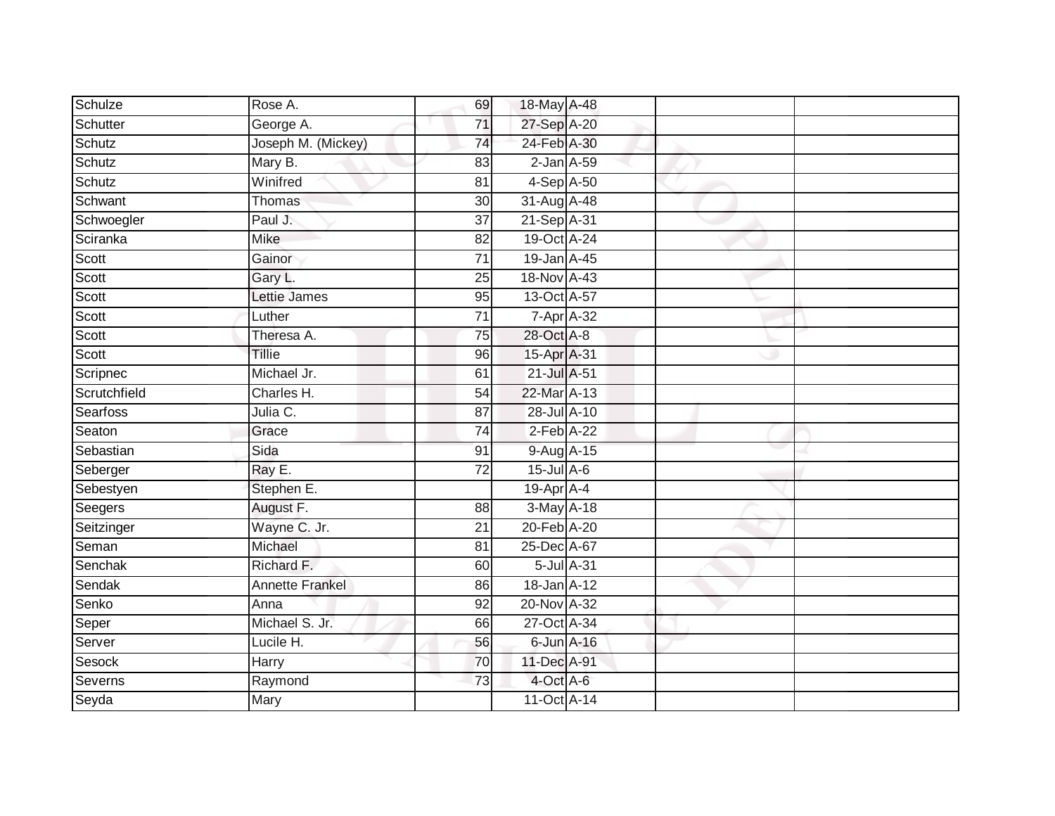| Schulze | Rose A. | 69 | 18-May | A-48 | | |
|---|---|---|---|---|---|---|
| Schutter | George A. | 71 | 27-Sep | A-20 | | |
| Schutz | Joseph M. (Mickey) | 74 | 24-Feb | A-30 | | |
| Schutz | Mary B. | 83 | 2-Jan | A-59 | | |
| Schutz | Winifred | 81 | 4-Sep | A-50 | | |
| Schwant | Thomas | 30 | 31-Aug | A-48 | | |
| Schwoegler | Paul J. | 37 | 21-Sep | A-31 | | |
| Sciranka | Mike | 82 | 19-Oct | A-24 | | |
| Scott | Gainor | 71 | 19-Jan | A-45 | | |
| Scott | Gary L. | 25 | 18-Nov | A-43 | | |
| Scott | Lettie James | 95 | 13-Oct | A-57 | | |
| Scott | Luther | 71 | 7-Apr | A-32 | | |
| Scott | Theresa A. | 75 | 28-Oct | A-8 | | |
| Scott | Tillie | 96 | 15-Apr | A-31 | | |
| Scripnec | Michael Jr. | 61 | 21-Jul | A-51 | | |
| Scrutchfield | Charles H. | 54 | 22-Mar | A-13 | | |
| Searfoss | Julia C. | 87 | 28-Jul | A-10 | | |
| Seaton | Grace | 74 | 2-Feb | A-22 | | |
| Sebastian | Sida | 91 | 9-Aug | A-15 | | |
| Seberger | Ray E. | 72 | 15-Jul | A-6 | | |
| Sebestyen | Stephen E. | | 19-Apr | A-4 | | |
| Seegers | August F. | 88 | 3-May | A-18 | | |
| Seitzinger | Wayne C. Jr. | 21 | 20-Feb | A-20 | | |
| Seman | Michael | 81 | 25-Dec | A-67 | | |
| Senchak | Richard F. | 60 | 5-Jul | A-31 | | |
| Sendak | Annette Frankel | 86 | 18-Jan | A-12 | | |
| Senko | Anna | 92 | 20-Nov | A-32 | | |
| Seper | Michael S. Jr. | 66 | 27-Oct | A-34 | | |
| Server | Lucile H. | 56 | 6-Jun | A-16 | | |
| Sesock | Harry | 70 | 11-Dec | A-91 | | |
| Severns | Raymond | 73 | 4-Oct | A-6 | | |
| Seyda | Mary | | 11-Oct | A-14 | | |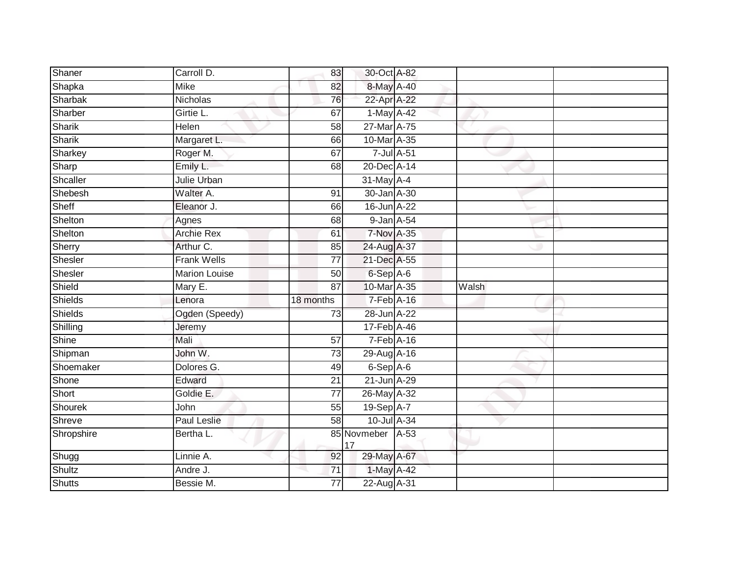| | | | | | | |
|---|---|---|---|---|---|---|
| Shaner | Carroll D. | 83 | 30-Oct | A-82 | | |
| Shapka | Mike | 82 | 8-May | A-40 | | |
| Sharbak | Nicholas | 76 | 22-Apr | A-22 | | |
| Sharber | Girtie L. | 67 | 1-May | A-42 | | |
| Sharik | Helen | 58 | 27-Mar | A-75 | | |
| Sharik | Margaret L. | 66 | 10-Mar | A-35 | | |
| Sharkey | Roger M. | 67 | 7-Jul | A-51 | | |
| Sharp | Emily L. | 68 | 20-Dec | A-14 | | |
| Shcaller | Julie Urban | | 31-May | A-4 | | |
| Shebesh | Walter A. | 91 | 30-Jan | A-30 | | |
| Sheff | Eleanor J. | 66 | 16-Jun | A-22 | | |
| Shelton | Agnes | 68 | 9-Jan | A-54 | | |
| Shelton | Archie Rex | 61 | 7-Nov | A-35 | | |
| Sherry | Arthur C. | 85 | 24-Aug | A-37 | | |
| Shesler | Frank Wells | 77 | 21-Dec | A-55 | | |
| Shesler | Marion Louise | 50 | 6-Sep | A-6 | | |
| Shield | Mary E. | 87 | 10-Mar | A-35 | Walsh | |
| Shields | Lenora | 18 months | 7-Feb | A-16 | | |
| Shields | Ogden (Speedy) | 73 | 28-Jun | A-22 | | |
| Shilling | Jeremy | | 17-Feb | A-46 | | |
| Shine | Mali | 57 | 7-Feb | A-16 | | |
| Shipman | John W. | 73 | 29-Aug | A-16 | | |
| Shoemaker | Dolores G. | 49 | 6-Sep | A-6 | | |
| Shone | Edward | 21 | 21-Jun | A-29 | | |
| Short | Goldie E. | 77 | 26-May | A-32 | | |
| Shourek | John | 55 | 19-Sep | A-7 | | |
| Shreve | Paul Leslie | 58 | 10-Jul | A-34 | | |
| Shropshire | Bertha L. | 85 | Novmeber 17 | A-53 | | |
| Shugg | Linnie A. | 92 | 29-May | A-67 | | |
| Shultz | Andre J. | 71 | 1-May | A-42 | | |
| Shutts | Bessie M. | 77 | 22-Aug | A-31 | | |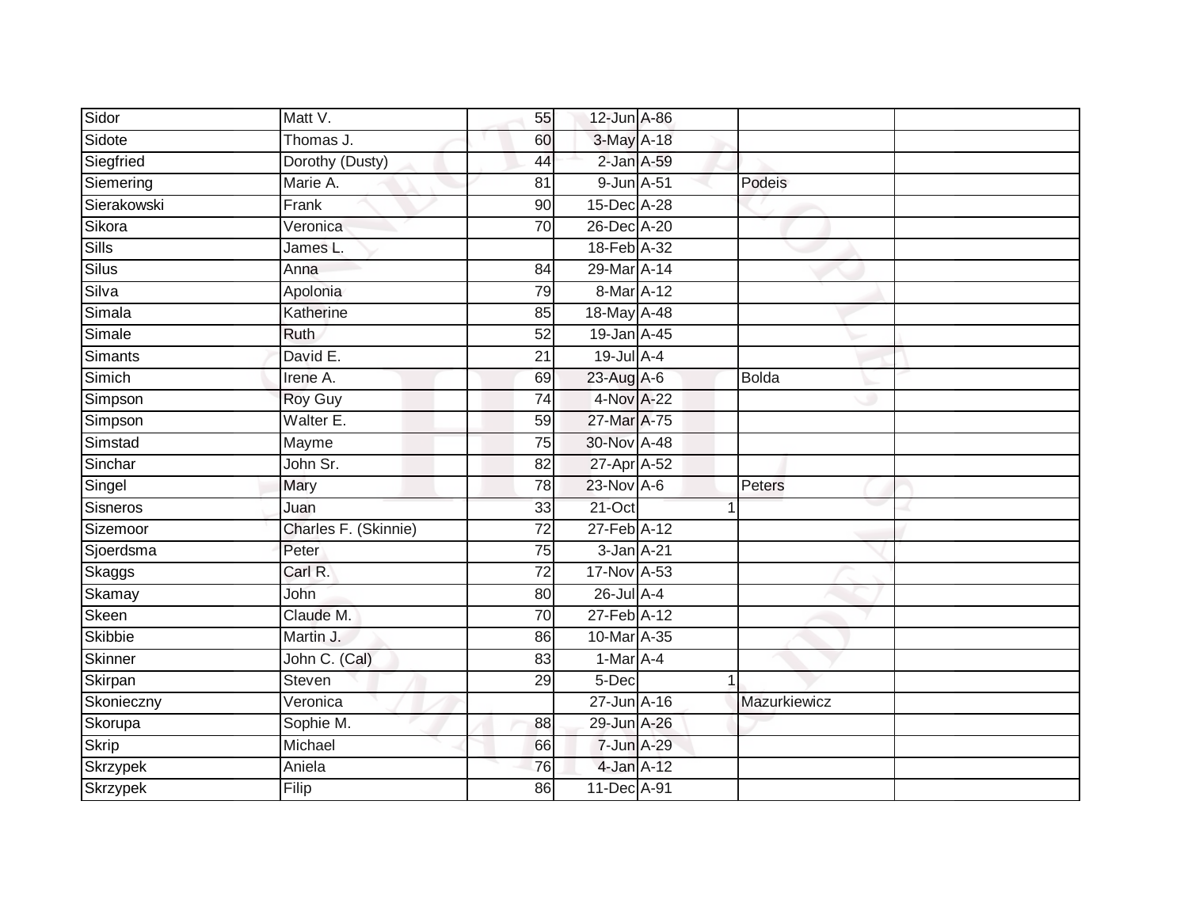| Sidor | Matt V. | 55 | 12-Jun | A-86 | | | |
|---|---|---|---|---|---|---|---|
| Sidote | Thomas J. | 60 | 3-May | A-18 | | | |
| Siegfried | Dorothy (Dusty) | 44 | 2-Jan | A-59 | | | |
| Siemering | Marie A. | 81 | 9-Jun | A-51 | | Podeis | |
| Sierakowski | Frank | 90 | 15-Dec | A-28 | | | |
| Sikora | Veronica | 70 | 26-Dec | A-20 | | | |
| Sills | James L. | | 18-Feb | A-32 | | | |
| Silus | Anna | 84 | 29-Mar | A-14 | | | |
| Silva | Apolonia | 79 | 8-Mar | A-12 | | | |
| Simala | Katherine | 85 | 18-May | A-48 | | | |
| Simale | Ruth | 52 | 19-Jan | A-45 | | | |
| Simants | David E. | 21 | 19-Jul | A-4 | | | |
| Simich | Irene A. | 69 | 23-Aug | A-6 | | Bolda | |
| Simpson | Roy Guy | 74 | 4-Nov | A-22 | | | |
| Simpson | Walter E. | 59 | 27-Mar | A-75 | | | |
| Simstad | Mayme | 75 | 30-Nov | A-48 | | | |
| Sinchar | John Sr. | 82 | 27-Apr | A-52 | | | |
| Singel | Mary | 78 | 23-Nov | A-6 | | Peters | |
| Sisneros | Juan | 33 | 21-Oct | | 1 | | |
| Sizemoor | Charles F. (Skinnie) | 72 | 27-Feb | A-12 | | | |
| Sjoerdsma | Peter | 75 | 3-Jan | A-21 | | | |
| Skaggs | Carl R. | 72 | 17-Nov | A-53 | | | |
| Skamay | John | 80 | 26-Jul | A-4 | | | |
| Skeen | Claude M. | 70 | 27-Feb | A-12 | | | |
| Skibbie | Martin J. | 86 | 10-Mar | A-35 | | | |
| Skinner | John C. (Cal) | 83 | 1-Mar | A-4 | | | |
| Skirpan | Steven | 29 | 5-Dec | | 1 | | |
| Skonieczny | Veronica | | 27-Jun | A-16 | | Mazurkiewicz | |
| Skorupa | Sophie M. | 88 | 29-Jun | A-26 | | | |
| Skrip | Michael | 66 | 7-Jun | A-29 | | | |
| Skrzypek | Aniela | 76 | 4-Jan | A-12 | | | |
| Skrzypek | Filip | 86 | 11-Dec | A-91 | | | |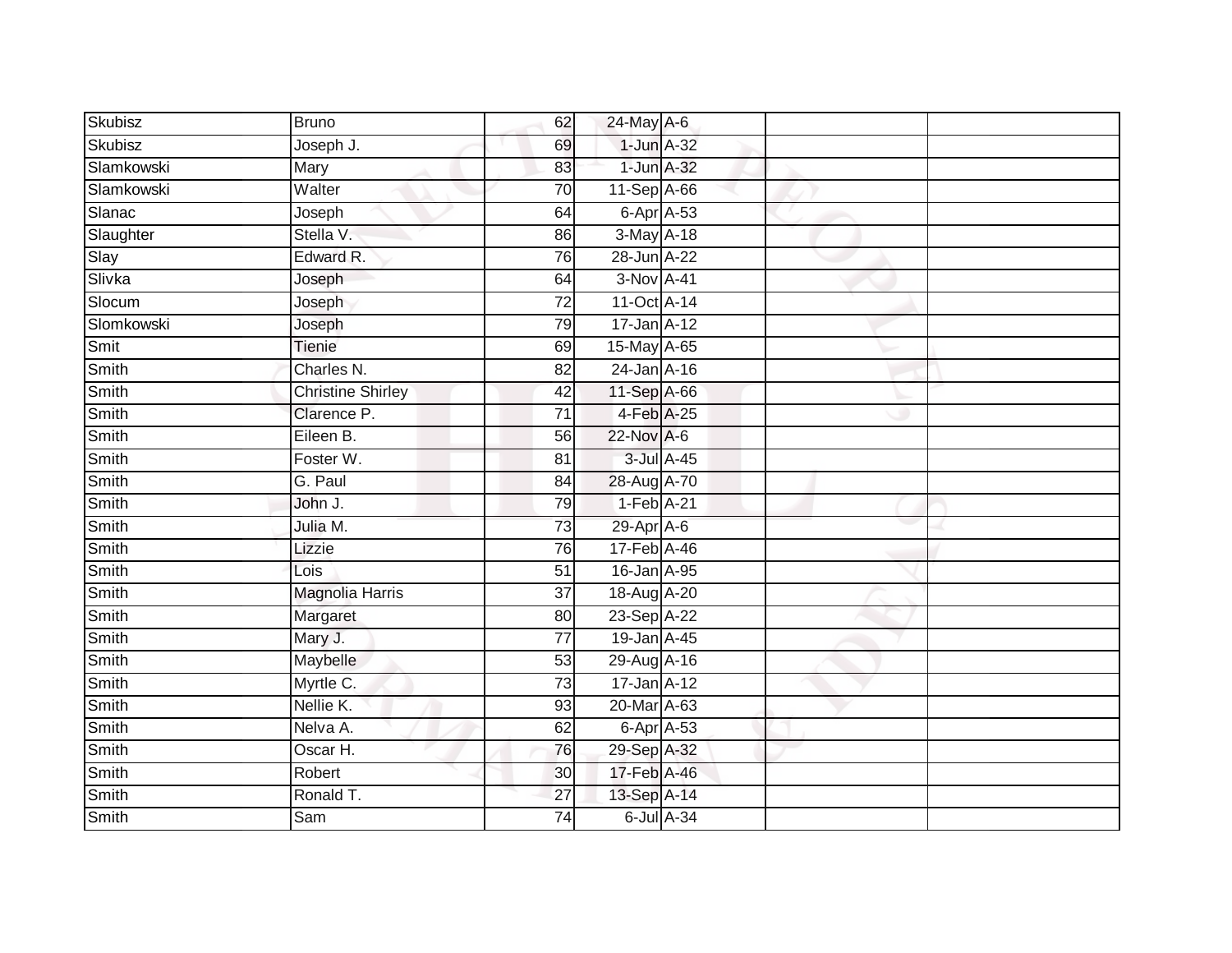| | | | | | | |
|---|---|---|---|---|---|---|
| Skubisz | Bruno | 62 | 24-May | A-6 | | |
| Skubisz | Joseph J. | 69 | 1-Jun | A-32 | | |
| Slamkowski | Mary | 83 | 1-Jun | A-32 | | |
| Slamkowski | Walter | 70 | 11-Sep | A-66 | | |
| Slanac | Joseph | 64 | 6-Apr | A-53 | | |
| Slaughter | Stella V. | 86 | 3-May | A-18 | | |
| Slay | Edward R. | 76 | 28-Jun | A-22 | | |
| Slivka | Joseph | 64 | 3-Nov | A-41 | | |
| Slocum | Joseph | 72 | 11-Oct | A-14 | | |
| Slomkowski | Joseph | 79 | 17-Jan | A-12 | | |
| Smit | Tienie | 69 | 15-May | A-65 | | |
| Smith | Charles N. | 82 | 24-Jan | A-16 | | |
| Smith | Christine Shirley | 42 | 11-Sep | A-66 | | |
| Smith | Clarence P. | 71 | 4-Feb | A-25 | | |
| Smith | Eileen B. | 56 | 22-Nov | A-6 | | |
| Smith | Foster W. | 81 | 3-Jul | A-45 | | |
| Smith | G. Paul | 84 | 28-Aug | A-70 | | |
| Smith | John J. | 79 | 1-Feb | A-21 | | |
| Smith | Julia M. | 73 | 29-Apr | A-6 | | |
| Smith | Lizzie | 76 | 17-Feb | A-46 | | |
| Smith | Lois | 51 | 16-Jan | A-95 | | |
| Smith | Magnolia Harris | 37 | 18-Aug | A-20 | | |
| Smith | Margaret | 80 | 23-Sep | A-22 | | |
| Smith | Mary J. | 77 | 19-Jan | A-45 | | |
| Smith | Maybelle | 53 | 29-Aug | A-16 | | |
| Smith | Myrtle C. | 73 | 17-Jan | A-12 | | |
| Smith | Nellie K. | 93 | 20-Mar | A-63 | | |
| Smith | Nelva A. | 62 | 6-Apr | A-53 | | |
| Smith | Oscar H. | 76 | 29-Sep | A-32 | | |
| Smith | Robert | 30 | 17-Feb | A-46 | | |
| Smith | Ronald T. | 27 | 13-Sep | A-14 | | |
| Smith | Sam | 74 | 6-Jul | A-34 | | |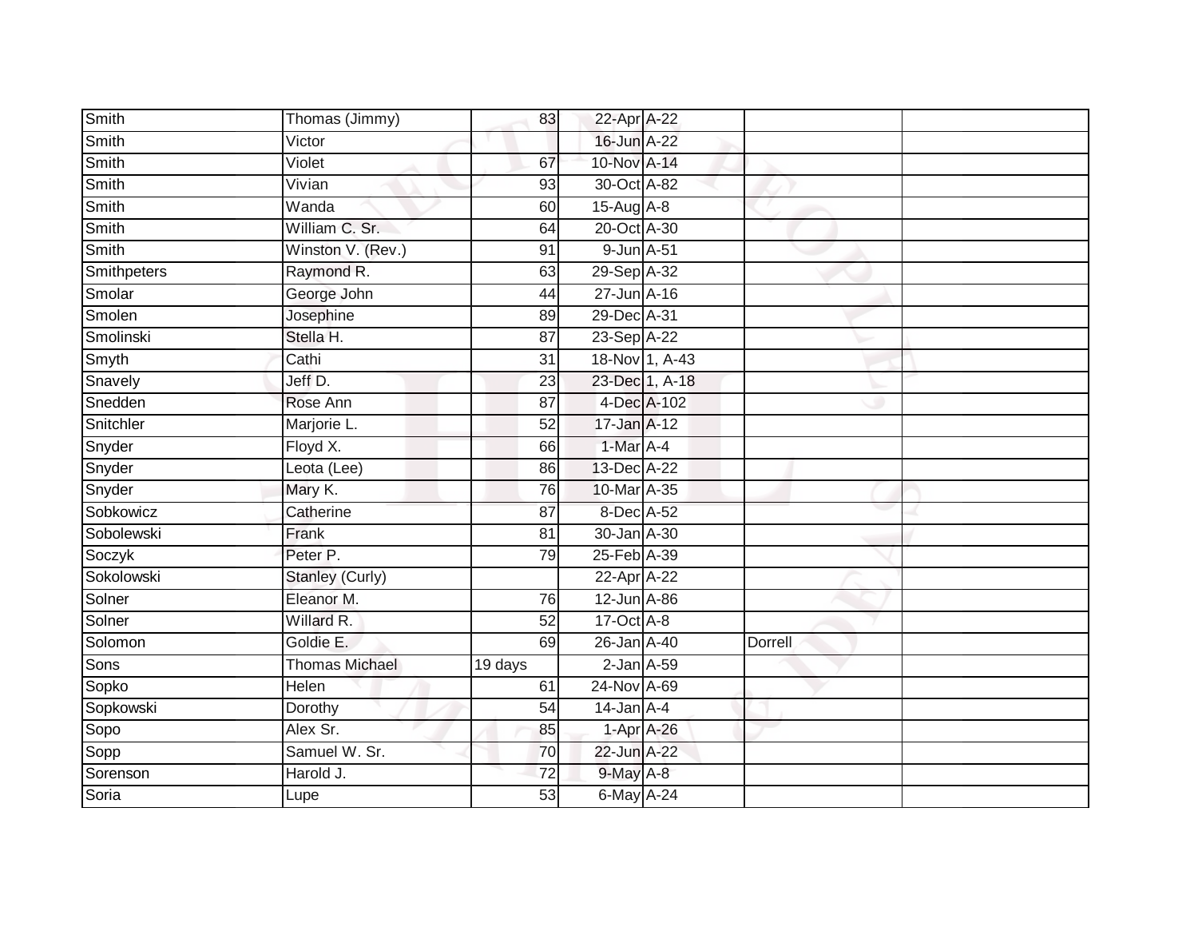| Smith | Thomas (Jimmy) | 83 | 22-Apr | A-22 | | |
|---|---|---|---|---|---|---|
| Smith | Victor | | 16-Jun | A-22 | | |
| Smith | Violet | 67 | 10-Nov | A-14 | | |
| Smith | Vivian | 93 | 30-Oct | A-82 | | |
| Smith | Wanda | 60 | 15-Aug | A-8 | | |
| Smith | William C. Sr. | 64 | 20-Oct | A-30 | | |
| Smith | Winston V. (Rev.) | 91 | 9-Jun | A-51 | | |
| Smithpeters | Raymond R. | 63 | 29-Sep | A-32 | | |
| Smolar | George John | 44 | 27-Jun | A-16 | | |
| Smolen | Josephine | 89 | 29-Dec | A-31 | | |
| Smolinski | Stella H. | 87 | 23-Sep | A-22 | | |
| Smyth | Cathi | 31 | 18-Nov | 1, A-43 | | |
| Snavely | Jeff D. | 23 | 23-Dec | 1, A-18 | | |
| Snedden | Rose Ann | 87 | 4-Dec | A-102 | | |
| Snitchler | Marjorie L. | 52 | 17-Jan | A-12 | | |
| Snyder | Floyd X. | 66 | 1-Mar | A-4 | | |
| Snyder | Leota (Lee) | 86 | 13-Dec | A-22 | | |
| Snyder | Mary K. | 76 | 10-Mar | A-35 | | |
| Sobkowicz | Catherine | 87 | 8-Dec | A-52 | | |
| Sobolewski | Frank | 81 | 30-Jan | A-30 | | |
| Soczyk | Peter P. | 79 | 25-Feb | A-39 | | |
| Sokolowski | Stanley (Curly) | | 22-Apr | A-22 | | |
| Solner | Eleanor M. | 76 | 12-Jun | A-86 | | |
| Solner | Willard R. | 52 | 17-Oct | A-8 | | |
| Solomon | Goldie E. | 69 | 26-Jan | A-40 | Dorrell | |
| Sons | Thomas Michael | 19 days | 2-Jan | A-59 | | |
| Sopko | Helen | 61 | 24-Nov | A-69 | | |
| Sopkowski | Dorothy | 54 | 14-Jan | A-4 | | |
| Sopo | Alex Sr. | 85 | 1-Apr | A-26 | | |
| Sopp | Samuel W. Sr. | 70 | 22-Jun | A-22 | | |
| Sorenson | Harold J. | 72 | 9-May | A-8 | | |
| Soria | Lupe | 53 | 6-May | A-24 | | |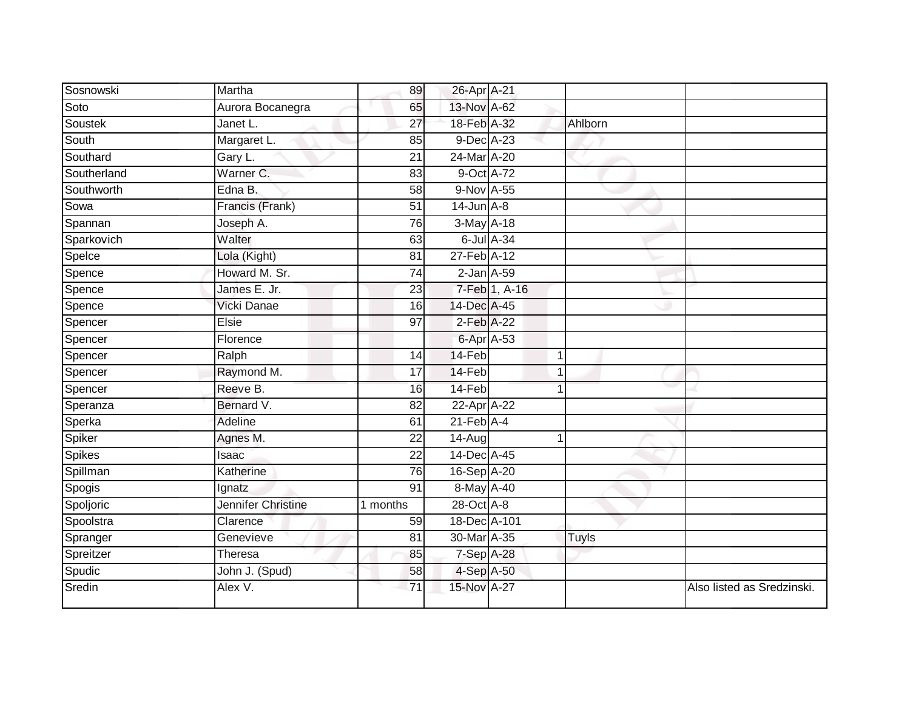| Sosnowski | Martha | 89 | 26-Apr | A-21 | | | |
|---|---|---|---|---|---|---|---|
| Soto | Aurora Bocanegra | 65 | 13-Nov | A-62 | | | |
| Soustek | Janet L. | 27 | 18-Feb | A-32 | | Ahlborn | |
| South | Margaret L. | 85 | 9-Dec | A-23 | | | |
| Southard | Gary L. | 21 | 24-Mar | A-20 | | | |
| Southerland | Warner C. | 83 | 9-Oct | A-72 | | | |
| Southworth | Edna B. | 58 | 9-Nov | A-55 | | | |
| Sowa | Francis (Frank) | 51 | 14-Jun | A-8 | | | |
| Spannan | Joseph A. | 76 | 3-May | A-18 | | | |
| Sparkovich | Walter | 63 | 6-Jul | A-34 | | | |
| Spelce | Lola (Kight) | 81 | 27-Feb | A-12 | | | |
| Spence | Howard M. Sr. | 74 | 2-Jan | A-59 | | | |
| Spence | James E. Jr. | 23 | 7-Feb | 1, A-16 | | | |
| Spence | Vicki Danae | 16 | 14-Dec | A-45 | | | |
| Spencer | Elsie | 97 | 2-Feb | A-22 | | | |
| Spencer | Florence | | 6-Apr | A-53 | | | |
| Spencer | Ralph | 14 | 14-Feb | | 1 | | |
| Spencer | Raymond M. | 17 | 14-Feb | | 1 | | |
| Spencer | Reeve B. | 16 | 14-Feb | | 1 | | |
| Speranza | Bernard V. | 82 | 22-Apr | A-22 | | | |
| Sperka | Adeline | 61 | 21-Feb | A-4 | | | |
| Spiker | Agnes M. | 22 | 14-Aug | | 1 | | |
| Spikes | Isaac | 22 | 14-Dec | A-45 | | | |
| Spillman | Katherine | 76 | 16-Sep | A-20 | | | |
| Spogis | Ignatz | 91 | 8-May | A-40 | | | |
| Spoljoric | Jennifer Christine | 1 months | 28-Oct | A-8 | | | |
| Spoolstra | Clarence | 59 | 18-Dec | A-101 | | | |
| Spranger | Genevieve | 81 | 30-Mar | A-35 | | Tuyls | |
| Spreitzer | Theresa | 85 | 7-Sep | A-28 | | | |
| Spudic | John J. (Spud) | 58 | 4-Sep | A-50 | | | |
| Sredin | Alex V. | 71 | 15-Nov | A-27 | | | Also listed as Sredzinski. |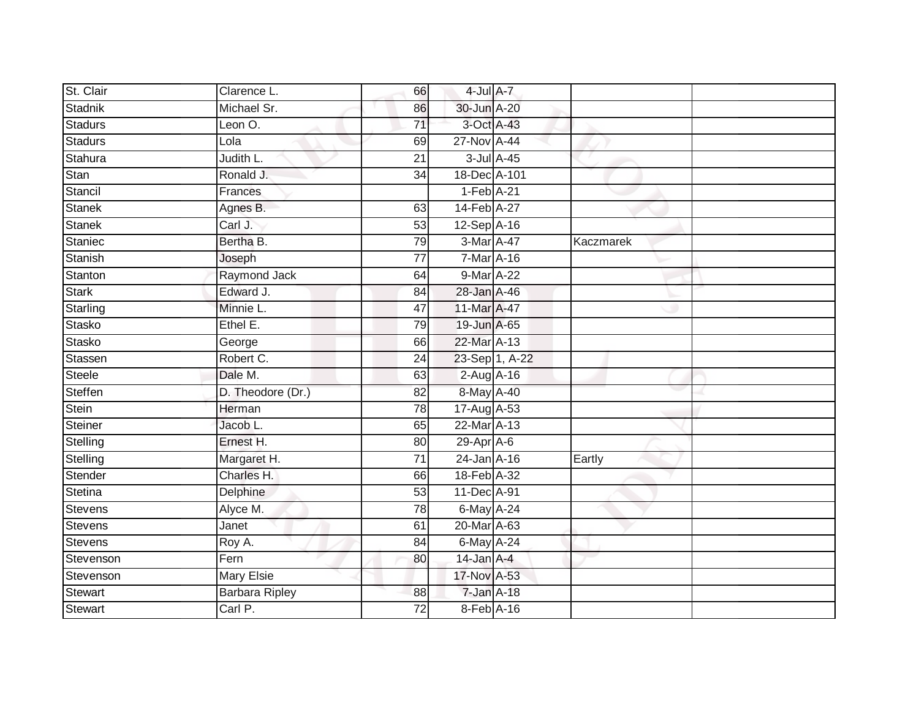| | | | | | | |
|---|---|---|---|---|---|---|
| St. Clair | Clarence L. | 66 | 4-Jul | A-7 | | |
| Stadnik | Michael Sr. | 86 | 30-Jun | A-20 | | |
| Stadurs | Leon O. | 71 | 3-Oct | A-43 | | |
| Stadurs | Lola | 69 | 27-Nov | A-44 | | |
| Stahura | Judith L. | 21 | 3-Jul | A-45 | | |
| Stan | Ronald J. | 34 | 18-Dec | A-101 | | |
| Stancil | Frances | | 1-Feb | A-21 | | |
| Stanek | Agnes B. | 63 | 14-Feb | A-27 | | |
| Stanek | Carl J. | 53 | 12-Sep | A-16 | | |
| Staniec | Bertha B. | 79 | 3-Mar | A-47 | Kaczmarek | |
| Stanish | Joseph | 77 | 7-Mar | A-16 | | |
| Stanton | Raymond Jack | 64 | 9-Mar | A-22 | | |
| Stark | Edward J. | 84 | 28-Jan | A-46 | | |
| Starling | Minnie L. | 47 | 11-Mar | A-47 | | |
| Stasko | Ethel E. | 79 | 19-Jun | A-65 | | |
| Stasko | George | 66 | 22-Mar | A-13 | | |
| Stassen | Robert C. | 24 | 23-Sep | 1, A-22 | | |
| Steele | Dale M. | 63 | 2-Aug | A-16 | | |
| Steffen | D. Theodore (Dr.) | 82 | 8-May | A-40 | | |
| Stein | Herman | 78 | 17-Aug | A-53 | | |
| Steiner | Jacob L. | 65 | 22-Mar | A-13 | | |
| Stelling | Ernest H. | 80 | 29-Apr | A-6 | | |
| Stelling | Margaret H. | 71 | 24-Jan | A-16 | Eartly | |
| Stender | Charles H. | 66 | 18-Feb | A-32 | | |
| Stetina | Delphine | 53 | 11-Dec | A-91 | | |
| Stevens | Alyce M. | 78 | 6-May | A-24 | | |
| Stevens | Janet | 61 | 20-Mar | A-63 | | |
| Stevens | Roy A. | 84 | 6-May | A-24 | | |
| Stevenson | Fern | 80 | 14-Jan | A-4 | | |
| Stevenson | Mary Elsie | | 17-Nov | A-53 | | |
| Stewart | Barbara Ripley | 88 | 7-Jan | A-18 | | |
| Stewart | Carl P. | 72 | 8-Feb | A-16 | | |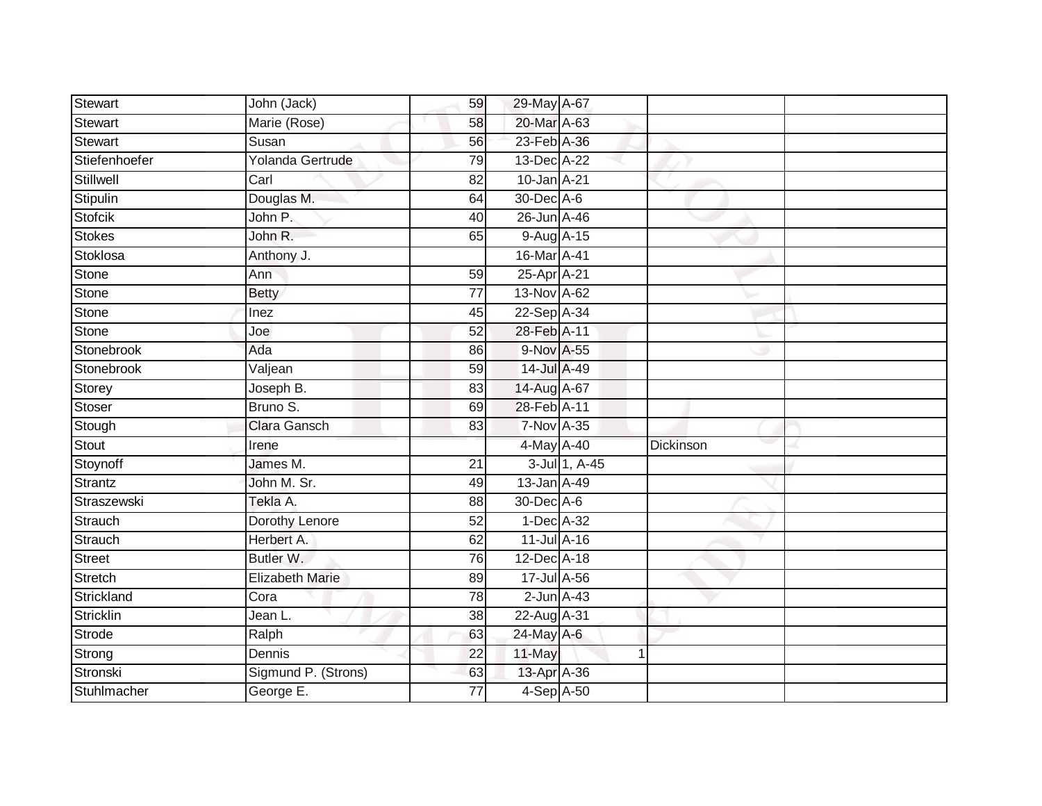| | | | | | | |
|---|---|---|---|---|---|---|
| Stewart | John (Jack) | 59 | 29-May | A-67 | | |
| Stewart | Marie (Rose) | 58 | 20-Mar | A-63 | | |
| Stewart | Susan | 56 | 23-Feb | A-36 | | |
| Stiefenhoefer | Yolanda Gertrude | 79 | 13-Dec | A-22 | | |
| Stillwell | Carl | 82 | 10-Jan | A-21 | | |
| Stipulin | Douglas M. | 64 | 30-Dec | A-6 | | |
| Stofcik | John P. | 40 | 26-Jun | A-46 | | |
| Stokes | John R. | 65 | 9-Aug | A-15 | | |
| Stoklosa | Anthony J. | | 16-Mar | A-41 | | |
| Stone | Ann | 59 | 25-Apr | A-21 | | |
| Stone | Betty | 77 | 13-Nov | A-62 | | |
| Stone | Inez | 45 | 22-Sep | A-34 | | |
| Stone | Joe | 52 | 28-Feb | A-11 | | |
| Stonebrook | Ada | 86 | 9-Nov | A-55 | | |
| Stonebrook | Valjean | 59 | 14-Jul | A-49 | | |
| Storey | Joseph B. | 83 | 14-Aug | A-67 | | |
| Stoser | Bruno S. | 69 | 28-Feb | A-11 | | |
| Stough | Clara Gansch | 83 | 7-Nov | A-35 | | |
| Stout | Irene | | 4-May | A-40 | Dickinson | |
| Stoynoff | James M. | 21 | 3-Jul | 1, A-45 | | |
| Strantz | John M. Sr. | 49 | 13-Jan | A-49 | | |
| Straszewski | Tekla A. | 88 | 30-Dec | A-6 | | |
| Strauch | Dorothy Lenore | 52 | 1-Dec | A-32 | | |
| Strauch | Herbert A. | 62 | 11-Jul | A-16 | | |
| Street | Butler W. | 76 | 12-Dec | A-18 | | |
| Stretch | Elizabeth Marie | 89 | 17-Jul | A-56 | | |
| Strickland | Cora | 78 | 2-Jun | A-43 | | |
| Stricklin | Jean L. | 38 | 22-Aug | A-31 | | |
| Strode | Ralph | 63 | 24-May | A-6 | | |
| Strong | Dennis | 22 | 11-May | 1 | | |
| Stronski | Sigmund P. (Strons) | 63 | 13-Apr | A-36 | | |
| Stuhlmacher | George E. | 77 | 4-Sep | A-50 | | |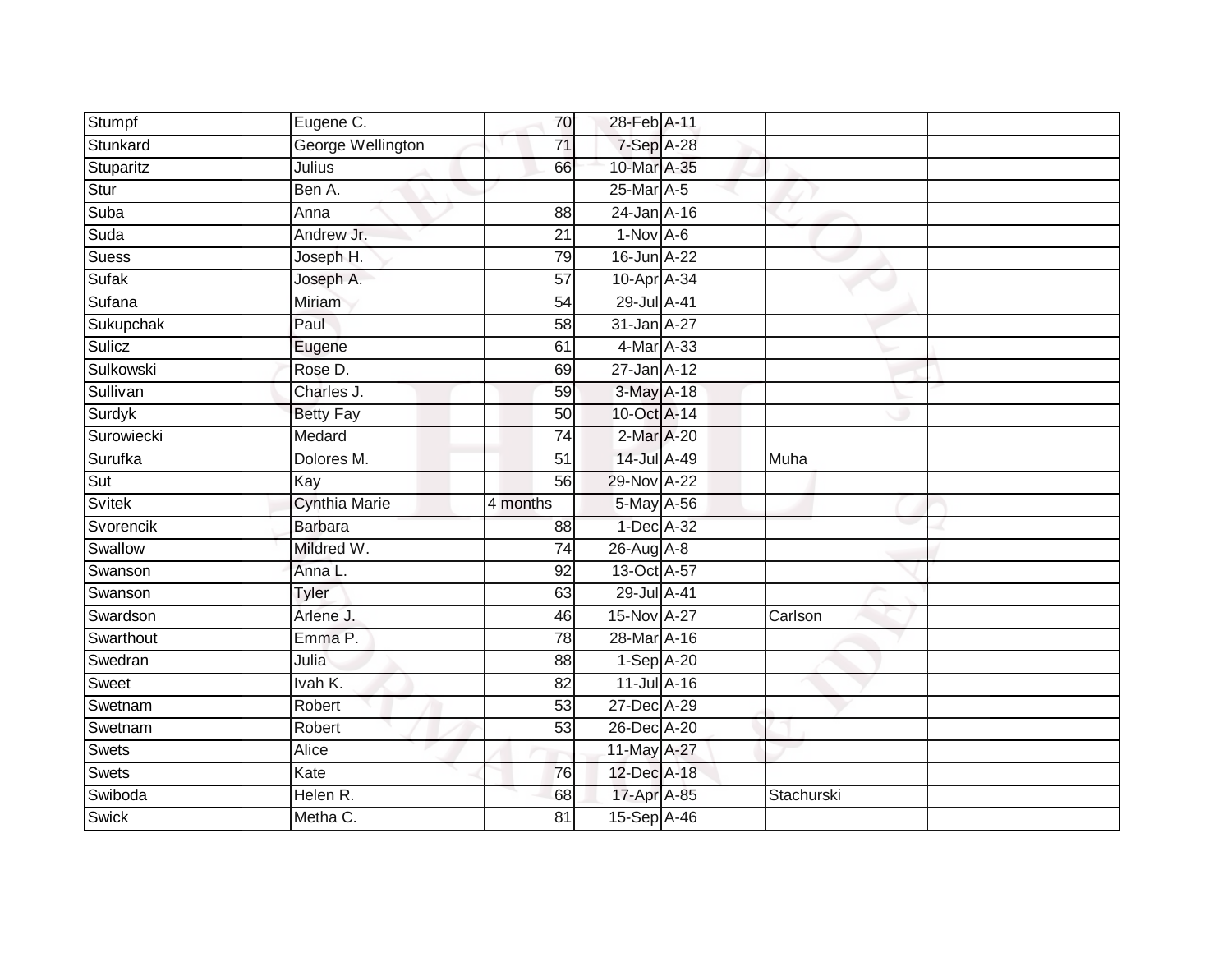| | | | | | | |
|---|---|---|---|---|---|---|
| Stumpf | Eugene C. | 70 | 28-Feb | A-11 | | |
| Stunkard | George Wellington | 71 | 7-Sep | A-28 | | |
| Stuparitz | Julius | 66 | 10-Mar | A-35 | | |
| Stur | Ben A. | | 25-Mar | A-5 | | |
| Suba | Anna | 88 | 24-Jan | A-16 | | |
| Suda | Andrew Jr. | 21 | 1-Nov | A-6 | | |
| Suess | Joseph H. | 79 | 16-Jun | A-22 | | |
| Sufak | Joseph A. | 57 | 10-Apr | A-34 | | |
| Sufana | Miriam | 54 | 29-Jul | A-41 | | |
| Sukupchak | Paul | 58 | 31-Jan | A-27 | | |
| Sulicz | Eugene | 61 | 4-Mar | A-33 | | |
| Sulkowski | Rose D. | 69 | 27-Jan | A-12 | | |
| Sullivan | Charles J. | 59 | 3-May | A-18 | | |
| Surdyk | Betty Fay | 50 | 10-Oct | A-14 | | |
| Surowiecki | Medard | 74 | 2-Mar | A-20 | | |
| Surufka | Dolores M. | 51 | 14-Jul | A-49 | Muha | |
| Sut | Kay | 56 | 29-Nov | A-22 | | |
| Svitek | Cynthia Marie | 4 months | 5-May | A-56 | | |
| Svorencik | Barbara | 88 | 1-Dec | A-32 | | |
| Swallow | Mildred W. | 74 | 26-Aug | A-8 | | |
| Swanson | Anna L. | 92 | 13-Oct | A-57 | | |
| Swanson | Tyler | 63 | 29-Jul | A-41 | | |
| Swardson | Arlene J. | 46 | 15-Nov | A-27 | Carlson | |
| Swarthout | Emma P. | 78 | 28-Mar | A-16 | | |
| Swedran | Julia | 88 | 1-Sep | A-20 | | |
| Sweet | Ivah K. | 82 | 11-Jul | A-16 | | |
| Swetnam | Robert | 53 | 27-Dec | A-29 | | |
| Swetnam | Robert | 53 | 26-Dec | A-20 | | |
| Swets | Alice | | 11-May | A-27 | | |
| Swets | Kate | 76 | 12-Dec | A-18 | | |
| Swiboda | Helen R. | 68 | 17-Apr | A-85 | Stachurski | |
| Swick | Metha C. | 81 | 15-Sep | A-46 | | |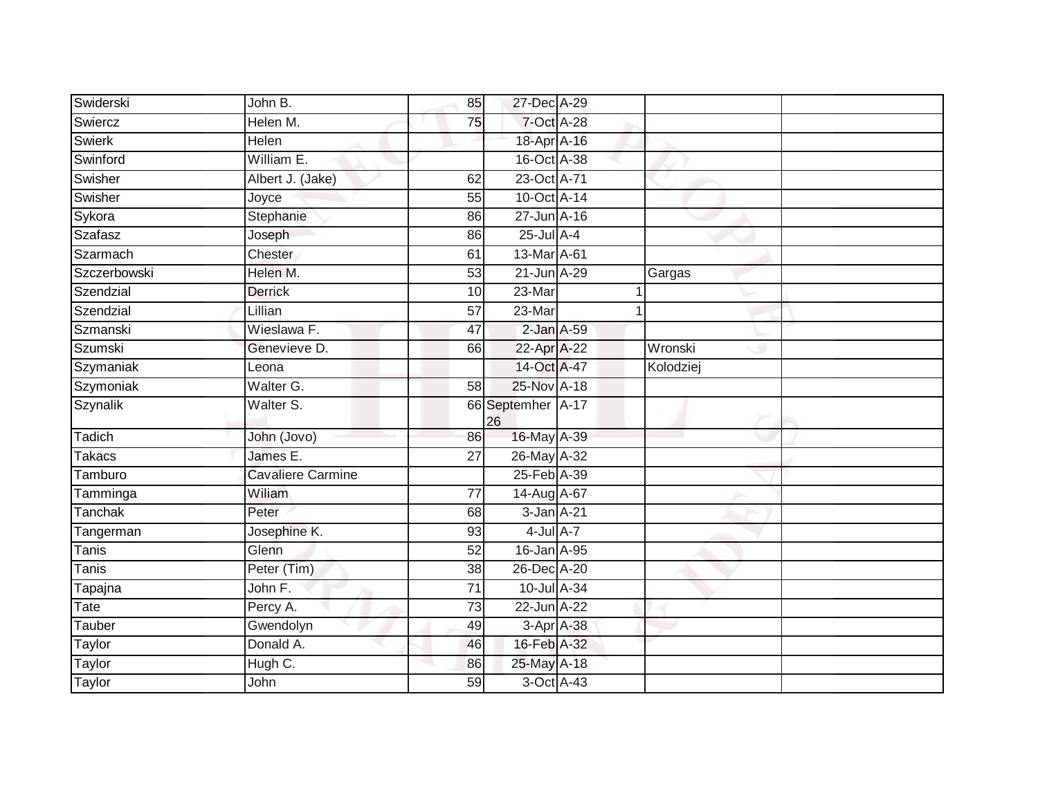| | | | | | | |
|---|---|---|---|---|---|---|
| Swiderski | John B. | 85 | 27-Dec | A-29 | | |
| Swiercz | Helen M. | 75 | 7-Oct | A-28 | | |
| Swierk | Helen | | 18-Apr | A-16 | | |
| Swinford | William E. | | 16-Oct | A-38 | | |
| Swisher | Albert J. (Jake) | 62 | 23-Oct | A-71 | | |
| Swisher | Joyce | 55 | 10-Oct | A-14 | | |
| Sykora | Stephanie | 86 | 27-Jun | A-16 | | |
| Szafasz | Joseph | 86 | 25-Jul | A-4 | | |
| Szarmach | Chester | 61 | 13-Mar | A-61 | | |
| Szczerbowski | Helen M. | 53 | 21-Jun | A-29 | Gargas | |
| Szendzial | Derrick | 10 | 23-Mar | 1 | | |
| Szendzial | Lillian | 57 | 23-Mar | 1 | | |
| Szmanski | Wieslawa F. | 47 | 2-Jan | A-59 | | |
| Szumski | Genevieve D. | 66 | 22-Apr | A-22 | Wronski | |
| Szymaniak | Leona | | 14-Oct | A-47 | Kolodziej | |
| Szymoniak | Walter G. | 58 | 25-Nov | A-18 | | |
| Szynalik | Walter S. | 66 | Septemher 26 | A-17 | | |
| Tadich | John (Jovo) | 86 | 16-May | A-39 | | |
| Takacs | James E. | 27 | 26-May | A-32 | | |
| Tamburo | Cavaliere Carmine | | 25-Feb | A-39 | | |
| Tamminga | Wiliam | 77 | 14-Aug | A-67 | | |
| Tanchak | Peter | 68 | 3-Jan | A-21 | | |
| Tangerman | Josephine K. | 93 | 4-Jul | A-7 | | |
| Tanis | Glenn | 52 | 16-Jan | A-95 | | |
| Tanis | Peter (Tim) | 38 | 26-Dec | A-20 | | |
| Tapajna | John F. | 71 | 10-Jul | A-34 | | |
| Tate | Percy A. | 73 | 22-Jun | A-22 | | |
| Tauber | Gwendolyn | 49 | 3-Apr | A-38 | | |
| Taylor | Donald A. | 46 | 16-Feb | A-32 | | |
| Taylor | Hugh C. | 86 | 25-May | A-18 | | |
| Taylor | John | 59 | 3-Oct | A-43 | | |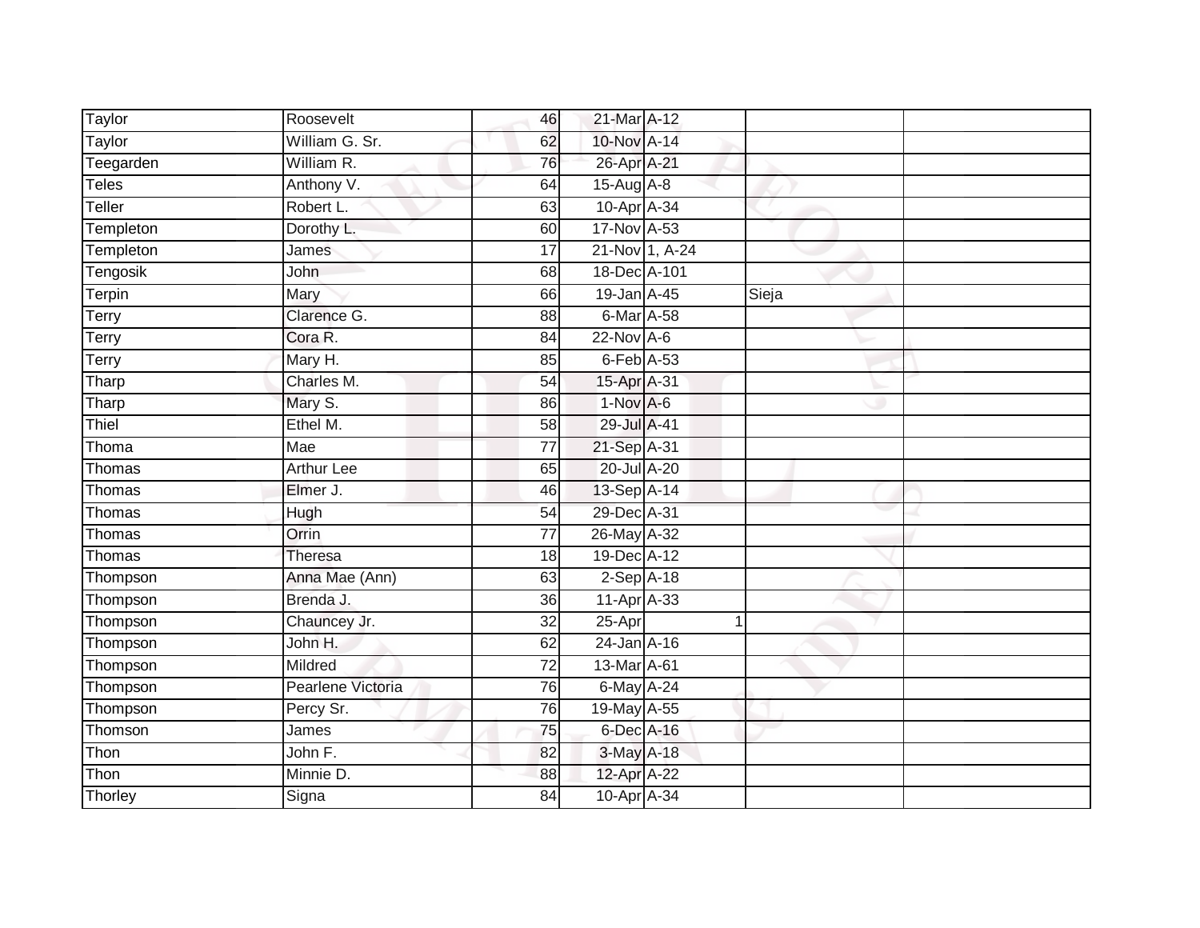| Taylor | Roosevelt | 46 | 21-Mar | A-12 | | |
|---|---|---|---|---|---|---|
| Taylor | William G. Sr. | 62 | 10-Nov | A-14 | | |
| Teegarden | William R. | 76 | 26-Apr | A-21 | | |
| Teles | Anthony V. | 64 | 15-Aug | A-8 | | |
| Teller | Robert L. | 63 | 10-Apr | A-34 | | |
| Templeton | Dorothy L. | 60 | 17-Nov | A-53 | | |
| Templeton | James | 17 | 21-Nov | 1, A-24 | | |
| Tengosik | John | 68 | 18-Dec | A-101 | | |
| Terpin | Mary | 66 | 19-Jan | A-45 | Sieja | |
| Terry | Clarence G. | 88 | 6-Mar | A-58 | | |
| Terry | Cora R. | 84 | 22-Nov | A-6 | | |
| Terry | Mary H. | 85 | 6-Feb | A-53 | | |
| Tharp | Charles M. | 54 | 15-Apr | A-31 | | |
| Tharp | Mary S. | 86 | 1-Nov | A-6 | | |
| Thiel | Ethel M. | 58 | 29-Jul | A-41 | | |
| Thoma | Mae | 77 | 21-Sep | A-31 | | |
| Thomas | Arthur Lee | 65 | 20-Jul | A-20 | | |
| Thomas | Elmer J. | 46 | 13-Sep | A-14 | | |
| Thomas | Hugh | 54 | 29-Dec | A-31 | | |
| Thomas | Orrin | 77 | 26-May | A-32 | | |
| Thomas | Theresa | 18 | 19-Dec | A-12 | | |
| Thompson | Anna Mae (Ann) | 63 | 2-Sep | A-18 | | |
| Thompson | Brenda J. | 36 | 11-Apr | A-33 | | |
| Thompson | Chauncey Jr. | 32 | 25-Apr | 1 | | |
| Thompson | John H. | 62 | 24-Jan | A-16 | | |
| Thompson | Mildred | 72 | 13-Mar | A-61 | | |
| Thompson | Pearlene Victoria | 76 | 6-May | A-24 | | |
| Thompson | Percy Sr. | 76 | 19-May | A-55 | | |
| Thomson | James | 75 | 6-Dec | A-16 | | |
| Thon | John F. | 82 | 3-May | A-18 | | |
| Thon | Minnie D. | 88 | 12-Apr | A-22 | | |
| Thorley | Signa | 84 | 10-Apr | A-34 | | |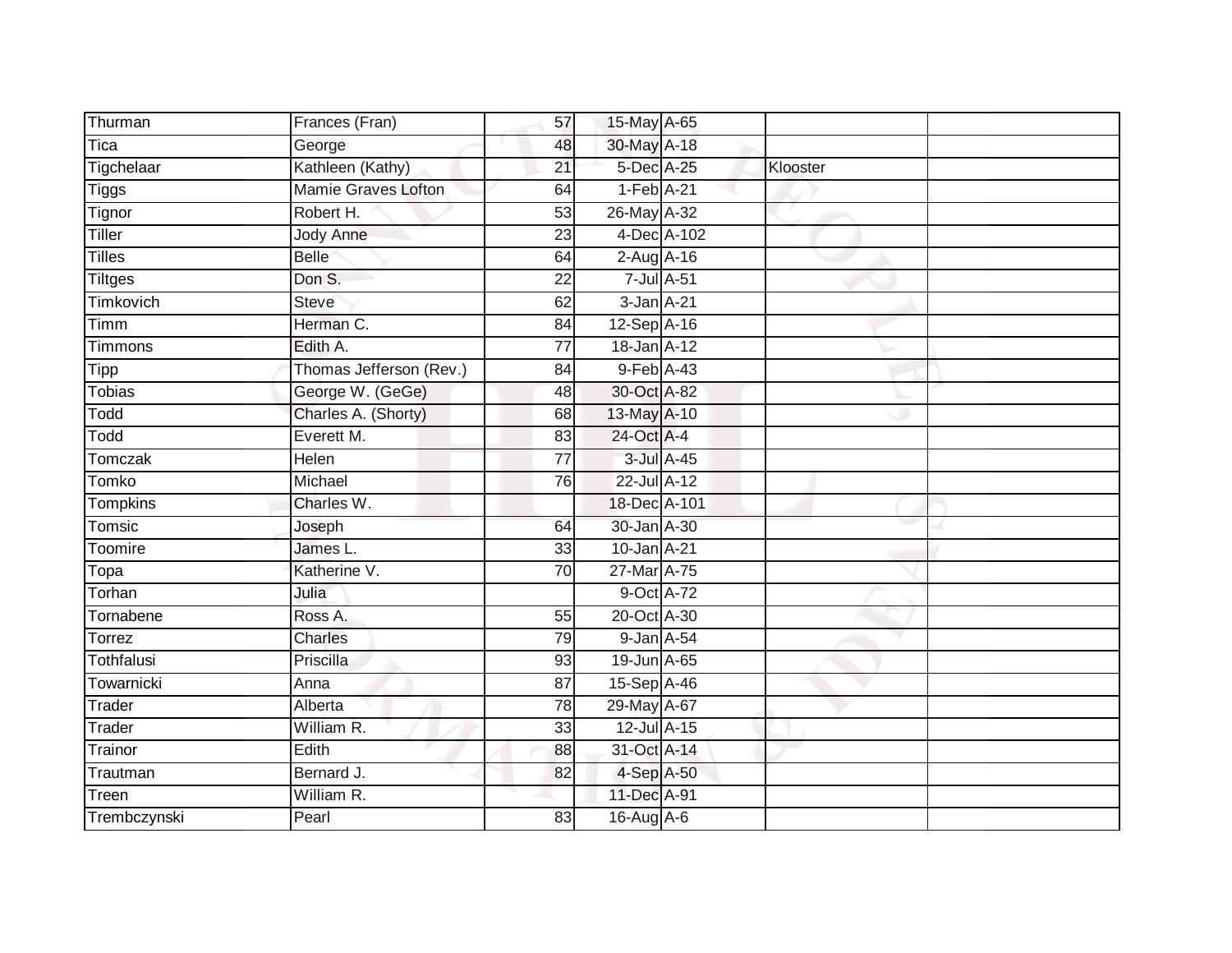| | | | | | | |
|---|---|---|---|---|---|---|
| Thurman | Frances (Fran) | 57 | 15-May | A-65 | | |
| Tica | George | 48 | 30-May | A-18 | | |
| Tigchelaar | Kathleen (Kathy) | 21 | 5-Dec | A-25 | Klooster | |
| Tiggs | Mamie Graves Lofton | 64 | 1-Feb | A-21 | | |
| Tignor | Robert H. | 53 | 26-May | A-32 | | |
| Tiller | Jody Anne | 23 | 4-Dec | A-102 | | |
| Tilles | Belle | 64 | 2-Aug | A-16 | | |
| Tiltges | Don S. | 22 | 7-Jul | A-51 | | |
| Timkovich | Steve | 62 | 3-Jan | A-21 | | |
| Timm | Herman C. | 84 | 12-Sep | A-16 | | |
| Timmons | Edith A. | 77 | 18-Jan | A-12 | | |
| Tipp | Thomas Jefferson (Rev.) | 84 | 9-Feb | A-43 | | |
| Tobias | George W. (GeGe) | 48 | 30-Oct | A-82 | | |
| Todd | Charles A. (Shorty) | 68 | 13-May | A-10 | | |
| Todd | Everett M. | 83 | 24-Oct | A-4 | | |
| Tomczak | Helen | 77 | 3-Jul | A-45 | | |
| Tomko | Michael | 76 | 22-Jul | A-12 | | |
| Tompkins | Charles W. | | 18-Dec | A-101 | | |
| Tomsic | Joseph | 64 | 30-Jan | A-30 | | |
| Toomire | James L. | 33 | 10-Jan | A-21 | | |
| Topa | Katherine V. | 70 | 27-Mar | A-75 | | |
| Torhan | Julia | | 9-Oct | A-72 | | |
| Tornabene | Ross A. | 55 | 20-Oct | A-30 | | |
| Torrez | Charles | 79 | 9-Jan | A-54 | | |
| Tothfalusi | Priscilla | 93 | 19-Jun | A-65 | | |
| Towarnicki | Anna | 87 | 15-Sep | A-46 | | |
| Trader | Alberta | 78 | 29-May | A-67 | | |
| Trader | William R. | 33 | 12-Jul | A-15 | | |
| Trainor | Edith | 88 | 31-Oct | A-14 | | |
| Trautman | Bernard J. | 82 | 4-Sep | A-50 | | |
| Treen | William R. | | 11-Dec | A-91 | | |
| Trembczynski | Pearl | 83 | 16-Aug | A-6 | | |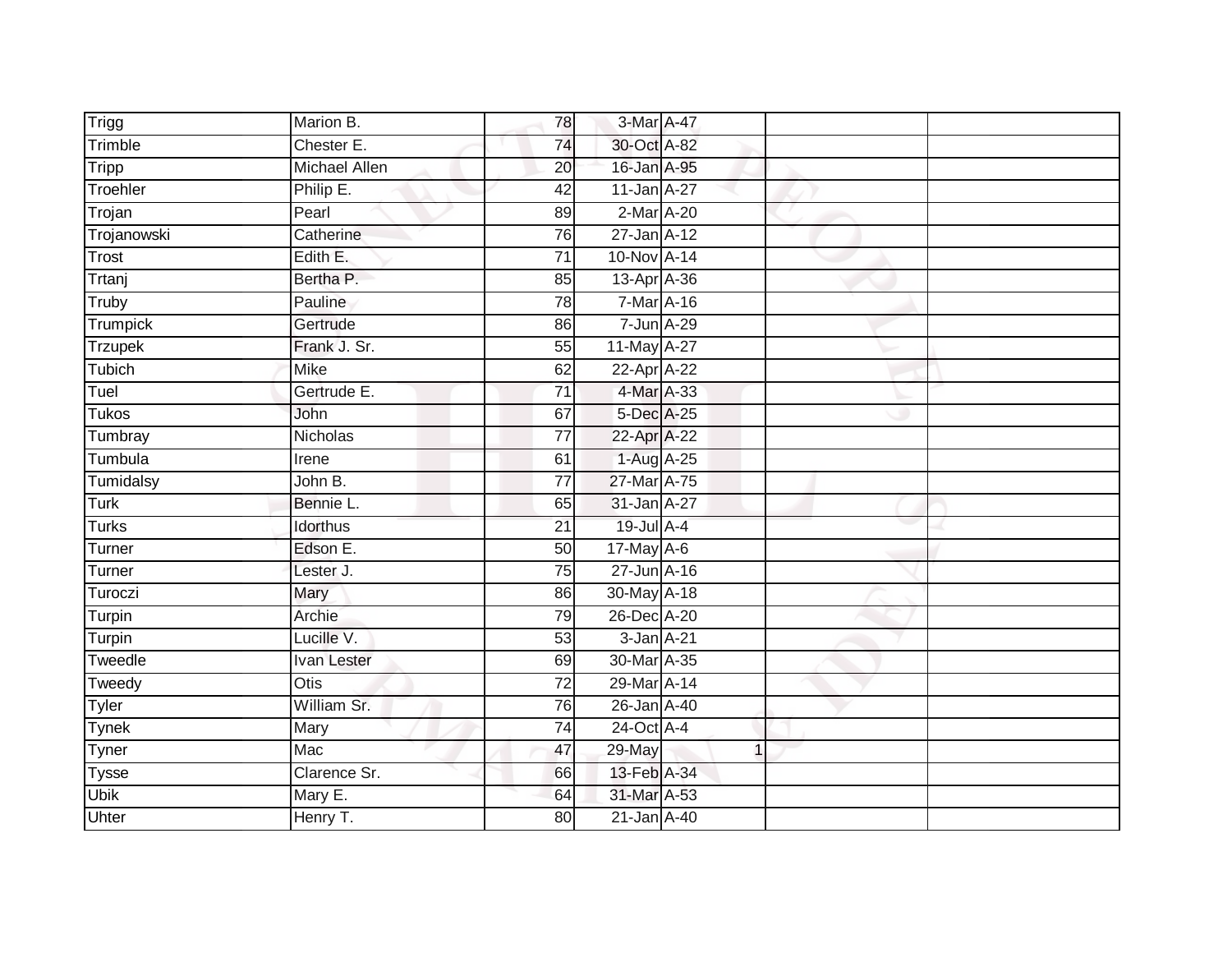| | | | | | | |
|---|---|---|---|---|---|---|
| Trigg | Marion B. | 78 | 3-Mar | A-47 | | |
| Trimble | Chester E. | 74 | 30-Oct | A-82 | | |
| Tripp | Michael Allen | 20 | 16-Jan | A-95 | | |
| Troehler | Philip E. | 42 | 11-Jan | A-27 | | |
| Trojan | Pearl | 89 | 2-Mar | A-20 | | |
| Trojanowski | Catherine | 76 | 27-Jan | A-12 | | |
| Trost | Edith E. | 71 | 10-Nov | A-14 | | |
| Trtanj | Bertha P. | 85 | 13-Apr | A-36 | | |
| Truby | Pauline | 78 | 7-Mar | A-16 | | |
| Trumpick | Gertrude | 86 | 7-Jun | A-29 | | |
| Trzupek | Frank J. Sr. | 55 | 11-May | A-27 | | |
| Tubich | Mike | 62 | 22-Apr | A-22 | | |
| Tuel | Gertrude E. | 71 | 4-Mar | A-33 | | |
| Tukos | John | 67 | 5-Dec | A-25 | | |
| Tumbray | Nicholas | 77 | 22-Apr | A-22 | | |
| Tumbula | Irene | 61 | 1-Aug | A-25 | | |
| Tumidalsy | John B. | 77 | 27-Mar | A-75 | | |
| Turk | Bennie L. | 65 | 31-Jan | A-27 | | |
| Turks | Idorthus | 21 | 19-Jul | A-4 | | |
| Turner | Edson E. | 50 | 17-May | A-6 | | |
| Turner | Lester J. | 75 | 27-Jun | A-16 | | |
| Turoczi | Mary | 86 | 30-May | A-18 | | |
| Turpin | Archie | 79 | 26-Dec | A-20 | | |
| Turpin | Lucille V. | 53 | 3-Jan | A-21 | | |
| Tweedle | Ivan Lester | 69 | 30-Mar | A-35 | | |
| Tweedy | Otis | 72 | 29-Mar | A-14 | | |
| Tyler | William Sr. | 76 | 26-Jan | A-40 | | |
| Tynek | Mary | 74 | 24-Oct | A-4 | | |
| Tyner | Mac | 47 | 29-May | 1 | | |
| Tysse | Clarence Sr. | 66 | 13-Feb | A-34 | | |
| Ubik | Mary E. | 64 | 31-Mar | A-53 | | |
| Uhter | Henry T. | 80 | 21-Jan | A-40 | | |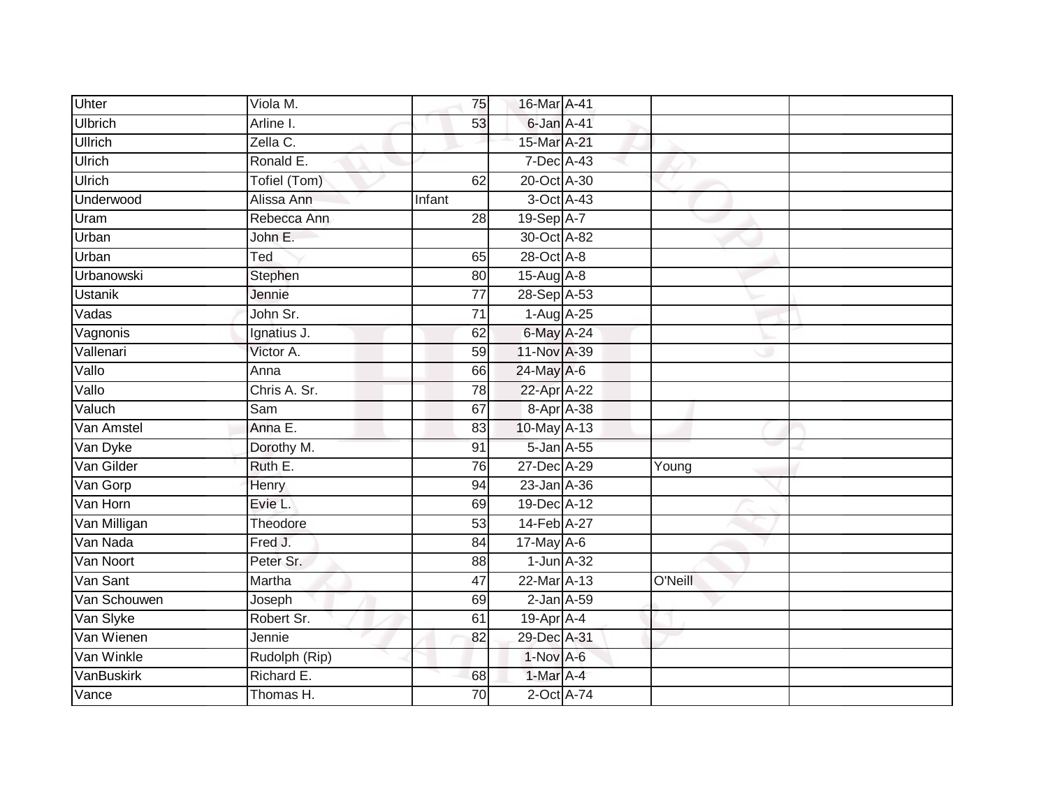| Uhter | Viola M. | 75 | 16-Mar | A-41 | | |
|---|---|---|---|---|---|---|
| Ulbrich | Arline I. | 53 | 6-Jan | A-41 | | |
| Ullrich | Zella C. | | 15-Mar | A-21 | | |
| Ulrich | Ronald E. | | 7-Dec | A-43 | | |
| Ulrich | Tofiel (Tom) | 62 | 20-Oct | A-30 | | |
| Underwood | Alissa Ann | Infant | 3-Oct | A-43 | | |
| Uram | Rebecca Ann | 28 | 19-Sep | A-7 | | |
| Urban | John E. | | 30-Oct | A-82 | | |
| Urban | Ted | 65 | 28-Oct | A-8 | | |
| Urbanowski | Stephen | 80 | 15-Aug | A-8 | | |
| Ustanik | Jennie | 77 | 28-Sep | A-53 | | |
| Vadas | John Sr. | 71 | 1-Aug | A-25 | | |
| Vagnonis | Ignatius J. | 62 | 6-May | A-24 | | |
| Vallenari | Victor A. | 59 | 11-Nov | A-39 | | |
| Vallo | Anna | 66 | 24-May | A-6 | | |
| Vallo | Chris A. Sr. | 78 | 22-Apr | A-22 | | |
| Valuch | Sam | 67 | 8-Apr | A-38 | | |
| Van Amstel | Anna E. | 83 | 10-May | A-13 | | |
| Van Dyke | Dorothy M. | 91 | 5-Jan | A-55 | | |
| Van Gilder | Ruth E. | 76 | 27-Dec | A-29 | Young | |
| Van Gorp | Henry | 94 | 23-Jan | A-36 | | |
| Van Horn | Evie L. | 69 | 19-Dec | A-12 | | |
| Van Milligan | Theodore | 53 | 14-Feb | A-27 | | |
| Van Nada | Fred J. | 84 | 17-May | A-6 | | |
| Van Noort | Peter Sr. | 88 | 1-Jun | A-32 | | |
| Van Sant | Martha | 47 | 22-Mar | A-13 | O'Neill | |
| Van Schouwen | Joseph | 69 | 2-Jan | A-59 | | |
| Van Slyke | Robert Sr. | 61 | 19-Apr | A-4 | | |
| Van Wienen | Jennie | 82 | 29-Dec | A-31 | | |
| Van Winkle | Rudolph (Rip) | | 1-Nov | A-6 | | |
| VanBuskirk | Richard E. | 68 | 1-Mar | A-4 | | |
| Vance | Thomas H. | 70 | 2-Oct | A-74 | | |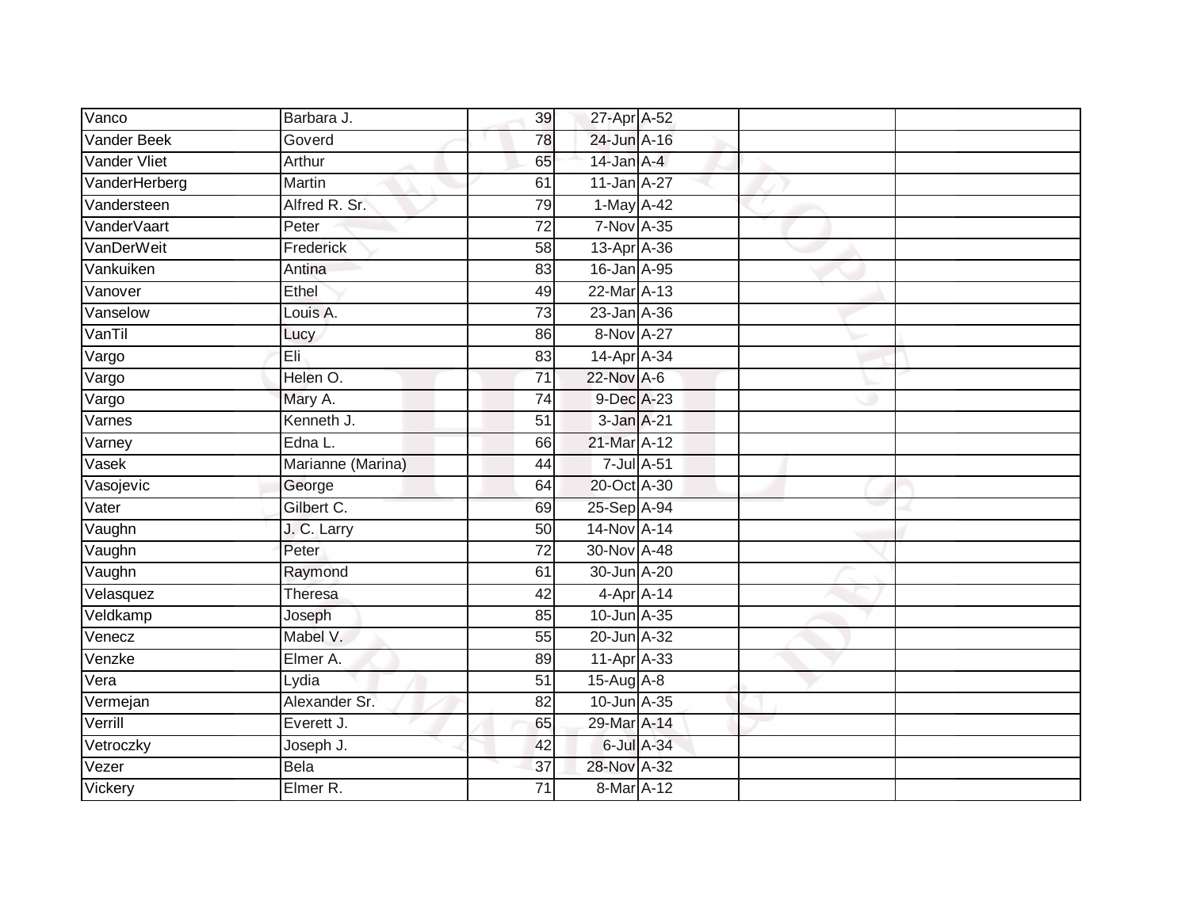| Vanco | Barbara J. | 39 | 27-Apr | A-52 | | |
|---|---|---|---|---|---|---|
| Vander Beek | Goverd | 78 | 24-Jun | A-16 | | |
| Vander Vliet | Arthur | 65 | 14-Jan | A-4 | | |
| VanderHerberg | Martin | 61 | 11-Jan | A-27 | | |
| Vandersteen | Alfred R. Sr. | 79 | 1-May | A-42 | | |
| VanderVaart | Peter | 72 | 7-Nov | A-35 | | |
| VanDerWeit | Frederick | 58 | 13-Apr | A-36 | | |
| Vankuiken | Antina | 83 | 16-Jan | A-95 | | |
| Vanover | Ethel | 49 | 22-Mar | A-13 | | |
| Vanselow | Louis A. | 73 | 23-Jan | A-36 | | |
| VanTil | Lucy | 86 | 8-Nov | A-27 | | |
| Vargo | Eli | 83 | 14-Apr | A-34 | | |
| Vargo | Helen O. | 71 | 22-Nov | A-6 | | |
| Vargo | Mary A. | 74 | 9-Dec | A-23 | | |
| Varnes | Kenneth J. | 51 | 3-Jan | A-21 | | |
| Varney | Edna L. | 66 | 21-Mar | A-12 | | |
| Vasek | Marianne (Marina) | 44 | 7-Jul | A-51 | | |
| Vasojevic | George | 64 | 20-Oct | A-30 | | |
| Vater | Gilbert C. | 69 | 25-Sep | A-94 | | |
| Vaughn | J. C. Larry | 50 | 14-Nov | A-14 | | |
| Vaughn | Peter | 72 | 30-Nov | A-48 | | |
| Vaughn | Raymond | 61 | 30-Jun | A-20 | | |
| Velasquez | Theresa | 42 | 4-Apr | A-14 | | |
| Veldkamp | Joseph | 85 | 10-Jun | A-35 | | |
| Venecz | Mabel V. | 55 | 20-Jun | A-32 | | |
| Venzke | Elmer A. | 89 | 11-Apr | A-33 | | |
| Vera | Lydia | 51 | 15-Aug | A-8 | | |
| Vermejan | Alexander Sr. | 82 | 10-Jun | A-35 | | |
| Verrill | Everett J. | 65 | 29-Mar | A-14 | | |
| Vetroczky | Joseph J. | 42 | 6-Jul | A-34 | | |
| Vezer | Bela | 37 | 28-Nov | A-32 | | |
| Vickery | Elmer R. | 71 | 8-Mar | A-12 | | |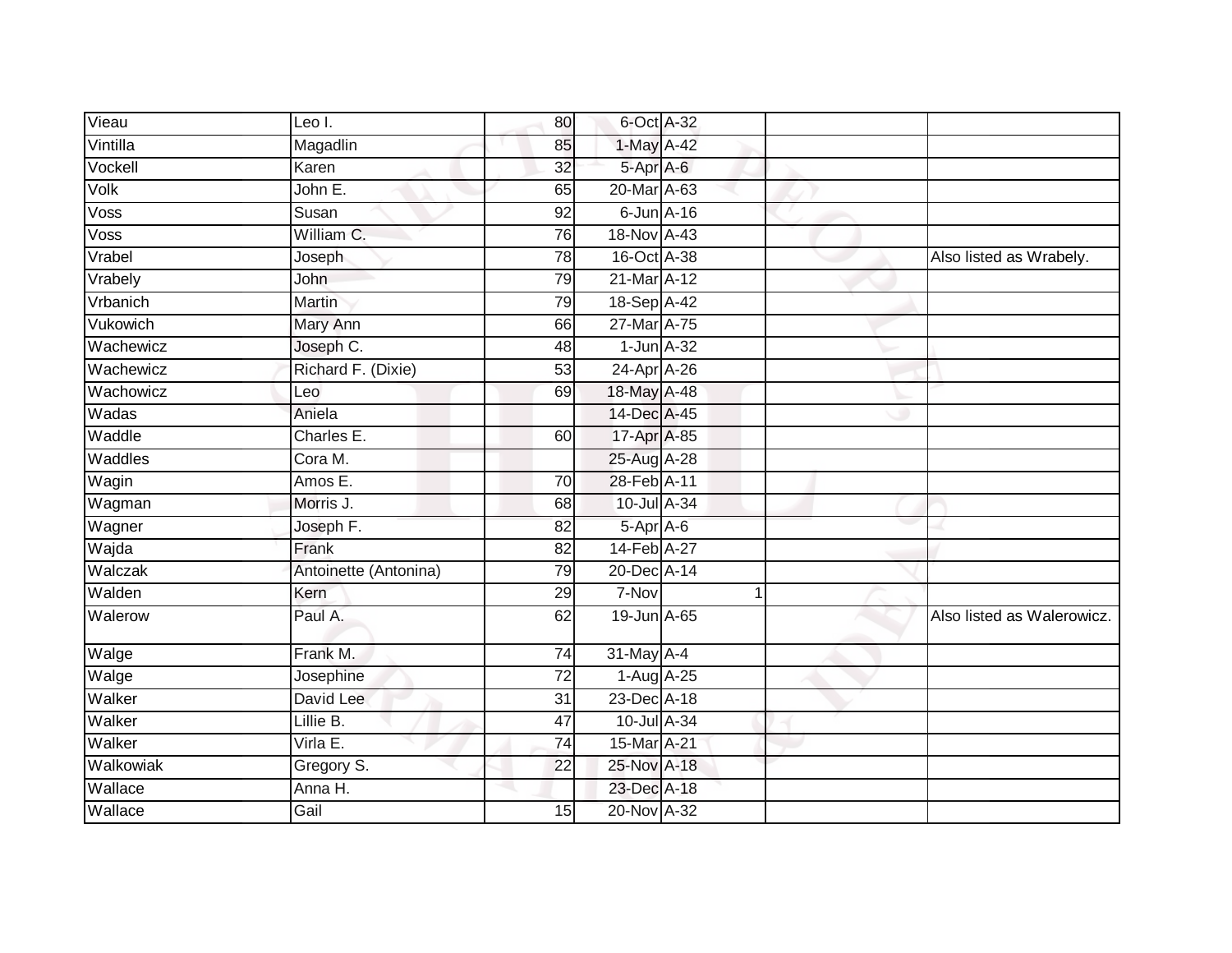| | | | | | | |
|---|---|---|---|---|---|---|
| Vieau | Leo I. | 80 | 6-Oct | A-32 | | |
| Vintilla | Magadlin | 85 | 1-May | A-42 | | |
| Vockell | Karen | 32 | 5-Apr | A-6 | | |
| Volk | John E. | 65 | 20-Mar | A-63 | | |
| Voss | Susan | 92 | 6-Jun | A-16 | | |
| Voss | William C. | 76 | 18-Nov | A-43 | | |
| Vrabel | Joseph | 78 | 16-Oct | A-38 | | Also listed as Wrabely. |
| Vrabely | John | 79 | 21-Mar | A-12 | | |
| Vrbanich | Martin | 79 | 18-Sep | A-42 | | |
| Vukowich | Mary Ann | 66 | 27-Mar | A-75 | | |
| Wachewicz | Joseph C. | 48 | 1-Jun | A-32 | | |
| Wachewicz | Richard F. (Dixie) | 53 | 24-Apr | A-26 | | |
| Wachowicz | Leo | 69 | 18-May | A-48 | | |
| Wadas | Aniela | | 14-Dec | A-45 | | |
| Waddle | Charles E. | 60 | 17-Apr | A-85 | | |
| Waddles | Cora M. | | 25-Aug | A-28 | | |
| Wagin | Amos E. | 70 | 28-Feb | A-11 | | |
| Wagman | Morris J. | 68 | 10-Jul | A-34 | | |
| Wagner | Joseph F. | 82 | 5-Apr | A-6 | | |
| Wajda | Frank | 82 | 14-Feb | A-27 | | |
| Walczak | Antoinette (Antonina) | 79 | 20-Dec | A-14 | | |
| Walden | Kern | 29 | 7-Nov | 1 | | |
| Walerow | Paul A. | 62 | 19-Jun | A-65 | | Also listed as Walerowicz. |
| Walge | Frank M. | 74 | 31-May | A-4 | | |
| Walge | Josephine | 72 | 1-Aug | A-25 | | |
| Walker | David Lee | 31 | 23-Dec | A-18 | | |
| Walker | Lillie B. | 47 | 10-Jul | A-34 | | |
| Walker | Virla E. | 74 | 15-Mar | A-21 | | |
| Walkowiak | Gregory S. | 22 | 25-Nov | A-18 | | |
| Wallace | Anna H. | | 23-Dec | A-18 | | |
| Wallace | Gail | 15 | 20-Nov | A-32 | | |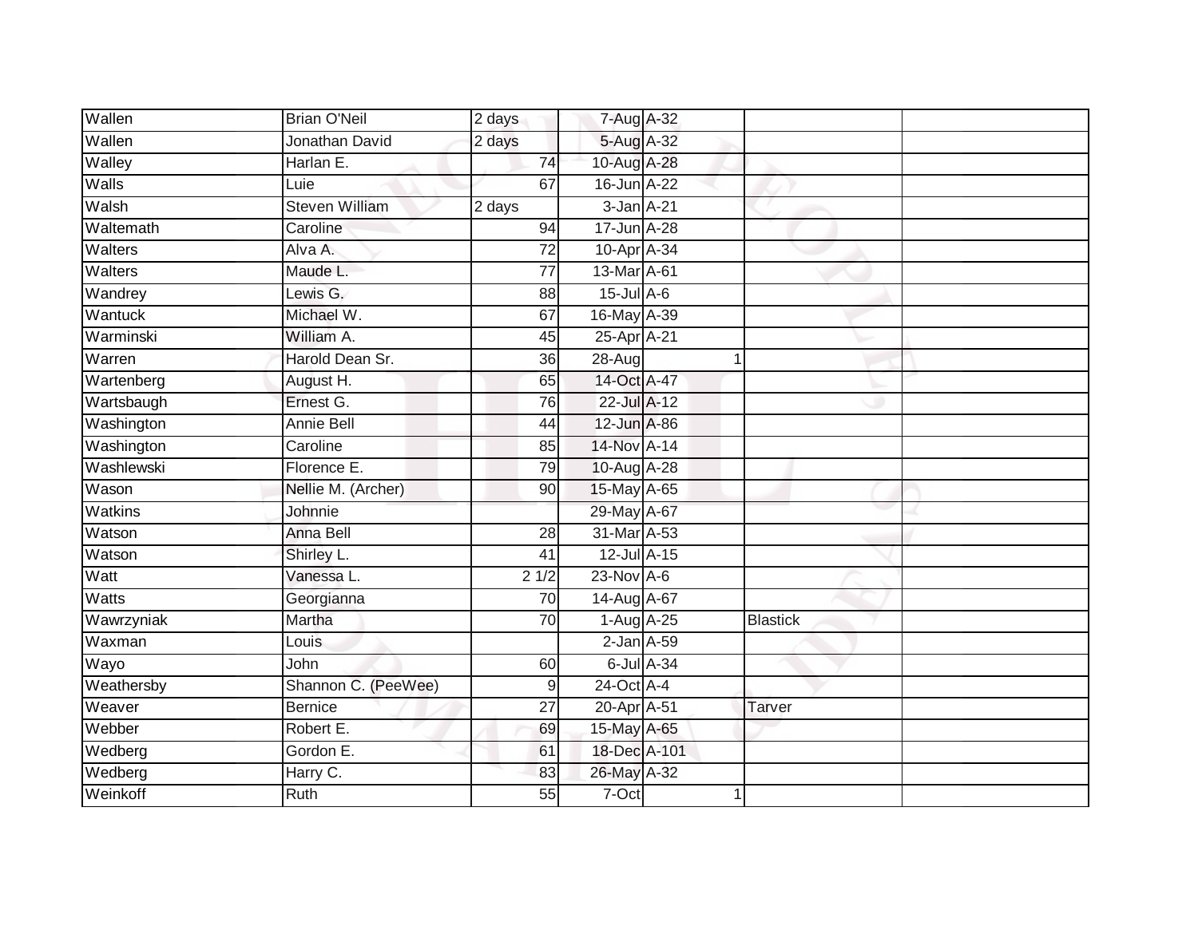| | | | | | | |
|---|---|---|---|---|---|---|
| Wallen | Brian O'Neil | 2 days | 7-Aug | A-32 | | |
| Wallen | Jonathan David | 2 days | 5-Aug | A-32 | | |
| Walley | Harlan E. | 74 | 10-Aug | A-28 | | |
| Walls | Luie | 67 | 16-Jun | A-22 | | |
| Walsh | Steven William | 2 days | 3-Jan | A-21 | | |
| Waltemath | Caroline | 94 | 17-Jun | A-28 | | |
| Walters | Alva A. | 72 | 10-Apr | A-34 | | |
| Walters | Maude L. | 77 | 13-Mar | A-61 | | |
| Wandrey | Lewis G. | 88 | 15-Jul | A-6 | | |
| Wantuck | Michael W. | 67 | 16-May | A-39 | | |
| Warminski | William A. | 45 | 25-Apr | A-21 | | |
| Warren | Harold Dean Sr. | 36 | 28-Aug | 1 | | |
| Wartenberg | August H. | 65 | 14-Oct | A-47 | | |
| Wartsbaugh | Ernest G. | 76 | 22-Jul | A-12 | | |
| Washington | Annie Bell | 44 | 12-Jun | A-86 | | |
| Washington | Caroline | 85 | 14-Nov | A-14 | | |
| Washlewski | Florence E. | 79 | 10-Aug | A-28 | | |
| Wason | Nellie M. (Archer) | 90 | 15-May | A-65 | | |
| Watkins | Johnnie | | 29-May | A-67 | | |
| Watson | Anna Bell | 28 | 31-Mar | A-53 | | |
| Watson | Shirley L. | 41 | 12-Jul | A-15 | | |
| Watt | Vanessa L. | 2 1/2 | 23-Nov | A-6 | | |
| Watts | Georgianna | 70 | 14-Aug | A-67 | | |
| Wawrzyniak | Martha | 70 | 1-Aug | A-25 | Blastick | |
| Waxman | Louis | | 2-Jan | A-59 | | |
| Wayo | John | 60 | 6-Jul | A-34 | | |
| Weathersby | Shannon C. (PeeWee) | 9 | 24-Oct | A-4 | | |
| Weaver | Bernice | 27 | 20-Apr | A-51 | Tarver | |
| Webber | Robert E. | 69 | 15-May | A-65 | | |
| Wedberg | Gordon E. | 61 | 18-Dec | A-101 | | |
| Wedberg | Harry C. | 83 | 26-May | A-32 | | |
| Weinkoff | Ruth | 55 | 7-Oct | 1 | | |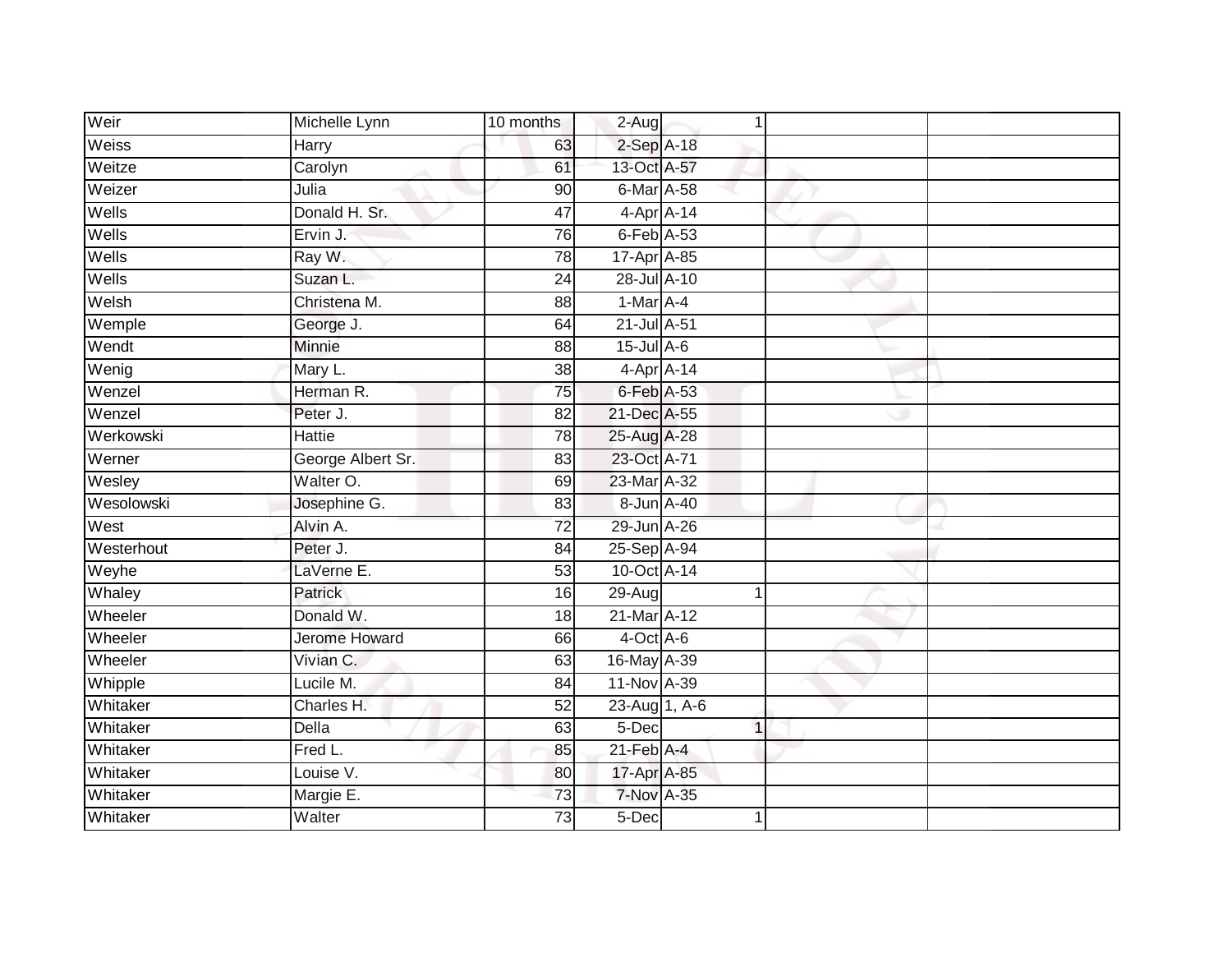| | | | | | | |
|---|---|---|---|---|---|---|
| Weir | Michelle Lynn | 10 months | 2-Aug | 1 | | |
| Weiss | Harry | 63 | 2-Sep | A-18 | | |
| Weitze | Carolyn | 61 | 13-Oct | A-57 | | |
| Weizer | Julia | 90 | 6-Mar | A-58 | | |
| Wells | Donald H. Sr. | 47 | 4-Apr | A-14 | | |
| Wells | Ervin J. | 76 | 6-Feb | A-53 | | |
| Wells | Ray W. | 78 | 17-Apr | A-85 | | |
| Wells | Suzan L. | 24 | 28-Jul | A-10 | | |
| Welsh | Christena M. | 88 | 1-Mar | A-4 | | |
| Wemple | George J. | 64 | 21-Jul | A-51 | | |
| Wendt | Minnie | 88 | 15-Jul | A-6 | | |
| Wenig | Mary L. | 38 | 4-Apr | A-14 | | |
| Wenzel | Herman R. | 75 | 6-Feb | A-53 | | |
| Wenzel | Peter J. | 82 | 21-Dec | A-55 | | |
| Werkowski | Hattie | 78 | 25-Aug | A-28 | | |
| Werner | George Albert Sr. | 83 | 23-Oct | A-71 | | |
| Wesley | Walter O. | 69 | 23-Mar | A-32 | | |
| Wesolowski | Josephine G. | 83 | 8-Jun | A-40 | | |
| West | Alvin A. | 72 | 29-Jun | A-26 | | |
| Westerhout | Peter J. | 84 | 25-Sep | A-94 | | |
| Weyhe | LaVerne E. | 53 | 10-Oct | A-14 | | |
| Whaley | Patrick | 16 | 29-Aug | 1 | | |
| Wheeler | Donald W. | 18 | 21-Mar | A-12 | | |
| Wheeler | Jerome Howard | 66 | 4-Oct | A-6 | | |
| Wheeler | Vivian C. | 63 | 16-May | A-39 | | |
| Whipple | Lucile M. | 84 | 11-Nov | A-39 | | |
| Whitaker | Charles H. | 52 | 23-Aug | 1, A-6 | | |
| Whitaker | Della | 63 | 5-Dec | 1 | | |
| Whitaker | Fred L. | 85 | 21-Feb | A-4 | | |
| Whitaker | Louise V. | 80 | 17-Apr | A-85 | | |
| Whitaker | Margie E. | 73 | 7-Nov | A-35 | | |
| Whitaker | Walter | 73 | 5-Dec | 1 | | |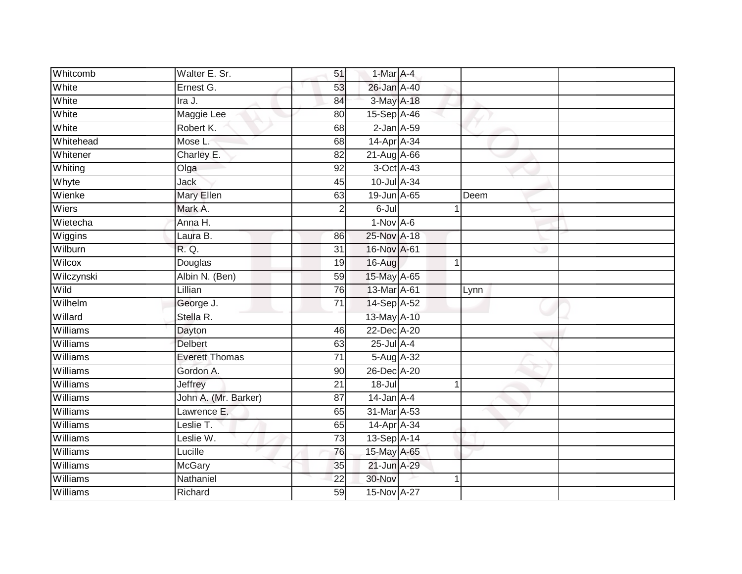| | | | | | | | |
|---|---|---|---|---|---|---|---|
| Whitcomb | Walter E. Sr. | 51 | 1-Mar | A-4 | | | |
| White | Ernest G. | 53 | 26-Jan | A-40 | | | |
| White | Ira J. | 84 | 3-May | A-18 | | | |
| White | Maggie Lee | 80 | 15-Sep | A-46 | | | |
| White | Robert K. | 68 | 2-Jan | A-59 | | | |
| Whitehead | Mose L. | 68 | 14-Apr | A-34 | | | |
| Whitener | Charley E. | 82 | 21-Aug | A-66 | | | |
| Whiting | Olga | 92 | 3-Oct | A-43 | | | |
| Whyte | Jack | 45 | 10-Jul | A-34 | | | |
| Wienke | Mary Ellen | 63 | 19-Jun | A-65 | | Deem | |
| Wiers | Mark A. | 2 | 6-Jul | | 1 | | |
| Wietecha | Anna H. | | 1-Nov | A-6 | | | |
| Wiggins | Laura B. | 86 | 25-Nov | A-18 | | | |
| Wilburn | R. Q. | 31 | 16-Nov | A-61 | | | |
| Wilcox | Douglas | 19 | 16-Aug | | 1 | | |
| Wilczynski | Albin N. (Ben) | 59 | 15-May | A-65 | | | |
| Wild | Lillian | 76 | 13-Mar | A-61 | | Lynn | |
| Wilhelm | George J. | 71 | 14-Sep | A-52 | | | |
| Willard | Stella R. | | 13-May | A-10 | | | |
| Williams | Dayton | 46 | 22-Dec | A-20 | | | |
| Williams | Delbert | 63 | 25-Jul | A-4 | | | |
| Williams | Everett Thomas | 71 | 5-Aug | A-32 | | | |
| Williams | Gordon A. | 90 | 26-Dec | A-20 | | | |
| Williams | Jeffrey | 21 | 18-Jul | | 1 | | |
| Williams | John A. (Mr. Barker) | 87 | 14-Jan | A-4 | | | |
| Williams | Lawrence E. | 65 | 31-Mar | A-53 | | | |
| Williams | Leslie T. | 65 | 14-Apr | A-34 | | | |
| Williams | Leslie W. | 73 | 13-Sep | A-14 | | | |
| Williams | Lucille | 76 | 15-May | A-65 | | | |
| Williams | McGary | 35 | 21-Jun | A-29 | | | |
| Williams | Nathaniel | 22 | 30-Nov | | 1 | | |
| Williams | Richard | 59 | 15-Nov | A-27 | | | |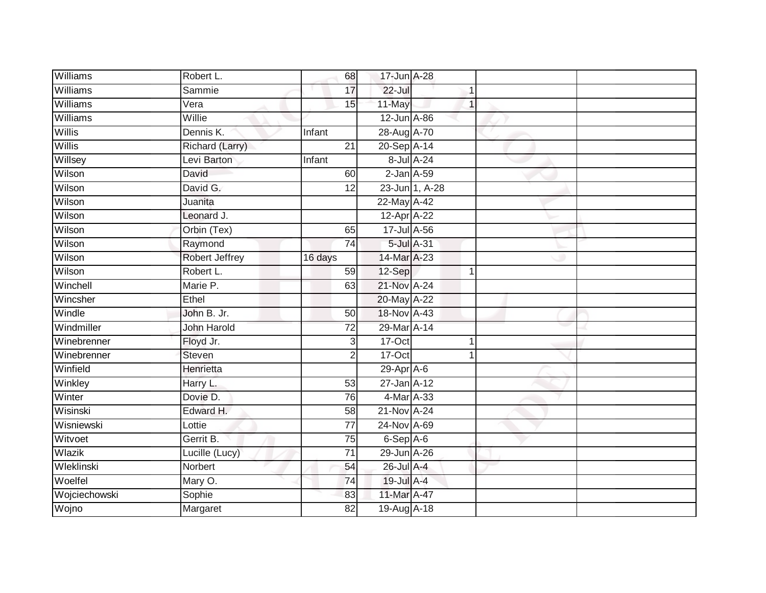| | | | | | | |
|---|---|---|---|---|---|---|
| Williams | Robert L. | 68 | 17-Jun | A-28 | | |
| Williams | Sammie | 17 | 22-Jul | 1 | | |
| Williams | Vera | 15 | 11-May | 1 | | |
| Williams | Willie | | 12-Jun | A-86 | | |
| Willis | Dennis K. | Infant | 28-Aug | A-70 | | |
| Willis | Richard (Larry) | 21 | 20-Sep | A-14 | | |
| Willsey | Levi Barton | Infant | 8-Jul | A-24 | | |
| Wilson | David | 60 | 2-Jan | A-59 | | |
| Wilson | David G. | 12 | 23-Jun | 1, A-28 | | |
| Wilson | Juanita | | 22-May | A-42 | | |
| Wilson | Leonard J. | | 12-Apr | A-22 | | |
| Wilson | Orbin (Tex) | 65 | 17-Jul | A-56 | | |
| Wilson | Raymond | 74 | 5-Jul | A-31 | | |
| Wilson | Robert Jeffrey | 16 days | 14-Mar | A-23 | | |
| Wilson | Robert L. | 59 | 12-Sep | 1 | | |
| Winchell | Marie P. | 63 | 21-Nov | A-24 | | |
| Wincsher | Ethel | | 20-May | A-22 | | |
| Windle | John B. Jr. | 50 | 18-Nov | A-43 | | |
| Windmiller | John Harold | 72 | 29-Mar | A-14 | | |
| Winebrenner | Floyd Jr. | 3 | 17-Oct | 1 | | |
| Winebrenner | Steven | 2 | 17-Oct | 1 | | |
| Winfield | Henrietta | | 29-Apr | A-6 | | |
| Winkley | Harry L. | 53 | 27-Jan | A-12 | | |
| Winter | Dovie D. | 76 | 4-Mar | A-33 | | |
| Wisinski | Edward H. | 58 | 21-Nov | A-24 | | |
| Wisniewski | Lottie | 77 | 24-Nov | A-69 | | |
| Witvoet | Gerrit B. | 75 | 6-Sep | A-6 | | |
| Wlazik | Lucille (Lucy) | 71 | 29-Jun | A-26 | | |
| Wleklinski | Norbert | 54 | 26-Jul | A-4 | | |
| Woelfel | Mary O. | 74 | 19-Jul | A-4 | | |
| Wojciechowski | Sophie | 83 | 11-Mar | A-47 | | |
| Wojno | Margaret | 82 | 19-Aug | A-18 | | |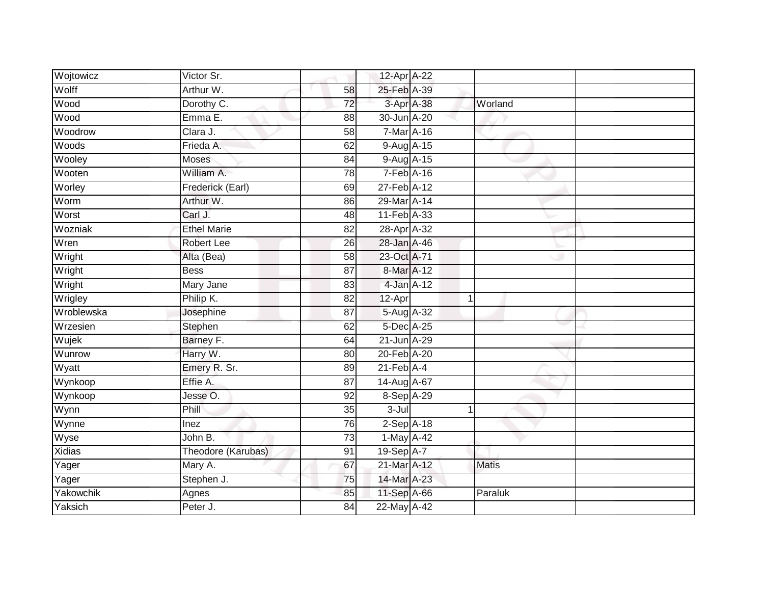| | | | | | | | |
|---|---|---|---|---|---|---|---|
| Wojtowicz | Victor Sr. | | 12-Apr | A-22 | | | |
| Wolff | Arthur W. | 58 | 25-Feb | A-39 | | | |
| Wood | Dorothy C. | 72 | 3-Apr | A-38 | | Worland | |
| Wood | Emma E. | 88 | 30-Jun | A-20 | | | |
| Woodrow | Clara J. | 58 | 7-Mar | A-16 | | | |
| Woods | Frieda A. | 62 | 9-Aug | A-15 | | | |
| Wooley | Moses | 84 | 9-Aug | A-15 | | | |
| Wooten | William A. | 78 | 7-Feb | A-16 | | | |
| Worley | Frederick (Earl) | 69 | 27-Feb | A-12 | | | |
| Worm | Arthur W. | 86 | 29-Mar | A-14 | | | |
| Worst | Carl J. | 48 | 11-Feb | A-33 | | | |
| Wozniak | Ethel Marie | 82 | 28-Apr | A-32 | | | |
| Wren | Robert Lee | 26 | 28-Jan | A-46 | | | |
| Wright | Alta (Bea) | 58 | 23-Oct | A-71 | | | |
| Wright | Bess | 87 | 8-Mar | A-12 | | | |
| Wright | Mary Jane | 83 | 4-Jan | A-12 | | | |
| Wrigley | Philip K. | 82 | 12-Apr | | 1 | | |
| Wroblewska | Josephine | 87 | 5-Aug | A-32 | | | |
| Wrzesien | Stephen | 62 | 5-Dec | A-25 | | | |
| Wujek | Barney F. | 64 | 21-Jun | A-29 | | | |
| Wunrow | Harry W. | 80 | 20-Feb | A-20 | | | |
| Wyatt | Emery R. Sr. | 89 | 21-Feb | A-4 | | | |
| Wynkoop | Effie A. | 87 | 14-Aug | A-67 | | | |
| Wynkoop | Jesse O. | 92 | 8-Sep | A-29 | | | |
| Wynn | Phill | 35 | 3-Jul | | 1 | | |
| Wynne | Inez | 76 | 2-Sep | A-18 | | | |
| Wyse | John B. | 73 | 1-May | A-42 | | | |
| Xidias | Theodore (Karubas) | 91 | 19-Sep | A-7 | | | |
| Yager | Mary A. | 67 | 21-Mar | A-12 | | Matis | |
| Yager | Stephen J. | 75 | 14-Mar | A-23 | | | |
| Yakowchik | Agnes | 85 | 11-Sep | A-66 | | Paraluk | |
| Yaksich | Peter J. | 84 | 22-May | A-42 | | | |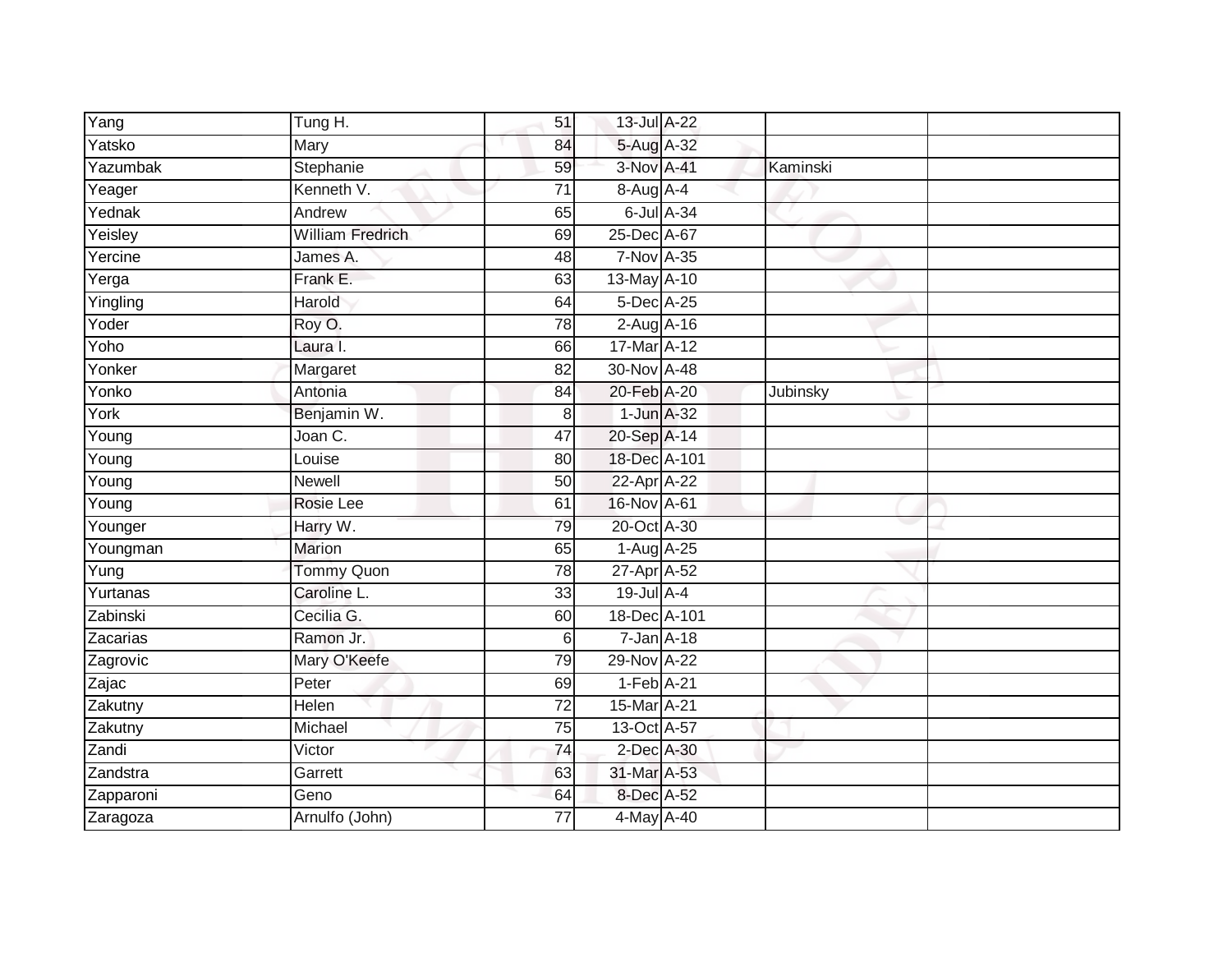| Yang | Tung H. | 51 | 13-Jul | A-22 | | |
|---|---|---|---|---|---|---|
| Yatsko | Mary | 84 | 5-Aug | A-32 | | |
| Yazumbak | Stephanie | 59 | 3-Nov | A-41 | Kaminski | |
| Yeager | Kenneth V. | 71 | 8-Aug | A-4 | | |
| Yednak | Andrew | 65 | 6-Jul | A-34 | | |
| Yeisley | William Fredrich | 69 | 25-Dec | A-67 | | |
| Yercine | James A. | 48 | 7-Nov | A-35 | | |
| Yerga | Frank E. | 63 | 13-May | A-10 | | |
| Yingling | Harold | 64 | 5-Dec | A-25 | | |
| Yoder | Roy O. | 78 | 2-Aug | A-16 | | |
| Yoho | Laura I. | 66 | 17-Mar | A-12 | | |
| Yonker | Margaret | 82 | 30-Nov | A-48 | | |
| Yonko | Antonia | 84 | 20-Feb | A-20 | Jubinsky | |
| York | Benjamin W. | 8 | 1-Jun | A-32 | | |
| Young | Joan C. | 47 | 20-Sep | A-14 | | |
| Young | Louise | 80 | 18-Dec | A-101 | | |
| Young | Newell | 50 | 22-Apr | A-22 | | |
| Young | Rosie Lee | 61 | 16-Nov | A-61 | | |
| Younger | Harry W. | 79 | 20-Oct | A-30 | | |
| Youngman | Marion | 65 | 1-Aug | A-25 | | |
| Yung | Tommy Quon | 78 | 27-Apr | A-52 | | |
| Yurtanas | Caroline L. | 33 | 19-Jul | A-4 | | |
| Zabinski | Cecilia G. | 60 | 18-Dec | A-101 | | |
| Zacarias | Ramon Jr. | 6 | 7-Jan | A-18 | | |
| Zagrovic | Mary O'Keefe | 79 | 29-Nov | A-22 | | |
| Zajac | Peter | 69 | 1-Feb | A-21 | | |
| Zakutny | Helen | 72 | 15-Mar | A-21 | | |
| Zakutny | Michael | 75 | 13-Oct | A-57 | | |
| Zandi | Victor | 74 | 2-Dec | A-30 | | |
| Zandstra | Garrett | 63 | 31-Mar | A-53 | | |
| Zapparoni | Geno | 64 | 8-Dec | A-52 | | |
| Zaragoza | Arnulfo (John) | 77 | 4-May | A-40 | | |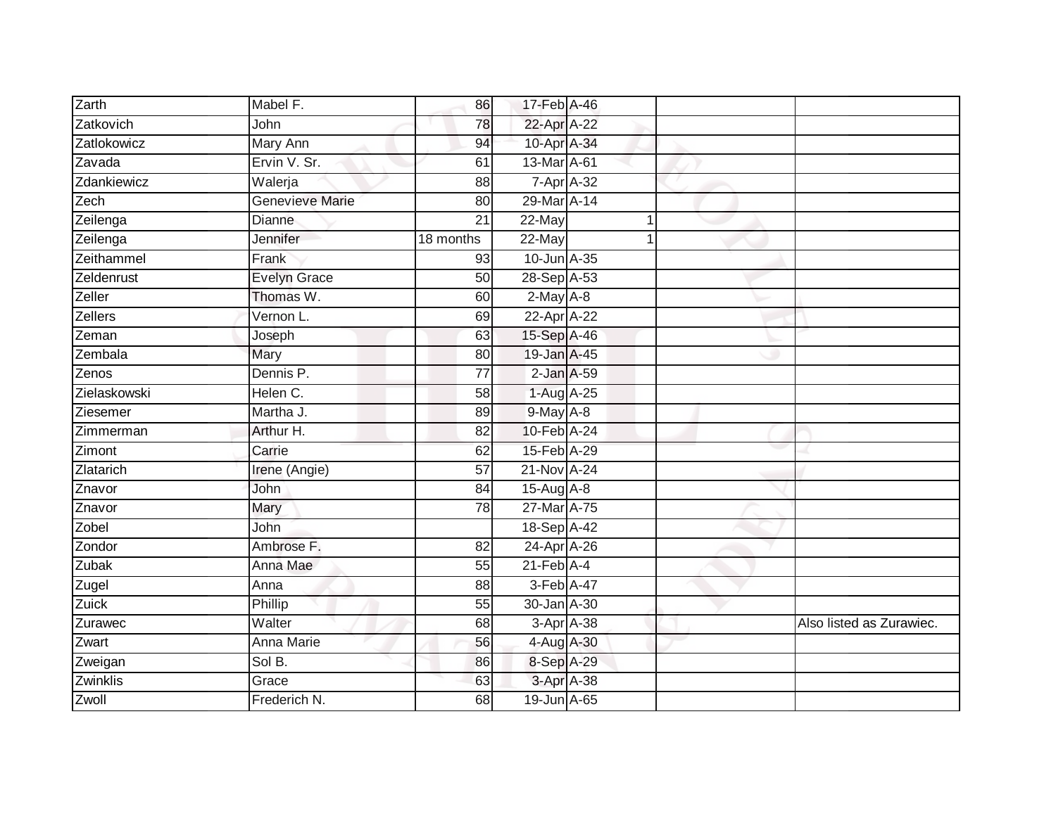| | | | | | | |
|---|---|---|---|---|---|---|
| Zarth | Mabel F. | 86 | 17-Feb | A-46 | | |
| Zatkovich | John | 78 | 22-Apr | A-22 | | |
| Zatlokowicz | Mary Ann | 94 | 10-Apr | A-34 | | |
| Zavada | Ervin V. Sr. | 61 | 13-Mar | A-61 | | |
| Zdankiewicz | Walerja | 88 | 7-Apr | A-32 | | |
| Zech | Genevieve Marie | 80 | 29-Mar | A-14 | | |
| Zeilenga | Dianne | 21 | 22-May | 1 | | |
| Zeilenga | Jennifer | 18 months | 22-May | 1 | | |
| Zeithammel | Frank | 93 | 10-Jun | A-35 | | |
| Zeldenrust | Evelyn Grace | 50 | 28-Sep | A-53 | | |
| Zeller | Thomas W. | 60 | 2-May | A-8 | | |
| Zellers | Vernon L. | 69 | 22-Apr | A-22 | | |
| Zeman | Joseph | 63 | 15-Sep | A-46 | | |
| Zembala | Mary | 80 | 19-Jan | A-45 | | |
| Zenos | Dennis P. | 77 | 2-Jan | A-59 | | |
| Zielaskowski | Helen C. | 58 | 1-Aug | A-25 | | |
| Ziesemer | Martha J. | 89 | 9-May | A-8 | | |
| Zimmerman | Arthur H. | 82 | 10-Feb | A-24 | | |
| Zimont | Carrie | 62 | 15-Feb | A-29 | | |
| Zlatarich | Irene (Angie) | 57 | 21-Nov | A-24 | | |
| Znavor | John | 84 | 15-Aug | A-8 | | |
| Znavor | Mary | 78 | 27-Mar | A-75 | | |
| Zobel | John | | 18-Sep | A-42 | | |
| Zondor | Ambrose F. | 82 | 24-Apr | A-26 | | |
| Zubak | Anna Mae | 55 | 21-Feb | A-4 | | |
| Zugel | Anna | 88 | 3-Feb | A-47 | | |
| Zuick | Phillip | 55 | 30-Jan | A-30 | | |
| Zurawec | Walter | 68 | 3-Apr | A-38 | | Also listed as Zurawiec. |
| Zwart | Anna Marie | 56 | 4-Aug | A-30 | | |
| Zweigan | Sol B. | 86 | 8-Sep | A-29 | | |
| Zwinklis | Grace | 63 | 3-Apr | A-38 | | |
| Zwoll | Frederich N. | 68 | 19-Jun | A-65 | | |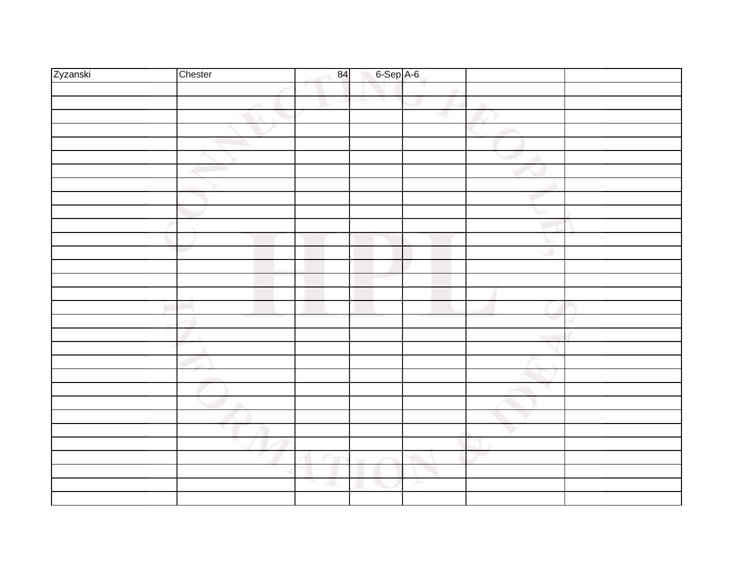| | | | | | | |
|---|---|---|---|---|---|---|
| Zyzanski | Chester | 84 | 6-Sep | A-6 | | |
| | | | | | | |
| | | | | | | |
| | | | | | | |
| | | | | | | |
| | | | | | | |
| | | | | | | |
| | | | | | | |
| | | | | | | |
| | | | | | | |
| | | | | | | |
| | | | | | | |
| | | | | | | |
| | | | | | | |
| | | | | | | |
| | | | | | | |
| | | | | | | |
| | | | | | | |
| | | | | | | |
| | | | | | | |
| | | | | | | |
| | | | | | | |
| | | | | | | |
| | | | | | | |
| | | | | | | |
| | | | | | | |
| | | | | | | |
| | | | | | | |
| | | | | | | |
| | | | | | | |
| | | | | | | |
| | | | | | | |